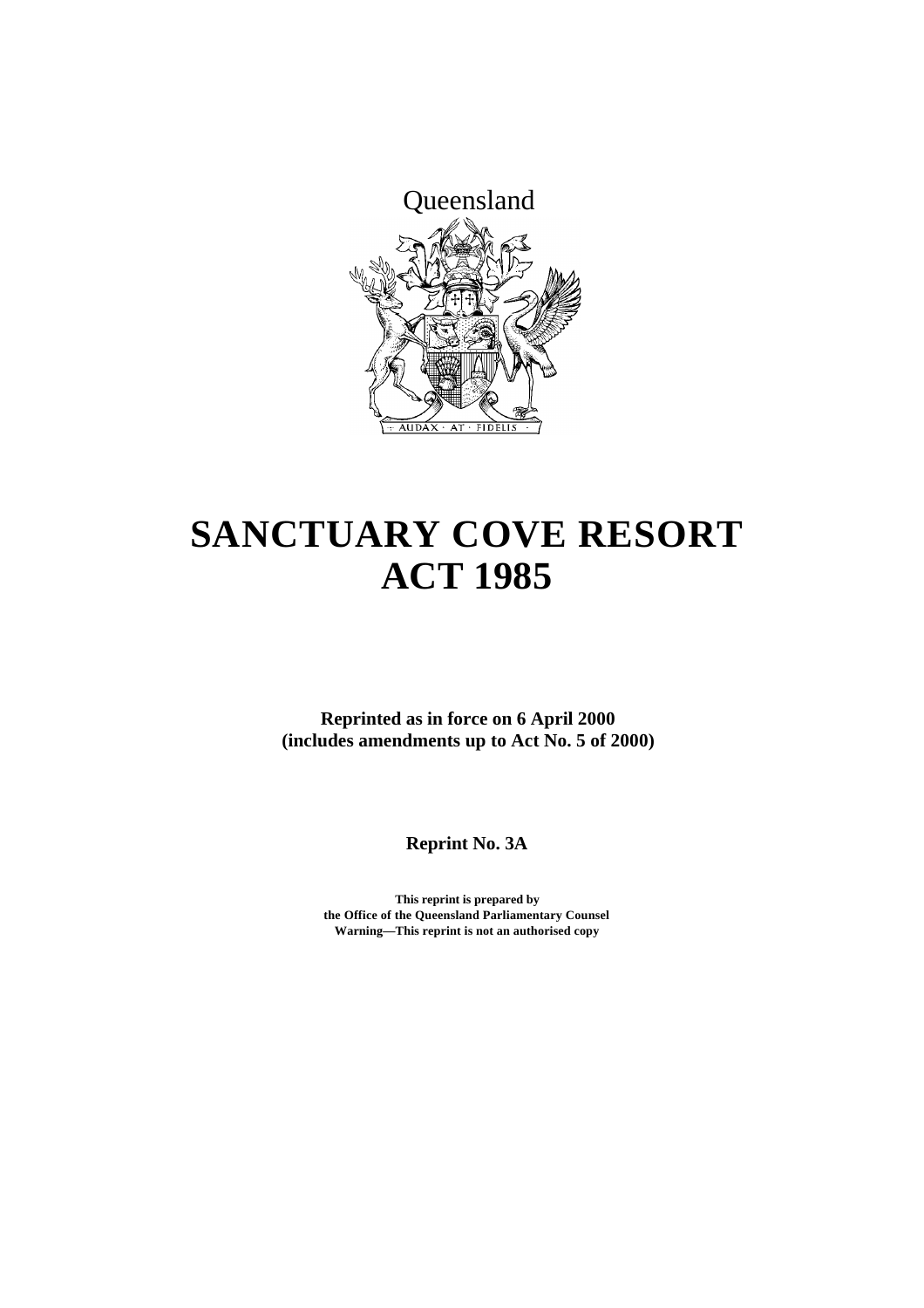Queensland

# SANCTUARY COVE RESORT ACT 1985

**Reprinted as in force on 6 April 2000 (includes amendments up to Act No. 5 of 2000)**

**Reprint No. 3A**

**This reprint is prepared by the Office of the Queensland Parliamentary Counsel**
**Warning—This reprint is not an authorised copy**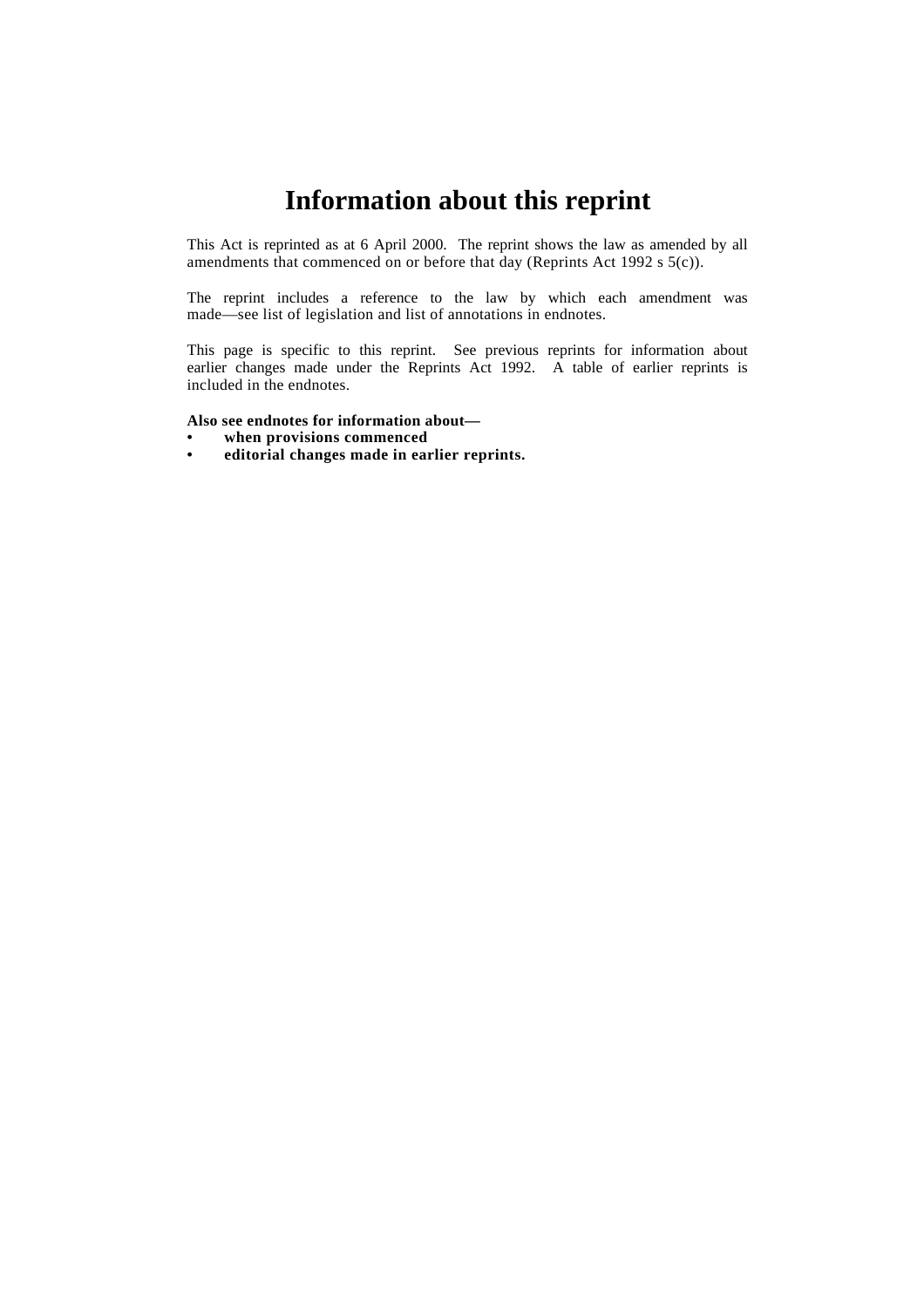# Information about this reprint

This Act is reprinted as at 6 April 2000. The reprint shows the law as amended by all amendments that commenced on or before that day (Reprints Act 1992 s 5(c)).

The reprint includes a reference to the law by which each amendment was made—see list of legislation and list of annotations in endnotes.

This page is specific to this reprint. See previous reprints for information about earlier changes made under the Reprints Act 1992. A table of earlier reprints is included in the endnotes.

**Also see endnotes for information about—**

- **when provisions commenced**
- **editorial changes made in earlier reprints.**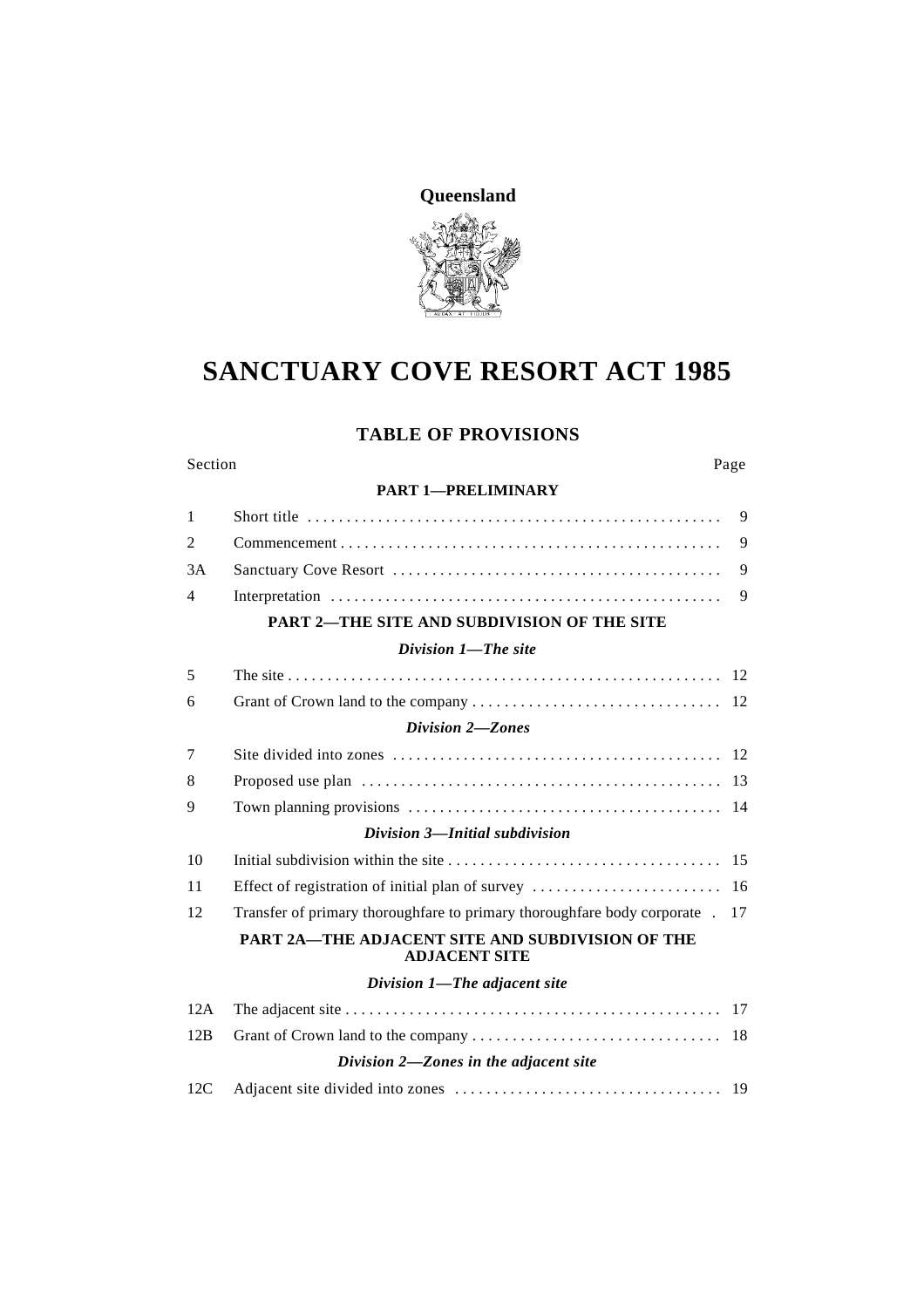**Queensland**

# SANCTUARY COVE RESORT ACT 1985

## TABLE OF PROVISIONS

| Section | | Page |
|---|---|---|
| | **PART 1—PRELIMINARY** | |
| 1 | Short title | 9 |
| 2 | Commencement | 9 |
| 3A | Sanctuary Cove Resort | 9 |
| 4 | Interpretation | 9 |
| | **PART 2—THE SITE AND SUBDIVISION OF THE SITE** | |
| | ***Division 1—The site*** | |
| 5 | The site | 12 |
| 6 | Grant of Crown land to the company | 12 |
| | ***Division 2—Zones*** | |
| 7 | Site divided into zones | 12 |
| 8 | Proposed use plan | 13 |
| 9 | Town planning provisions | 14 |
| | ***Division 3—Initial subdivision*** | |
| 10 | Initial subdivision within the site | 15 |
| 11 | Effect of registration of initial plan of survey | 16 |
| 12 | Transfer of primary thoroughfare to primary thoroughfare body corporate | 17 |
| | **PART 2A—THE ADJACENT SITE AND SUBDIVISION OF THE ADJACENT SITE** | |
| | ***Division 1—The adjacent site*** | |
| 12A | The adjacent site | 17 |
| 12B | Grant of Crown land to the company | 18 |
| | ***Division 2—Zones in the adjacent site*** | |
| 12C | Adjacent site divided into zones | 19 |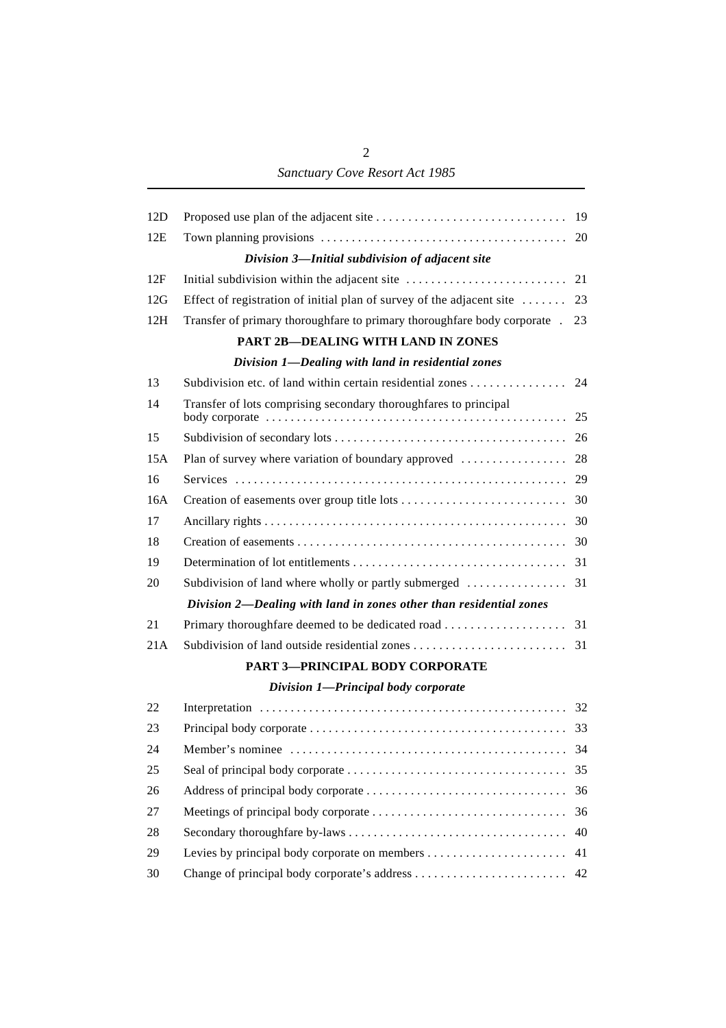| | | |
|---|---|---|
| 12D | Proposed use plan of the adjacent site | 19 |
| 12E | Town planning provisions | 20 |
| | ***Division 3—Initial subdivision of adjacent site*** | |
| 12F | Initial subdivision within the adjacent site | 21 |
| 12G | Effect of registration of initial plan of survey of the adjacent site | 23 |
| 12H | Transfer of primary thoroughfare to primary thoroughfare body corporate | 23 |
| | **PART 2B—DEALING WITH LAND IN ZONES** | |
| | ***Division 1—Dealing with land in residential zones*** | |
| 13 | Subdivision etc. of land within certain residential zones | 24 |
| 14 | Transfer of lots comprising secondary thoroughfares to principal body corporate | 25 |
| 15 | Subdivision of secondary lots | 26 |
| 15A | Plan of survey where variation of boundary approved | 28 |
| 16 | Services | 29 |
| 16A | Creation of easements over group title lots | 30 |
| 17 | Ancillary rights | 30 |
| 18 | Creation of easements | 30 |
| 19 | Determination of lot entitlements | 31 |
| 20 | Subdivision of land where wholly or partly submerged | 31 |
| | ***Division 2—Dealing with land in zones other than residential zones*** | |
| 21 | Primary thoroughfare deemed to be dedicated road | 31 |
| 21A | Subdivision of land outside residential zones | 31 |
| | **PART 3—PRINCIPAL BODY CORPORATE** | |
| | ***Division 1—Principal body corporate*** | |
| 22 | Interpretation | 32 |
| 23 | Principal body corporate | 33 |
| 24 | Member's nominee | 34 |
| 25 | Seal of principal body corporate | 35 |
| 26 | Address of principal body corporate | 36 |
| 27 | Meetings of principal body corporate | 36 |
| 28 | Secondary thoroughfare by-laws | 40 |
| 29 | Levies by principal body corporate on members | 41 |
| 30 | Change of principal body corporate's address | 42 |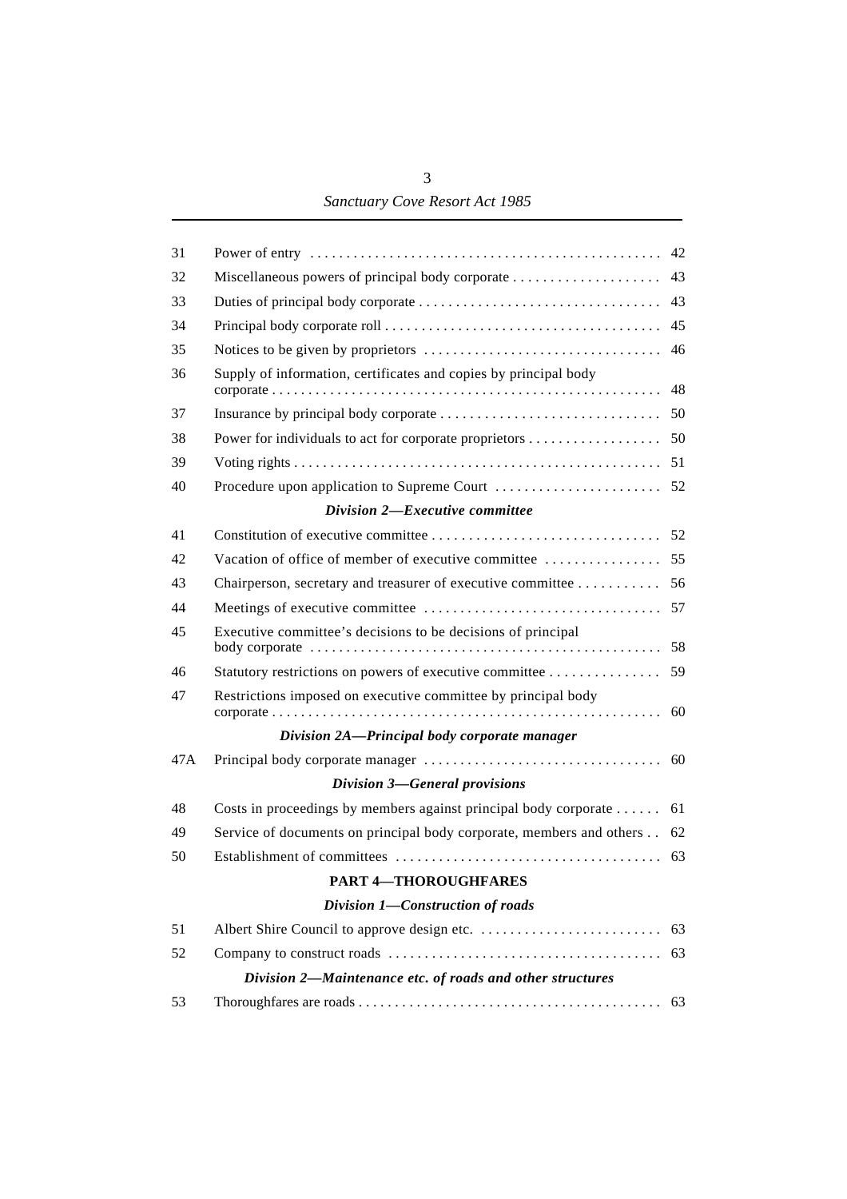| | | |
|---|---|---|
| 31 | Power of entry | 42 |
| 32 | Miscellaneous powers of principal body corporate | 43 |
| 33 | Duties of principal body corporate | 43 |
| 34 | Principal body corporate roll | 45 |
| 35 | Notices to be given by proprietors | 46 |
| 36 | Supply of information, certificates and copies by principal body corporate | 48 |
| 37 | Insurance by principal body corporate | 50 |
| 38 | Power for individuals to act for corporate proprietors | 50 |
| 39 | Voting rights | 51 |
| 40 | Procedure upon application to Supreme Court | 52 |
| | ***Division 2—Executive committee*** | |
| 41 | Constitution of executive committee | 52 |
| 42 | Vacation of office of member of executive committee | 55 |
| 43 | Chairperson, secretary and treasurer of executive committee | 56 |
| 44 | Meetings of executive committee | 57 |
| 45 | Executive committee's decisions to be decisions of principal body corporate | 58 |
| 46 | Statutory restrictions on powers of executive committee | 59 |
| 47 | Restrictions imposed on executive committee by principal body corporate | 60 |
| | ***Division 2A—Principal body corporate manager*** | |
| 47A | Principal body corporate manager | 60 |
| | ***Division 3—General provisions*** | |
| 48 | Costs in proceedings by members against principal body corporate | 61 |
| 49 | Service of documents on principal body corporate, members and others | 62 |
| 50 | Establishment of committees | 63 |
| | **PART 4—THOROUGHFARES** | |
| | ***Division 1—Construction of roads*** | |
| 51 | Albert Shire Council to approve design etc. | 63 |
| 52 | Company to construct roads | 63 |
| | ***Division 2—Maintenance etc. of roads and other structures*** | |
| 53 | Thoroughfares are roads | 63 |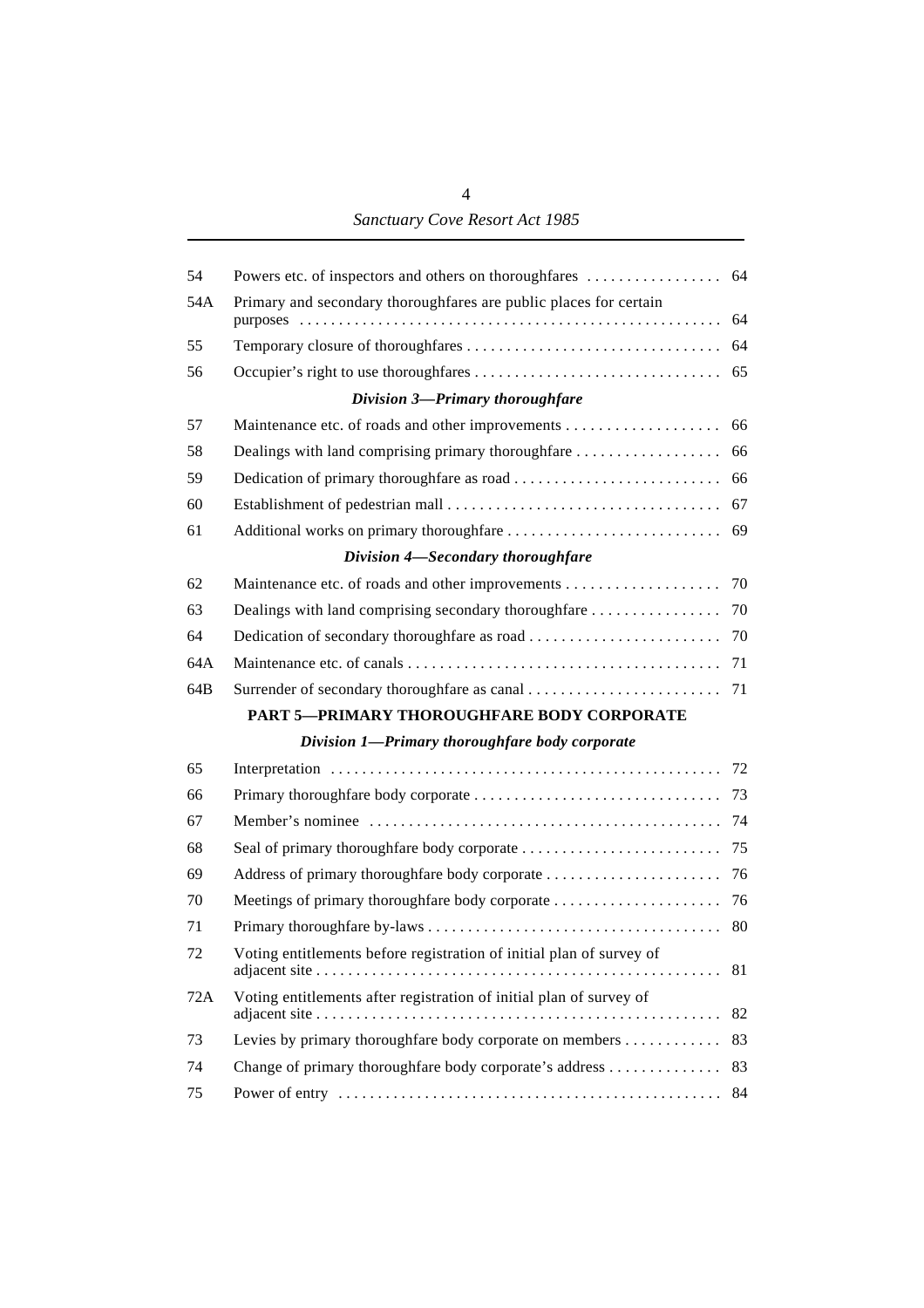| | | |
|---|---|---|
| 54 | Powers etc. of inspectors and others on thoroughfares | 64 |
| 54A | Primary and secondary thoroughfares are public places for certain purposes | 64 |
| 55 | Temporary closure of thoroughfares | 64 |
| 56 | Occupier's right to use thoroughfares | 65 |

*Division 3—Primary thoroughfare*

| | | |
|---|---|---|
| 57 | Maintenance etc. of roads and other improvements | 66 |
| 58 | Dealings with land comprising primary thoroughfare | 66 |
| 59 | Dedication of primary thoroughfare as road | 66 |
| 60 | Establishment of pedestrian mall | 67 |
| 61 | Additional works on primary thoroughfare | 69 |

*Division 4—Secondary thoroughfare*

| | | |
|---|---|---|
| 62 | Maintenance etc. of roads and other improvements | 70 |
| 63 | Dealings with land comprising secondary thoroughfare | 70 |
| 64 | Dedication of secondary thoroughfare as road | 70 |
| 64A | Maintenance etc. of canals | 71 |
| 64B | Surrender of secondary thoroughfare as canal | 71 |

**PART 5—PRIMARY THOROUGHFARE BODY CORPORATE**

*Division 1—Primary thoroughfare body corporate*

| | | |
|---|---|---|
| 65 | Interpretation | 72 |
| 66 | Primary thoroughfare body corporate | 73 |
| 67 | Member's nominee | 74 |
| 68 | Seal of primary thoroughfare body corporate | 75 |
| 69 | Address of primary thoroughfare body corporate | 76 |
| 70 | Meetings of primary thoroughfare body corporate | 76 |
| 71 | Primary thoroughfare by-laws | 80 |
| 72 | Voting entitlements before registration of initial plan of survey of adjacent site | 81 |
| 72A | Voting entitlements after registration of initial plan of survey of adjacent site | 82 |
| 73 | Levies by primary thoroughfare body corporate on members | 83 |
| 74 | Change of primary thoroughfare body corporate's address | 83 |
| 75 | Power of entry | 84 |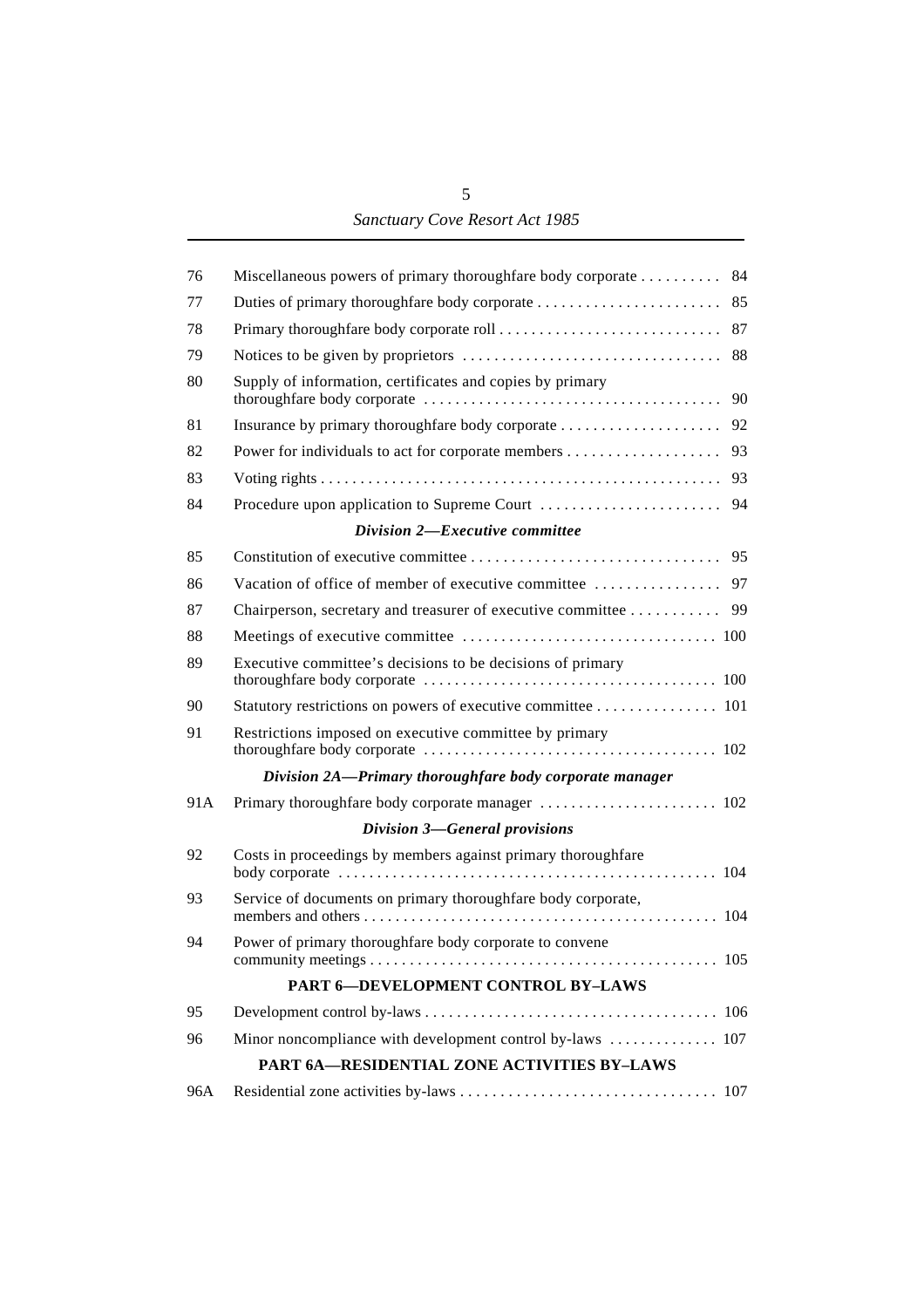| | | |
|---|---|---|
| 76 | Miscellaneous powers of primary thoroughfare body corporate | 84 |
| 77 | Duties of primary thoroughfare body corporate | 85 |
| 78 | Primary thoroughfare body corporate roll | 87 |
| 79 | Notices to be given by proprietors | 88 |
| 80 | Supply of information, certificates and copies by primary thoroughfare body corporate | 90 |
| 81 | Insurance by primary thoroughfare body corporate | 92 |
| 82 | Power for individuals to act for corporate members | 93 |
| 83 | Voting rights | 93 |
| 84 | Procedure upon application to Supreme Court | 94 |

***Division 2—Executive committee***

| | | |
|---|---|---|
| 85 | Constitution of executive committee | 95 |
| 86 | Vacation of office of member of executive committee | 97 |
| 87 | Chairperson, secretary and treasurer of executive committee | 99 |
| 88 | Meetings of executive committee | 100 |
| 89 | Executive committee's decisions to be decisions of primary thoroughfare body corporate | 100 |
| 90 | Statutory restrictions on powers of executive committee | 101 |
| 91 | Restrictions imposed on executive committee by primary thoroughfare body corporate | 102 |

***Division 2A—Primary thoroughfare body corporate manager***

| | | |
|---|---|---|
| 91A | Primary thoroughfare body corporate manager | 102 |

***Division 3—General provisions***

| | | |
|---|---|---|
| 92 | Costs in proceedings by members against primary thoroughfare body corporate | 104 |
| 93 | Service of documents on primary thoroughfare body corporate, members and others | 104 |
| 94 | Power of primary thoroughfare body corporate to convene community meetings | 105 |

**PART 6—DEVELOPMENT CONTROL BY–LAWS**

| | | |
|---|---|---|
| 95 | Development control by-laws | 106 |
| 96 | Minor noncompliance with development control by-laws | 107 |

**PART 6A—RESIDENTIAL ZONE ACTIVITIES BY–LAWS**

| | | |
|---|---|---|
| 96A | Residential zone activities by-laws | 107 |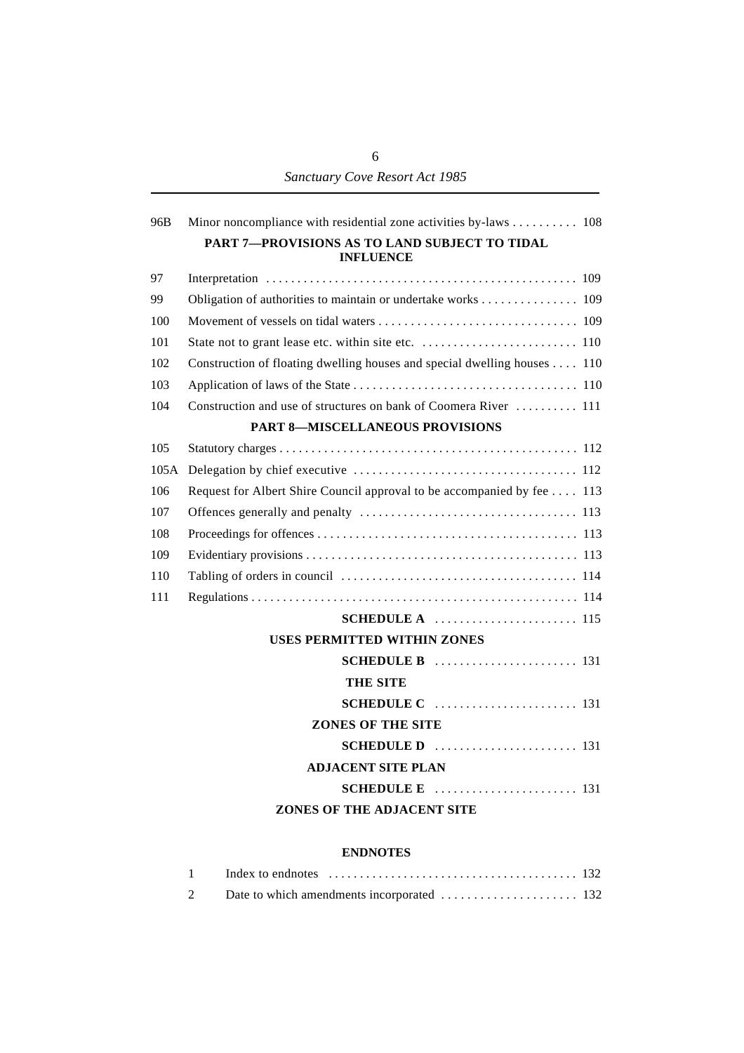| | | |
|---|---|---|
| 96B | Minor noncompliance with residential zone activities by-laws | 108 |

**PART 7—PROVISIONS AS TO LAND SUBJECT TO TIDAL INFLUENCE**

| | | |
|---|---|---|
| 97 | Interpretation | 109 |
| 99 | Obligation of authorities to maintain or undertake works | 109 |
| 100 | Movement of vessels on tidal waters | 109 |
| 101 | State not to grant lease etc. within site etc. | 110 |
| 102 | Construction of floating dwelling houses and special dwelling houses | 110 |
| 103 | Application of laws of the State | 110 |
| 104 | Construction and use of structures on bank of Coomera River | 111 |

**PART 8—MISCELLANEOUS PROVISIONS**

| | | |
|---|---|---|
| 105 | Statutory charges | 112 |
| 105A | Delegation by chief executive | 112 |
| 106 | Request for Albert Shire Council approval to be accompanied by fee | 113 |
| 107 | Offences generally and penalty | 113 |
| 108 | Proceedings for offences | 113 |
| 109 | Evidentiary provisions | 113 |
| 110 | Tabling of orders in council | 114 |
| 111 | Regulations | 114 |

**SCHEDULE A** ....... 115

**USES PERMITTED WITHIN ZONES**

**SCHEDULE B** ....... 131

**THE SITE**

**SCHEDULE C** ....... 131

**ZONES OF THE SITE**

**SCHEDULE D** ....... 131

**ADJACENT SITE PLAN**

**SCHEDULE E** ....... 131

**ZONES OF THE ADJACENT SITE**

**ENDNOTES**

| | | |
|---|---|---|
| 1 | Index to endnotes | 132 |
| 2 | Date to which amendments incorporated | 132 |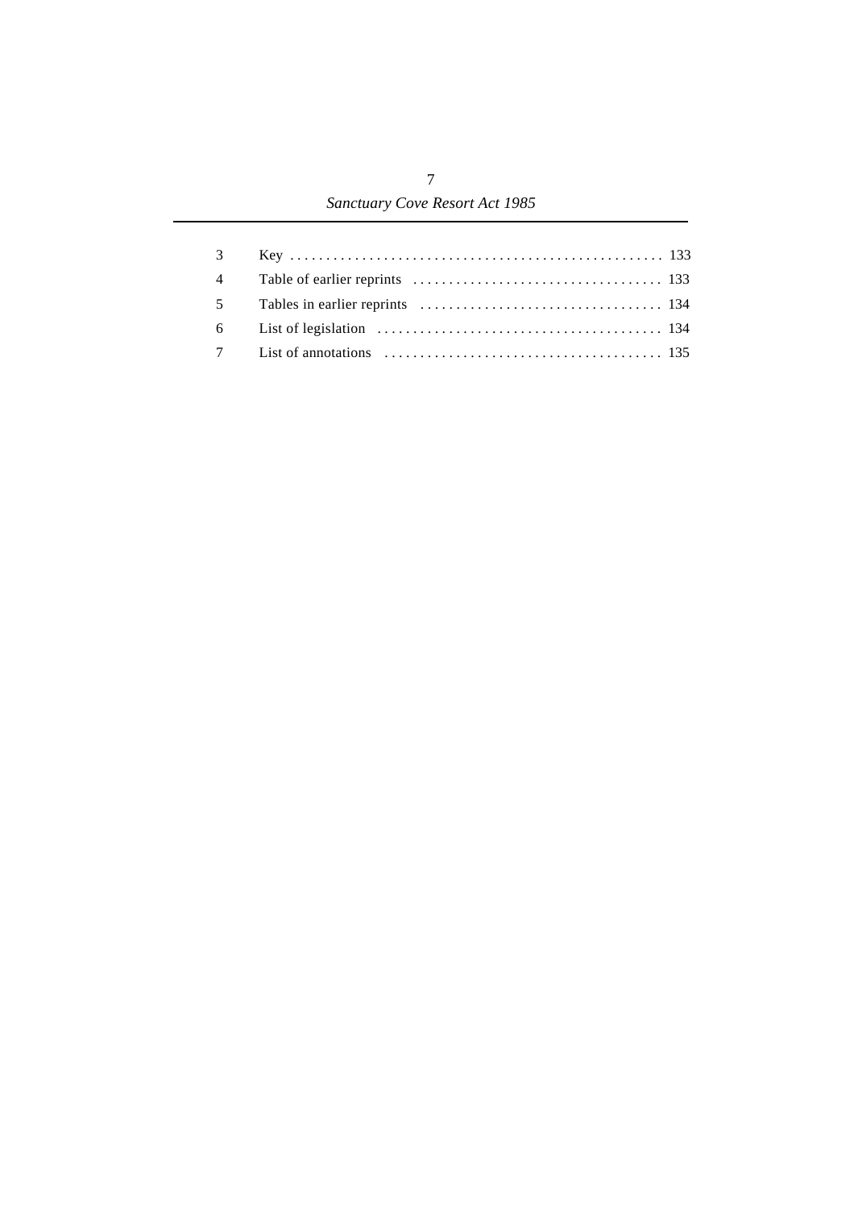| | | |
|---|---|---|
| 3 | Key | 133 |
| 4 | Table of earlier reprints | 133 |
| 5 | Tables in earlier reprints | 134 |
| 6 | List of legislation | 134 |
| 7 | List of annotations | 135 |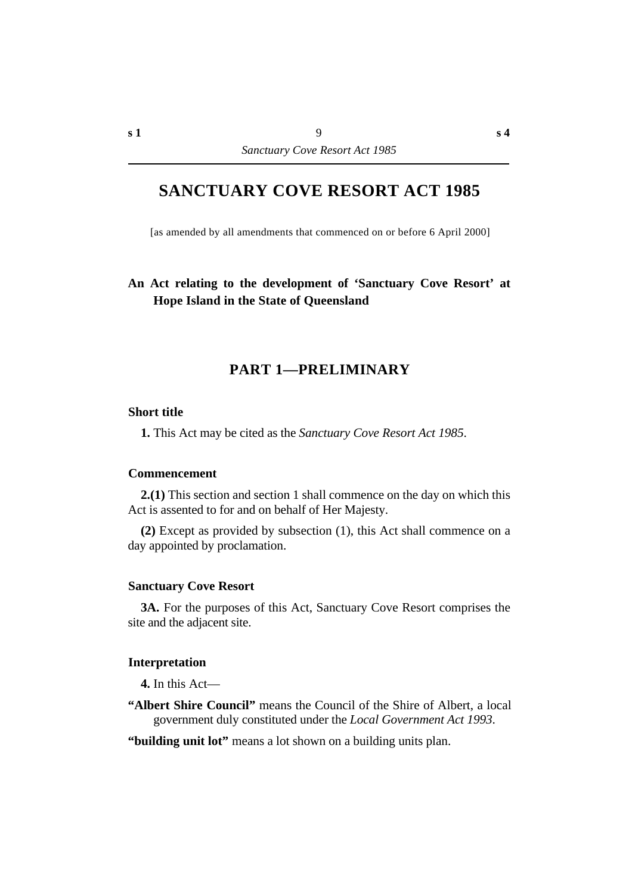# SANCTUARY COVE RESORT ACT 1985

[as amended by all amendments that commenced on or before 6 April 2000]

**An Act relating to the development of 'Sanctuary Cove Resort' at Hope Island in the State of Queensland**

## PART 1—PRELIMINARY

### Short title

**1.** This Act may be cited as the *Sanctuary Cove Resort Act 1985*.

### Commencement

**2.(1)** This section and section 1 shall commence on the day on which this Act is assented to for and on behalf of Her Majesty.

**(2)** Except as provided by subsection (1), this Act shall commence on a day appointed by proclamation.

### Sanctuary Cove Resort

**3A.** For the purposes of this Act, Sanctuary Cove Resort comprises the site and the adjacent site.

### Interpretation

**4.** In this Act—

**"Albert Shire Council"** means the Council of the Shire of Albert, a local government duly constituted under the *Local Government Act 1993*.

**"building unit lot"** means a lot shown on a building units plan.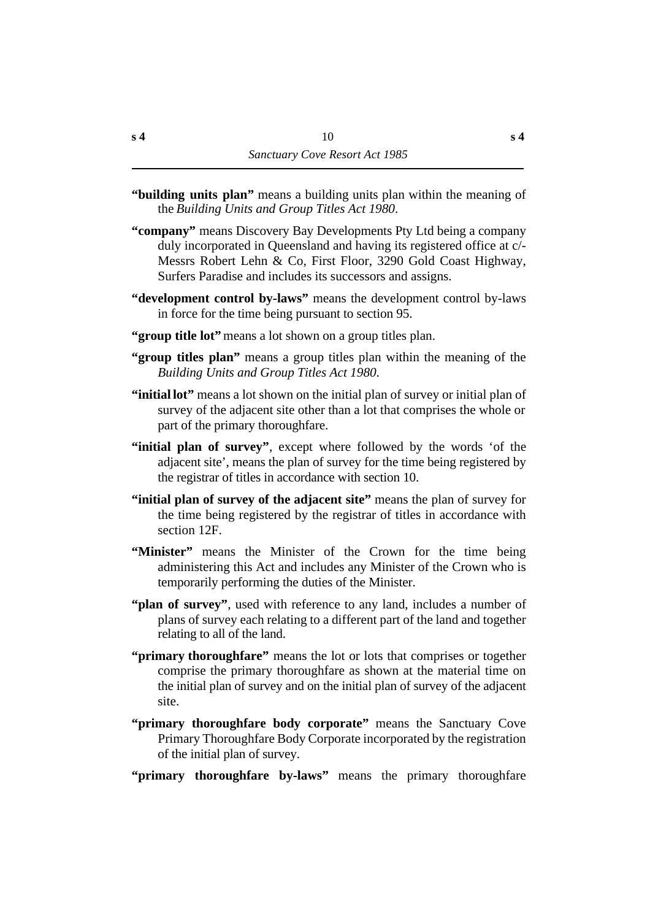**"building units plan"** means a building units plan within the meaning of the *Building Units and Group Titles Act 1980*.

**"company"** means Discovery Bay Developments Pty Ltd being a company duly incorporated in Queensland and having its registered office at c/- Messrs Robert Lehn & Co, First Floor, 3290 Gold Coast Highway, Surfers Paradise and includes its successors and assigns.

**"development control by-laws"** means the development control by-laws in force for the time being pursuant to section 95.

**"group title lot"** means a lot shown on a group titles plan.

**"group titles plan"** means a group titles plan within the meaning of the *Building Units and Group Titles Act 1980*.

**"initial lot"** means a lot shown on the initial plan of survey or initial plan of survey of the adjacent site other than a lot that comprises the whole or part of the primary thoroughfare.

**"initial plan of survey"**, except where followed by the words 'of the adjacent site', means the plan of survey for the time being registered by the registrar of titles in accordance with section 10.

**"initial plan of survey of the adjacent site"** means the plan of survey for the time being registered by the registrar of titles in accordance with section 12F.

**"Minister"** means the Minister of the Crown for the time being administering this Act and includes any Minister of the Crown who is temporarily performing the duties of the Minister.

**"plan of survey"**, used with reference to any land, includes a number of plans of survey each relating to a different part of the land and together relating to all of the land.

**"primary thoroughfare"** means the lot or lots that comprises or together comprise the primary thoroughfare as shown at the material time on the initial plan of survey and on the initial plan of survey of the adjacent site.

**"primary thoroughfare body corporate"** means the Sanctuary Cove Primary Thoroughfare Body Corporate incorporated by the registration of the initial plan of survey.

**"primary thoroughfare by-laws"** means the primary thoroughfare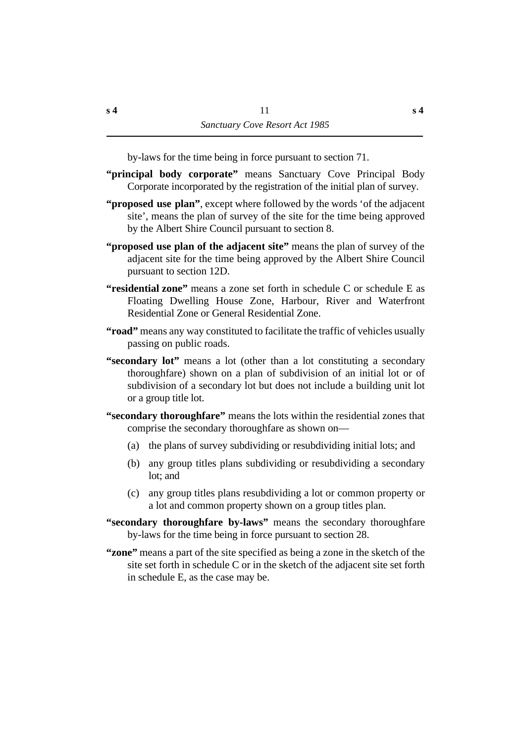by-laws for the time being in force pursuant to section 71.

**"principal body corporate"** means Sanctuary Cove Principal Body Corporate incorporated by the registration of the initial plan of survey.

**"proposed use plan"**, except where followed by the words 'of the adjacent site', means the plan of survey of the site for the time being approved by the Albert Shire Council pursuant to section 8.

**"proposed use plan of the adjacent site"** means the plan of survey of the adjacent site for the time being approved by the Albert Shire Council pursuant to section 12D.

**"residential zone"** means a zone set forth in schedule C or schedule E as Floating Dwelling House Zone, Harbour, River and Waterfront Residential Zone or General Residential Zone.

**"road"** means any way constituted to facilitate the traffic of vehicles usually passing on public roads.

**"secondary lot"** means a lot (other than a lot constituting a secondary thoroughfare) shown on a plan of subdivision of an initial lot or of subdivision of a secondary lot but does not include a building unit lot or a group title lot.

**"secondary thoroughfare"** means the lots within the residential zones that comprise the secondary thoroughfare as shown on—

(a) the plans of survey subdividing or resubdividing initial lots; and

(b) any group titles plans subdividing or resubdividing a secondary lot; and

(c) any group titles plans resubdividing a lot or common property or a lot and common property shown on a group titles plan.

**"secondary thoroughfare by-laws"** means the secondary thoroughfare by-laws for the time being in force pursuant to section 28.

**"zone"** means a part of the site specified as being a zone in the sketch of the site set forth in schedule C or in the sketch of the adjacent site set forth in schedule E, as the case may be.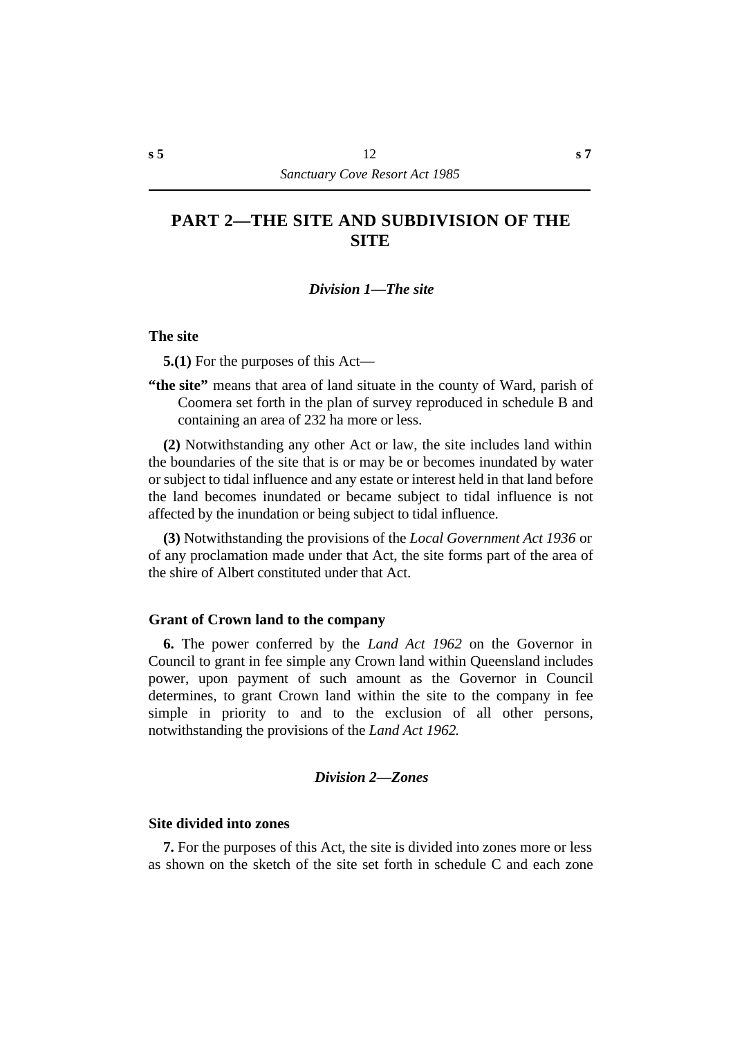# PART 2—THE SITE AND SUBDIVISION OF THE SITE

### *Division 1—The site*

#### The site

**5.(1)** For the purposes of this Act—

**"the site"** means that area of land situate in the county of Ward, parish of Coomera set forth in the plan of survey reproduced in schedule B and containing an area of 232 ha more or less.

**(2)** Notwithstanding any other Act or law, the site includes land within the boundaries of the site that is or may be or becomes inundated by water or subject to tidal influence and any estate or interest held in that land before the land becomes inundated or became subject to tidal influence is not affected by the inundation or being subject to tidal influence.

**(3)** Notwithstanding the provisions of the *Local Government Act 1936* or of any proclamation made under that Act, the site forms part of the area of the shire of Albert constituted under that Act.

#### Grant of Crown land to the company

**6.** The power conferred by the *Land Act 1962* on the Governor in Council to grant in fee simple any Crown land within Queensland includes power, upon payment of such amount as the Governor in Council determines, to grant Crown land within the site to the company in fee simple in priority to and to the exclusion of all other persons, notwithstanding the provisions of the *Land Act 1962.*

### *Division 2—Zones*

#### Site divided into zones

**7.** For the purposes of this Act, the site is divided into zones more or less as shown on the sketch of the site set forth in schedule C and each zone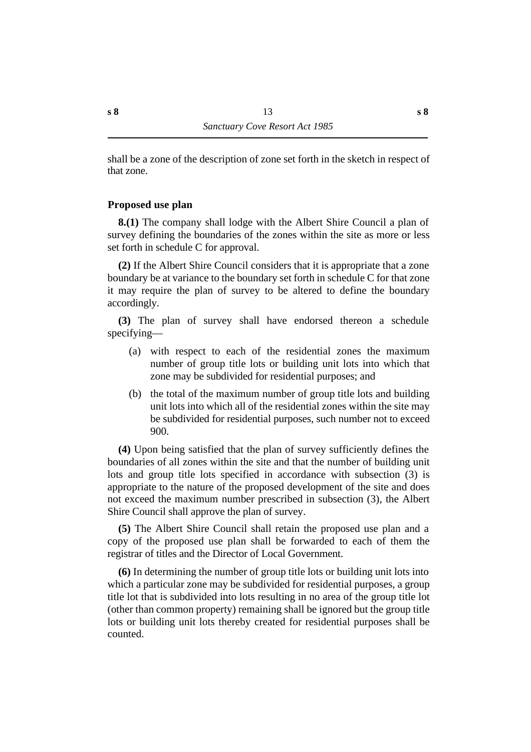shall be a zone of the description of zone set forth in the sketch in respect of that zone.

### Proposed use plan

**8.(1)** The company shall lodge with the Albert Shire Council a plan of survey defining the boundaries of the zones within the site as more or less set forth in schedule C for approval.

**(2)** If the Albert Shire Council considers that it is appropriate that a zone boundary be at variance to the boundary set forth in schedule C for that zone it may require the plan of survey to be altered to define the boundary accordingly.

**(3)** The plan of survey shall have endorsed thereon a schedule specifying—

(a) with respect to each of the residential zones the maximum number of group title lots or building unit lots into which that zone may be subdivided for residential purposes; and

(b) the total of the maximum number of group title lots and building unit lots into which all of the residential zones within the site may be subdivided for residential purposes, such number not to exceed 900.

**(4)** Upon being satisfied that the plan of survey sufficiently defines the boundaries of all zones within the site and that the number of building unit lots and group title lots specified in accordance with subsection (3) is appropriate to the nature of the proposed development of the site and does not exceed the maximum number prescribed in subsection (3), the Albert Shire Council shall approve the plan of survey.

**(5)** The Albert Shire Council shall retain the proposed use plan and a copy of the proposed use plan shall be forwarded to each of them the registrar of titles and the Director of Local Government.

**(6)** In determining the number of group title lots or building unit lots into which a particular zone may be subdivided for residential purposes, a group title lot that is subdivided into lots resulting in no area of the group title lot (other than common property) remaining shall be ignored but the group title lots or building unit lots thereby created for residential purposes shall be counted.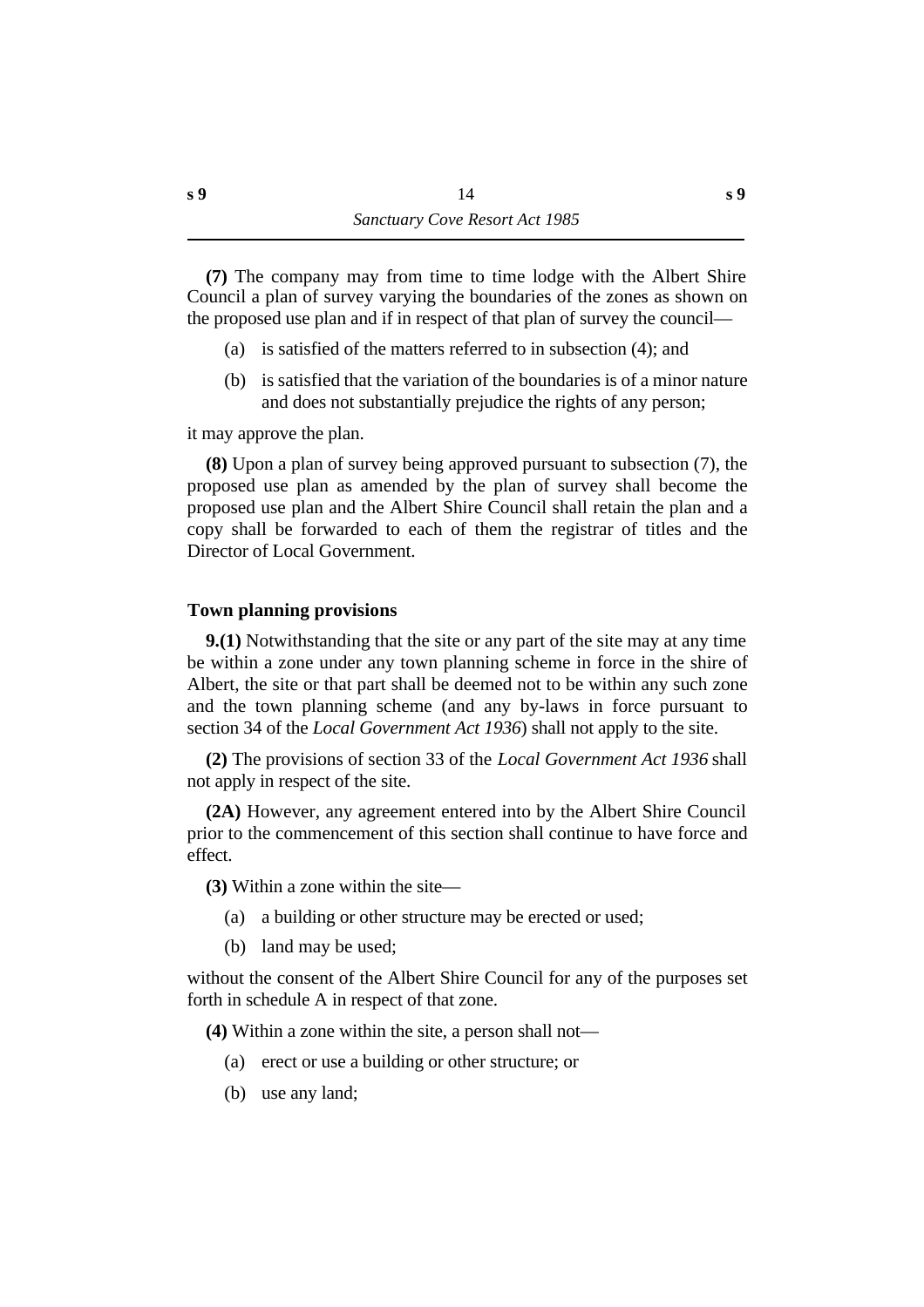**(7)** The company may from time to time lodge with the Albert Shire Council a plan of survey varying the boundaries of the zones as shown on the proposed use plan and if in respect of that plan of survey the council—

(a) is satisfied of the matters referred to in subsection (4); and

(b) is satisfied that the variation of the boundaries is of a minor nature and does not substantially prejudice the rights of any person;

it may approve the plan.

**(8)** Upon a plan of survey being approved pursuant to subsection (7), the proposed use plan as amended by the plan of survey shall become the proposed use plan and the Albert Shire Council shall retain the plan and a copy shall be forwarded to each of them the registrar of titles and the Director of Local Government.

### Town planning provisions

**9.(1)** Notwithstanding that the site or any part of the site may at any time be within a zone under any town planning scheme in force in the shire of Albert, the site or that part shall be deemed not to be within any such zone and the town planning scheme (and any by-laws in force pursuant to section 34 of the *Local Government Act 1936*) shall not apply to the site.

**(2)** The provisions of section 33 of the *Local Government Act 1936* shall not apply in respect of the site.

**(2A)** However, any agreement entered into by the Albert Shire Council prior to the commencement of this section shall continue to have force and effect.

**(3)** Within a zone within the site—

(a) a building or other structure may be erected or used;

(b) land may be used;

without the consent of the Albert Shire Council for any of the purposes set forth in schedule A in respect of that zone.

**(4)** Within a zone within the site, a person shall not—

(a) erect or use a building or other structure; or

(b) use any land;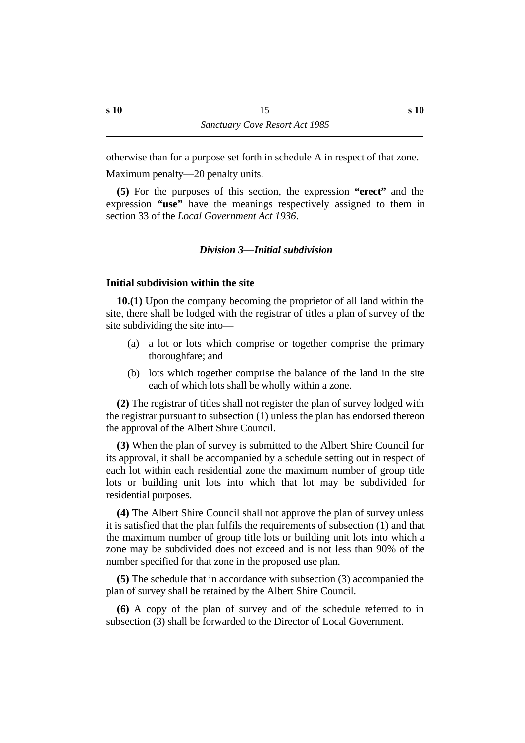otherwise than for a purpose set forth in schedule A in respect of that zone.

Maximum penalty—20 penalty units.

**(5)** For the purposes of this section, the expression **"erect"** and the expression **"use"** have the meanings respectively assigned to them in section 33 of the *Local Government Act 1936*.

### *Division 3—Initial subdivision*

#### Initial subdivision within the site

**10.(1)** Upon the company becoming the proprietor of all land within the site, there shall be lodged with the registrar of titles a plan of survey of the site subdividing the site into—

(a) a lot or lots which comprise or together comprise the primary thoroughfare; and

(b) lots which together comprise the balance of the land in the site each of which lots shall be wholly within a zone.

**(2)** The registrar of titles shall not register the plan of survey lodged with the registrar pursuant to subsection (1) unless the plan has endorsed thereon the approval of the Albert Shire Council.

**(3)** When the plan of survey is submitted to the Albert Shire Council for its approval, it shall be accompanied by a schedule setting out in respect of each lot within each residential zone the maximum number of group title lots or building unit lots into which that lot may be subdivided for residential purposes.

**(4)** The Albert Shire Council shall not approve the plan of survey unless it is satisfied that the plan fulfils the requirements of subsection (1) and that the maximum number of group title lots or building unit lots into which a zone may be subdivided does not exceed and is not less than 90% of the number specified for that zone in the proposed use plan.

**(5)** The schedule that in accordance with subsection (3) accompanied the plan of survey shall be retained by the Albert Shire Council.

**(6)** A copy of the plan of survey and of the schedule referred to in subsection (3) shall be forwarded to the Director of Local Government.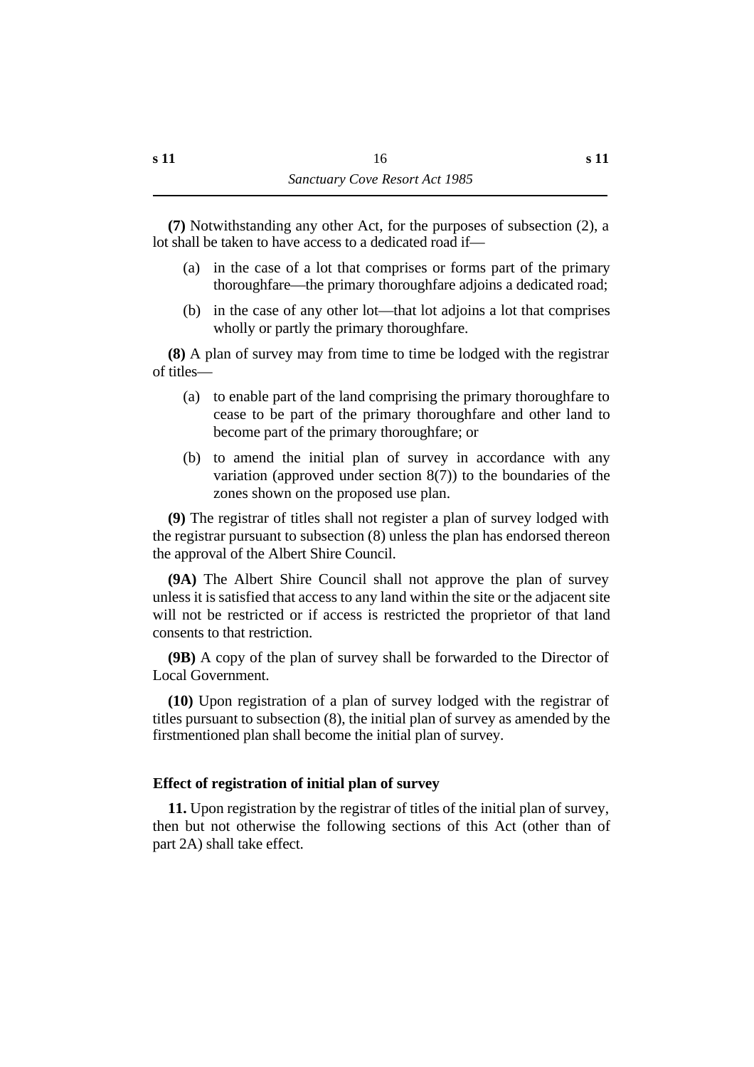**(7)** Notwithstanding any other Act, for the purposes of subsection (2), a lot shall be taken to have access to a dedicated road if—

(a) in the case of a lot that comprises or forms part of the primary thoroughfare—the primary thoroughfare adjoins a dedicated road;

(b) in the case of any other lot—that lot adjoins a lot that comprises wholly or partly the primary thoroughfare.

**(8)** A plan of survey may from time to time be lodged with the registrar of titles—

(a) to enable part of the land comprising the primary thoroughfare to cease to be part of the primary thoroughfare and other land to become part of the primary thoroughfare; or

(b) to amend the initial plan of survey in accordance with any variation (approved under section 8(7)) to the boundaries of the zones shown on the proposed use plan.

**(9)** The registrar of titles shall not register a plan of survey lodged with the registrar pursuant to subsection (8) unless the plan has endorsed thereon the approval of the Albert Shire Council.

**(9A)** The Albert Shire Council shall not approve the plan of survey unless it is satisfied that access to any land within the site or the adjacent site will not be restricted or if access is restricted the proprietor of that land consents to that restriction.

**(9B)** A copy of the plan of survey shall be forwarded to the Director of Local Government.

**(10)** Upon registration of a plan of survey lodged with the registrar of titles pursuant to subsection (8), the initial plan of survey as amended by the firstmentioned plan shall become the initial plan of survey.

### Effect of registration of initial plan of survey

**11.** Upon registration by the registrar of titles of the initial plan of survey, then but not otherwise the following sections of this Act (other than of part 2A) shall take effect.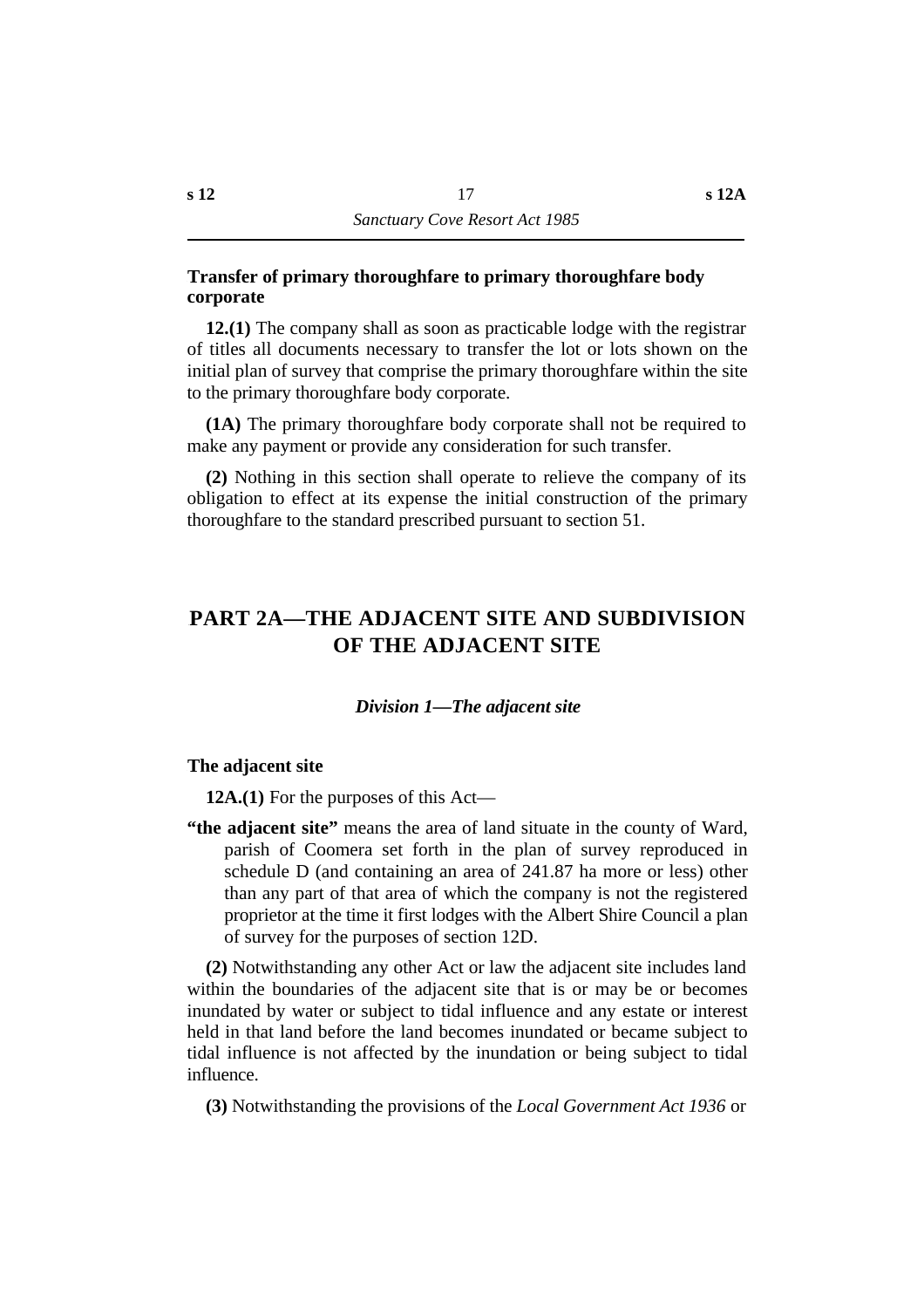### Transfer of primary thoroughfare to primary thoroughfare body corporate

**12.(1)** The company shall as soon as practicable lodge with the registrar of titles all documents necessary to transfer the lot or lots shown on the initial plan of survey that comprise the primary thoroughfare within the site to the primary thoroughfare body corporate.

**(1A)** The primary thoroughfare body corporate shall not be required to make any payment or provide any consideration for such transfer.

**(2)** Nothing in this section shall operate to relieve the company of its obligation to effect at its expense the initial construction of the primary thoroughfare to the standard prescribed pursuant to section 51.

# PART 2A—THE ADJACENT SITE AND SUBDIVISION OF THE ADJACENT SITE

## *Division 1—The adjacent site*

### The adjacent site

**12A.(1)** For the purposes of this Act—

**"the adjacent site"** means the area of land situate in the county of Ward, parish of Coomera set forth in the plan of survey reproduced in schedule D (and containing an area of 241.87 ha more or less) other than any part of that area of which the company is not the registered proprietor at the time it first lodges with the Albert Shire Council a plan of survey for the purposes of section 12D.

**(2)** Notwithstanding any other Act or law the adjacent site includes land within the boundaries of the adjacent site that is or may be or becomes inundated by water or subject to tidal influence and any estate or interest held in that land before the land becomes inundated or became subject to tidal influence is not affected by the inundation or being subject to tidal influence.

**(3)** Notwithstanding the provisions of the *Local Government Act 1936* or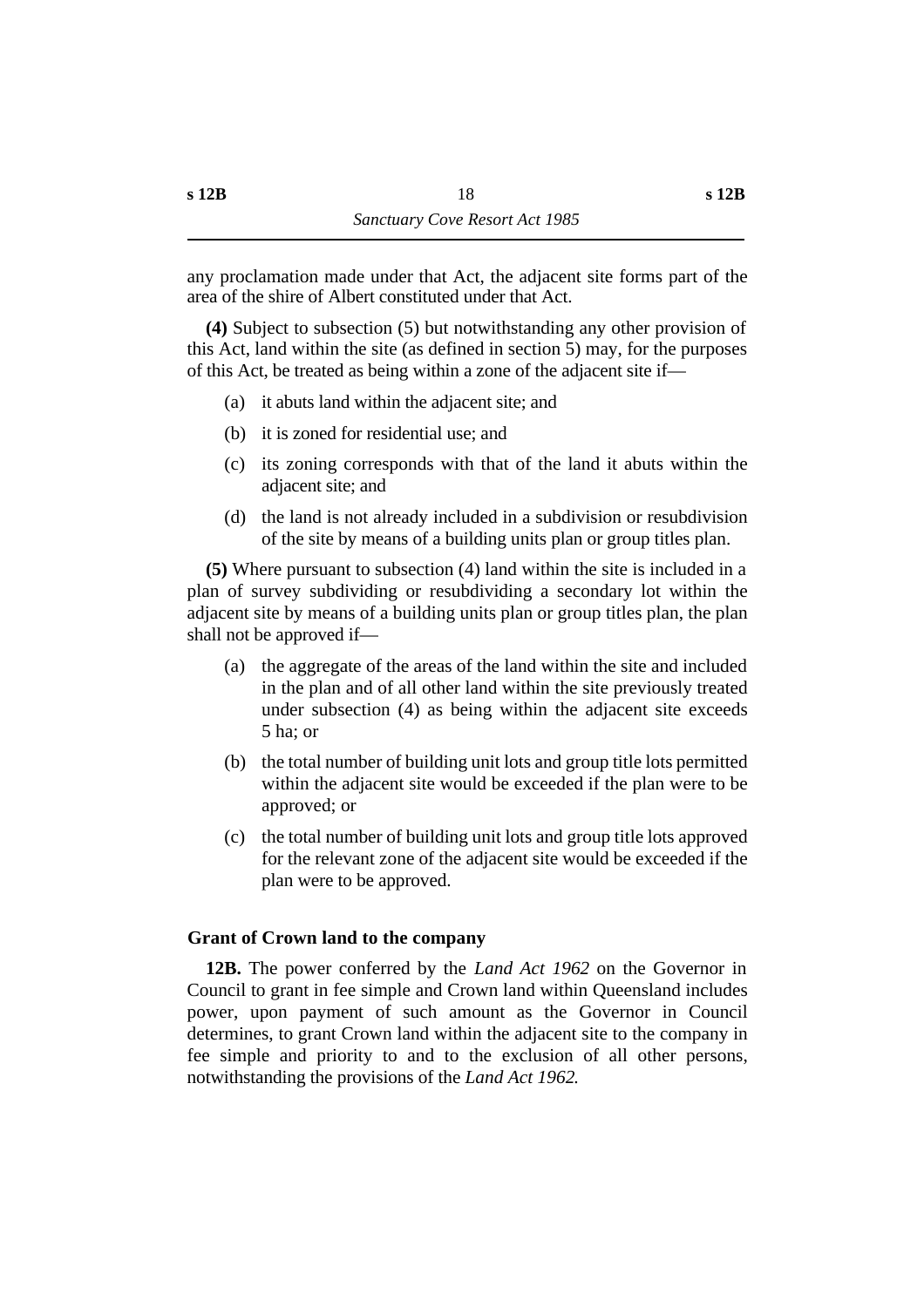any proclamation made under that Act, the adjacent site forms part of the area of the shire of Albert constituted under that Act.

**(4)** Subject to subsection (5) but notwithstanding any other provision of this Act, land within the site (as defined in section 5) may, for the purposes of this Act, be treated as being within a zone of the adjacent site if—

(a) it abuts land within the adjacent site; and

(b) it is zoned for residential use; and

(c) its zoning corresponds with that of the land it abuts within the adjacent site; and

(d) the land is not already included in a subdivision or resubdivision of the site by means of a building units plan or group titles plan.

**(5)** Where pursuant to subsection (4) land within the site is included in a plan of survey subdividing or resubdividing a secondary lot within the adjacent site by means of a building units plan or group titles plan, the plan shall not be approved if—

(a) the aggregate of the areas of the land within the site and included in the plan and of all other land within the site previously treated under subsection (4) as being within the adjacent site exceeds 5 ha; or

(b) the total number of building unit lots and group title lots permitted within the adjacent site would be exceeded if the plan were to be approved; or

(c) the total number of building unit lots and group title lots approved for the relevant zone of the adjacent site would be exceeded if the plan were to be approved.

### Grant of Crown land to the company

**12B.** The power conferred by the *Land Act 1962* on the Governor in Council to grant in fee simple and Crown land within Queensland includes power, upon payment of such amount as the Governor in Council determines, to grant Crown land within the adjacent site to the company in fee simple and priority to and to the exclusion of all other persons, notwithstanding the provisions of the *Land Act 1962.*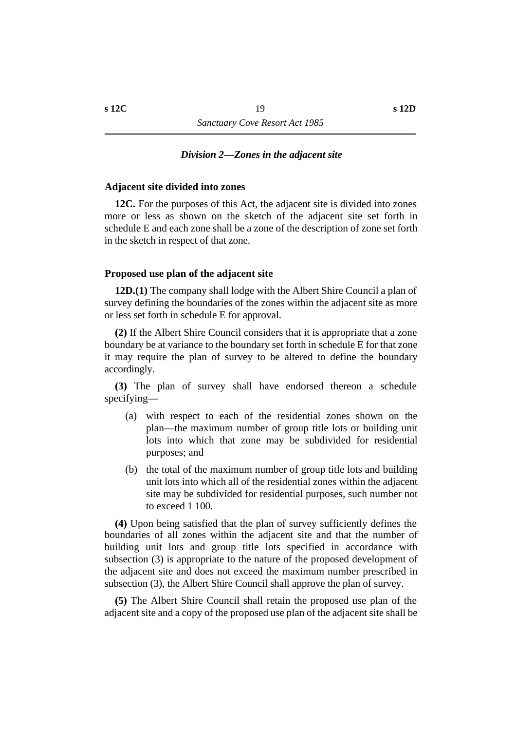### *Division 2—Zones in the adjacent site*

**Adjacent site divided into zones**

**12C.** For the purposes of this Act, the adjacent site is divided into zones more or less as shown on the sketch of the adjacent site set forth in schedule E and each zone shall be a zone of the description of zone set forth in the sketch in respect of that zone.

**Proposed use plan of the adjacent site**

**12D.(1)** The company shall lodge with the Albert Shire Council a plan of survey defining the boundaries of the zones within the adjacent site as more or less set forth in schedule E for approval.

**(2)** If the Albert Shire Council considers that it is appropriate that a zone boundary be at variance to the boundary set forth in schedule E for that zone it may require the plan of survey to be altered to define the boundary accordingly.

**(3)** The plan of survey shall have endorsed thereon a schedule specifying—

(a) with respect to each of the residential zones shown on the plan—the maximum number of group title lots or building unit lots into which that zone may be subdivided for residential purposes; and

(b) the total of the maximum number of group title lots and building unit lots into which all of the residential zones within the adjacent site may be subdivided for residential purposes, such number not to exceed 1 100.

**(4)** Upon being satisfied that the plan of survey sufficiently defines the boundaries of all zones within the adjacent site and that the number of building unit lots and group title lots specified in accordance with subsection (3) is appropriate to the nature of the proposed development of the adjacent site and does not exceed the maximum number prescribed in subsection (3), the Albert Shire Council shall approve the plan of survey.

**(5)** The Albert Shire Council shall retain the proposed use plan of the adjacent site and a copy of the proposed use plan of the adjacent site shall be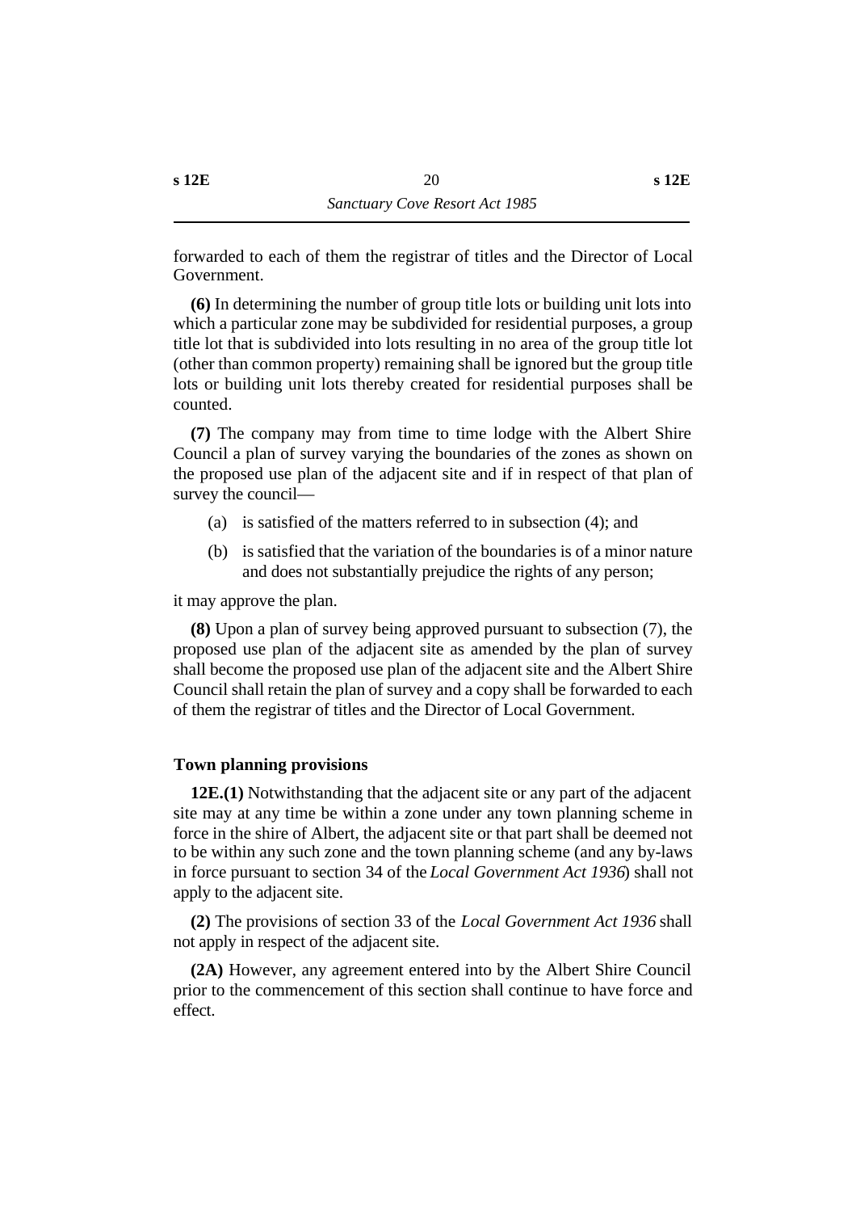forwarded to each of them the registrar of titles and the Director of Local Government.

**(6)** In determining the number of group title lots or building unit lots into which a particular zone may be subdivided for residential purposes, a group title lot that is subdivided into lots resulting in no area of the group title lot (other than common property) remaining shall be ignored but the group title lots or building unit lots thereby created for residential purposes shall be counted.

**(7)** The company may from time to time lodge with the Albert Shire Council a plan of survey varying the boundaries of the zones as shown on the proposed use plan of the adjacent site and if in respect of that plan of survey the council—

(a) is satisfied of the matters referred to in subsection (4); and

(b) is satisfied that the variation of the boundaries is of a minor nature and does not substantially prejudice the rights of any person;

it may approve the plan.

**(8)** Upon a plan of survey being approved pursuant to subsection (7), the proposed use plan of the adjacent site as amended by the plan of survey shall become the proposed use plan of the adjacent site and the Albert Shire Council shall retain the plan of survey and a copy shall be forwarded to each of them the registrar of titles and the Director of Local Government.

### Town planning provisions

**12E.(1)** Notwithstanding that the adjacent site or any part of the adjacent site may at any time be within a zone under any town planning scheme in force in the shire of Albert, the adjacent site or that part shall be deemed not to be within any such zone and the town planning scheme (and any by-laws in force pursuant to section 34 of the *Local Government Act 1936*) shall not apply to the adjacent site.

**(2)** The provisions of section 33 of the *Local Government Act 1936* shall not apply in respect of the adjacent site.

**(2A)** However, any agreement entered into by the Albert Shire Council prior to the commencement of this section shall continue to have force and effect.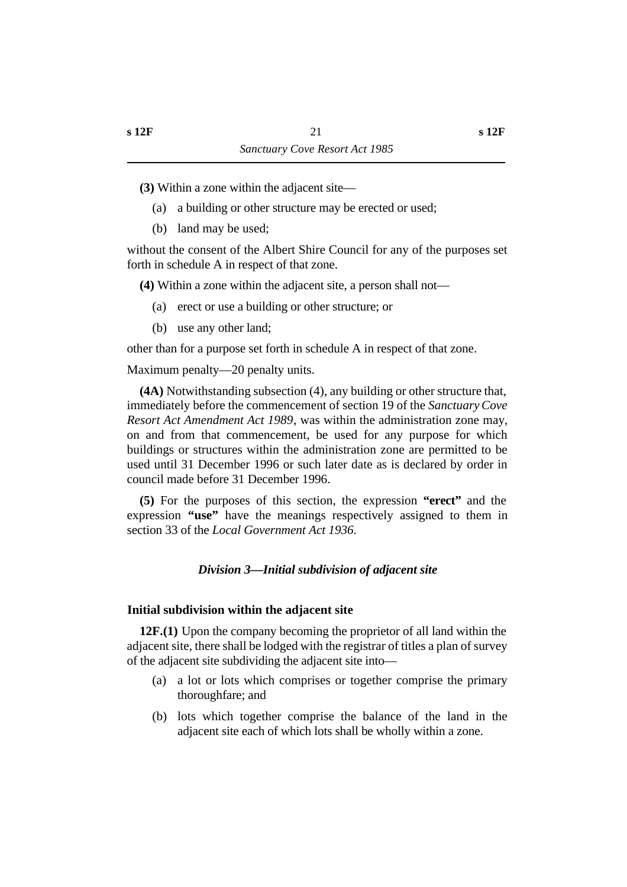**(3)** Within a zone within the adjacent site—

(a) a building or other structure may be erected or used;

(b) land may be used;

without the consent of the Albert Shire Council for any of the purposes set forth in schedule A in respect of that zone.

**(4)** Within a zone within the adjacent site, a person shall not—

(a) erect or use a building or other structure; or

(b) use any other land;

other than for a purpose set forth in schedule A in respect of that zone.

Maximum penalty—20 penalty units.

**(4A)** Notwithstanding subsection (4), any building or other structure that, immediately before the commencement of section 19 of the *Sanctuary Cove Resort Act Amendment Act 1989*, was within the administration zone may, on and from that commencement, be used for any purpose for which buildings or structures within the administration zone are permitted to be used until 31 December 1996 or such later date as is declared by order in council made before 31 December 1996.

**(5)** For the purposes of this section, the expression **"erect"** and the expression **"use"** have the meanings respectively assigned to them in section 33 of the *Local Government Act 1936*.

### *Division 3—Initial subdivision of adjacent site*

#### Initial subdivision within the adjacent site

**12F.(1)** Upon the company becoming the proprietor of all land within the adjacent site, there shall be lodged with the registrar of titles a plan of survey of the adjacent site subdividing the adjacent site into—

(a) a lot or lots which comprises or together comprise the primary thoroughfare; and

(b) lots which together comprise the balance of the land in the adjacent site each of which lots shall be wholly within a zone.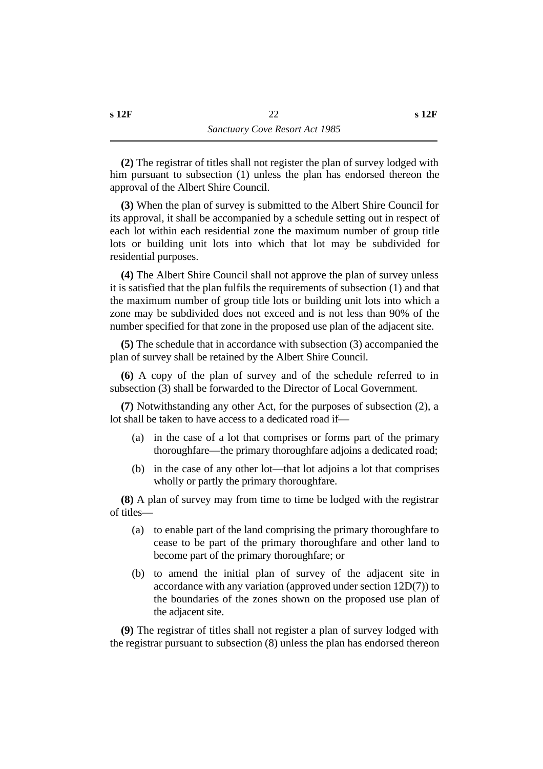**(2)** The registrar of titles shall not register the plan of survey lodged with him pursuant to subsection (1) unless the plan has endorsed thereon the approval of the Albert Shire Council.

**(3)** When the plan of survey is submitted to the Albert Shire Council for its approval, it shall be accompanied by a schedule setting out in respect of each lot within each residential zone the maximum number of group title lots or building unit lots into which that lot may be subdivided for residential purposes.

**(4)** The Albert Shire Council shall not approve the plan of survey unless it is satisfied that the plan fulfils the requirements of subsection (1) and that the maximum number of group title lots or building unit lots into which a zone may be subdivided does not exceed and is not less than 90% of the number specified for that zone in the proposed use plan of the adjacent site.

**(5)** The schedule that in accordance with subsection (3) accompanied the plan of survey shall be retained by the Albert Shire Council.

**(6)** A copy of the plan of survey and of the schedule referred to in subsection (3) shall be forwarded to the Director of Local Government.

**(7)** Notwithstanding any other Act, for the purposes of subsection (2), a lot shall be taken to have access to a dedicated road if—

(a) in the case of a lot that comprises or forms part of the primary thoroughfare—the primary thoroughfare adjoins a dedicated road;

(b) in the case of any other lot—that lot adjoins a lot that comprises wholly or partly the primary thoroughfare.

**(8)** A plan of survey may from time to time be lodged with the registrar of titles—

(a) to enable part of the land comprising the primary thoroughfare to cease to be part of the primary thoroughfare and other land to become part of the primary thoroughfare; or

(b) to amend the initial plan of survey of the adjacent site in accordance with any variation (approved under section 12D(7)) to the boundaries of the zones shown on the proposed use plan of the adjacent site.

**(9)** The registrar of titles shall not register a plan of survey lodged with the registrar pursuant to subsection (8) unless the plan has endorsed thereon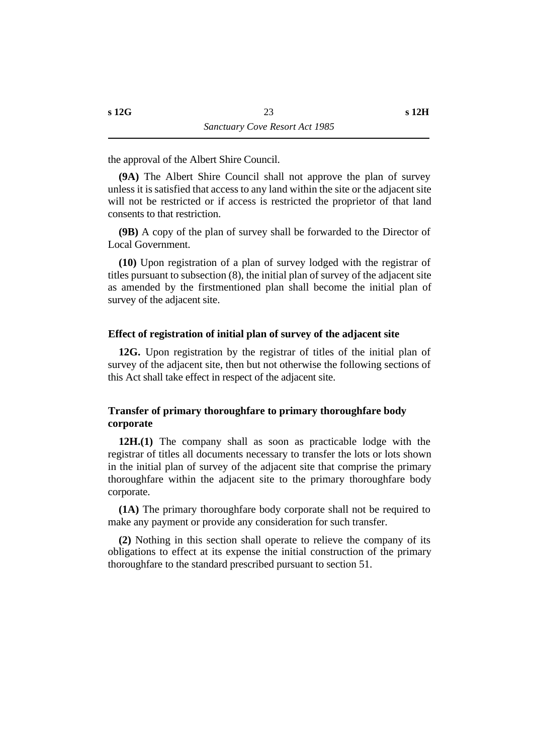the approval of the Albert Shire Council.

**(9A)** The Albert Shire Council shall not approve the plan of survey unless it is satisfied that access to any land within the site or the adjacent site will not be restricted or if access is restricted the proprietor of that land consents to that restriction.

**(9B)** A copy of the plan of survey shall be forwarded to the Director of Local Government.

**(10)** Upon registration of a plan of survey lodged with the registrar of titles pursuant to subsection (8), the initial plan of survey of the adjacent site as amended by the firstmentioned plan shall become the initial plan of survey of the adjacent site.

### Effect of registration of initial plan of survey of the adjacent site

**12G.** Upon registration by the registrar of titles of the initial plan of survey of the adjacent site, then but not otherwise the following sections of this Act shall take effect in respect of the adjacent site.

### Transfer of primary thoroughfare to primary thoroughfare body corporate

**12H.(1)** The company shall as soon as practicable lodge with the registrar of titles all documents necessary to transfer the lots or lots shown in the initial plan of survey of the adjacent site that comprise the primary thoroughfare within the adjacent site to the primary thoroughfare body corporate.

**(1A)** The primary thoroughfare body corporate shall not be required to make any payment or provide any consideration for such transfer.

**(2)** Nothing in this section shall operate to relieve the company of its obligations to effect at its expense the initial construction of the primary thoroughfare to the standard prescribed pursuant to section 51.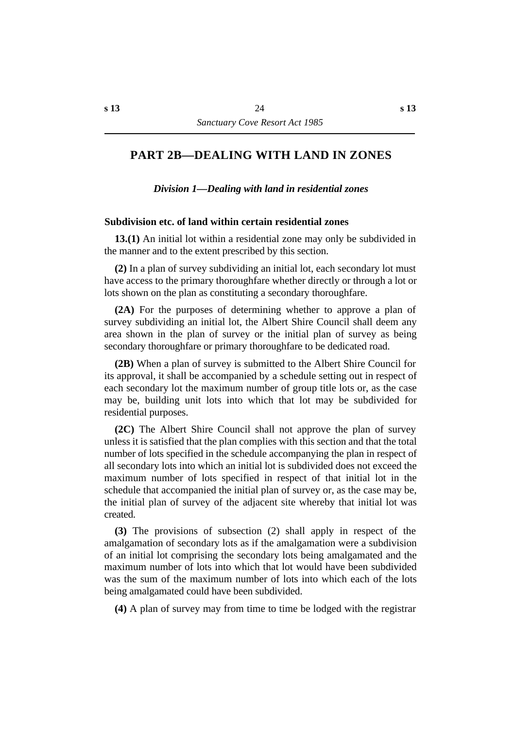## PART 2B—DEALING WITH LAND IN ZONES

### *Division 1—Dealing with land in residential zones*

#### Subdivision etc. of land within certain residential zones

**13.(1)** An initial lot within a residential zone may only be subdivided in the manner and to the extent prescribed by this section.

**(2)** In a plan of survey subdividing an initial lot, each secondary lot must have access to the primary thoroughfare whether directly or through a lot or lots shown on the plan as constituting a secondary thoroughfare.

**(2A)** For the purposes of determining whether to approve a plan of survey subdividing an initial lot, the Albert Shire Council shall deem any area shown in the plan of survey or the initial plan of survey as being secondary thoroughfare or primary thoroughfare to be dedicated road.

**(2B)** When a plan of survey is submitted to the Albert Shire Council for its approval, it shall be accompanied by a schedule setting out in respect of each secondary lot the maximum number of group title lots or, as the case may be, building unit lots into which that lot may be subdivided for residential purposes.

**(2C)** The Albert Shire Council shall not approve the plan of survey unless it is satisfied that the plan complies with this section and that the total number of lots specified in the schedule accompanying the plan in respect of all secondary lots into which an initial lot is subdivided does not exceed the maximum number of lots specified in respect of that initial lot in the schedule that accompanied the initial plan of survey or, as the case may be, the initial plan of survey of the adjacent site whereby that initial lot was created.

**(3)** The provisions of subsection (2) shall apply in respect of the amalgamation of secondary lots as if the amalgamation were a subdivision of an initial lot comprising the secondary lots being amalgamated and the maximum number of lots into which that lot would have been subdivided was the sum of the maximum number of lots into which each of the lots being amalgamated could have been subdivided.

**(4)** A plan of survey may from time to time be lodged with the registrar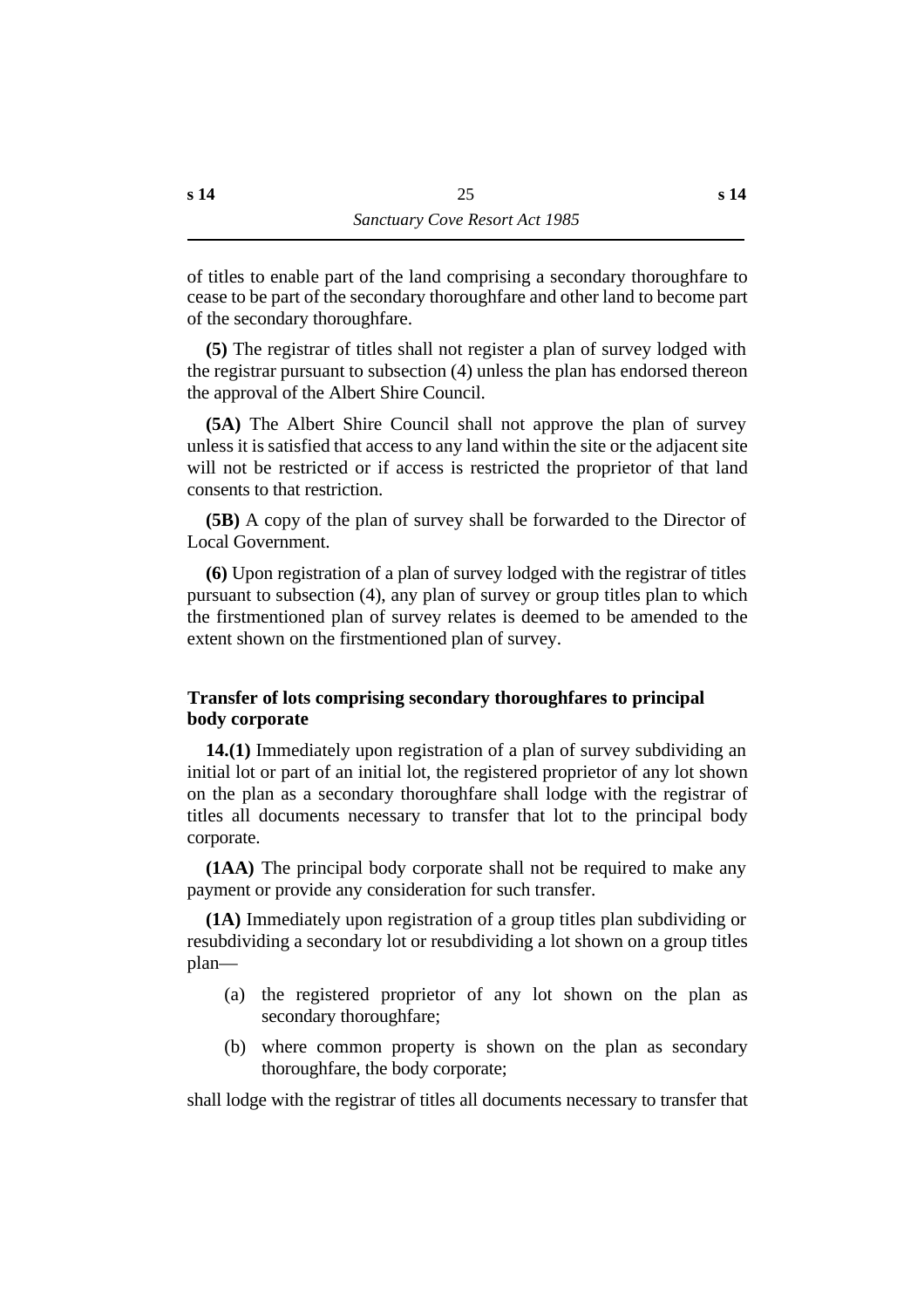of titles to enable part of the land comprising a secondary thoroughfare to cease to be part of the secondary thoroughfare and other land to become part of the secondary thoroughfare.

**(5)** The registrar of titles shall not register a plan of survey lodged with the registrar pursuant to subsection (4) unless the plan has endorsed thereon the approval of the Albert Shire Council.

**(5A)** The Albert Shire Council shall not approve the plan of survey unless it is satisfied that access to any land within the site or the adjacent site will not be restricted or if access is restricted the proprietor of that land consents to that restriction.

**(5B)** A copy of the plan of survey shall be forwarded to the Director of Local Government.

**(6)** Upon registration of a plan of survey lodged with the registrar of titles pursuant to subsection (4), any plan of survey or group titles plan to which the firstmentioned plan of survey relates is deemed to be amended to the extent shown on the firstmentioned plan of survey.

### Transfer of lots comprising secondary thoroughfares to principal body corporate

**14.(1)** Immediately upon registration of a plan of survey subdividing an initial lot or part of an initial lot, the registered proprietor of any lot shown on the plan as a secondary thoroughfare shall lodge with the registrar of titles all documents necessary to transfer that lot to the principal body corporate.

**(1AA)** The principal body corporate shall not be required to make any payment or provide any consideration for such transfer.

**(1A)** Immediately upon registration of a group titles plan subdividing or resubdividing a secondary lot or resubdividing a lot shown on a group titles plan—

(a) the registered proprietor of any lot shown on the plan as secondary thoroughfare;

(b) where common property is shown on the plan as secondary thoroughfare, the body corporate;

shall lodge with the registrar of titles all documents necessary to transfer that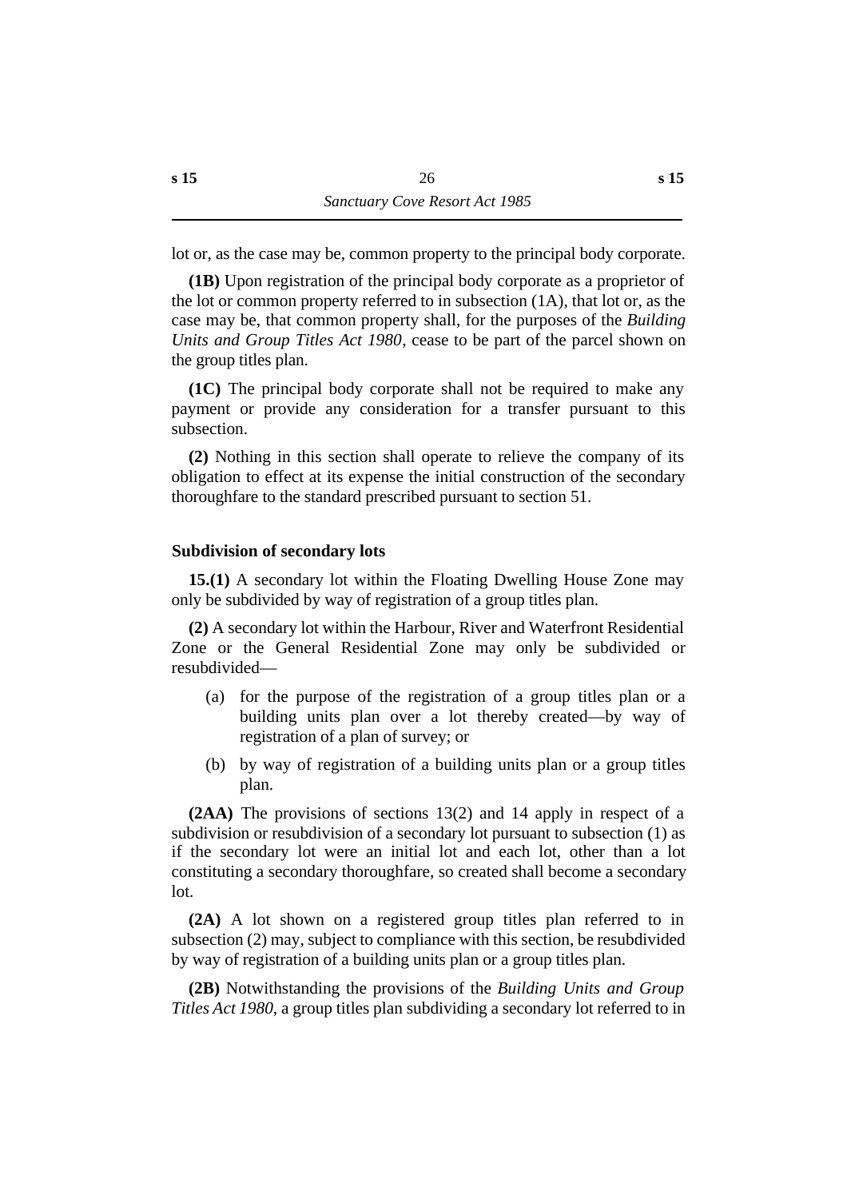lot or, as the case may be, common property to the principal body corporate.

**(1B)** Upon registration of the principal body corporate as a proprietor of the lot or common property referred to in subsection (1A), that lot or, as the case may be, that common property shall, for the purposes of the *Building Units and Group Titles Act 1980*, cease to be part of the parcel shown on the group titles plan.

**(1C)** The principal body corporate shall not be required to make any payment or provide any consideration for a transfer pursuant to this subsection.

**(2)** Nothing in this section shall operate to relieve the company of its obligation to effect at its expense the initial construction of the secondary thoroughfare to the standard prescribed pursuant to section 51.

### Subdivision of secondary lots

**15.(1)** A secondary lot within the Floating Dwelling House Zone may only be subdivided by way of registration of a group titles plan.

**(2)** A secondary lot within the Harbour, River and Waterfront Residential Zone or the General Residential Zone may only be subdivided or resubdivided—

- (a) for the purpose of the registration of a group titles plan or a building units plan over a lot thereby created—by way of registration of a plan of survey; or
- (b) by way of registration of a building units plan or a group titles plan.

**(2AA)** The provisions of sections 13(2) and 14 apply in respect of a subdivision or resubdivision of a secondary lot pursuant to subsection (1) as if the secondary lot were an initial lot and each lot, other than a lot constituting a secondary thoroughfare, so created shall become a secondary lot.

**(2A)** A lot shown on a registered group titles plan referred to in subsection (2) may, subject to compliance with this section, be resubdivided by way of registration of a building units plan or a group titles plan.

**(2B)** Notwithstanding the provisions of the *Building Units and Group Titles Act 1980*, a group titles plan subdividing a secondary lot referred to in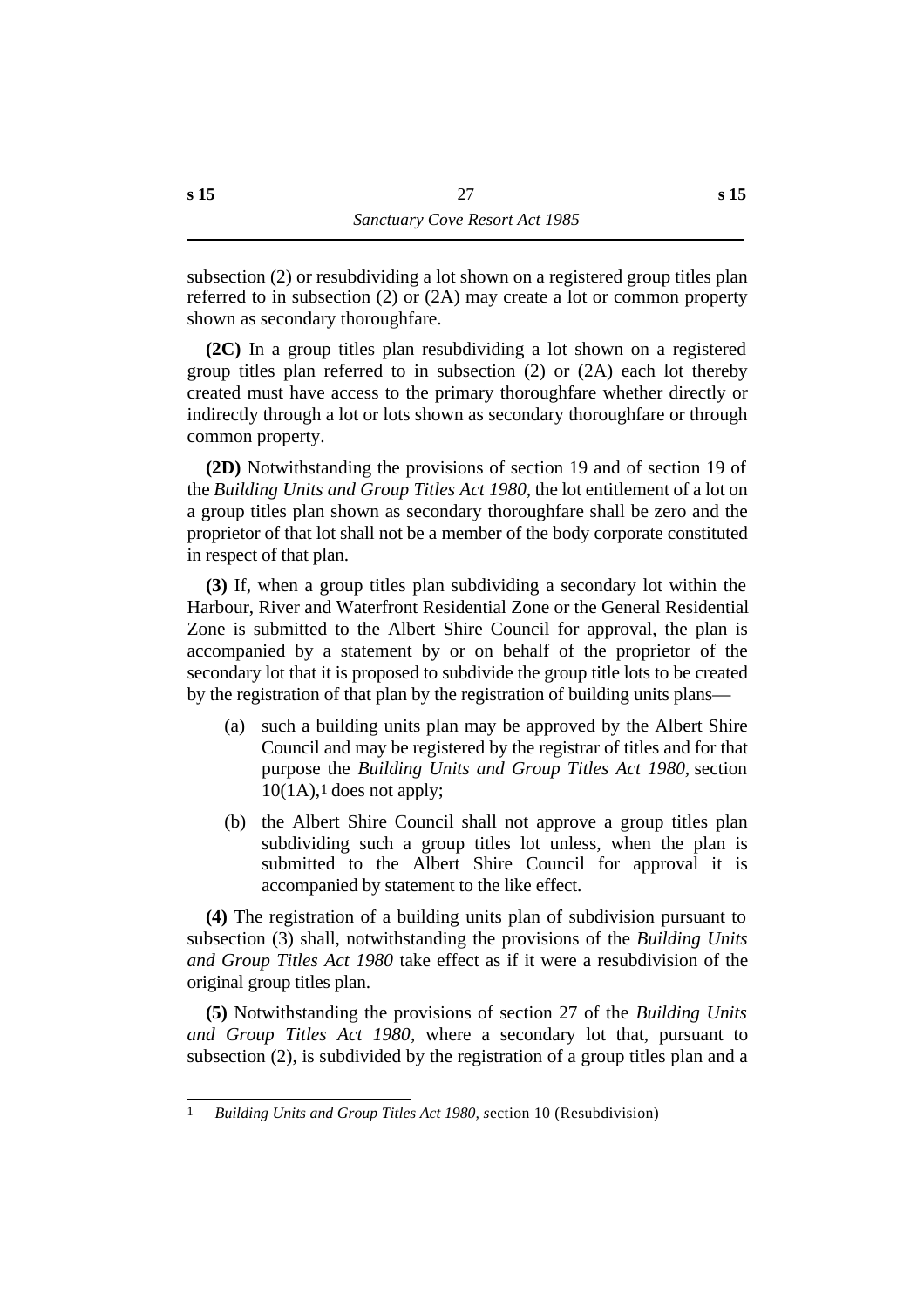subsection (2) or resubdividing a lot shown on a registered group titles plan referred to in subsection (2) or (2A) may create a lot or common property shown as secondary thoroughfare.

**(2C)** In a group titles plan resubdividing a lot shown on a registered group titles plan referred to in subsection (2) or (2A) each lot thereby created must have access to the primary thoroughfare whether directly or indirectly through a lot or lots shown as secondary thoroughfare or through common property.

**(2D)** Notwithstanding the provisions of section 19 and of section 19 of the *Building Units and Group Titles Act 1980*, the lot entitlement of a lot on a group titles plan shown as secondary thoroughfare shall be zero and the proprietor of that lot shall not be a member of the body corporate constituted in respect of that plan.

**(3)** If, when a group titles plan subdividing a secondary lot within the Harbour, River and Waterfront Residential Zone or the General Residential Zone is submitted to the Albert Shire Council for approval, the plan is accompanied by a statement by or on behalf of the proprietor of the secondary lot that it is proposed to subdivide the group title lots to be created by the registration of that plan by the registration of building units plans—

(a) such a building units plan may be approved by the Albert Shire Council and may be registered by the registrar of titles and for that purpose the *Building Units and Group Titles Act 1980*, section 10(1A),[1] does not apply;

(b) the Albert Shire Council shall not approve a group titles plan subdividing such a group titles lot unless, when the plan is submitted to the Albert Shire Council for approval it is accompanied by statement to the like effect.

**(4)** The registration of a building units plan of subdivision pursuant to subsection (3) shall, notwithstanding the provisions of the *Building Units and Group Titles Act 1980* take effect as if it were a resubdivision of the original group titles plan.

**(5)** Notwithstanding the provisions of section 27 of the *Building Units and Group Titles Act 1980*, where a secondary lot that, pursuant to subsection (2), is subdivided by the registration of a group titles plan and a

---

[1] *Building Units and Group Titles Act 1980, s*ection 10 (Resubdivision)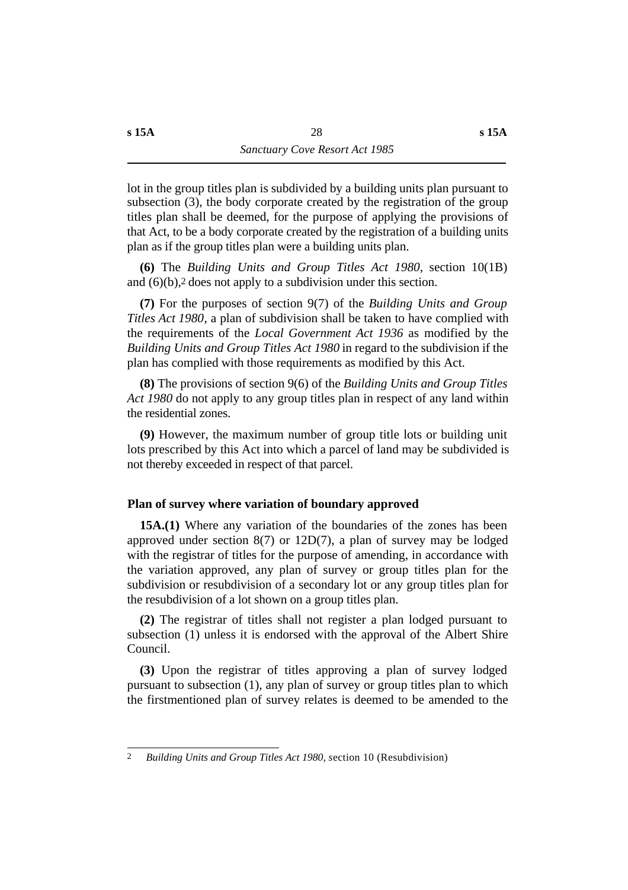lot in the group titles plan is subdivided by a building units plan pursuant to subsection (3), the body corporate created by the registration of the group titles plan shall be deemed, for the purpose of applying the provisions of that Act, to be a body corporate created by the registration of a building units plan as if the group titles plan were a building units plan.

**(6)** The *Building Units and Group Titles Act 1980*, section 10(1B) and (6)(b),[2] does not apply to a subdivision under this section.

**(7)** For the purposes of section 9(7) of the *Building Units and Group Titles Act 1980*, a plan of subdivision shall be taken to have complied with the requirements of the *Local Government Act 1936* as modified by the *Building Units and Group Titles Act 1980* in regard to the subdivision if the plan has complied with those requirements as modified by this Act.

**(8)** The provisions of section 9(6) of the *Building Units and Group Titles Act 1980* do not apply to any group titles plan in respect of any land within the residential zones.

**(9)** However, the maximum number of group title lots or building unit lots prescribed by this Act into which a parcel of land may be subdivided is not thereby exceeded in respect of that parcel.

### Plan of survey where variation of boundary approved

**15A.(1)** Where any variation of the boundaries of the zones has been approved under section 8(7) or 12D(7), a plan of survey may be lodged with the registrar of titles for the purpose of amending, in accordance with the variation approved, any plan of survey or group titles plan for the subdivision or resubdivision of a secondary lot or any group titles plan for the resubdivision of a lot shown on a group titles plan.

**(2)** The registrar of titles shall not register a plan lodged pursuant to subsection (1) unless it is endorsed with the approval of the Albert Shire Council.

**(3)** Upon the registrar of titles approving a plan of survey lodged pursuant to subsection (1), any plan of survey or group titles plan to which the firstmentioned plan of survey relates is deemed to be amended to the

---

[2] *Building Units and Group Titles Act 1980*, section 10 (Resubdivision)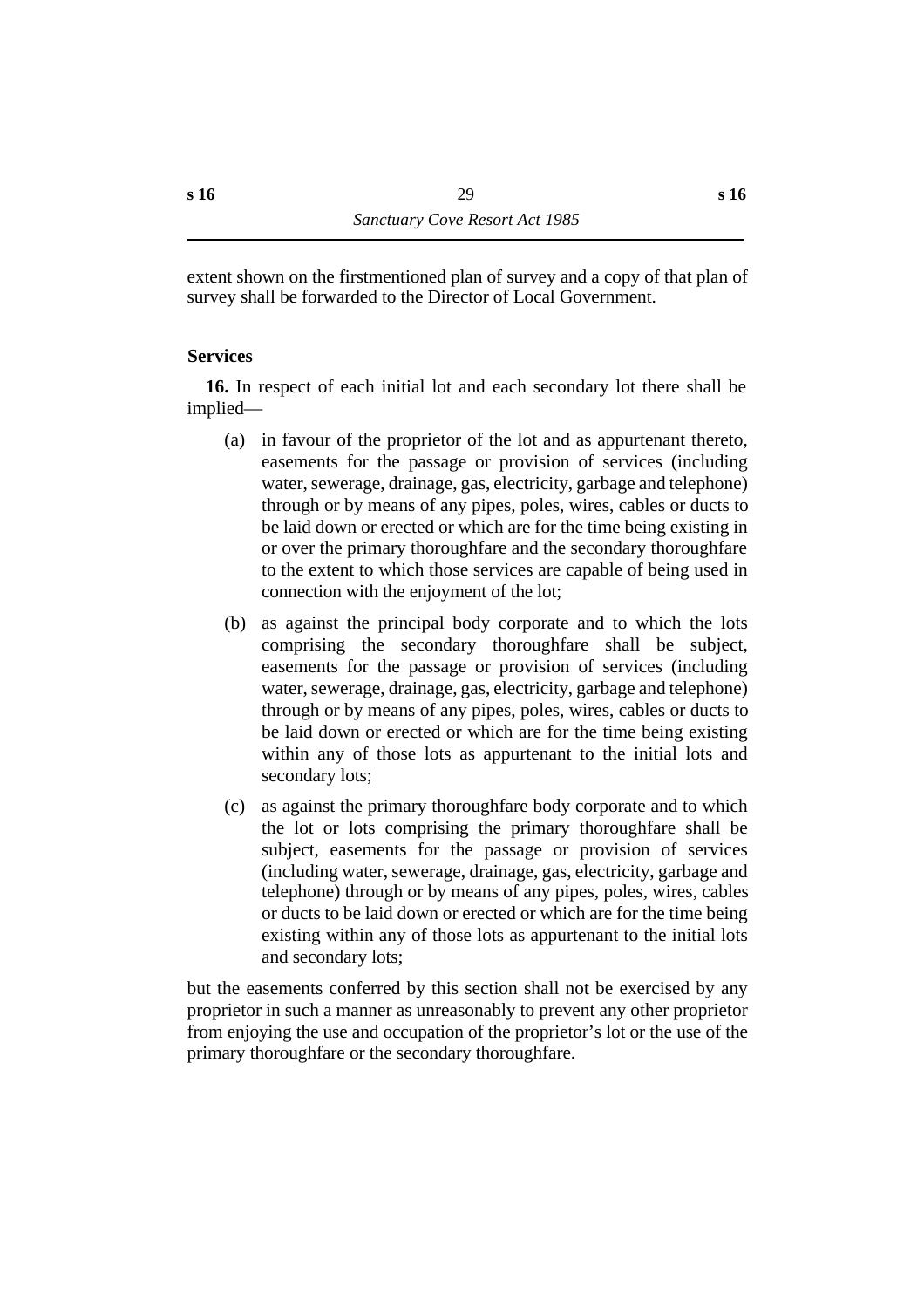extent shown on the firstmentioned plan of survey and a copy of that plan of survey shall be forwarded to the Director of Local Government.

### Services

**16.** In respect of each initial lot and each secondary lot there shall be implied—

(a) in favour of the proprietor of the lot and as appurtenant thereto, easements for the passage or provision of services (including water, sewerage, drainage, gas, electricity, garbage and telephone) through or by means of any pipes, poles, wires, cables or ducts to be laid down or erected or which are for the time being existing in or over the primary thoroughfare and the secondary thoroughfare to the extent to which those services are capable of being used in connection with the enjoyment of the lot;

(b) as against the principal body corporate and to which the lots comprising the secondary thoroughfare shall be subject, easements for the passage or provision of services (including water, sewerage, drainage, gas, electricity, garbage and telephone) through or by means of any pipes, poles, wires, cables or ducts to be laid down or erected or which are for the time being existing within any of those lots as appurtenant to the initial lots and secondary lots;

(c) as against the primary thoroughfare body corporate and to which the lot or lots comprising the primary thoroughfare shall be subject, easements for the passage or provision of services (including water, sewerage, drainage, gas, electricity, garbage and telephone) through or by means of any pipes, poles, wires, cables or ducts to be laid down or erected or which are for the time being existing within any of those lots as appurtenant to the initial lots and secondary lots;

but the easements conferred by this section shall not be exercised by any proprietor in such a manner as unreasonably to prevent any other proprietor from enjoying the use and occupation of the proprietor's lot or the use of the primary thoroughfare or the secondary thoroughfare.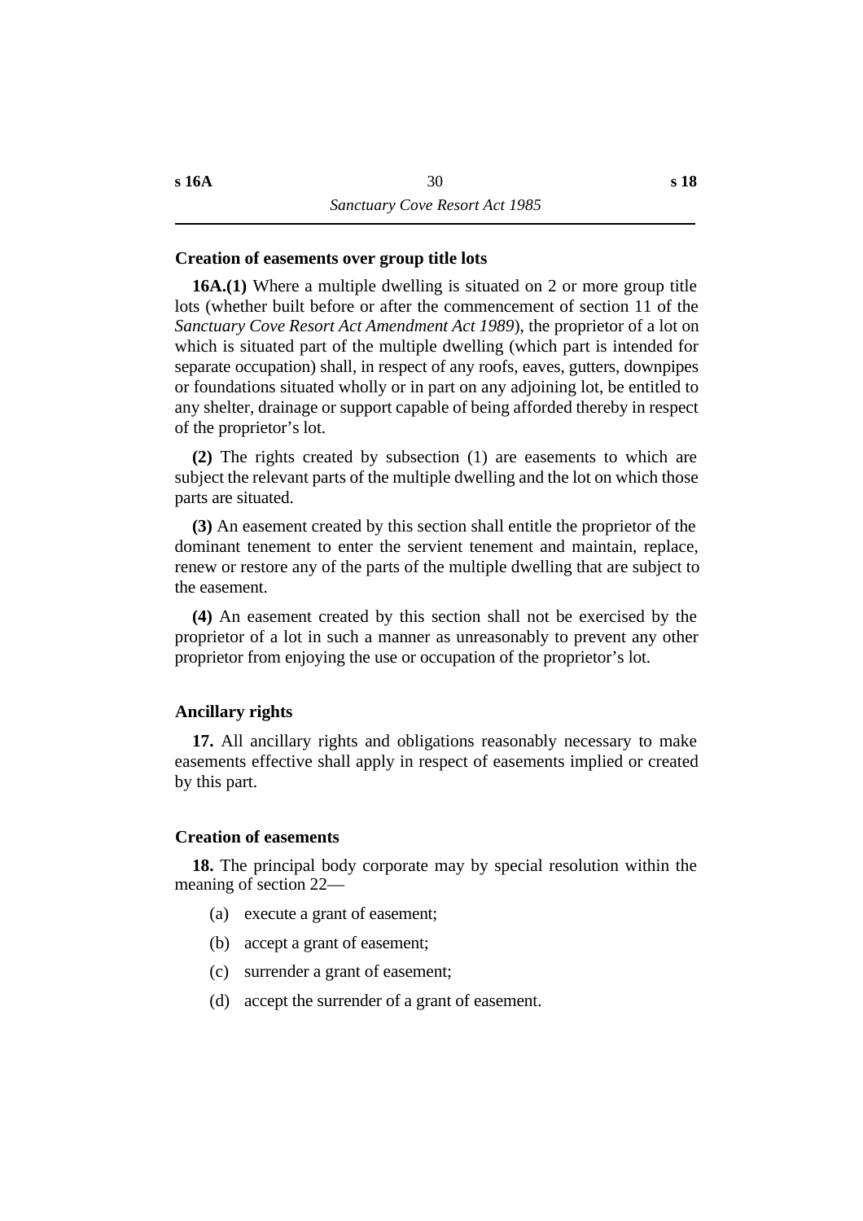### Creation of easements over group title lots

**16A.(1)** Where a multiple dwelling is situated on 2 or more group title lots (whether built before or after the commencement of section 11 of the *Sanctuary Cove Resort Act Amendment Act 1989*), the proprietor of a lot on which is situated part of the multiple dwelling (which part is intended for separate occupation) shall, in respect of any roofs, eaves, gutters, downpipes or foundations situated wholly or in part on any adjoining lot, be entitled to any shelter, drainage or support capable of being afforded thereby in respect of the proprietor's lot.

**(2)** The rights created by subsection (1) are easements to which are subject the relevant parts of the multiple dwelling and the lot on which those parts are situated.

**(3)** An easement created by this section shall entitle the proprietor of the dominant tenement to enter the servient tenement and maintain, replace, renew or restore any of the parts of the multiple dwelling that are subject to the easement.

**(4)** An easement created by this section shall not be exercised by the proprietor of a lot in such a manner as unreasonably to prevent any other proprietor from enjoying the use or occupation of the proprietor's lot.

### Ancillary rights

**17.** All ancillary rights and obligations reasonably necessary to make easements effective shall apply in respect of easements implied or created by this part.

### Creation of easements

**18.** The principal body corporate may by special resolution within the meaning of section 22—

(a) execute a grant of easement;

(b) accept a grant of easement;

(c) surrender a grant of easement;

(d) accept the surrender of a grant of easement.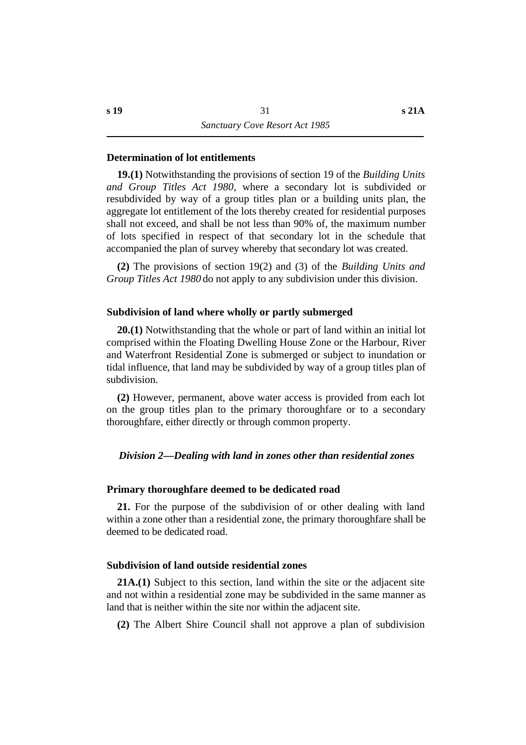### Determination of lot entitlements

**19.(1)** Notwithstanding the provisions of section 19 of the *Building Units and Group Titles Act 1980*, where a secondary lot is subdivided or resubdivided by way of a group titles plan or a building units plan, the aggregate lot entitlement of the lots thereby created for residential purposes shall not exceed, and shall be not less than 90% of, the maximum number of lots specified in respect of that secondary lot in the schedule that accompanied the plan of survey whereby that secondary lot was created.

**(2)** The provisions of section 19(2) and (3) of the *Building Units and Group Titles Act 1980* do not apply to any subdivision under this division.

### Subdivision of land where wholly or partly submerged

**20.(1)** Notwithstanding that the whole or part of land within an initial lot comprised within the Floating Dwelling House Zone or the Harbour, River and Waterfront Residential Zone is submerged or subject to inundation or tidal influence, that land may be subdivided by way of a group titles plan of subdivision.

**(2)** However, permanent, above water access is provided from each lot on the group titles plan to the primary thoroughfare or to a secondary thoroughfare, either directly or through common property.

## *Division 2—Dealing with land in zones other than residential zones*

### Primary thoroughfare deemed to be dedicated road

**21.** For the purpose of the subdivision of or other dealing with land within a zone other than a residential zone, the primary thoroughfare shall be deemed to be dedicated road.

### Subdivision of land outside residential zones

**21A.(1)** Subject to this section, land within the site or the adjacent site and not within a residential zone may be subdivided in the same manner as land that is neither within the site nor within the adjacent site.

**(2)** The Albert Shire Council shall not approve a plan of subdivision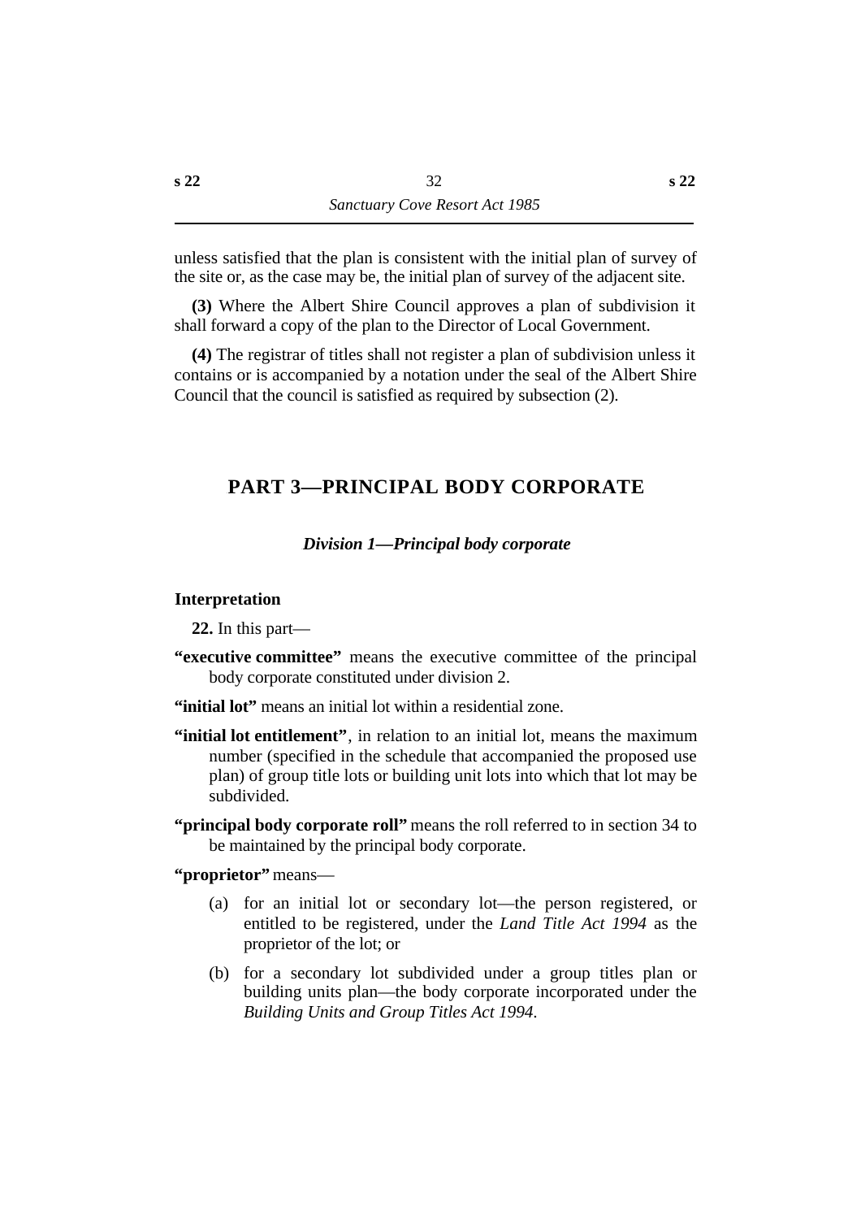unless satisfied that the plan is consistent with the initial plan of survey of the site or, as the case may be, the initial plan of survey of the adjacent site.

**(3)** Where the Albert Shire Council approves a plan of subdivision it shall forward a copy of the plan to the Director of Local Government.

**(4)** The registrar of titles shall not register a plan of subdivision unless it contains or is accompanied by a notation under the seal of the Albert Shire Council that the council is satisfied as required by subsection (2).

## PART 3—PRINCIPAL BODY CORPORATE

### *Division 1—Principal body corporate*

#### Interpretation

**22.** In this part—

**"executive committee"** means the executive committee of the principal body corporate constituted under division 2.

**"initial lot"** means an initial lot within a residential zone.

**"initial lot entitlement"**, in relation to an initial lot, means the maximum number (specified in the schedule that accompanied the proposed use plan) of group title lots or building unit lots into which that lot may be subdivided.

**"principal body corporate roll"** means the roll referred to in section 34 to be maintained by the principal body corporate.

**"proprietor"** means—

(a) for an initial lot or secondary lot—the person registered, or entitled to be registered, under the *Land Title Act 1994* as the proprietor of the lot; or

(b) for a secondary lot subdivided under a group titles plan or building units plan—the body corporate incorporated under the *Building Units and Group Titles Act 1994*.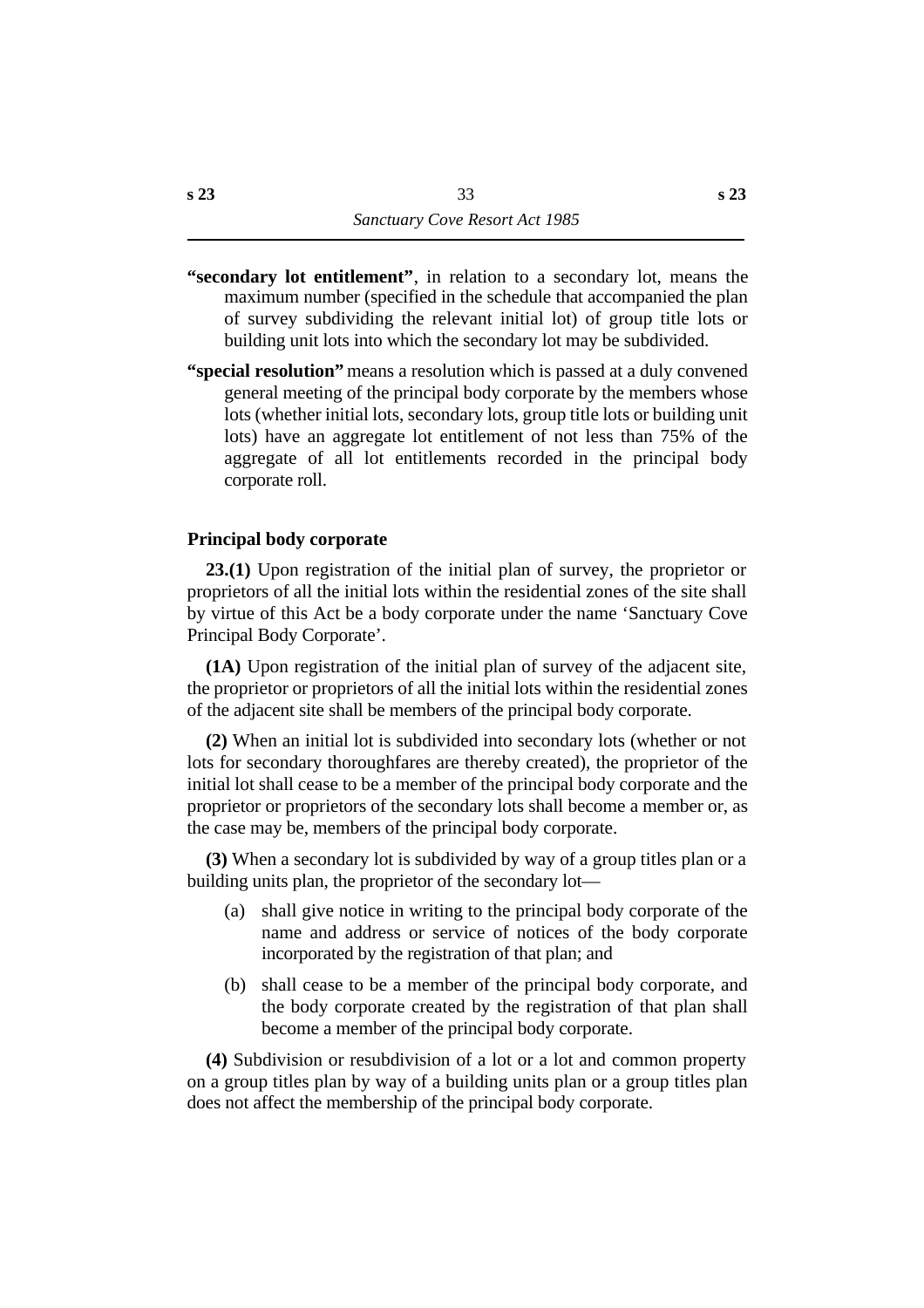**"secondary lot entitlement"**, in relation to a secondary lot, means the maximum number (specified in the schedule that accompanied the plan of survey subdividing the relevant initial lot) of group title lots or building unit lots into which the secondary lot may be subdivided.

**"special resolution"** means a resolution which is passed at a duly convened general meeting of the principal body corporate by the members whose lots (whether initial lots, secondary lots, group title lots or building unit lots) have an aggregate lot entitlement of not less than 75% of the aggregate of all lot entitlements recorded in the principal body corporate roll.

### Principal body corporate

**23.(1)** Upon registration of the initial plan of survey, the proprietor or proprietors of all the initial lots within the residential zones of the site shall by virtue of this Act be a body corporate under the name 'Sanctuary Cove Principal Body Corporate'.

**(1A)** Upon registration of the initial plan of survey of the adjacent site, the proprietor or proprietors of all the initial lots within the residential zones of the adjacent site shall be members of the principal body corporate.

**(2)** When an initial lot is subdivided into secondary lots (whether or not lots for secondary thoroughfares are thereby created), the proprietor of the initial lot shall cease to be a member of the principal body corporate and the proprietor or proprietors of the secondary lots shall become a member or, as the case may be, members of the principal body corporate.

**(3)** When a secondary lot is subdivided by way of a group titles plan or a building units plan, the proprietor of the secondary lot—

(a) shall give notice in writing to the principal body corporate of the name and address or service of notices of the body corporate incorporated by the registration of that plan; and

(b) shall cease to be a member of the principal body corporate, and the body corporate created by the registration of that plan shall become a member of the principal body corporate.

**(4)** Subdivision or resubdivision of a lot or a lot and common property on a group titles plan by way of a building units plan or a group titles plan does not affect the membership of the principal body corporate.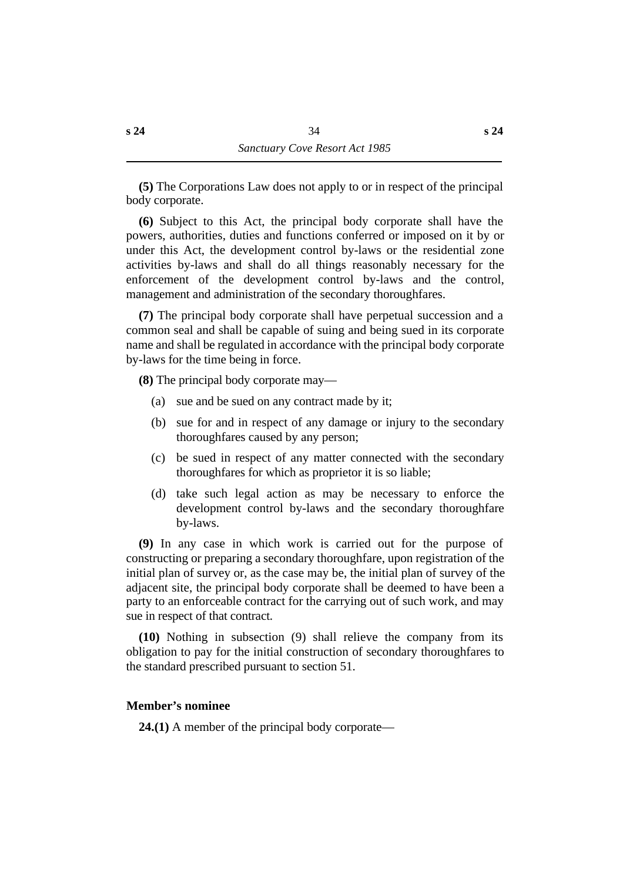**(5)** The Corporations Law does not apply to or in respect of the principal body corporate.

**(6)** Subject to this Act, the principal body corporate shall have the powers, authorities, duties and functions conferred or imposed on it by or under this Act, the development control by-laws or the residential zone activities by-laws and shall do all things reasonably necessary for the enforcement of the development control by-laws and the control, management and administration of the secondary thoroughfares.

**(7)** The principal body corporate shall have perpetual succession and a common seal and shall be capable of suing and being sued in its corporate name and shall be regulated in accordance with the principal body corporate by-laws for the time being in force.

**(8)** The principal body corporate may—

(a) sue and be sued on any contract made by it;

(b) sue for and in respect of any damage or injury to the secondary thoroughfares caused by any person;

(c) be sued in respect of any matter connected with the secondary thoroughfares for which as proprietor it is so liable;

(d) take such legal action as may be necessary to enforce the development control by-laws and the secondary thoroughfare by-laws.

**(9)** In any case in which work is carried out for the purpose of constructing or preparing a secondary thoroughfare, upon registration of the initial plan of survey or, as the case may be, the initial plan of survey of the adjacent site, the principal body corporate shall be deemed to have been a party to an enforceable contract for the carrying out of such work, and may sue in respect of that contract.

**(10)** Nothing in subsection (9) shall relieve the company from its obligation to pay for the initial construction of secondary thoroughfares to the standard prescribed pursuant to section 51.

### Member's nominee

**24.(1)** A member of the principal body corporate—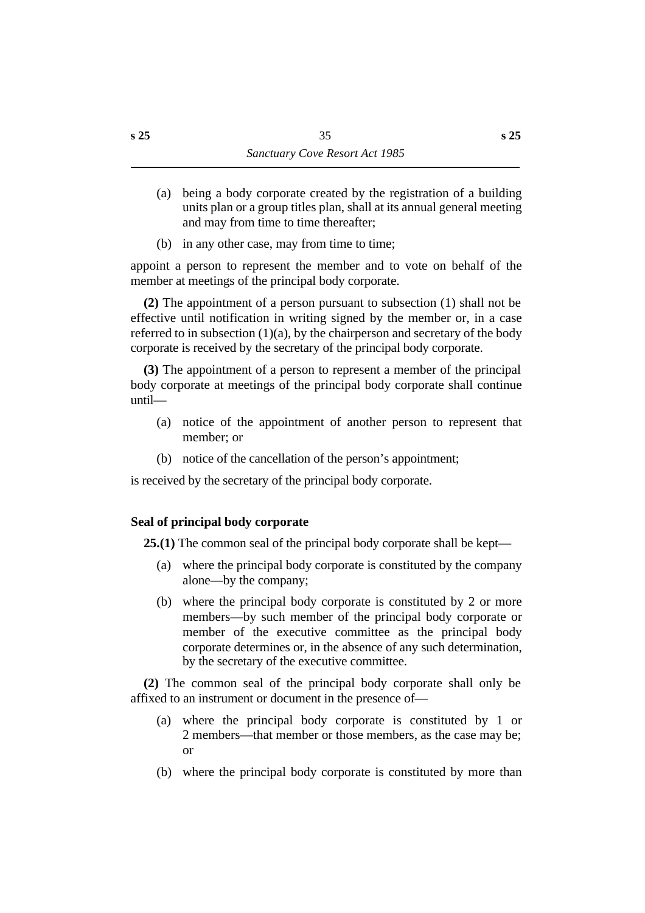(a) being a body corporate created by the registration of a building units plan or a group titles plan, shall at its annual general meeting and may from time to time thereafter;

(b) in any other case, may from time to time;

appoint a person to represent the member and to vote on behalf of the member at meetings of the principal body corporate.

**(2)** The appointment of a person pursuant to subsection (1) shall not be effective until notification in writing signed by the member or, in a case referred to in subsection (1)(a), by the chairperson and secretary of the body corporate is received by the secretary of the principal body corporate.

**(3)** The appointment of a person to represent a member of the principal body corporate at meetings of the principal body corporate shall continue until—

(a) notice of the appointment of another person to represent that member; or

(b) notice of the cancellation of the person's appointment;

is received by the secretary of the principal body corporate.

### Seal of principal body corporate

**25.(1)** The common seal of the principal body corporate shall be kept—

(a) where the principal body corporate is constituted by the company alone—by the company;

(b) where the principal body corporate is constituted by 2 or more members—by such member of the principal body corporate or member of the executive committee as the principal body corporate determines or, in the absence of any such determination, by the secretary of the executive committee.

**(2)** The common seal of the principal body corporate shall only be affixed to an instrument or document in the presence of—

(a) where the principal body corporate is constituted by 1 or 2 members—that member or those members, as the case may be; or

(b) where the principal body corporate is constituted by more than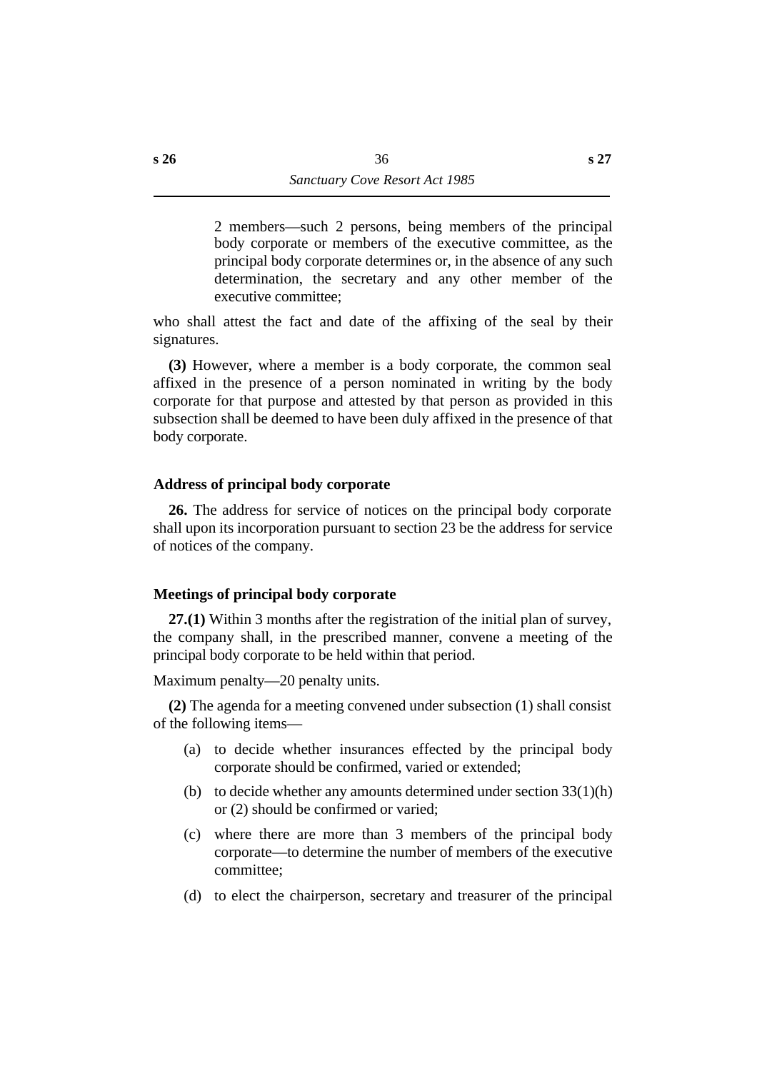2 members—such 2 persons, being members of the principal body corporate or members of the executive committee, as the principal body corporate determines or, in the absence of any such determination, the secretary and any other member of the executive committee;

who shall attest the fact and date of the affixing of the seal by their signatures.

**(3)** However, where a member is a body corporate, the common seal affixed in the presence of a person nominated in writing by the body corporate for that purpose and attested by that person as provided in this subsection shall be deemed to have been duly affixed in the presence of that body corporate.

### Address of principal body corporate

**26.** The address for service of notices on the principal body corporate shall upon its incorporation pursuant to section 23 be the address for service of notices of the company.

### Meetings of principal body corporate

**27.(1)** Within 3 months after the registration of the initial plan of survey, the company shall, in the prescribed manner, convene a meeting of the principal body corporate to be held within that period.

Maximum penalty—20 penalty units.

**(2)** The agenda for a meeting convened under subsection (1) shall consist of the following items—

(a) to decide whether insurances effected by the principal body corporate should be confirmed, varied or extended;

(b) to decide whether any amounts determined under section 33(1)(h) or (2) should be confirmed or varied;

(c) where there are more than 3 members of the principal body corporate—to determine the number of members of the executive committee;

(d) to elect the chairperson, secretary and treasurer of the principal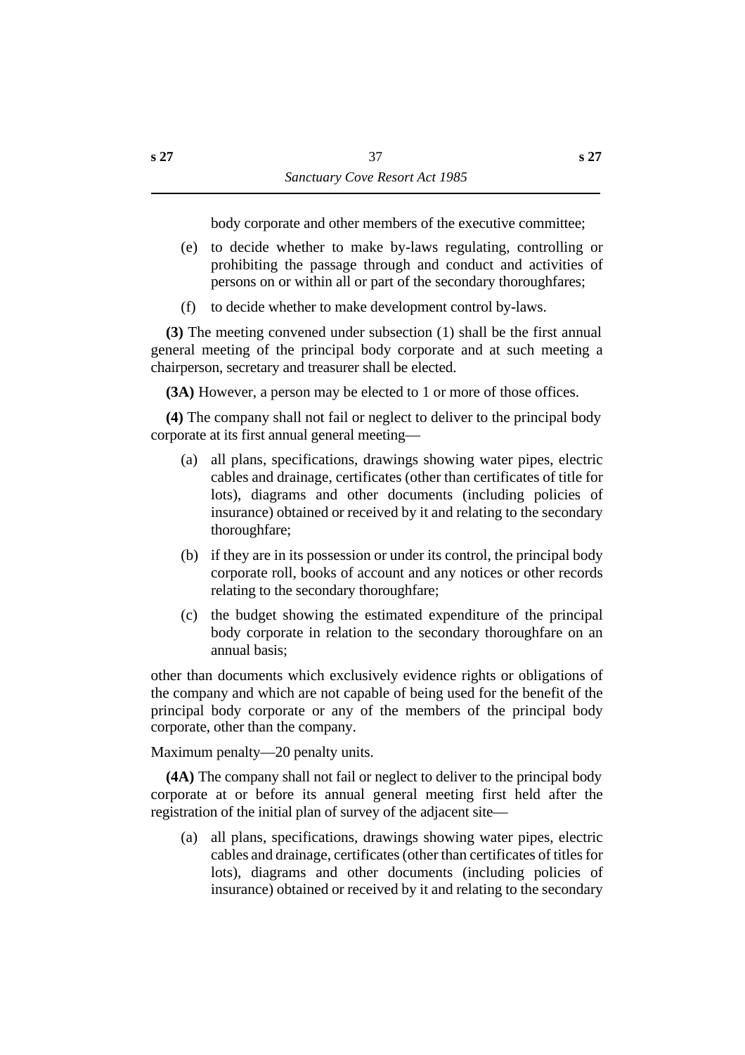body corporate and other members of the executive committee;

(e) to decide whether to make by-laws regulating, controlling or prohibiting the passage through and conduct and activities of persons on or within all or part of the secondary thoroughfares;

(f) to decide whether to make development control by-laws.

**(3)** The meeting convened under subsection (1) shall be the first annual general meeting of the principal body corporate and at such meeting a chairperson, secretary and treasurer shall be elected.

**(3A)** However, a person may be elected to 1 or more of those offices.

**(4)** The company shall not fail or neglect to deliver to the principal body corporate at its first annual general meeting—

(a) all plans, specifications, drawings showing water pipes, electric cables and drainage, certificates (other than certificates of title for lots), diagrams and other documents (including policies of insurance) obtained or received by it and relating to the secondary thoroughfare;

(b) if they are in its possession or under its control, the principal body corporate roll, books of account and any notices or other records relating to the secondary thoroughfare;

(c) the budget showing the estimated expenditure of the principal body corporate in relation to the secondary thoroughfare on an annual basis;

other than documents which exclusively evidence rights or obligations of the company and which are not capable of being used for the benefit of the principal body corporate or any of the members of the principal body corporate, other than the company.

Maximum penalty—20 penalty units.

**(4A)** The company shall not fail or neglect to deliver to the principal body corporate at or before its annual general meeting first held after the registration of the initial plan of survey of the adjacent site—

(a) all plans, specifications, drawings showing water pipes, electric cables and drainage, certificates (other than certificates of titles for lots), diagrams and other documents (including policies of insurance) obtained or received by it and relating to the secondary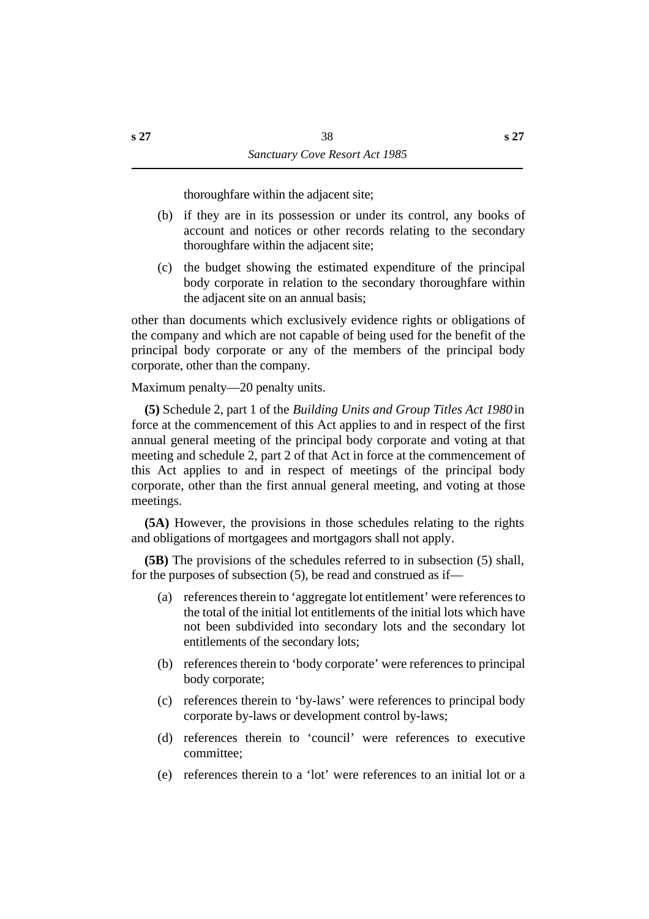thoroughfare within the adjacent site;

(b) if they are in its possession or under its control, any books of account and notices or other records relating to the secondary thoroughfare within the adjacent site;

(c) the budget showing the estimated expenditure of the principal body corporate in relation to the secondary thoroughfare within the adjacent site on an annual basis;

other than documents which exclusively evidence rights or obligations of the company and which are not capable of being used for the benefit of the principal body corporate or any of the members of the principal body corporate, other than the company.

Maximum penalty—20 penalty units.

**(5)** Schedule 2, part 1 of the *Building Units and Group Titles Act 1980* in force at the commencement of this Act applies to and in respect of the first annual general meeting of the principal body corporate and voting at that meeting and schedule 2, part 2 of that Act in force at the commencement of this Act applies to and in respect of meetings of the principal body corporate, other than the first annual general meeting, and voting at those meetings.

**(5A)** However, the provisions in those schedules relating to the rights and obligations of mortgagees and mortgagors shall not apply.

**(5B)** The provisions of the schedules referred to in subsection (5) shall, for the purposes of subsection (5), be read and construed as if—

(a) references therein to 'aggregate lot entitlement' were references to the total of the initial lot entitlements of the initial lots which have not been subdivided into secondary lots and the secondary lot entitlements of the secondary lots;

(b) references therein to 'body corporate' were references to principal body corporate;

(c) references therein to 'by-laws' were references to principal body corporate by-laws or development control by-laws;

(d) references therein to 'council' were references to executive committee;

(e) references therein to a 'lot' were references to an initial lot or a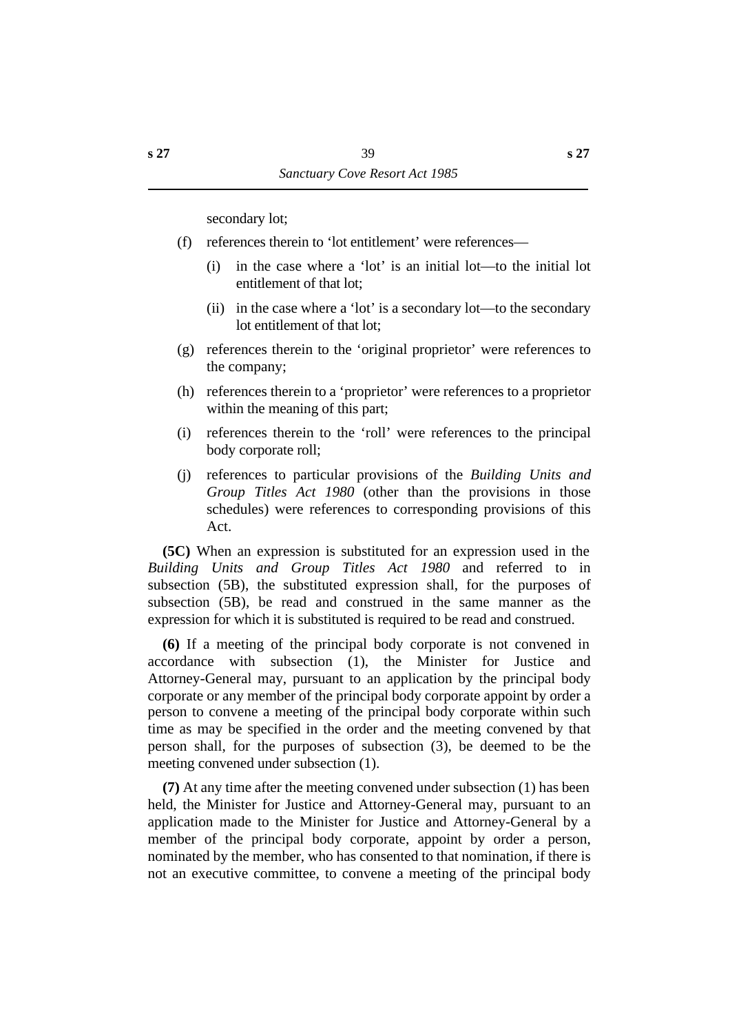secondary lot;

(f) references therein to ‘lot entitlement’ were references—

(i) in the case where a ‘lot’ is an initial lot—to the initial lot entitlement of that lot;

(ii) in the case where a ‘lot’ is a secondary lot—to the secondary lot entitlement of that lot;

(g) references therein to the ‘original proprietor’ were references to the company;

(h) references therein to a ‘proprietor’ were references to a proprietor within the meaning of this part;

(i) references therein to the ‘roll’ were references to the principal body corporate roll;

(j) references to particular provisions of the *Building Units and Group Titles Act 1980* (other than the provisions in those schedules) were references to corresponding provisions of this Act.

**(5C)** When an expression is substituted for an expression used in the *Building Units and Group Titles Act 1980* and referred to in subsection (5B), the substituted expression shall, for the purposes of subsection (5B), be read and construed in the same manner as the expression for which it is substituted is required to be read and construed.

**(6)** If a meeting of the principal body corporate is not convened in accordance with subsection (1), the Minister for Justice and Attorney-General may, pursuant to an application by the principal body corporate or any member of the principal body corporate appoint by order a person to convene a meeting of the principal body corporate within such time as may be specified in the order and the meeting convened by that person shall, for the purposes of subsection (3), be deemed to be the meeting convened under subsection (1).

**(7)** At any time after the meeting convened under subsection (1) has been held, the Minister for Justice and Attorney-General may, pursuant to an application made to the Minister for Justice and Attorney-General by a member of the principal body corporate, appoint by order a person, nominated by the member, who has consented to that nomination, if there is not an executive committee, to convene a meeting of the principal body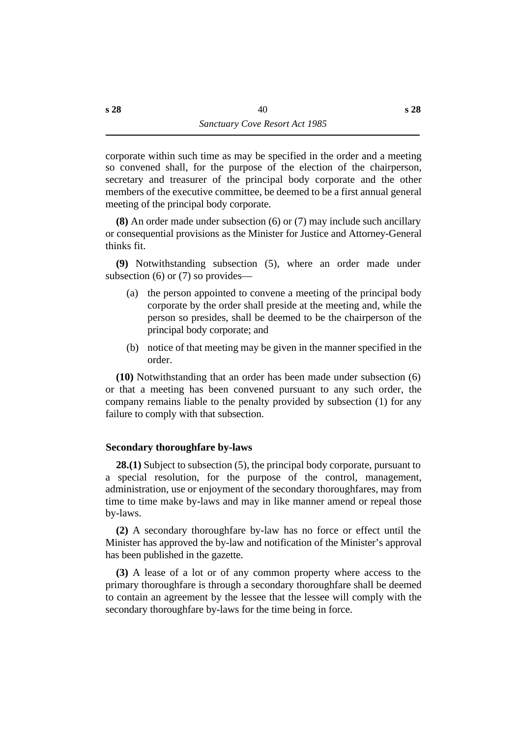corporate within such time as may be specified in the order and a meeting so convened shall, for the purpose of the election of the chairperson, secretary and treasurer of the principal body corporate and the other members of the executive committee, be deemed to be a first annual general meeting of the principal body corporate.

**(8)** An order made under subsection (6) or (7) may include such ancillary or consequential provisions as the Minister for Justice and Attorney-General thinks fit.

**(9)** Notwithstanding subsection (5), where an order made under subsection (6) or (7) so provides—

(a) the person appointed to convene a meeting of the principal body corporate by the order shall preside at the meeting and, while the person so presides, shall be deemed to be the chairperson of the principal body corporate; and

(b) notice of that meeting may be given in the manner specified in the order.

**(10)** Notwithstanding that an order has been made under subsection (6) or that a meeting has been convened pursuant to any such order, the company remains liable to the penalty provided by subsection (1) for any failure to comply with that subsection.

### Secondary thoroughfare by-laws

**28.(1)** Subject to subsection (5), the principal body corporate, pursuant to a special resolution, for the purpose of the control, management, administration, use or enjoyment of the secondary thoroughfares, may from time to time make by-laws and may in like manner amend or repeal those by-laws.

**(2)** A secondary thoroughfare by-law has no force or effect until the Minister has approved the by-law and notification of the Minister's approval has been published in the gazette.

**(3)** A lease of a lot or of any common property where access to the primary thoroughfare is through a secondary thoroughfare shall be deemed to contain an agreement by the lessee that the lessee will comply with the secondary thoroughfare by-laws for the time being in force.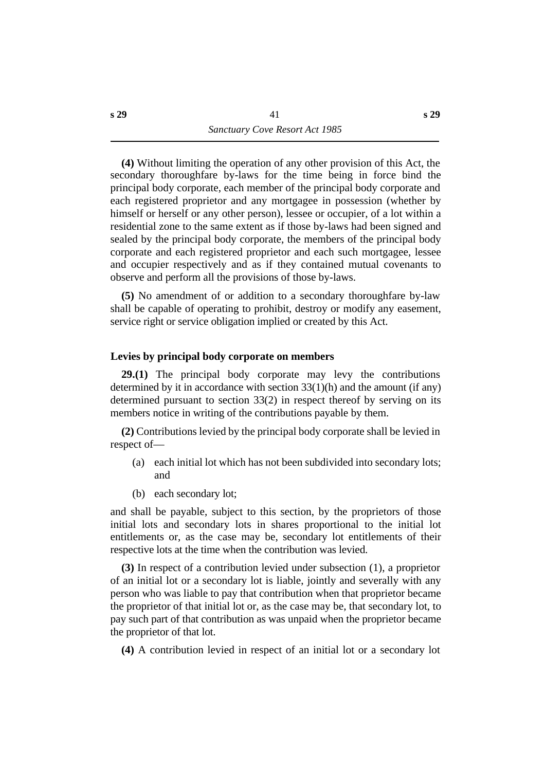**(4)** Without limiting the operation of any other provision of this Act, the secondary thoroughfare by-laws for the time being in force bind the principal body corporate, each member of the principal body corporate and each registered proprietor and any mortgagee in possession (whether by himself or herself or any other person), lessee or occupier, of a lot within a residential zone to the same extent as if those by-laws had been signed and sealed by the principal body corporate, the members of the principal body corporate and each registered proprietor and each such mortgagee, lessee and occupier respectively and as if they contained mutual covenants to observe and perform all the provisions of those by-laws.

**(5)** No amendment of or addition to a secondary thoroughfare by-law shall be capable of operating to prohibit, destroy or modify any easement, service right or service obligation implied or created by this Act.

### Levies by principal body corporate on members

**29.(1)** The principal body corporate may levy the contributions determined by it in accordance with section 33(1)(h) and the amount (if any) determined pursuant to section 33(2) in respect thereof by serving on its members notice in writing of the contributions payable by them.

**(2)** Contributions levied by the principal body corporate shall be levied in respect of—

(a) each initial lot which has not been subdivided into secondary lots; and

(b) each secondary lot;

and shall be payable, subject to this section, by the proprietors of those initial lots and secondary lots in shares proportional to the initial lot entitlements or, as the case may be, secondary lot entitlements of their respective lots at the time when the contribution was levied.

**(3)** In respect of a contribution levied under subsection (1), a proprietor of an initial lot or a secondary lot is liable, jointly and severally with any person who was liable to pay that contribution when that proprietor became the proprietor of that initial lot or, as the case may be, that secondary lot, to pay such part of that contribution as was unpaid when the proprietor became the proprietor of that lot.

**(4)** A contribution levied in respect of an initial lot or a secondary lot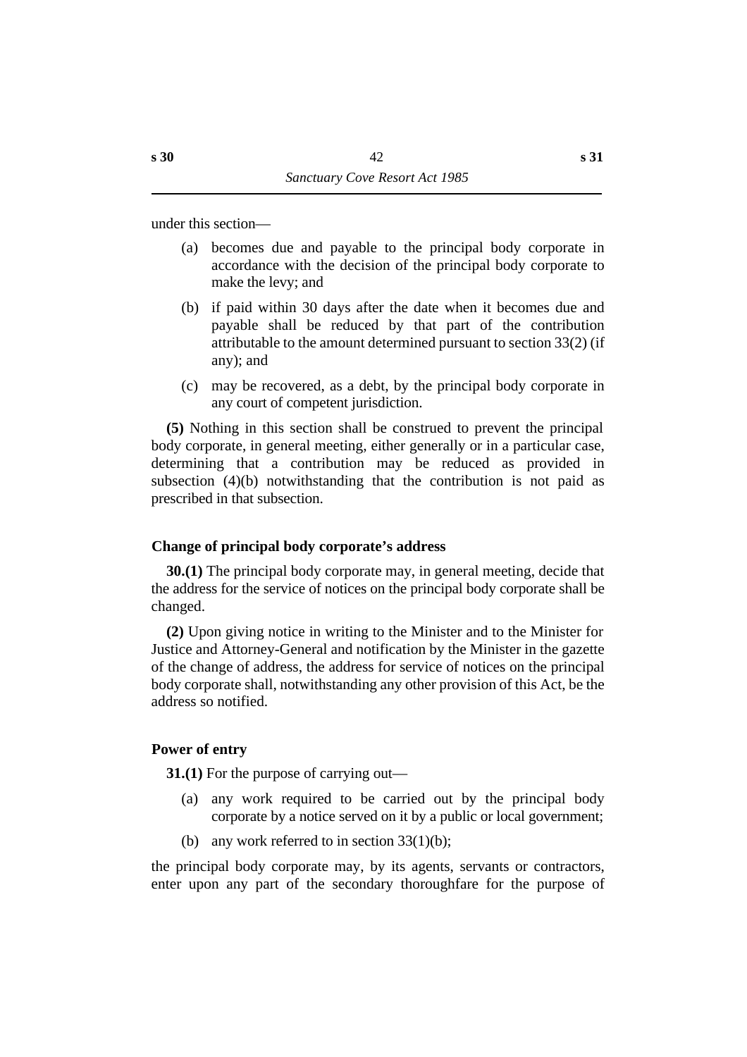under this section—

- (a) becomes due and payable to the principal body corporate in accordance with the decision of the principal body corporate to make the levy; and
- (b) if paid within 30 days after the date when it becomes due and payable shall be reduced by that part of the contribution attributable to the amount determined pursuant to section 33(2) (if any); and
- (c) may be recovered, as a debt, by the principal body corporate in any court of competent jurisdiction.

**(5)** Nothing in this section shall be construed to prevent the principal body corporate, in general meeting, either generally or in a particular case, determining that a contribution may be reduced as provided in subsection (4)(b) notwithstanding that the contribution is not paid as prescribed in that subsection.

### Change of principal body corporate's address

**30.(1)** The principal body corporate may, in general meeting, decide that the address for the service of notices on the principal body corporate shall be changed.

**(2)** Upon giving notice in writing to the Minister and to the Minister for Justice and Attorney-General and notification by the Minister in the gazette of the change of address, the address for service of notices on the principal body corporate shall, notwithstanding any other provision of this Act, be the address so notified.

### Power of entry

**31.(1)** For the purpose of carrying out—

- (a) any work required to be carried out by the principal body corporate by a notice served on it by a public or local government;
- (b) any work referred to in section 33(1)(b);

the principal body corporate may, by its agents, servants or contractors, enter upon any part of the secondary thoroughfare for the purpose of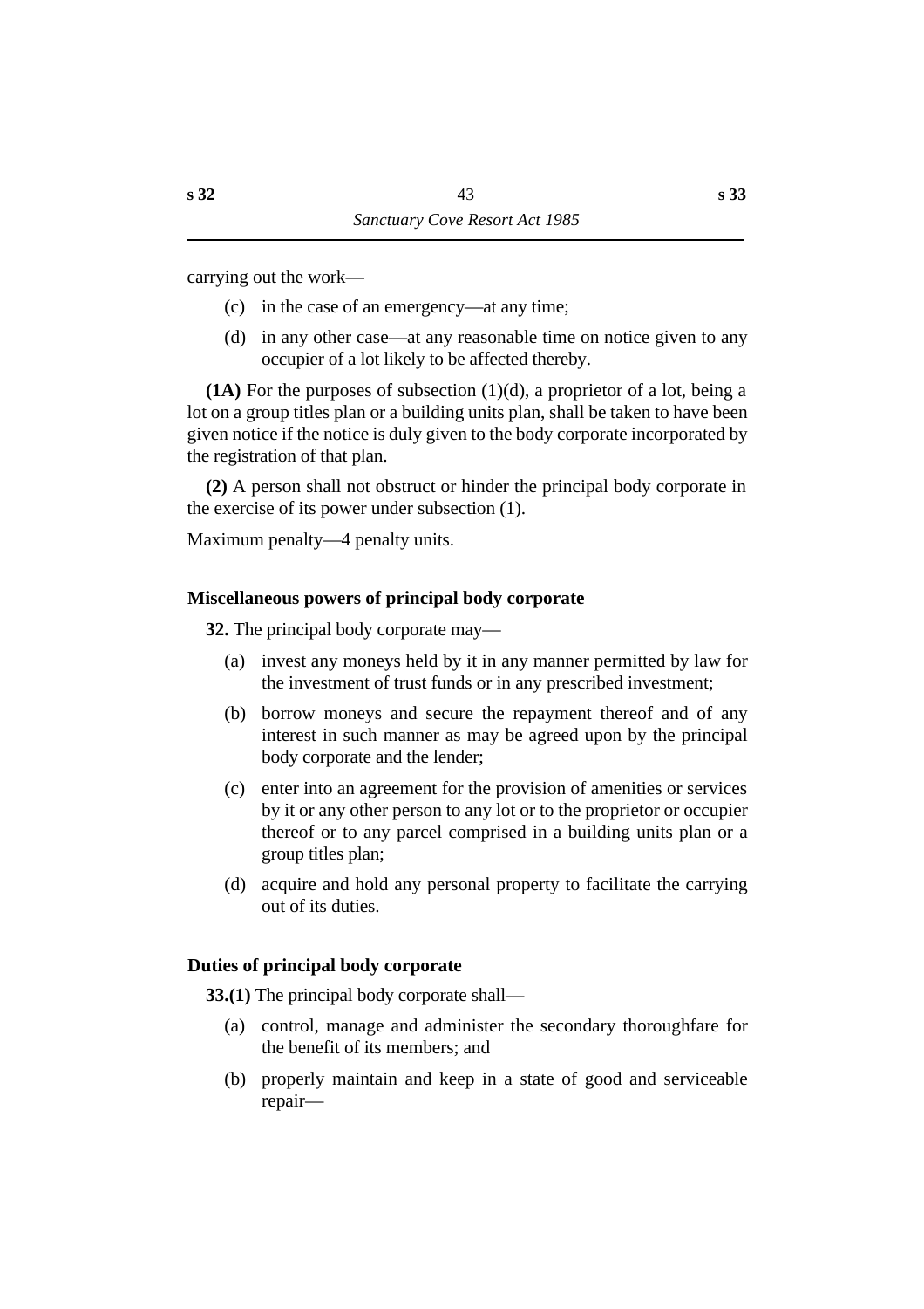carrying out the work—

(c) in the case of an emergency—at any time;

(d) in any other case—at any reasonable time on notice given to any occupier of a lot likely to be affected thereby.

**(1A)** For the purposes of subsection (1)(d), a proprietor of a lot, being a lot on a group titles plan or a building units plan, shall be taken to have been given notice if the notice is duly given to the body corporate incorporated by the registration of that plan.

**(2)** A person shall not obstruct or hinder the principal body corporate in the exercise of its power under subsection (1).

Maximum penalty—4 penalty units.

### Miscellaneous powers of principal body corporate

**32.** The principal body corporate may—

(a) invest any moneys held by it in any manner permitted by law for the investment of trust funds or in any prescribed investment;

(b) borrow moneys and secure the repayment thereof and of any interest in such manner as may be agreed upon by the principal body corporate and the lender;

(c) enter into an agreement for the provision of amenities or services by it or any other person to any lot or to the proprietor or occupier thereof or to any parcel comprised in a building units plan or a group titles plan;

(d) acquire and hold any personal property to facilitate the carrying out of its duties.

### Duties of principal body corporate

**33.(1)** The principal body corporate shall—

(a) control, manage and administer the secondary thoroughfare for the benefit of its members; and

(b) properly maintain and keep in a state of good and serviceable repair—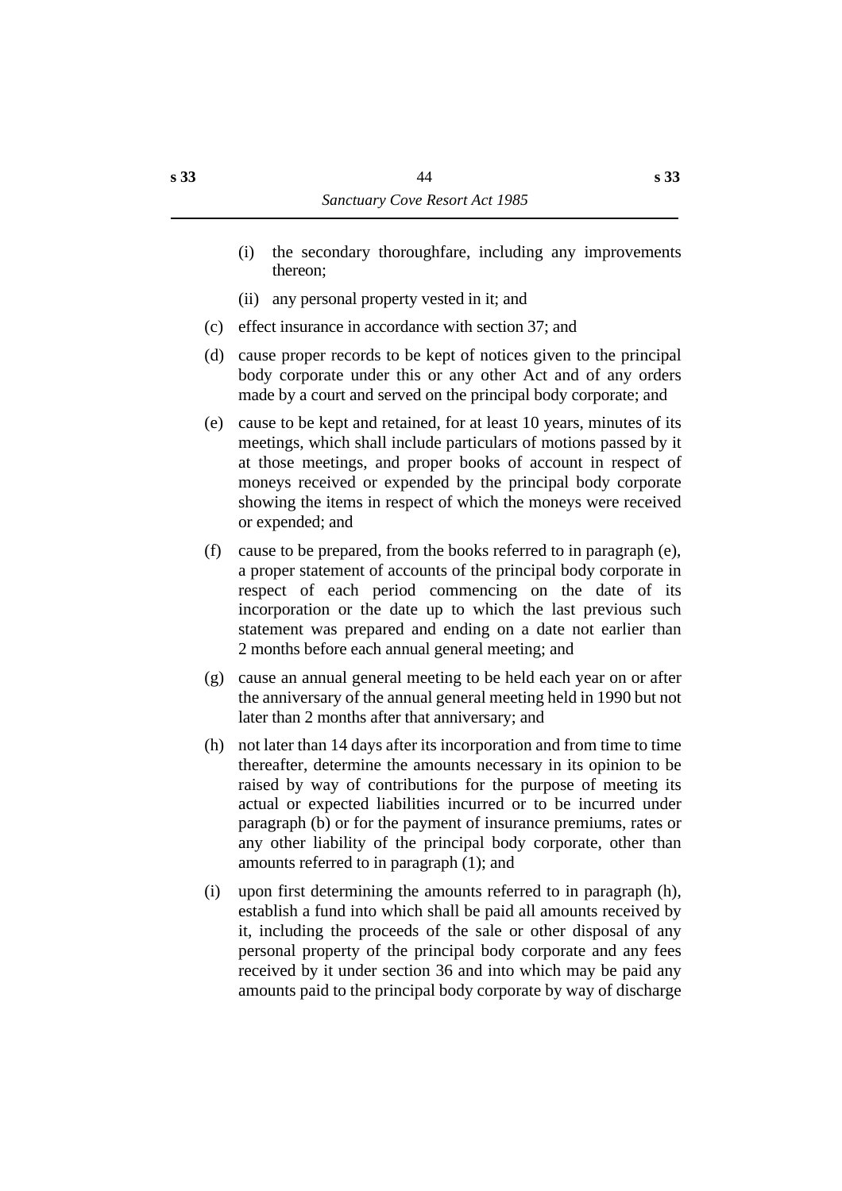(i) the secondary thoroughfare, including any improvements thereon;

(ii) any personal property vested in it; and

(c) effect insurance in accordance with section 37; and

(d) cause proper records to be kept of notices given to the principal body corporate under this or any other Act and of any orders made by a court and served on the principal body corporate; and

(e) cause to be kept and retained, for at least 10 years, minutes of its meetings, which shall include particulars of motions passed by it at those meetings, and proper books of account in respect of moneys received or expended by the principal body corporate showing the items in respect of which the moneys were received or expended; and

(f) cause to be prepared, from the books referred to in paragraph (e), a proper statement of accounts of the principal body corporate in respect of each period commencing on the date of its incorporation or the date up to which the last previous such statement was prepared and ending on a date not earlier than 2 months before each annual general meeting; and

(g) cause an annual general meeting to be held each year on or after the anniversary of the annual general meeting held in 1990 but not later than 2 months after that anniversary; and

(h) not later than 14 days after its incorporation and from time to time thereafter, determine the amounts necessary in its opinion to be raised by way of contributions for the purpose of meeting its actual or expected liabilities incurred or to be incurred under paragraph (b) or for the payment of insurance premiums, rates or any other liability of the principal body corporate, other than amounts referred to in paragraph (1); and

(i) upon first determining the amounts referred to in paragraph (h), establish a fund into which shall be paid all amounts received by it, including the proceeds of the sale or other disposal of any personal property of the principal body corporate and any fees received by it under section 36 and into which may be paid any amounts paid to the principal body corporate by way of discharge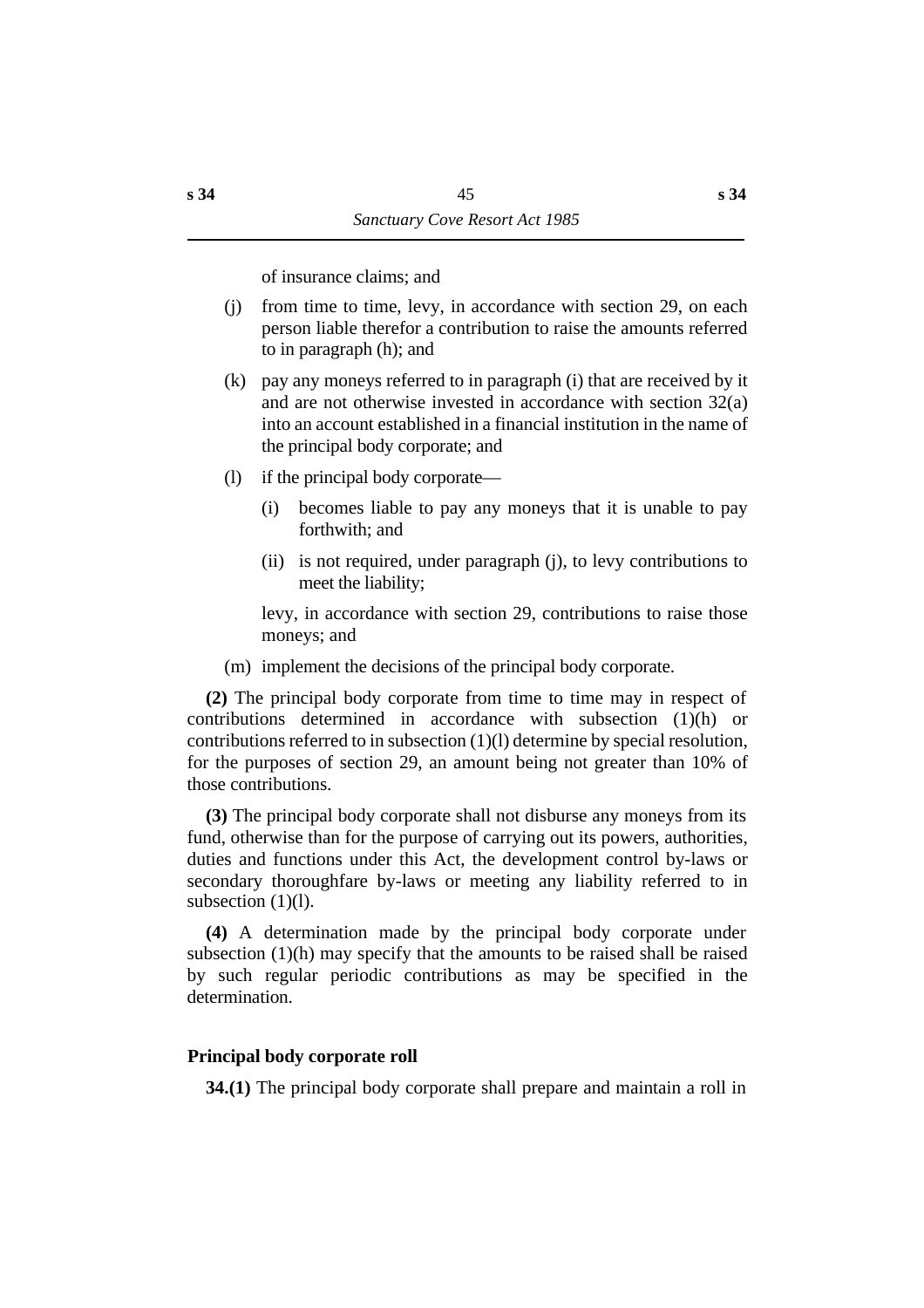of insurance claims; and

(j) from time to time, levy, in accordance with section 29, on each person liable therefor a contribution to raise the amounts referred to in paragraph (h); and

(k) pay any moneys referred to in paragraph (i) that are received by it and are not otherwise invested in accordance with section 32(a) into an account established in a financial institution in the name of the principal body corporate; and

(l) if the principal body corporate—

(i) becomes liable to pay any moneys that it is unable to pay forthwith; and

(ii) is not required, under paragraph (j), to levy contributions to meet the liability;

levy, in accordance with section 29, contributions to raise those moneys; and

(m) implement the decisions of the principal body corporate.

**(2)** The principal body corporate from time to time may in respect of contributions determined in accordance with subsection (1)(h) or contributions referred to in subsection (1)(l) determine by special resolution, for the purposes of section 29, an amount being not greater than 10% of those contributions.

**(3)** The principal body corporate shall not disburse any moneys from its fund, otherwise than for the purpose of carrying out its powers, authorities, duties and functions under this Act, the development control by-laws or secondary thoroughfare by-laws or meeting any liability referred to in subsection (1)(l).

**(4)** A determination made by the principal body corporate under subsection (1)(h) may specify that the amounts to be raised shall be raised by such regular periodic contributions as may be specified in the determination.

### Principal body corporate roll

**34.(1)** The principal body corporate shall prepare and maintain a roll in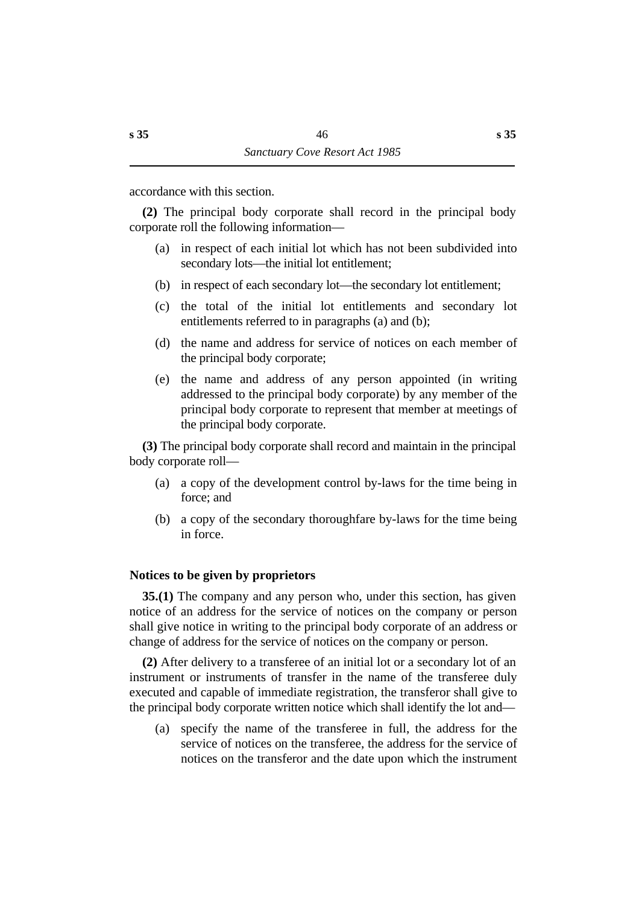accordance with this section.

**(2)** The principal body corporate shall record in the principal body corporate roll the following information—

(a) in respect of each initial lot which has not been subdivided into secondary lots—the initial lot entitlement;

(b) in respect of each secondary lot—the secondary lot entitlement;

(c) the total of the initial lot entitlements and secondary lot entitlements referred to in paragraphs (a) and (b);

(d) the name and address for service of notices on each member of the principal body corporate;

(e) the name and address of any person appointed (in writing addressed to the principal body corporate) by any member of the principal body corporate to represent that member at meetings of the principal body corporate.

**(3)** The principal body corporate shall record and maintain in the principal body corporate roll—

(a) a copy of the development control by-laws for the time being in force; and

(b) a copy of the secondary thoroughfare by-laws for the time being in force.

### Notices to be given by proprietors

**35.(1)** The company and any person who, under this section, has given notice of an address for the service of notices on the company or person shall give notice in writing to the principal body corporate of an address or change of address for the service of notices on the company or person.

**(2)** After delivery to a transferee of an initial lot or a secondary lot of an instrument or instruments of transfer in the name of the transferee duly executed and capable of immediate registration, the transferor shall give to the principal body corporate written notice which shall identify the lot and—

(a) specify the name of the transferee in full, the address for the service of notices on the transferee, the address for the service of notices on the transferor and the date upon which the instrument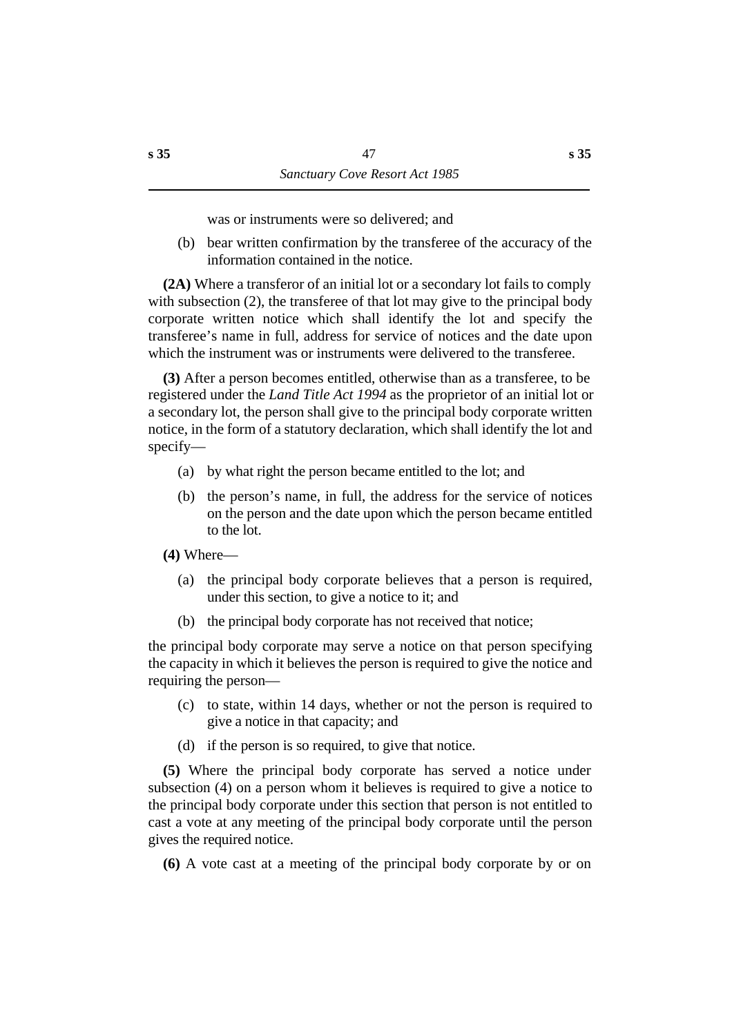was or instruments were so delivered; and

(b) bear written confirmation by the transferee of the accuracy of the information contained in the notice.

**(2A)** Where a transferor of an initial lot or a secondary lot fails to comply with subsection (2), the transferee of that lot may give to the principal body corporate written notice which shall identify the lot and specify the transferee's name in full, address for service of notices and the date upon which the instrument was or instruments were delivered to the transferee.

**(3)** After a person becomes entitled, otherwise than as a transferee, to be registered under the *Land Title Act 1994* as the proprietor of an initial lot or a secondary lot, the person shall give to the principal body corporate written notice, in the form of a statutory declaration, which shall identify the lot and specify—

(a) by what right the person became entitled to the lot; and

(b) the person's name, in full, the address for the service of notices on the person and the date upon which the person became entitled to the lot.

**(4)** Where—

(a) the principal body corporate believes that a person is required, under this section, to give a notice to it; and

(b) the principal body corporate has not received that notice;

the principal body corporate may serve a notice on that person specifying the capacity in which it believes the person is required to give the notice and requiring the person—

(c) to state, within 14 days, whether or not the person is required to give a notice in that capacity; and

(d) if the person is so required, to give that notice.

**(5)** Where the principal body corporate has served a notice under subsection (4) on a person whom it believes is required to give a notice to the principal body corporate under this section that person is not entitled to cast a vote at any meeting of the principal body corporate until the person gives the required notice.

**(6)** A vote cast at a meeting of the principal body corporate by or on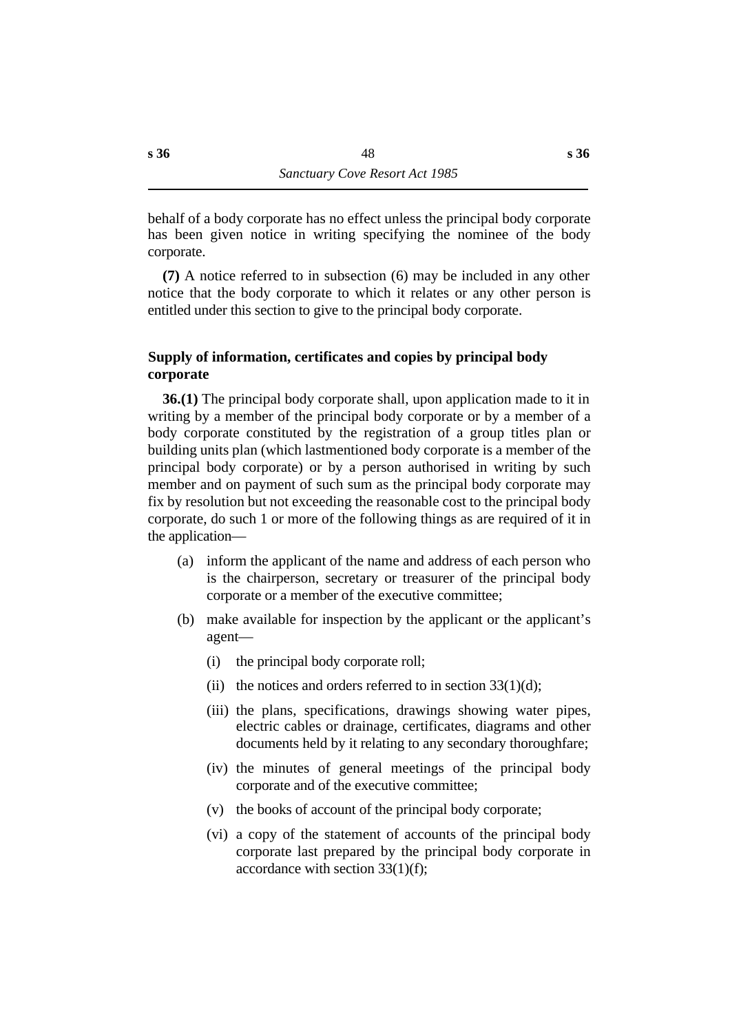behalf of a body corporate has no effect unless the principal body corporate has been given notice in writing specifying the nominee of the body corporate.

**(7)** A notice referred to in subsection (6) may be included in any other notice that the body corporate to which it relates or any other person is entitled under this section to give to the principal body corporate.

### Supply of information, certificates and copies by principal body corporate

**36.(1)** The principal body corporate shall, upon application made to it in writing by a member of the principal body corporate or by a member of a body corporate constituted by the registration of a group titles plan or building units plan (which lastmentioned body corporate is a member of the principal body corporate) or by a person authorised in writing by such member and on payment of such sum as the principal body corporate may fix by resolution but not exceeding the reasonable cost to the principal body corporate, do such 1 or more of the following things as are required of it in the application—

- (a) inform the applicant of the name and address of each person who is the chairperson, secretary or treasurer of the principal body corporate or a member of the executive committee;
- (b) make available for inspection by the applicant or the applicant's agent—
  - (i) the principal body corporate roll;
  - (ii) the notices and orders referred to in section 33(1)(d);
  - (iii) the plans, specifications, drawings showing water pipes, electric cables or drainage, certificates, diagrams and other documents held by it relating to any secondary thoroughfare;
  - (iv) the minutes of general meetings of the principal body corporate and of the executive committee;
  - (v) the books of account of the principal body corporate;
  - (vi) a copy of the statement of accounts of the principal body corporate last prepared by the principal body corporate in accordance with section 33(1)(f);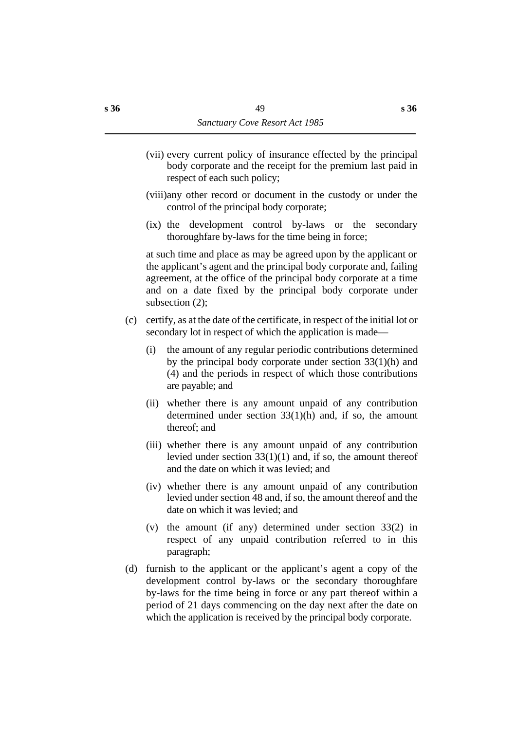(vii) every current policy of insurance effected by the principal body corporate and the receipt for the premium last paid in respect of each such policy;

(viii) any other record or document in the custody or under the control of the principal body corporate;

(ix) the development control by-laws or the secondary thoroughfare by-laws for the time being in force;

at such time and place as may be agreed upon by the applicant or the applicant's agent and the principal body corporate and, failing agreement, at the office of the principal body corporate at a time and on a date fixed by the principal body corporate under subsection (2);

(c) certify, as at the date of the certificate, in respect of the initial lot or secondary lot in respect of which the application is made—

(i) the amount of any regular periodic contributions determined by the principal body corporate under section 33(1)(h) and (4) and the periods in respect of which those contributions are payable; and

(ii) whether there is any amount unpaid of any contribution determined under section 33(1)(h) and, if so, the amount thereof; and

(iii) whether there is any amount unpaid of any contribution levied under section 33(1)(1) and, if so, the amount thereof and the date on which it was levied; and

(iv) whether there is any amount unpaid of any contribution levied under section 48 and, if so, the amount thereof and the date on which it was levied; and

(v) the amount (if any) determined under section 33(2) in respect of any unpaid contribution referred to in this paragraph;

(d) furnish to the applicant or the applicant's agent a copy of the development control by-laws or the secondary thoroughfare by-laws for the time being in force or any part thereof within a period of 21 days commencing on the day next after the date on which the application is received by the principal body corporate.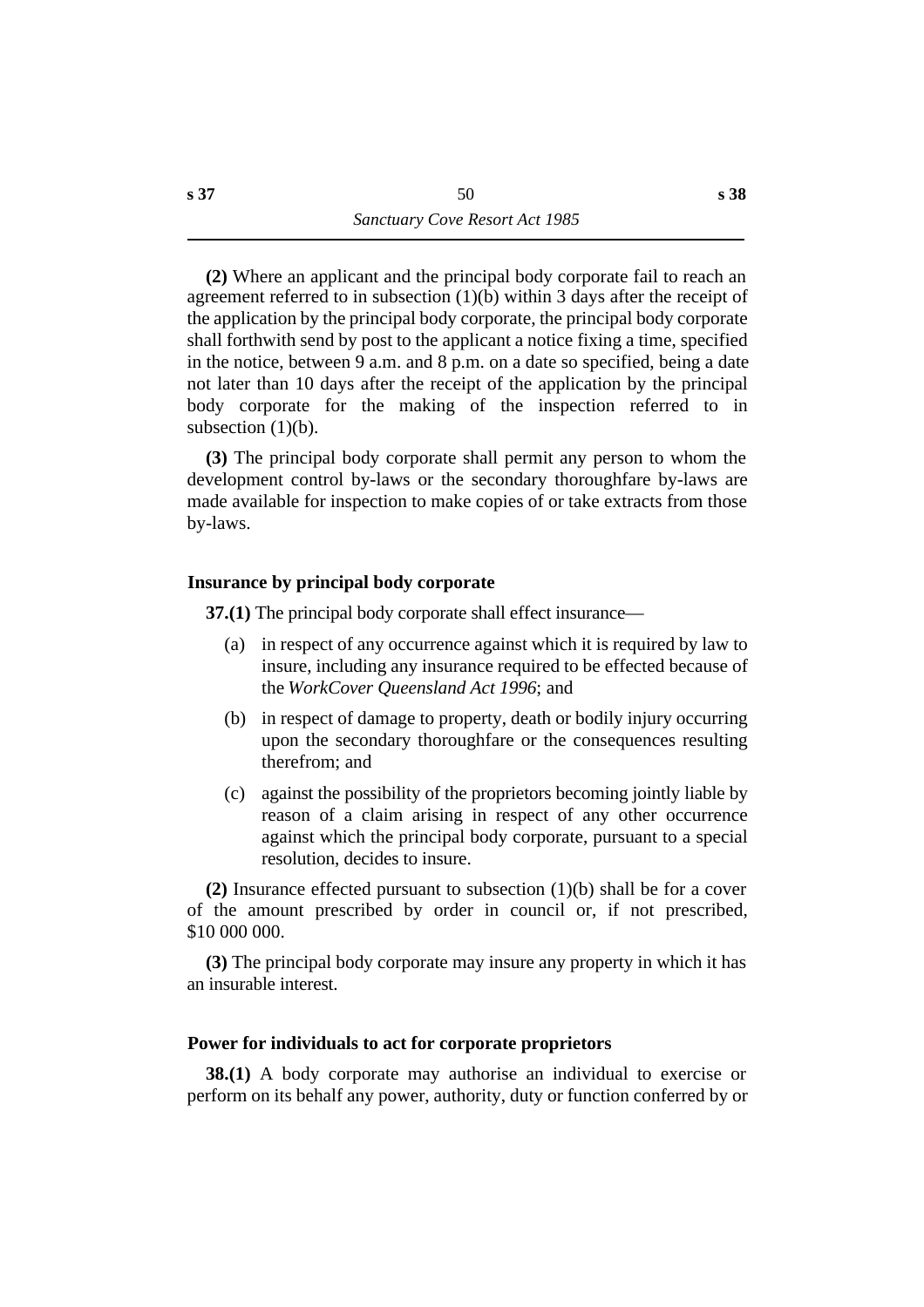**(2)** Where an applicant and the principal body corporate fail to reach an agreement referred to in subsection (1)(b) within 3 days after the receipt of the application by the principal body corporate, the principal body corporate shall forthwith send by post to the applicant a notice fixing a time, specified in the notice, between 9 a.m. and 8 p.m. on a date so specified, being a date not later than 10 days after the receipt of the application by the principal body corporate for the making of the inspection referred to in subsection (1)(b).

**(3)** The principal body corporate shall permit any person to whom the development control by-laws or the secondary thoroughfare by-laws are made available for inspection to make copies of or take extracts from those by-laws.

### Insurance by principal body corporate

**37.(1)** The principal body corporate shall effect insurance—

(a) in respect of any occurrence against which it is required by law to insure, including any insurance required to be effected because of the *WorkCover Queensland Act 1996*; and

(b) in respect of damage to property, death or bodily injury occurring upon the secondary thoroughfare or the consequences resulting therefrom; and

(c) against the possibility of the proprietors becoming jointly liable by reason of a claim arising in respect of any other occurrence against which the principal body corporate, pursuant to a special resolution, decides to insure.

**(2)** Insurance effected pursuant to subsection (1)(b) shall be for a cover of the amount prescribed by order in council or, if not prescribed, $10 000 000.

**(3)** The principal body corporate may insure any property in which it has an insurable interest.

### Power for individuals to act for corporate proprietors

**38.(1)** A body corporate may authorise an individual to exercise or perform on its behalf any power, authority, duty or function conferred by or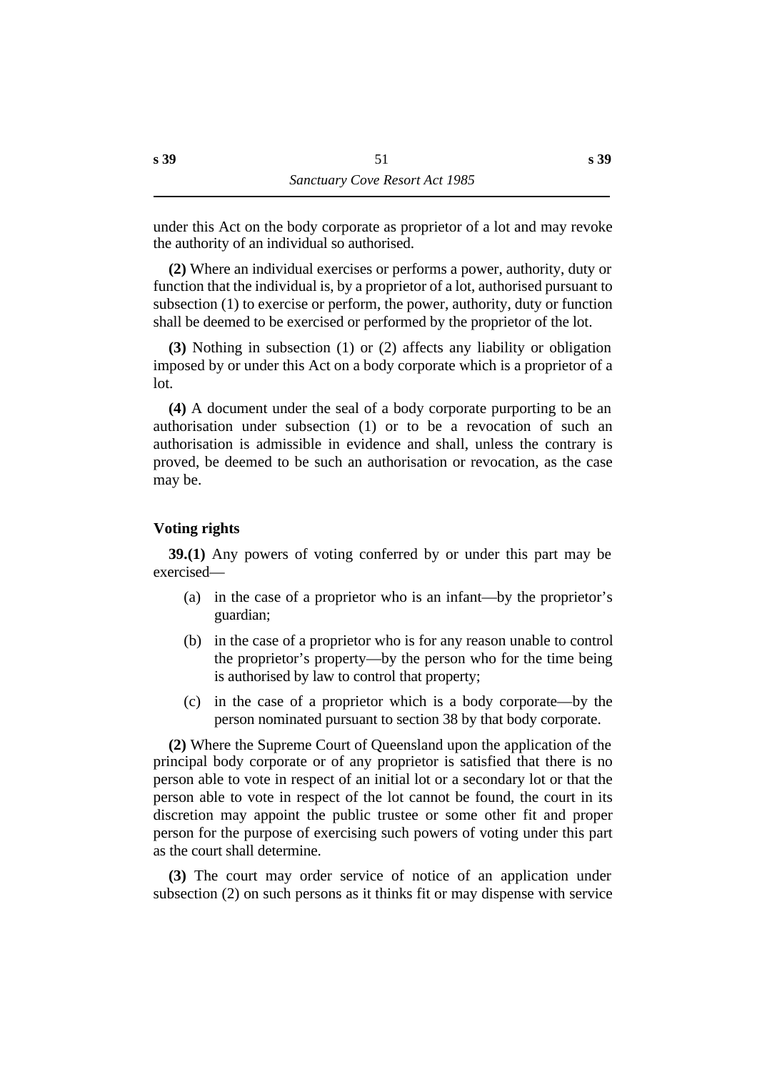under this Act on the body corporate as proprietor of a lot and may revoke the authority of an individual so authorised.

**(2)** Where an individual exercises or performs a power, authority, duty or function that the individual is, by a proprietor of a lot, authorised pursuant to subsection (1) to exercise or perform, the power, authority, duty or function shall be deemed to be exercised or performed by the proprietor of the lot.

**(3)** Nothing in subsection (1) or (2) affects any liability or obligation imposed by or under this Act on a body corporate which is a proprietor of a lot.

**(4)** A document under the seal of a body corporate purporting to be an authorisation under subsection (1) or to be a revocation of such an authorisation is admissible in evidence and shall, unless the contrary is proved, be deemed to be such an authorisation or revocation, as the case may be.

### Voting rights

**39.(1)** Any powers of voting conferred by or under this part may be exercised—

(a) in the case of a proprietor who is an infant—by the proprietor's guardian;

(b) in the case of a proprietor who is for any reason unable to control the proprietor's property—by the person who for the time being is authorised by law to control that property;

(c) in the case of a proprietor which is a body corporate—by the person nominated pursuant to section 38 by that body corporate.

**(2)** Where the Supreme Court of Queensland upon the application of the principal body corporate or of any proprietor is satisfied that there is no person able to vote in respect of an initial lot or a secondary lot or that the person able to vote in respect of the lot cannot be found, the court in its discretion may appoint the public trustee or some other fit and proper person for the purpose of exercising such powers of voting under this part as the court shall determine.

**(3)** The court may order service of notice of an application under subsection (2) on such persons as it thinks fit or may dispense with service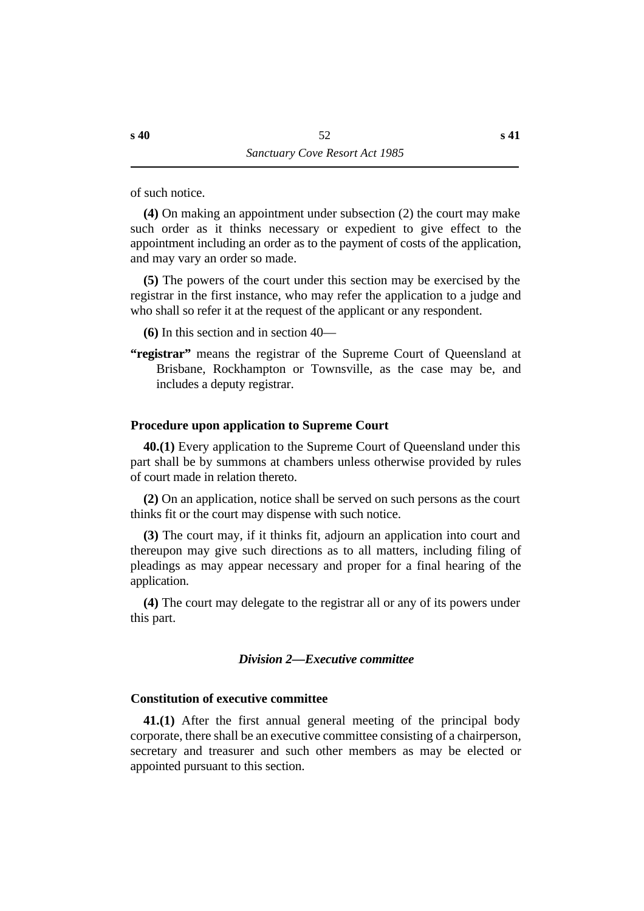of such notice.

**(4)** On making an appointment under subsection (2) the court may make such order as it thinks necessary or expedient to give effect to the appointment including an order as to the payment of costs of the application, and may vary an order so made.

**(5)** The powers of the court under this section may be exercised by the registrar in the first instance, who may refer the application to a judge and who shall so refer it at the request of the applicant or any respondent.

**(6)** In this section and in section 40—

**"registrar"** means the registrar of the Supreme Court of Queensland at Brisbane, Rockhampton or Townsville, as the case may be, and includes a deputy registrar.

### Procedure upon application to Supreme Court

**40.(1)** Every application to the Supreme Court of Queensland under this part shall be by summons at chambers unless otherwise provided by rules of court made in relation thereto.

**(2)** On an application, notice shall be served on such persons as the court thinks fit or the court may dispense with such notice.

**(3)** The court may, if it thinks fit, adjourn an application into court and thereupon may give such directions as to all matters, including filing of pleadings as may appear necessary and proper for a final hearing of the application.

**(4)** The court may delegate to the registrar all or any of its powers under this part.

## *Division 2—Executive committee*

### Constitution of executive committee

**41.(1)** After the first annual general meeting of the principal body corporate, there shall be an executive committee consisting of a chairperson, secretary and treasurer and such other members as may be elected or appointed pursuant to this section.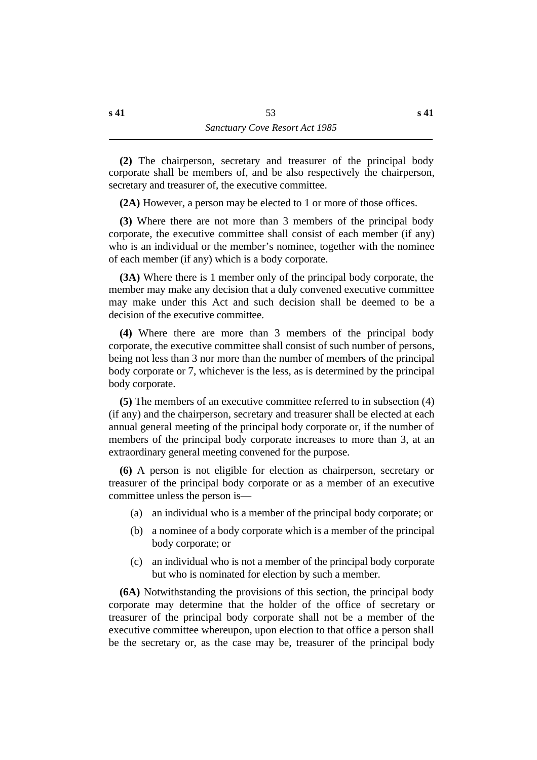**(2)** The chairperson, secretary and treasurer of the principal body corporate shall be members of, and be also respectively the chairperson, secretary and treasurer of, the executive committee.

**(2A)** However, a person may be elected to 1 or more of those offices.

**(3)** Where there are not more than 3 members of the principal body corporate, the executive committee shall consist of each member (if any) who is an individual or the member's nominee, together with the nominee of each member (if any) which is a body corporate.

**(3A)** Where there is 1 member only of the principal body corporate, the member may make any decision that a duly convened executive committee may make under this Act and such decision shall be deemed to be a decision of the executive committee.

**(4)** Where there are more than 3 members of the principal body corporate, the executive committee shall consist of such number of persons, being not less than 3 nor more than the number of members of the principal body corporate or 7, whichever is the less, as is determined by the principal body corporate.

**(5)** The members of an executive committee referred to in subsection (4) (if any) and the chairperson, secretary and treasurer shall be elected at each annual general meeting of the principal body corporate or, if the number of members of the principal body corporate increases to more than 3, at an extraordinary general meeting convened for the purpose.

**(6)** A person is not eligible for election as chairperson, secretary or treasurer of the principal body corporate or as a member of an executive committee unless the person is—

(a) an individual who is a member of the principal body corporate; or

(b) a nominee of a body corporate which is a member of the principal body corporate; or

(c) an individual who is not a member of the principal body corporate but who is nominated for election by such a member.

**(6A)** Notwithstanding the provisions of this section, the principal body corporate may determine that the holder of the office of secretary or treasurer of the principal body corporate shall not be a member of the executive committee whereupon, upon election to that office a person shall be the secretary or, as the case may be, treasurer of the principal body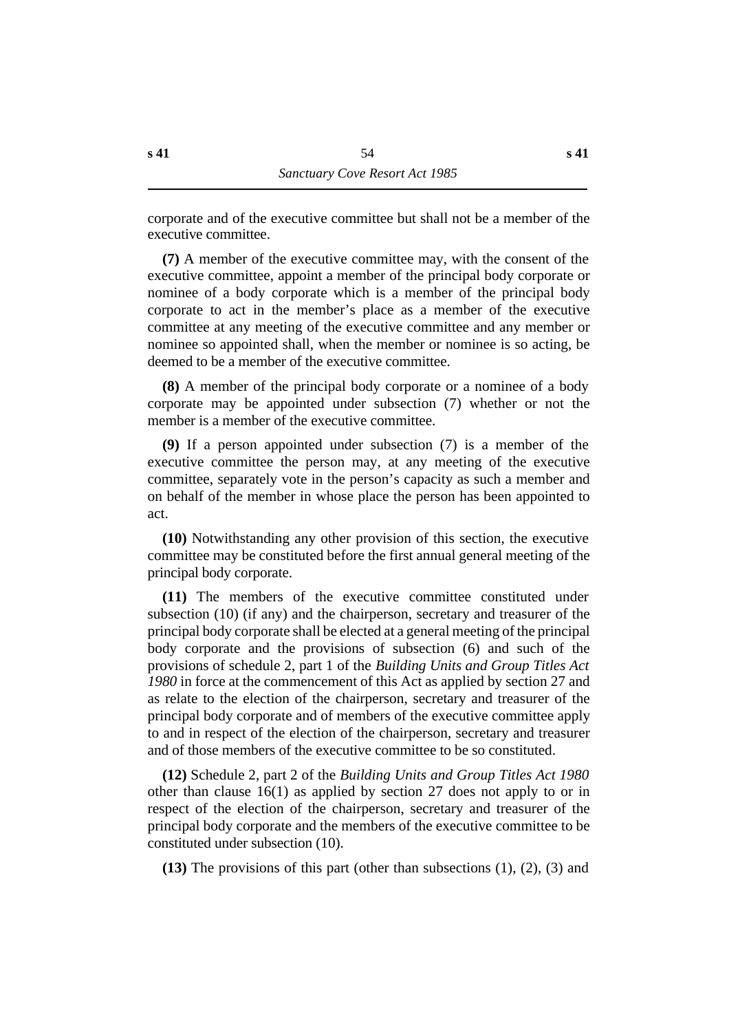corporate and of the executive committee but shall not be a member of the executive committee.

**(7)** A member of the executive committee may, with the consent of the executive committee, appoint a member of the principal body corporate or nominee of a body corporate which is a member of the principal body corporate to act in the member's place as a member of the executive committee at any meeting of the executive committee and any member or nominee so appointed shall, when the member or nominee is so acting, be deemed to be a member of the executive committee.

**(8)** A member of the principal body corporate or a nominee of a body corporate may be appointed under subsection (7) whether or not the member is a member of the executive committee.

**(9)** If a person appointed under subsection (7) is a member of the executive committee the person may, at any meeting of the executive committee, separately vote in the person's capacity as such a member and on behalf of the member in whose place the person has been appointed to act.

**(10)** Notwithstanding any other provision of this section, the executive committee may be constituted before the first annual general meeting of the principal body corporate.

**(11)** The members of the executive committee constituted under subsection (10) (if any) and the chairperson, secretary and treasurer of the principal body corporate shall be elected at a general meeting of the principal body corporate and the provisions of subsection (6) and such of the provisions of schedule 2, part 1 of the *Building Units and Group Titles Act 1980* in force at the commencement of this Act as applied by section 27 and as relate to the election of the chairperson, secretary and treasurer of the principal body corporate and of members of the executive committee apply to and in respect of the election of the chairperson, secretary and treasurer and of those members of the executive committee to be so constituted.

**(12)** Schedule 2, part 2 of the *Building Units and Group Titles Act 1980* other than clause 16(1) as applied by section 27 does not apply to or in respect of the election of the chairperson, secretary and treasurer of the principal body corporate and the members of the executive committee to be constituted under subsection (10).

**(13)** The provisions of this part (other than subsections (1), (2), (3) and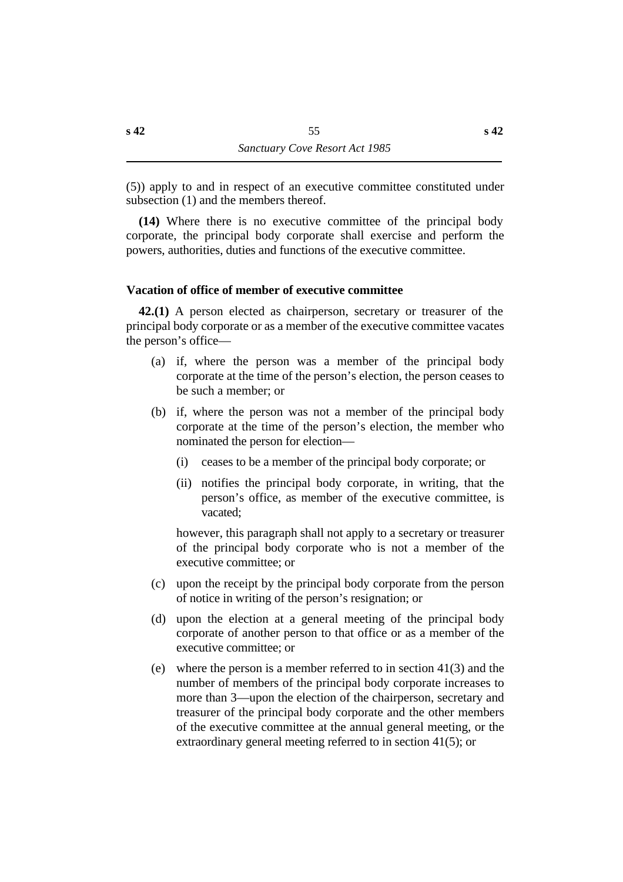(5)) apply to and in respect of an executive committee constituted under subsection (1) and the members thereof.

**(14)** Where there is no executive committee of the principal body corporate, the principal body corporate shall exercise and perform the powers, authorities, duties and functions of the executive committee.

### Vacation of office of member of executive committee

**42.(1)** A person elected as chairperson, secretary or treasurer of the principal body corporate or as a member of the executive committee vacates the person's office—

(a) if, where the person was a member of the principal body corporate at the time of the person's election, the person ceases to be such a member; or

(b) if, where the person was not a member of the principal body corporate at the time of the person's election, the member who nominated the person for election—

  (i) ceases to be a member of the principal body corporate; or

  (ii) notifies the principal body corporate, in writing, that the person's office, as member of the executive committee, is vacated;

  however, this paragraph shall not apply to a secretary or treasurer of the principal body corporate who is not a member of the executive committee; or

(c) upon the receipt by the principal body corporate from the person of notice in writing of the person's resignation; or

(d) upon the election at a general meeting of the principal body corporate of another person to that office or as a member of the executive committee; or

(e) where the person is a member referred to in section 41(3) and the number of members of the principal body corporate increases to more than 3—upon the election of the chairperson, secretary and treasurer of the principal body corporate and the other members of the executive committee at the annual general meeting, or the extraordinary general meeting referred to in section 41(5); or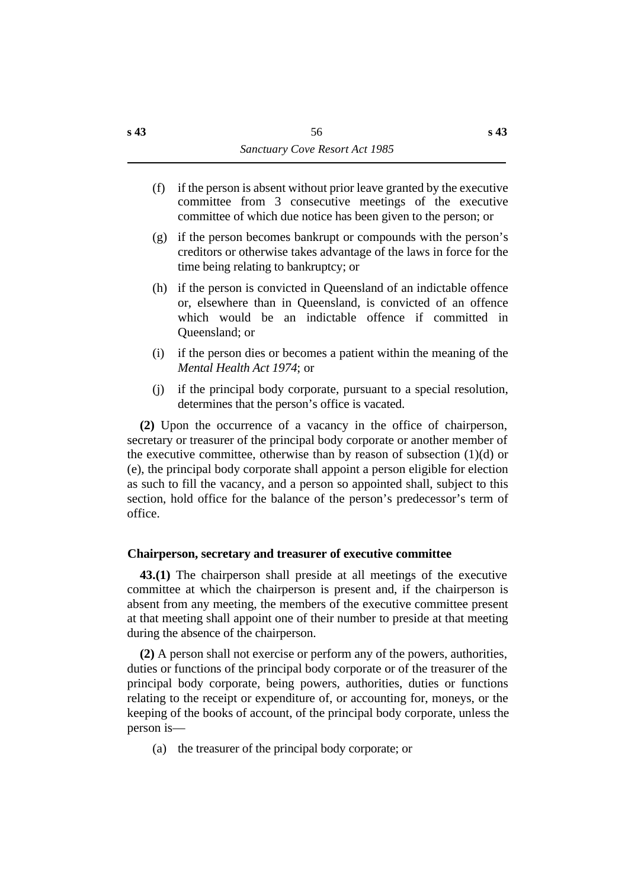(f) if the person is absent without prior leave granted by the executive committee from 3 consecutive meetings of the executive committee of which due notice has been given to the person; or

(g) if the person becomes bankrupt or compounds with the person's creditors or otherwise takes advantage of the laws in force for the time being relating to bankruptcy; or

(h) if the person is convicted in Queensland of an indictable offence or, elsewhere than in Queensland, is convicted of an offence which would be an indictable offence if committed in Queensland; or

(i) if the person dies or becomes a patient within the meaning of the *Mental Health Act 1974*; or

(j) if the principal body corporate, pursuant to a special resolution, determines that the person's office is vacated.

**(2)** Upon the occurrence of a vacancy in the office of chairperson, secretary or treasurer of the principal body corporate or another member of the executive committee, otherwise than by reason of subsection (1)(d) or (e), the principal body corporate shall appoint a person eligible for election as such to fill the vacancy, and a person so appointed shall, subject to this section, hold office for the balance of the person's predecessor's term of office.

### Chairperson, secretary and treasurer of executive committee

**43.(1)** The chairperson shall preside at all meetings of the executive committee at which the chairperson is present and, if the chairperson is absent from any meeting, the members of the executive committee present at that meeting shall appoint one of their number to preside at that meeting during the absence of the chairperson.

**(2)** A person shall not exercise or perform any of the powers, authorities, duties or functions of the principal body corporate or of the treasurer of the principal body corporate, being powers, authorities, duties or functions relating to the receipt or expenditure of, or accounting for, moneys, or the keeping of the books of account, of the principal body corporate, unless the person is—

(a) the treasurer of the principal body corporate; or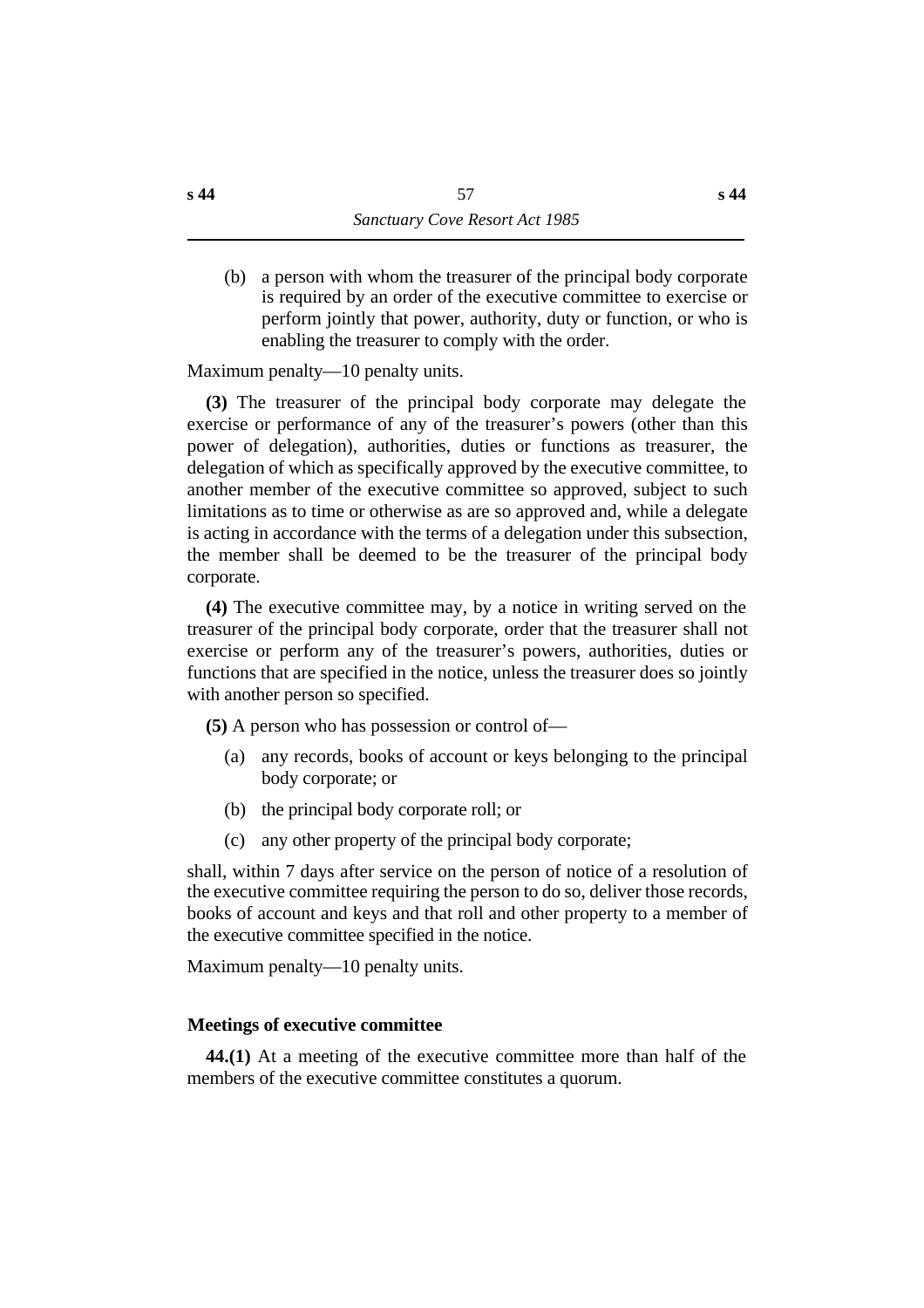(b) a person with whom the treasurer of the principal body corporate is required by an order of the executive committee to exercise or perform jointly that power, authority, duty or function, or who is enabling the treasurer to comply with the order.

Maximum penalty—10 penalty units.

**(3)** The treasurer of the principal body corporate may delegate the exercise or performance of any of the treasurer's powers (other than this power of delegation), authorities, duties or functions as treasurer, the delegation of which as specifically approved by the executive committee, to another member of the executive committee so approved, subject to such limitations as to time or otherwise as are so approved and, while a delegate is acting in accordance with the terms of a delegation under this subsection, the member shall be deemed to be the treasurer of the principal body corporate.

**(4)** The executive committee may, by a notice in writing served on the treasurer of the principal body corporate, order that the treasurer shall not exercise or perform any of the treasurer's powers, authorities, duties or functions that are specified in the notice, unless the treasurer does so jointly with another person so specified.

**(5)** A person who has possession or control of—

(a) any records, books of account or keys belonging to the principal body corporate; or

(b) the principal body corporate roll; or

(c) any other property of the principal body corporate;

shall, within 7 days after service on the person of notice of a resolution of the executive committee requiring the person to do so, deliver those records, books of account and keys and that roll and other property to a member of the executive committee specified in the notice.

Maximum penalty—10 penalty units.

### Meetings of executive committee

**44.(1)** At a meeting of the executive committee more than half of the members of the executive committee constitutes a quorum.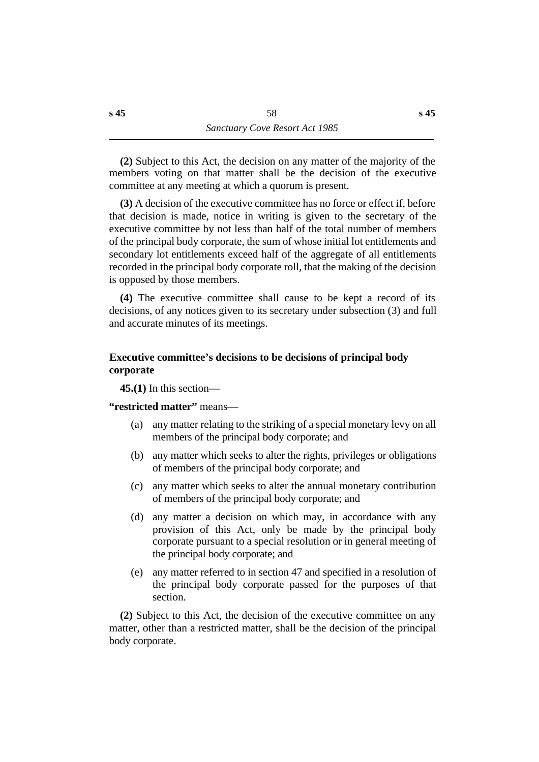**(2)** Subject to this Act, the decision on any matter of the majority of the members voting on that matter shall be the decision of the executive committee at any meeting at which a quorum is present.

**(3)** A decision of the executive committee has no force or effect if, before that decision is made, notice in writing is given to the secretary of the executive committee by not less than half of the total number of members of the principal body corporate, the sum of whose initial lot entitlements and secondary lot entitlements exceed half of the aggregate of all entitlements recorded in the principal body corporate roll, that the making of the decision is opposed by those members.

**(4)** The executive committee shall cause to be kept a record of its decisions, of any notices given to its secretary under subsection (3) and full and accurate minutes of its meetings.

### Executive committee's decisions to be decisions of principal body corporate

**45.(1)** In this section—

**"restricted matter"** means—

(a) any matter relating to the striking of a special monetary levy on all members of the principal body corporate; and

(b) any matter which seeks to alter the rights, privileges or obligations of members of the principal body corporate; and

(c) any matter which seeks to alter the annual monetary contribution of members of the principal body corporate; and

(d) any matter a decision on which may, in accordance with any provision of this Act, only be made by the principal body corporate pursuant to a special resolution or in general meeting of the principal body corporate; and

(e) any matter referred to in section 47 and specified in a resolution of the principal body corporate passed for the purposes of that section.

**(2)** Subject to this Act, the decision of the executive committee on any matter, other than a restricted matter, shall be the decision of the principal body corporate.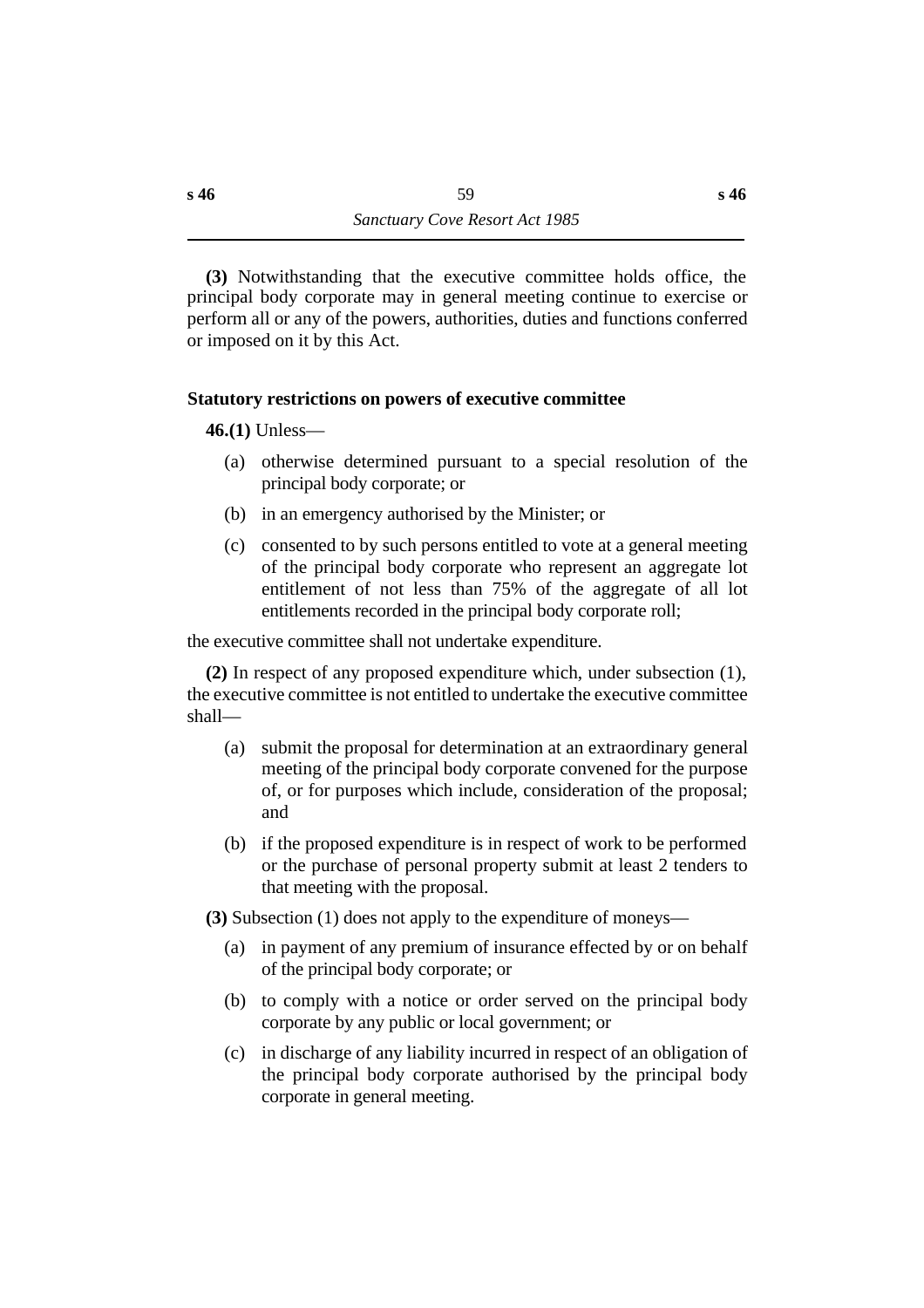**(3)** Notwithstanding that the executive committee holds office, the principal body corporate may in general meeting continue to exercise or perform all or any of the powers, authorities, duties and functions conferred or imposed on it by this Act.

### Statutory restrictions on powers of executive committee

**46.(1)** Unless—

- (a) otherwise determined pursuant to a special resolution of the principal body corporate; or
- (b) in an emergency authorised by the Minister; or
- (c) consented to by such persons entitled to vote at a general meeting of the principal body corporate who represent an aggregate lot entitlement of not less than 75% of the aggregate of all lot entitlements recorded in the principal body corporate roll;

the executive committee shall not undertake expenditure.

**(2)** In respect of any proposed expenditure which, under subsection (1), the executive committee is not entitled to undertake the executive committee shall—

- (a) submit the proposal for determination at an extraordinary general meeting of the principal body corporate convened for the purpose of, or for purposes which include, consideration of the proposal; and
- (b) if the proposed expenditure is in respect of work to be performed or the purchase of personal property submit at least 2 tenders to that meeting with the proposal.

**(3)** Subsection (1) does not apply to the expenditure of moneys—

- (a) in payment of any premium of insurance effected by or on behalf of the principal body corporate; or
- (b) to comply with a notice or order served on the principal body corporate by any public or local government; or
- (c) in discharge of any liability incurred in respect of an obligation of the principal body corporate authorised by the principal body corporate in general meeting.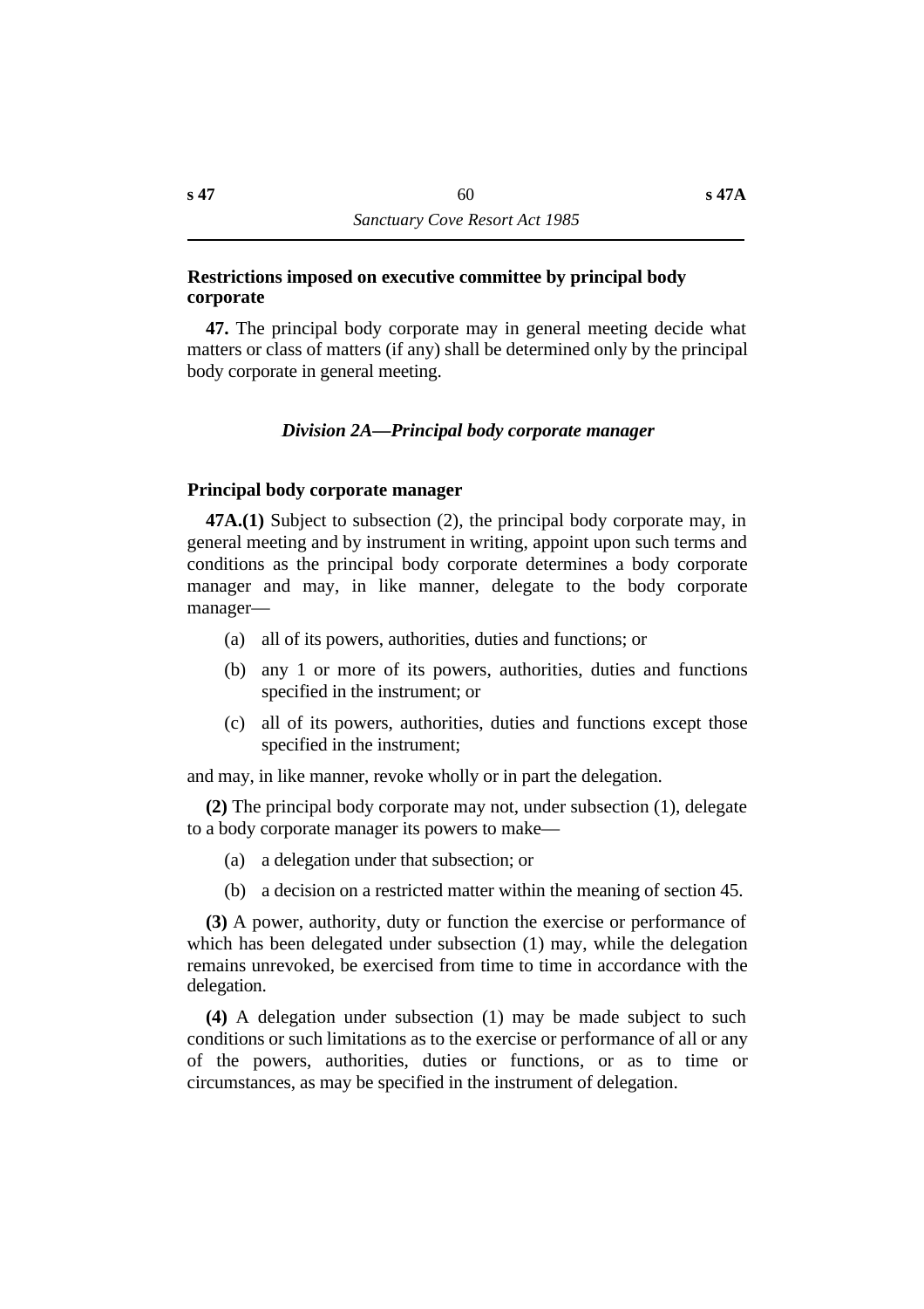### Restrictions imposed on executive committee by principal body corporate

**47.** The principal body corporate may in general meeting decide what matters or class of matters (if any) shall be determined only by the principal body corporate in general meeting.

## *Division 2A—Principal body corporate manager*

### Principal body corporate manager

**47A.(1)** Subject to subsection (2), the principal body corporate may, in general meeting and by instrument in writing, appoint upon such terms and conditions as the principal body corporate determines a body corporate manager and may, in like manner, delegate to the body corporate manager—

(a) all of its powers, authorities, duties and functions; or

(b) any 1 or more of its powers, authorities, duties and functions specified in the instrument; or

(c) all of its powers, authorities, duties and functions except those specified in the instrument;

and may, in like manner, revoke wholly or in part the delegation.

**(2)** The principal body corporate may not, under subsection (1), delegate to a body corporate manager its powers to make—

(a) a delegation under that subsection; or

(b) a decision on a restricted matter within the meaning of section 45.

**(3)** A power, authority, duty or function the exercise or performance of which has been delegated under subsection (1) may, while the delegation remains unrevoked, be exercised from time to time in accordance with the delegation.

**(4)** A delegation under subsection (1) may be made subject to such conditions or such limitations as to the exercise or performance of all or any of the powers, authorities, duties or functions, or as to time or circumstances, as may be specified in the instrument of delegation.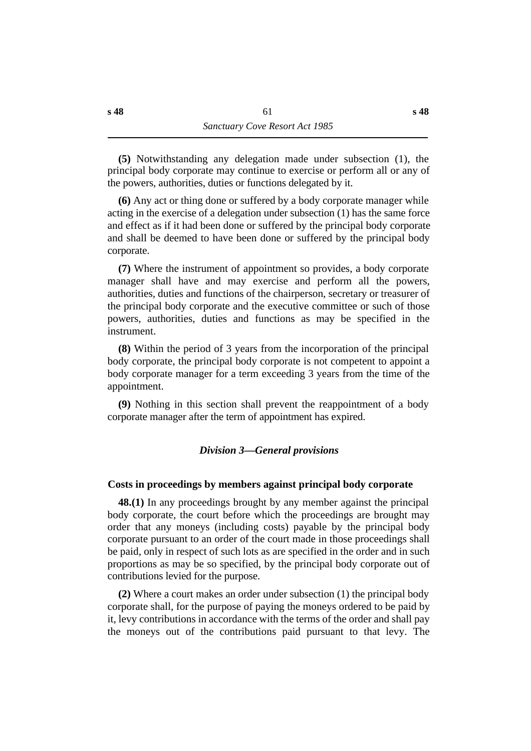**(5)** Notwithstanding any delegation made under subsection (1), the principal body corporate may continue to exercise or perform all or any of the powers, authorities, duties or functions delegated by it.

**(6)** Any act or thing done or suffered by a body corporate manager while acting in the exercise of a delegation under subsection (1) has the same force and effect as if it had been done or suffered by the principal body corporate and shall be deemed to have been done or suffered by the principal body corporate.

**(7)** Where the instrument of appointment so provides, a body corporate manager shall have and may exercise and perform all the powers, authorities, duties and functions of the chairperson, secretary or treasurer of the principal body corporate and the executive committee or such of those powers, authorities, duties and functions as may be specified in the instrument.

**(8)** Within the period of 3 years from the incorporation of the principal body corporate, the principal body corporate is not competent to appoint a body corporate manager for a term exceeding 3 years from the time of the appointment.

**(9)** Nothing in this section shall prevent the reappointment of a body corporate manager after the term of appointment has expired.

### *Division 3—General provisions*

#### Costs in proceedings by members against principal body corporate

**48.(1)** In any proceedings brought by any member against the principal body corporate, the court before which the proceedings are brought may order that any moneys (including costs) payable by the principal body corporate pursuant to an order of the court made in those proceedings shall be paid, only in respect of such lots as are specified in the order and in such proportions as may be so specified, by the principal body corporate out of contributions levied for the purpose.

**(2)** Where a court makes an order under subsection (1) the principal body corporate shall, for the purpose of paying the moneys ordered to be paid by it, levy contributions in accordance with the terms of the order and shall pay the moneys out of the contributions paid pursuant to that levy. The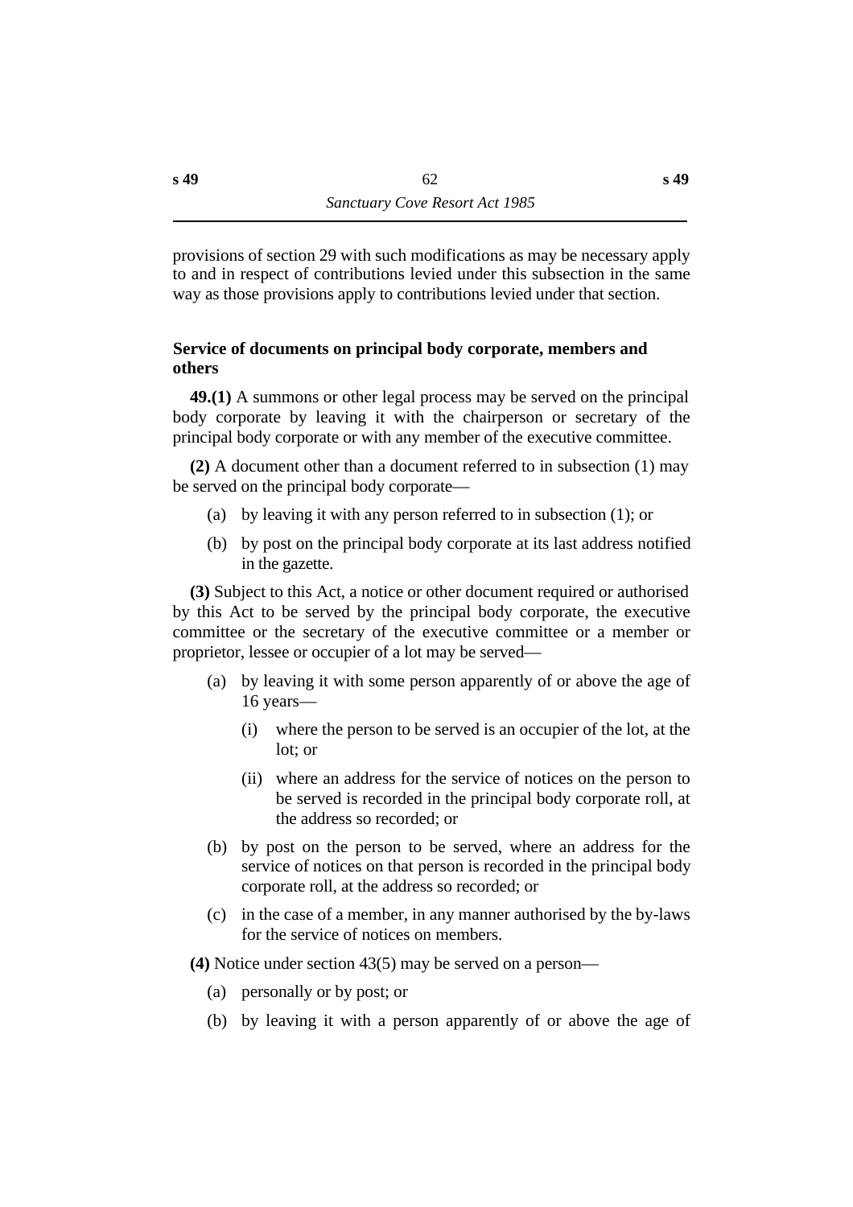provisions of section 29 with such modifications as may be necessary apply to and in respect of contributions levied under this subsection in the same way as those provisions apply to contributions levied under that section.

### Service of documents on principal body corporate, members and others

**49.(1)** A summons or other legal process may be served on the principal body corporate by leaving it with the chairperson or secretary of the principal body corporate or with any member of the executive committee.

**(2)** A document other than a document referred to in subsection (1) may be served on the principal body corporate—

- (a) by leaving it with any person referred to in subsection (1); or
- (b) by post on the principal body corporate at its last address notified in the gazette.

**(3)** Subject to this Act, a notice or other document required or authorised by this Act to be served by the principal body corporate, the executive committee or the secretary of the executive committee or a member or proprietor, lessee or occupier of a lot may be served—

- (a) by leaving it with some person apparently of or above the age of 16 years—
  - (i) where the person to be served is an occupier of the lot, at the lot; or
  - (ii) where an address for the service of notices on the person to be served is recorded in the principal body corporate roll, at the address so recorded; or
- (b) by post on the person to be served, where an address for the service of notices on that person is recorded in the principal body corporate roll, at the address so recorded; or
- (c) in the case of a member, in any manner authorised by the by-laws for the service of notices on members.

**(4)** Notice under section 43(5) may be served on a person—

- (a) personally or by post; or
- (b) by leaving it with a person apparently of or above the age of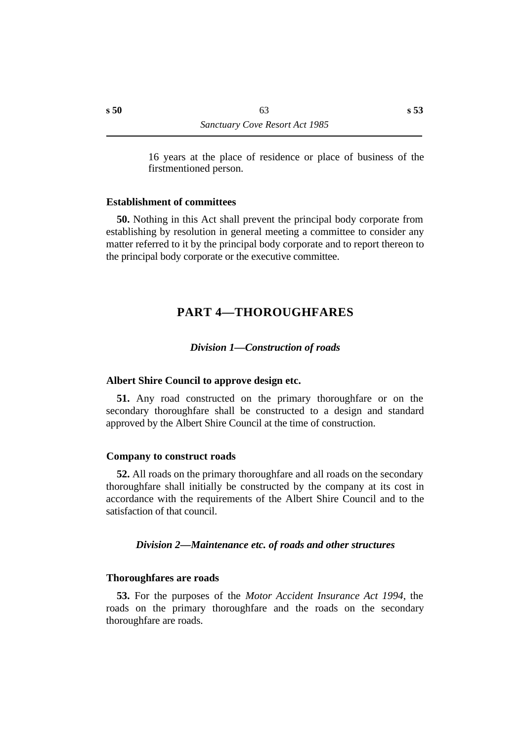16 years at the place of residence or place of business of the firstmentioned person.

### Establishment of committees

**50.** Nothing in this Act shall prevent the principal body corporate from establishing by resolution in general meeting a committee to consider any matter referred to it by the principal body corporate and to report thereon to the principal body corporate or the executive committee.

# PART 4—THOROUGHFARES

## *Division 1—Construction of roads*

### Albert Shire Council to approve design etc.

**51.** Any road constructed on the primary thoroughfare or on the secondary thoroughfare shall be constructed to a design and standard approved by the Albert Shire Council at the time of construction.

### Company to construct roads

**52.** All roads on the primary thoroughfare and all roads on the secondary thoroughfare shall initially be constructed by the company at its cost in accordance with the requirements of the Albert Shire Council and to the satisfaction of that council.

## *Division 2—Maintenance etc. of roads and other structures*

### Thoroughfares are roads

**53.** For the purposes of the *Motor Accident Insurance Act 1994*, the roads on the primary thoroughfare and the roads on the secondary thoroughfare are roads.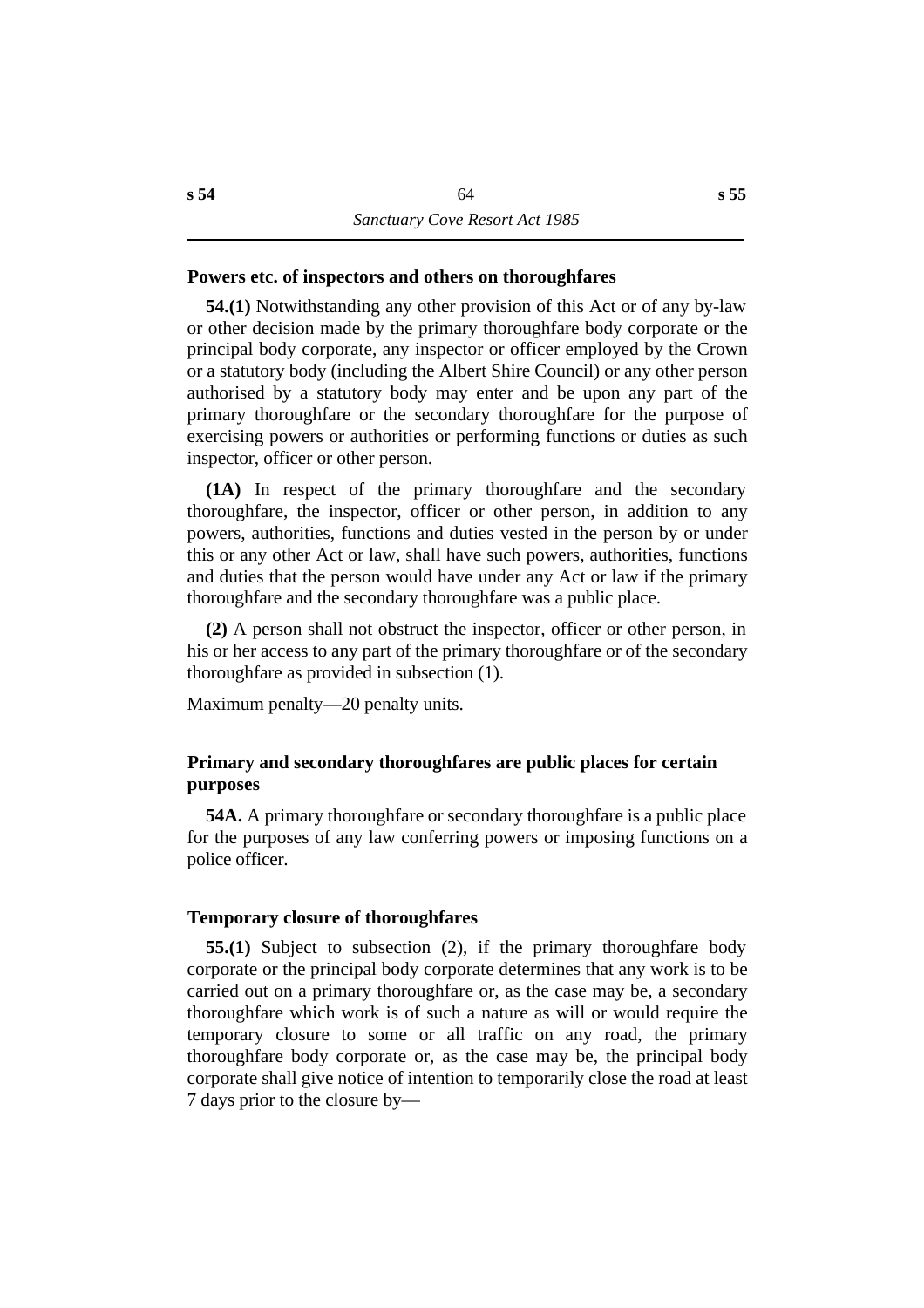### Powers etc. of inspectors and others on thoroughfares

**54.(1)** Notwithstanding any other provision of this Act or of any by-law or other decision made by the primary thoroughfare body corporate or the principal body corporate, any inspector or officer employed by the Crown or a statutory body (including the Albert Shire Council) or any other person authorised by a statutory body may enter and be upon any part of the primary thoroughfare or the secondary thoroughfare for the purpose of exercising powers or authorities or performing functions or duties as such inspector, officer or other person.

**(1A)** In respect of the primary thoroughfare and the secondary thoroughfare, the inspector, officer or other person, in addition to any powers, authorities, functions and duties vested in the person by or under this or any other Act or law, shall have such powers, authorities, functions and duties that the person would have under any Act or law if the primary thoroughfare and the secondary thoroughfare was a public place.

**(2)** A person shall not obstruct the inspector, officer or other person, in his or her access to any part of the primary thoroughfare or of the secondary thoroughfare as provided in subsection (1).

Maximum penalty—20 penalty units.

### Primary and secondary thoroughfares are public places for certain purposes

**54A.** A primary thoroughfare or secondary thoroughfare is a public place for the purposes of any law conferring powers or imposing functions on a police officer.

### Temporary closure of thoroughfares

**55.(1)** Subject to subsection (2), if the primary thoroughfare body corporate or the principal body corporate determines that any work is to be carried out on a primary thoroughfare or, as the case may be, a secondary thoroughfare which work is of such a nature as will or would require the temporary closure to some or all traffic on any road, the primary thoroughfare body corporate or, as the case may be, the principal body corporate shall give notice of intention to temporarily close the road at least 7 days prior to the closure by—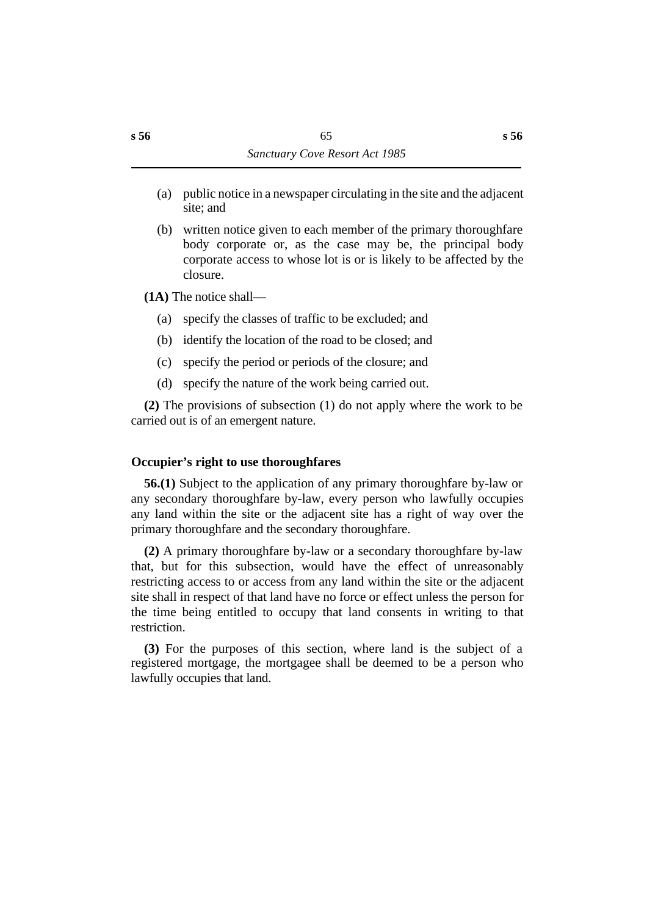(a) public notice in a newspaper circulating in the site and the adjacent site; and

(b) written notice given to each member of the primary thoroughfare body corporate or, as the case may be, the principal body corporate access to whose lot is or is likely to be affected by the closure.

**(1A)** The notice shall—

(a) specify the classes of traffic to be excluded; and

(b) identify the location of the road to be closed; and

(c) specify the period or periods of the closure; and

(d) specify the nature of the work being carried out.

**(2)** The provisions of subsection (1) do not apply where the work to be carried out is of an emergent nature.

### Occupier's right to use thoroughfares

**56.(1)** Subject to the application of any primary thoroughfare by-law or any secondary thoroughfare by-law, every person who lawfully occupies any land within the site or the adjacent site has a right of way over the primary thoroughfare and the secondary thoroughfare.

**(2)** A primary thoroughfare by-law or a secondary thoroughfare by-law that, but for this subsection, would have the effect of unreasonably restricting access to or access from any land within the site or the adjacent site shall in respect of that land have no force or effect unless the person for the time being entitled to occupy that land consents in writing to that restriction.

**(3)** For the purposes of this section, where land is the subject of a registered mortgage, the mortgagee shall be deemed to be a person who lawfully occupies that land.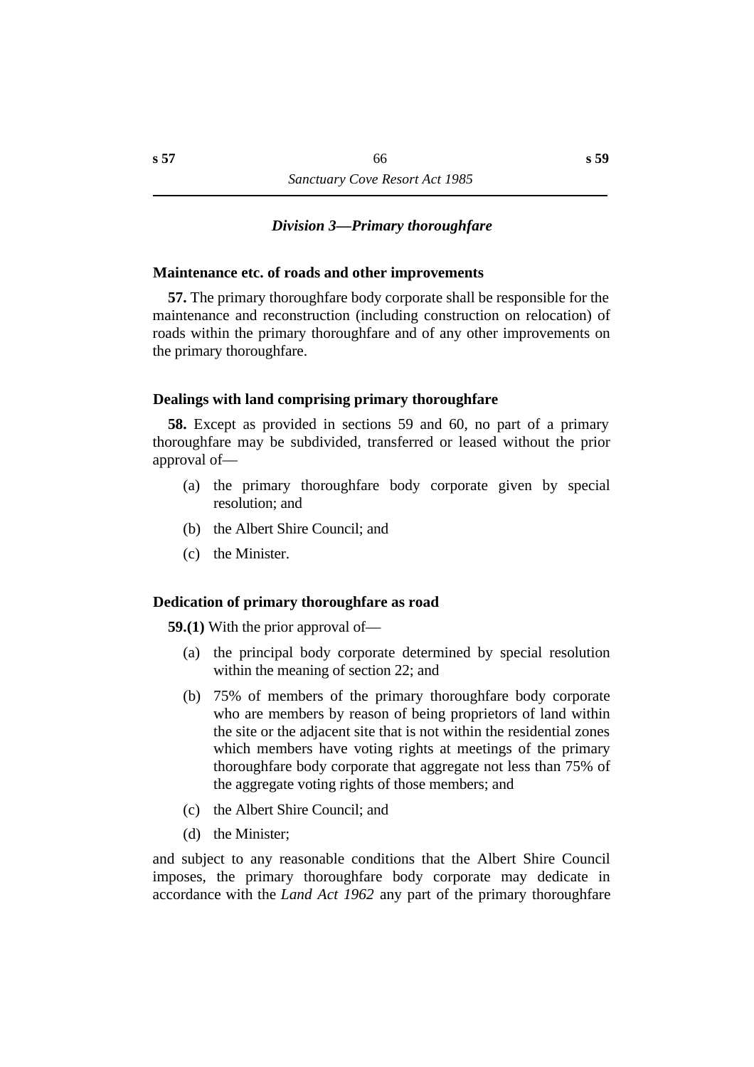### *Division 3—Primary thoroughfare*

**Maintenance etc. of roads and other improvements**

**57.** The primary thoroughfare body corporate shall be responsible for the maintenance and reconstruction (including construction on relocation) of roads within the primary thoroughfare and of any other improvements on the primary thoroughfare.

**Dealings with land comprising primary thoroughfare**

**58.** Except as provided in sections 59 and 60, no part of a primary thoroughfare may be subdivided, transferred or leased without the prior approval of—

(a) the primary thoroughfare body corporate given by special resolution; and

(b) the Albert Shire Council; and

(c) the Minister.

**Dedication of primary thoroughfare as road**

**59.(1)** With the prior approval of—

(a) the principal body corporate determined by special resolution within the meaning of section 22; and

(b) 75% of members of the primary thoroughfare body corporate who are members by reason of being proprietors of land within the site or the adjacent site that is not within the residential zones which members have voting rights at meetings of the primary thoroughfare body corporate that aggregate not less than 75% of the aggregate voting rights of those members; and

(c) the Albert Shire Council; and

(d) the Minister;

and subject to any reasonable conditions that the Albert Shire Council imposes, the primary thoroughfare body corporate may dedicate in accordance with the *Land Act 1962* any part of the primary thoroughfare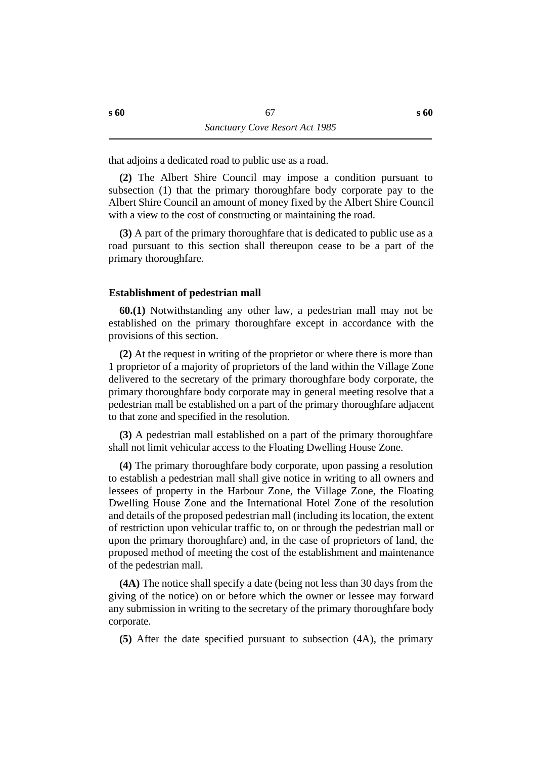that adjoins a dedicated road to public use as a road.

**(2)** The Albert Shire Council may impose a condition pursuant to subsection (1) that the primary thoroughfare body corporate pay to the Albert Shire Council an amount of money fixed by the Albert Shire Council with a view to the cost of constructing or maintaining the road.

**(3)** A part of the primary thoroughfare that is dedicated to public use as a road pursuant to this section shall thereupon cease to be a part of the primary thoroughfare.

### Establishment of pedestrian mall

**60.(1)** Notwithstanding any other law, a pedestrian mall may not be established on the primary thoroughfare except in accordance with the provisions of this section.

**(2)** At the request in writing of the proprietor or where there is more than 1 proprietor of a majority of proprietors of the land within the Village Zone delivered to the secretary of the primary thoroughfare body corporate, the primary thoroughfare body corporate may in general meeting resolve that a pedestrian mall be established on a part of the primary thoroughfare adjacent to that zone and specified in the resolution.

**(3)** A pedestrian mall established on a part of the primary thoroughfare shall not limit vehicular access to the Floating Dwelling House Zone.

**(4)** The primary thoroughfare body corporate, upon passing a resolution to establish a pedestrian mall shall give notice in writing to all owners and lessees of property in the Harbour Zone, the Village Zone, the Floating Dwelling House Zone and the International Hotel Zone of the resolution and details of the proposed pedestrian mall (including its location, the extent of restriction upon vehicular traffic to, on or through the pedestrian mall or upon the primary thoroughfare) and, in the case of proprietors of land, the proposed method of meeting the cost of the establishment and maintenance of the pedestrian mall.

**(4A)** The notice shall specify a date (being not less than 30 days from the giving of the notice) on or before which the owner or lessee may forward any submission in writing to the secretary of the primary thoroughfare body corporate.

**(5)** After the date specified pursuant to subsection (4A), the primary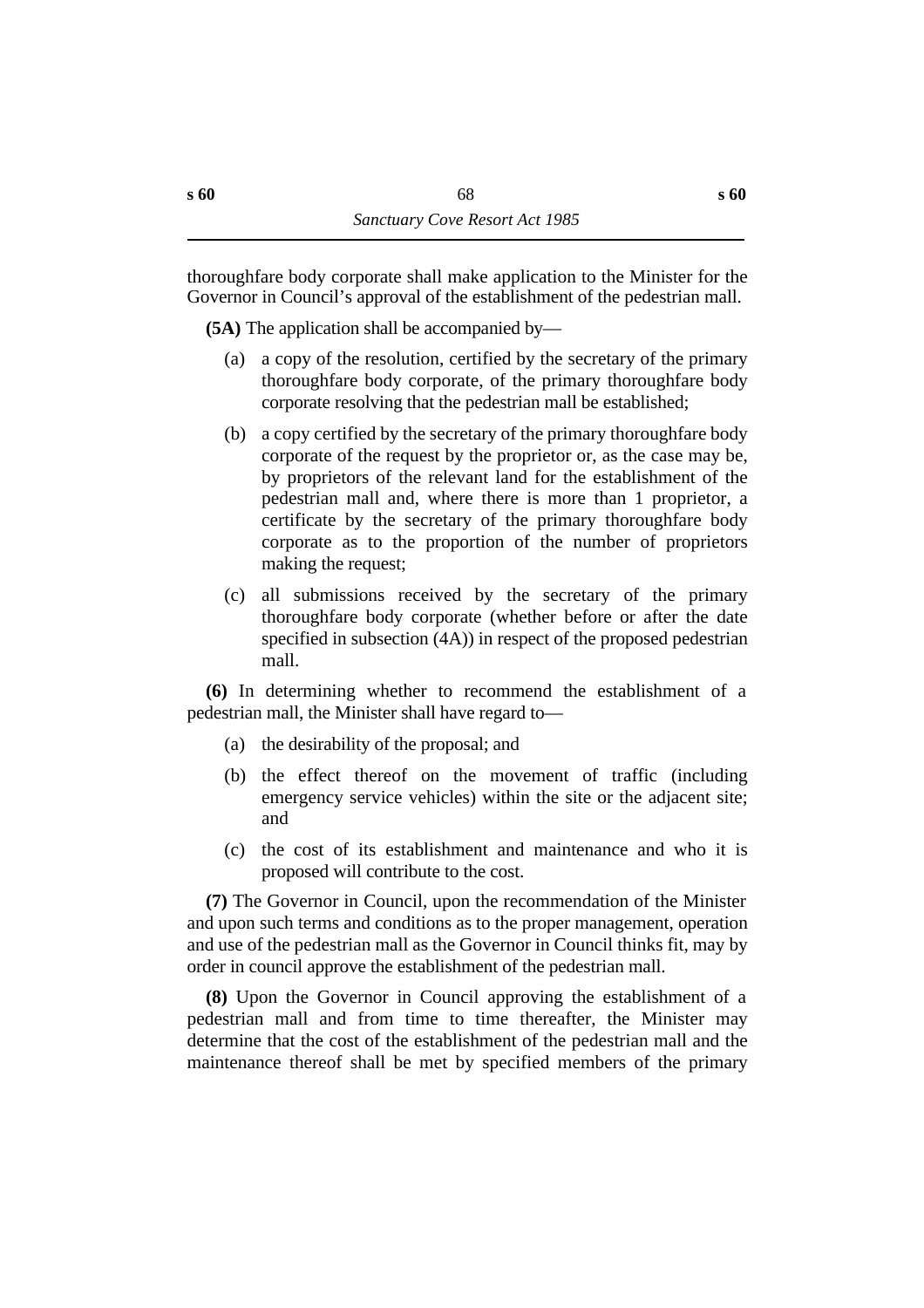thoroughfare body corporate shall make application to the Minister for the Governor in Council's approval of the establishment of the pedestrian mall.

**(5A)** The application shall be accompanied by—

(a) a copy of the resolution, certified by the secretary of the primary thoroughfare body corporate, of the primary thoroughfare body corporate resolving that the pedestrian mall be established;

(b) a copy certified by the secretary of the primary thoroughfare body corporate of the request by the proprietor or, as the case may be, by proprietors of the relevant land for the establishment of the pedestrian mall and, where there is more than 1 proprietor, a certificate by the secretary of the primary thoroughfare body corporate as to the proportion of the number of proprietors making the request;

(c) all submissions received by the secretary of the primary thoroughfare body corporate (whether before or after the date specified in subsection (4A)) in respect of the proposed pedestrian mall.

**(6)** In determining whether to recommend the establishment of a pedestrian mall, the Minister shall have regard to—

(a) the desirability of the proposal; and

(b) the effect thereof on the movement of traffic (including emergency service vehicles) within the site or the adjacent site; and

(c) the cost of its establishment and maintenance and who it is proposed will contribute to the cost.

**(7)** The Governor in Council, upon the recommendation of the Minister and upon such terms and conditions as to the proper management, operation and use of the pedestrian mall as the Governor in Council thinks fit, may by order in council approve the establishment of the pedestrian mall.

**(8)** Upon the Governor in Council approving the establishment of a pedestrian mall and from time to time thereafter, the Minister may determine that the cost of the establishment of the pedestrian mall and the maintenance thereof shall be met by specified members of the primary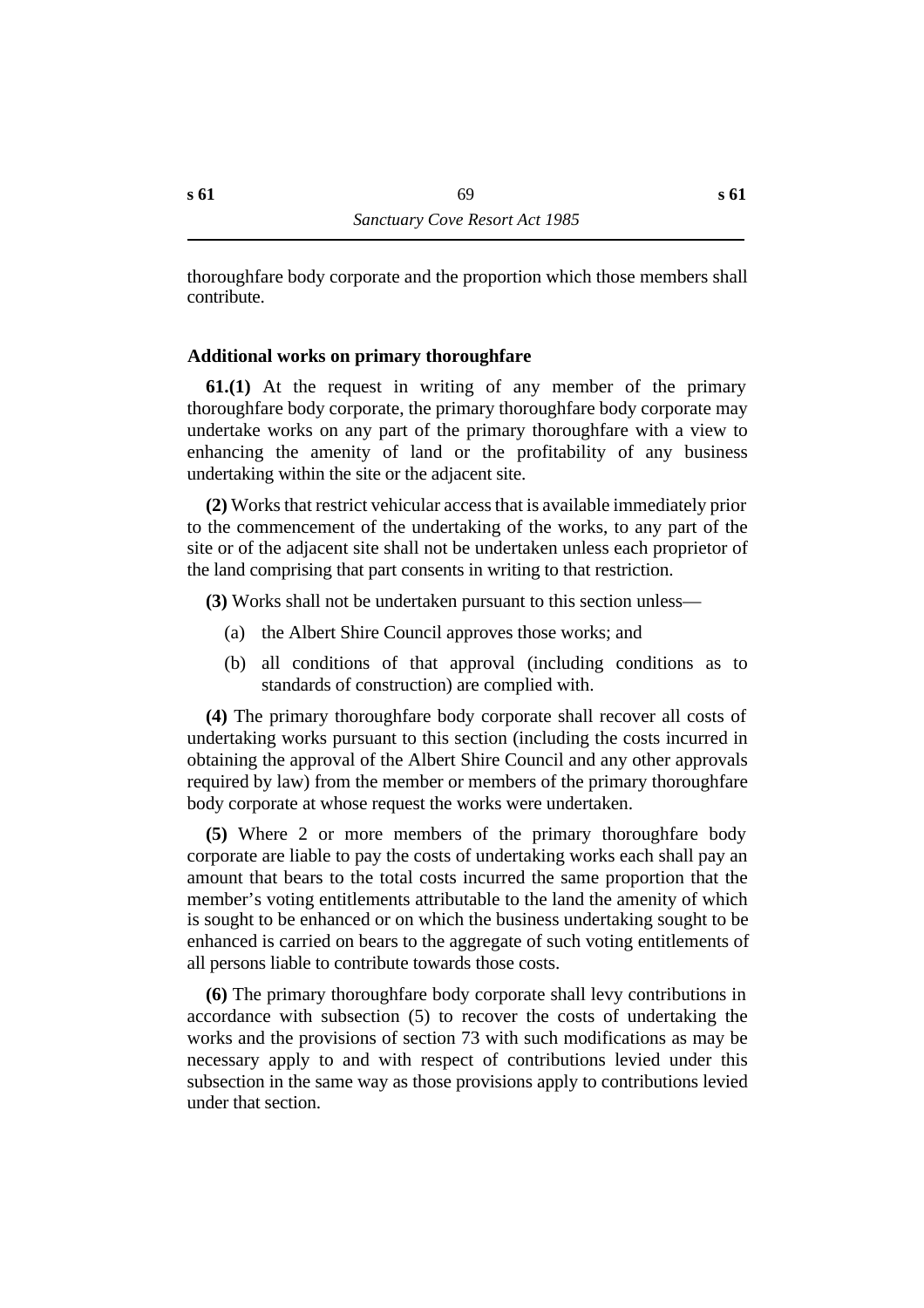thoroughfare body corporate and the proportion which those members shall contribute.

### Additional works on primary thoroughfare

**61.(1)** At the request in writing of any member of the primary thoroughfare body corporate, the primary thoroughfare body corporate may undertake works on any part of the primary thoroughfare with a view to enhancing the amenity of land or the profitability of any business undertaking within the site or the adjacent site.

**(2)** Works that restrict vehicular access that is available immediately prior to the commencement of the undertaking of the works, to any part of the site or of the adjacent site shall not be undertaken unless each proprietor of the land comprising that part consents in writing to that restriction.

**(3)** Works shall not be undertaken pursuant to this section unless—

(a) the Albert Shire Council approves those works; and

(b) all conditions of that approval (including conditions as to standards of construction) are complied with.

**(4)** The primary thoroughfare body corporate shall recover all costs of undertaking works pursuant to this section (including the costs incurred in obtaining the approval of the Albert Shire Council and any other approvals required by law) from the member or members of the primary thoroughfare body corporate at whose request the works were undertaken.

**(5)** Where 2 or more members of the primary thoroughfare body corporate are liable to pay the costs of undertaking works each shall pay an amount that bears to the total costs incurred the same proportion that the member's voting entitlements attributable to the land the amenity of which is sought to be enhanced or on which the business undertaking sought to be enhanced is carried on bears to the aggregate of such voting entitlements of all persons liable to contribute towards those costs.

**(6)** The primary thoroughfare body corporate shall levy contributions in accordance with subsection (5) to recover the costs of undertaking the works and the provisions of section 73 with such modifications as may be necessary apply to and with respect of contributions levied under this subsection in the same way as those provisions apply to contributions levied under that section.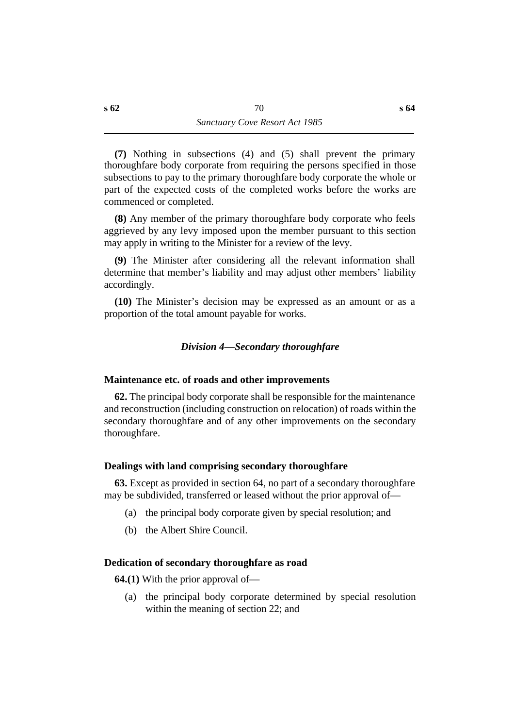**(7)** Nothing in subsections (4) and (5) shall prevent the primary thoroughfare body corporate from requiring the persons specified in those subsections to pay to the primary thoroughfare body corporate the whole or part of the expected costs of the completed works before the works are commenced or completed.

**(8)** Any member of the primary thoroughfare body corporate who feels aggrieved by any levy imposed upon the member pursuant to this section may apply in writing to the Minister for a review of the levy.

**(9)** The Minister after considering all the relevant information shall determine that member's liability and may adjust other members' liability accordingly.

**(10)** The Minister's decision may be expressed as an amount or as a proportion of the total amount payable for works.

### *Division 4—Secondary thoroughfare*

#### Maintenance etc. of roads and other improvements

**62.** The principal body corporate shall be responsible for the maintenance and reconstruction (including construction on relocation) of roads within the secondary thoroughfare and of any other improvements on the secondary thoroughfare.

#### Dealings with land comprising secondary thoroughfare

**63.** Except as provided in section 64, no part of a secondary thoroughfare may be subdivided, transferred or leased without the prior approval of—

(a) the principal body corporate given by special resolution; and

(b) the Albert Shire Council.

#### Dedication of secondary thoroughfare as road

**64.(1)** With the prior approval of—

(a) the principal body corporate determined by special resolution within the meaning of section 22; and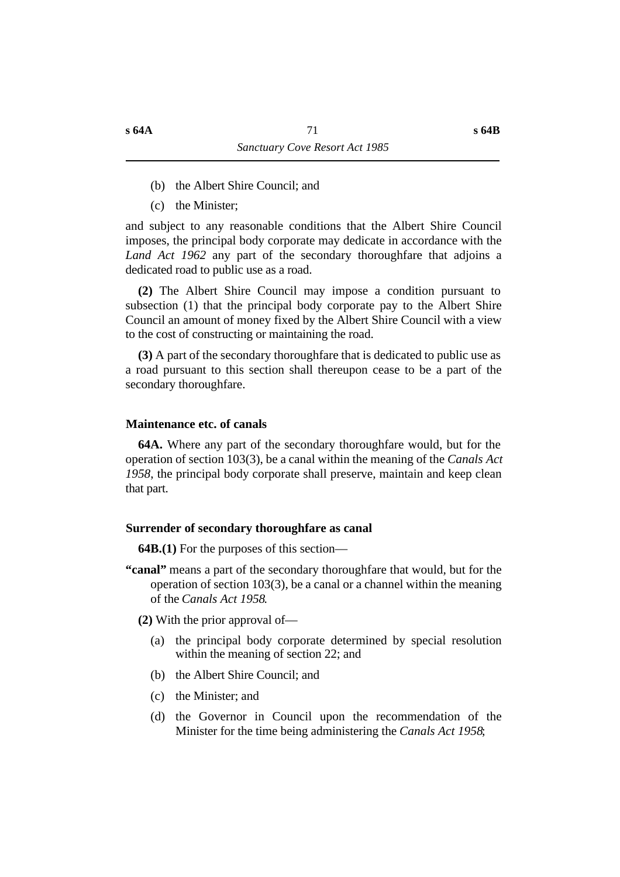(b) the Albert Shire Council; and

(c) the Minister;

and subject to any reasonable conditions that the Albert Shire Council imposes, the principal body corporate may dedicate in accordance with the *Land Act 1962* any part of the secondary thoroughfare that adjoins a dedicated road to public use as a road.

**(2)** The Albert Shire Council may impose a condition pursuant to subsection (1) that the principal body corporate pay to the Albert Shire Council an amount of money fixed by the Albert Shire Council with a view to the cost of constructing or maintaining the road.

**(3)** A part of the secondary thoroughfare that is dedicated to public use as a road pursuant to this section shall thereupon cease to be a part of the secondary thoroughfare.

### Maintenance etc. of canals

**64A.** Where any part of the secondary thoroughfare would, but for the operation of section 103(3), be a canal within the meaning of the *Canals Act 1958*, the principal body corporate shall preserve, maintain and keep clean that part.

### Surrender of secondary thoroughfare as canal

**64B.(1)** For the purposes of this section—

**"canal"** means a part of the secondary thoroughfare that would, but for the operation of section 103(3), be a canal or a channel within the meaning of the *Canals Act 1958*.

**(2)** With the prior approval of—

(a) the principal body corporate determined by special resolution within the meaning of section 22; and

(b) the Albert Shire Council; and

(c) the Minister; and

(d) the Governor in Council upon the recommendation of the Minister for the time being administering the *Canals Act 1958*;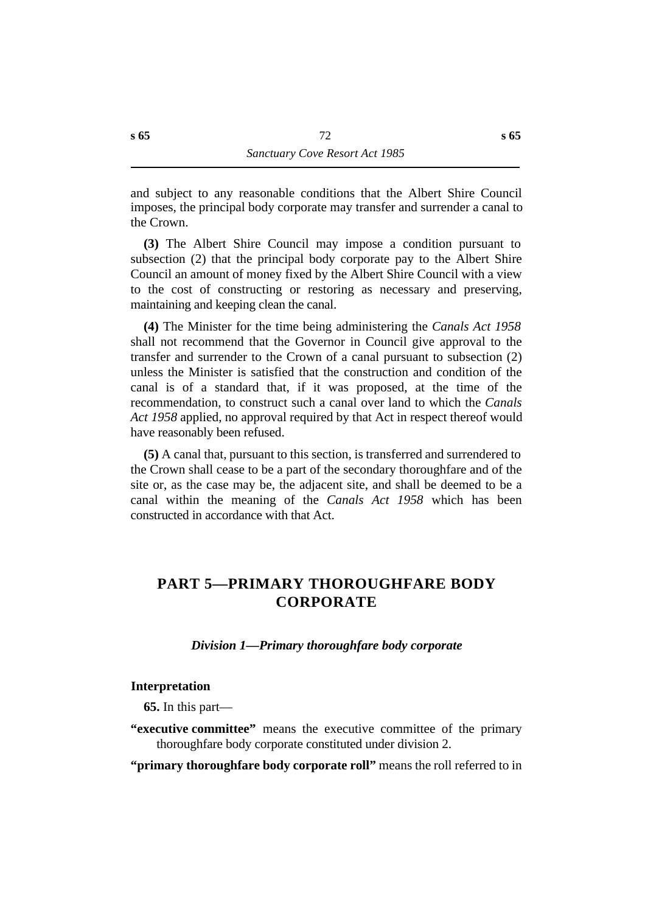and subject to any reasonable conditions that the Albert Shire Council imposes, the principal body corporate may transfer and surrender a canal to the Crown.

**(3)** The Albert Shire Council may impose a condition pursuant to subsection (2) that the principal body corporate pay to the Albert Shire Council an amount of money fixed by the Albert Shire Council with a view to the cost of constructing or restoring as necessary and preserving, maintaining and keeping clean the canal.

**(4)** The Minister for the time being administering the *Canals Act 1958* shall not recommend that the Governor in Council give approval to the transfer and surrender to the Crown of a canal pursuant to subsection (2) unless the Minister is satisfied that the construction and condition of the canal is of a standard that, if it was proposed, at the time of the recommendation, to construct such a canal over land to which the *Canals Act 1958* applied, no approval required by that Act in respect thereof would have reasonably been refused.

**(5)** A canal that, pursuant to this section, is transferred and surrendered to the Crown shall cease to be a part of the secondary thoroughfare and of the site or, as the case may be, the adjacent site, and shall be deemed to be a canal within the meaning of the *Canals Act 1958* which has been constructed in accordance with that Act.

# PART 5—PRIMARY THOROUGHFARE BODY CORPORATE

### *Division 1—Primary thoroughfare body corporate*

#### Interpretation

**65.** In this part—

**"executive committee"** means the executive committee of the primary thoroughfare body corporate constituted under division 2.

**"primary thoroughfare body corporate roll"** means the roll referred to in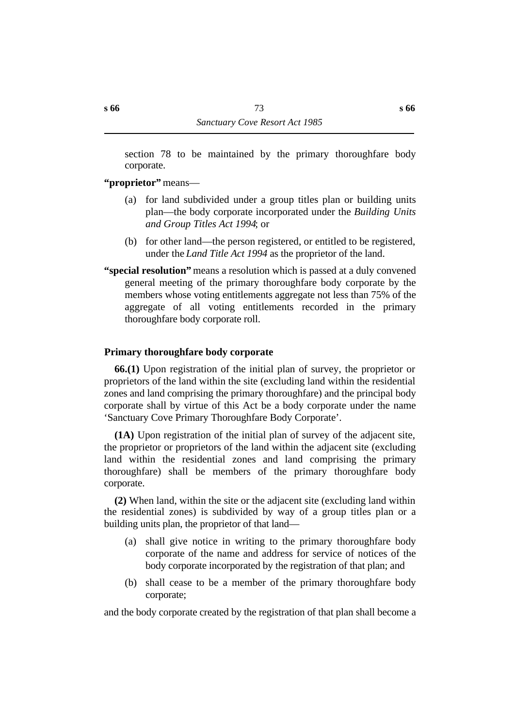section 78 to be maintained by the primary thoroughfare body corporate.

**"proprietor"** means—

(a) for land subdivided under a group titles plan or building units plan—the body corporate incorporated under the *Building Units and Group Titles Act 1994*; or

(b) for other land—the person registered, or entitled to be registered, under the *Land Title Act 1994* as the proprietor of the land.

**"special resolution"** means a resolution which is passed at a duly convened general meeting of the primary thoroughfare body corporate by the members whose voting entitlements aggregate not less than 75% of the aggregate of all voting entitlements recorded in the primary thoroughfare body corporate roll.

### Primary thoroughfare body corporate

**66.(1)** Upon registration of the initial plan of survey, the proprietor or proprietors of the land within the site (excluding land within the residential zones and land comprising the primary thoroughfare) and the principal body corporate shall by virtue of this Act be a body corporate under the name 'Sanctuary Cove Primary Thoroughfare Body Corporate'.

**(1A)** Upon registration of the initial plan of survey of the adjacent site, the proprietor or proprietors of the land within the adjacent site (excluding land within the residential zones and land comprising the primary thoroughfare) shall be members of the primary thoroughfare body corporate.

**(2)** When land, within the site or the adjacent site (excluding land within the residential zones) is subdivided by way of a group titles plan or a building units plan, the proprietor of that land—

(a) shall give notice in writing to the primary thoroughfare body corporate of the name and address for service of notices of the body corporate incorporated by the registration of that plan; and

(b) shall cease to be a member of the primary thoroughfare body corporate;

and the body corporate created by the registration of that plan shall become a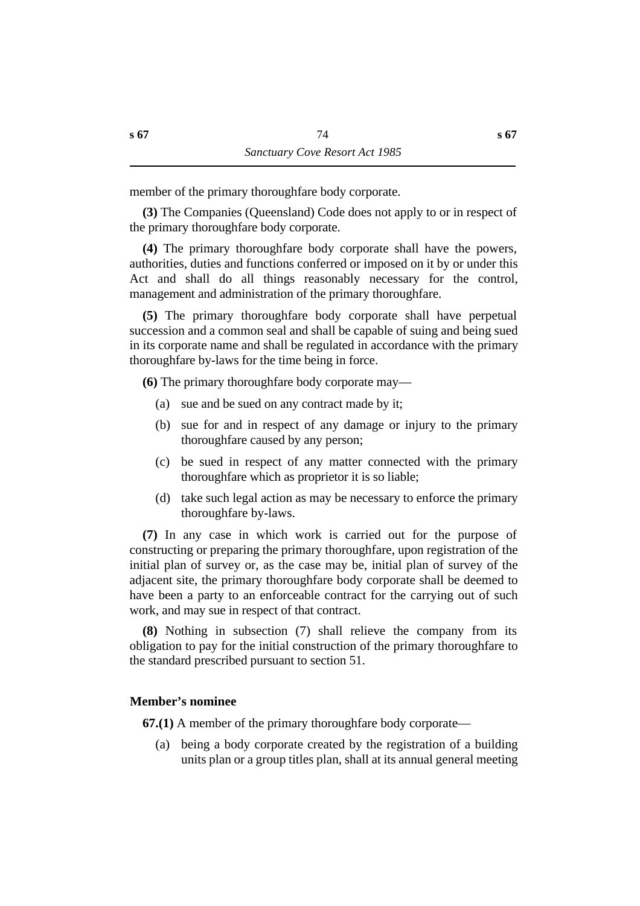member of the primary thoroughfare body corporate.

**(3)** The Companies (Queensland) Code does not apply to or in respect of the primary thoroughfare body corporate.

**(4)** The primary thoroughfare body corporate shall have the powers, authorities, duties and functions conferred or imposed on it by or under this Act and shall do all things reasonably necessary for the control, management and administration of the primary thoroughfare.

**(5)** The primary thoroughfare body corporate shall have perpetual succession and a common seal and shall be capable of suing and being sued in its corporate name and shall be regulated in accordance with the primary thoroughfare by-laws for the time being in force.

**(6)** The primary thoroughfare body corporate may—

(a) sue and be sued on any contract made by it;

(b) sue for and in respect of any damage or injury to the primary thoroughfare caused by any person;

(c) be sued in respect of any matter connected with the primary thoroughfare which as proprietor it is so liable;

(d) take such legal action as may be necessary to enforce the primary thoroughfare by-laws.

**(7)** In any case in which work is carried out for the purpose of constructing or preparing the primary thoroughfare, upon registration of the initial plan of survey or, as the case may be, initial plan of survey of the adjacent site, the primary thoroughfare body corporate shall be deemed to have been a party to an enforceable contract for the carrying out of such work, and may sue in respect of that contract.

**(8)** Nothing in subsection (7) shall relieve the company from its obligation to pay for the initial construction of the primary thoroughfare to the standard prescribed pursuant to section 51.

### Member's nominee

**67.(1)** A member of the primary thoroughfare body corporate—

(a) being a body corporate created by the registration of a building units plan or a group titles plan, shall at its annual general meeting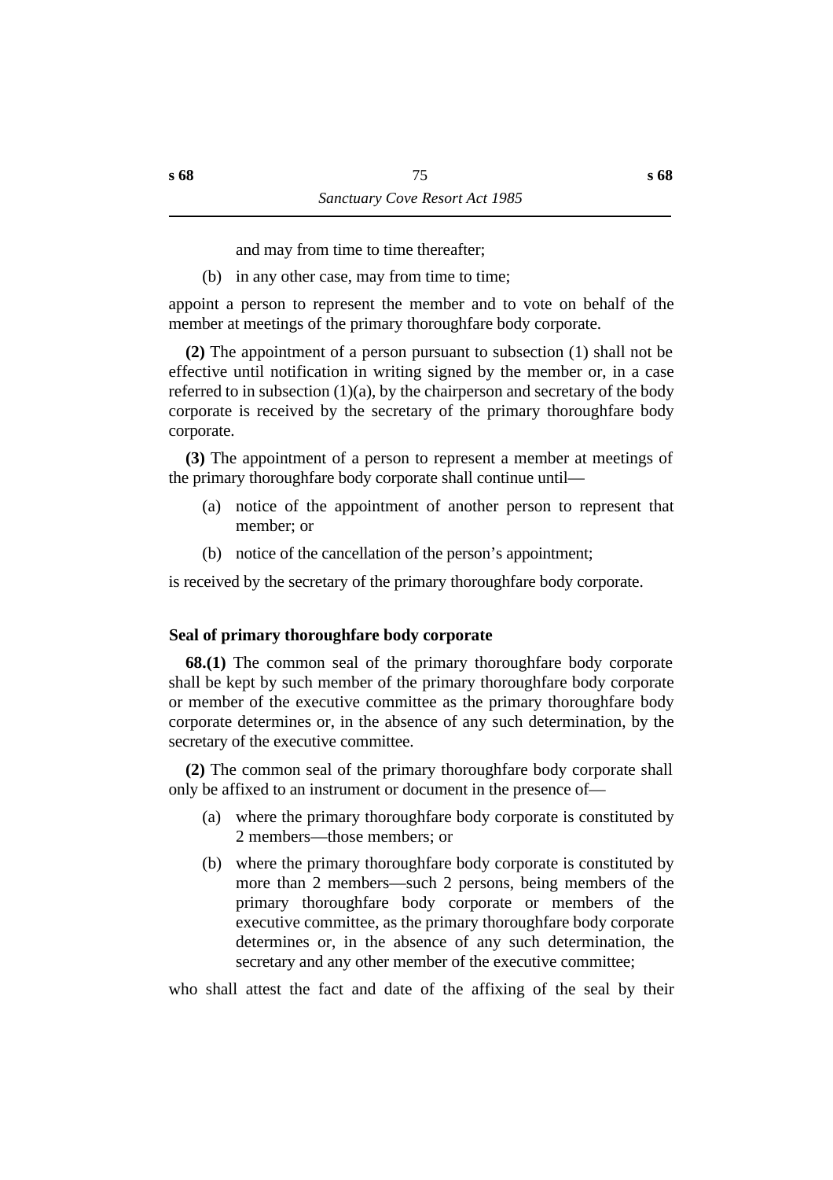and may from time to time thereafter;

(b) in any other case, may from time to time;

appoint a person to represent the member and to vote on behalf of the member at meetings of the primary thoroughfare body corporate.

**(2)** The appointment of a person pursuant to subsection (1) shall not be effective until notification in writing signed by the member or, in a case referred to in subsection (1)(a), by the chairperson and secretary of the body corporate is received by the secretary of the primary thoroughfare body corporate.

**(3)** The appointment of a person to represent a member at meetings of the primary thoroughfare body corporate shall continue until—

(a) notice of the appointment of another person to represent that member; or

(b) notice of the cancellation of the person's appointment;

is received by the secretary of the primary thoroughfare body corporate.

### Seal of primary thoroughfare body corporate

**68.(1)** The common seal of the primary thoroughfare body corporate shall be kept by such member of the primary thoroughfare body corporate or member of the executive committee as the primary thoroughfare body corporate determines or, in the absence of any such determination, by the secretary of the executive committee.

**(2)** The common seal of the primary thoroughfare body corporate shall only be affixed to an instrument or document in the presence of—

(a) where the primary thoroughfare body corporate is constituted by 2 members—those members; or

(b) where the primary thoroughfare body corporate is constituted by more than 2 members—such 2 persons, being members of the primary thoroughfare body corporate or members of the executive committee, as the primary thoroughfare body corporate determines or, in the absence of any such determination, the secretary and any other member of the executive committee;

who shall attest the fact and date of the affixing of the seal by their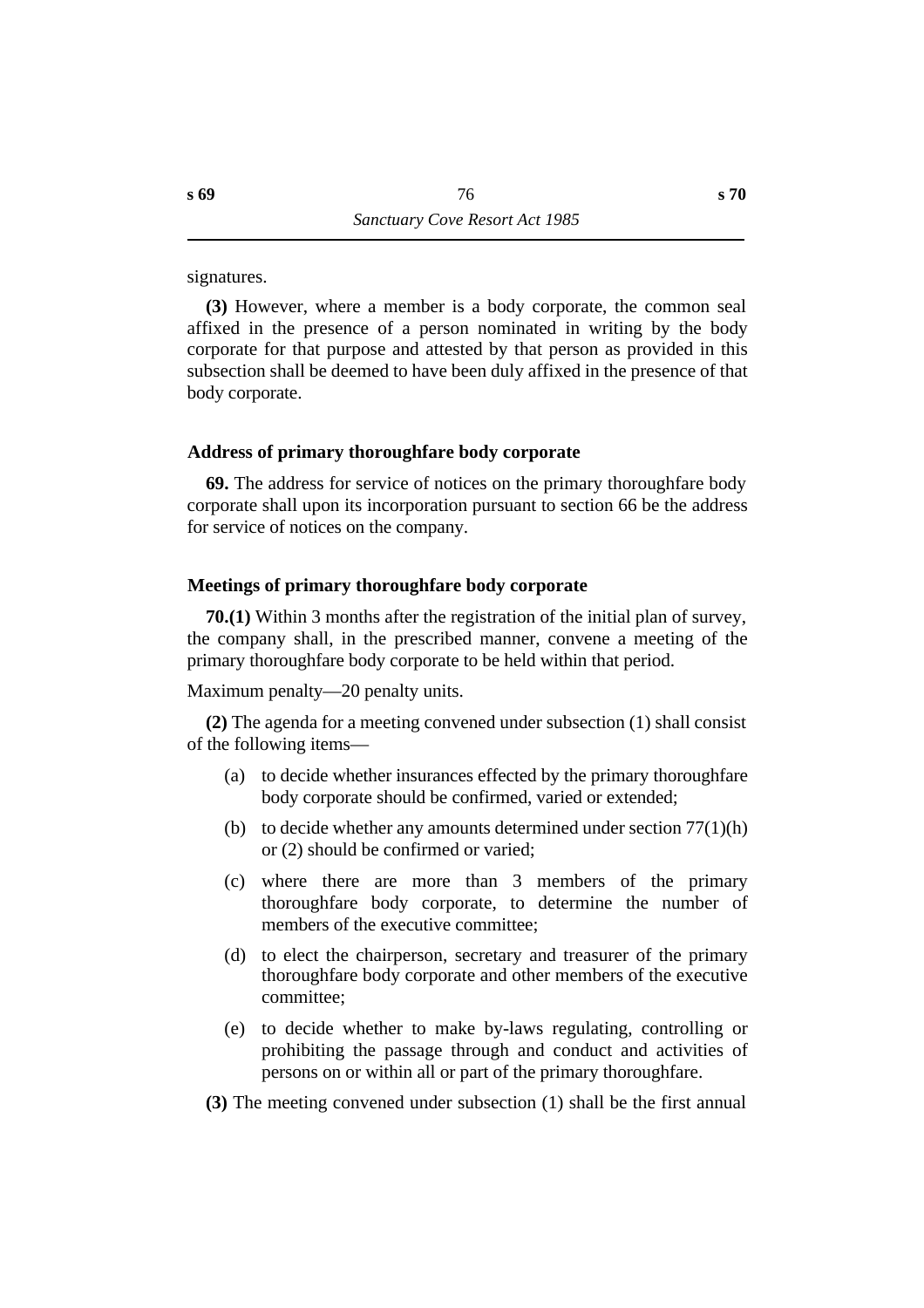signatures.

**(3)** However, where a member is a body corporate, the common seal affixed in the presence of a person nominated in writing by the body corporate for that purpose and attested by that person as provided in this subsection shall be deemed to have been duly affixed in the presence of that body corporate.

### Address of primary thoroughfare body corporate

**69.** The address for service of notices on the primary thoroughfare body corporate shall upon its incorporation pursuant to section 66 be the address for service of notices on the company.

### Meetings of primary thoroughfare body corporate

**70.(1)** Within 3 months after the registration of the initial plan of survey, the company shall, in the prescribed manner, convene a meeting of the primary thoroughfare body corporate to be held within that period.

Maximum penalty—20 penalty units.

**(2)** The agenda for a meeting convened under subsection (1) shall consist of the following items—

(a) to decide whether insurances effected by the primary thoroughfare body corporate should be confirmed, varied or extended;

(b) to decide whether any amounts determined under section 77(1)(h) or (2) should be confirmed or varied;

(c) where there are more than 3 members of the primary thoroughfare body corporate, to determine the number of members of the executive committee;

(d) to elect the chairperson, secretary and treasurer of the primary thoroughfare body corporate and other members of the executive committee;

(e) to decide whether to make by-laws regulating, controlling or prohibiting the passage through and conduct and activities of persons on or within all or part of the primary thoroughfare.

**(3)** The meeting convened under subsection (1) shall be the first annual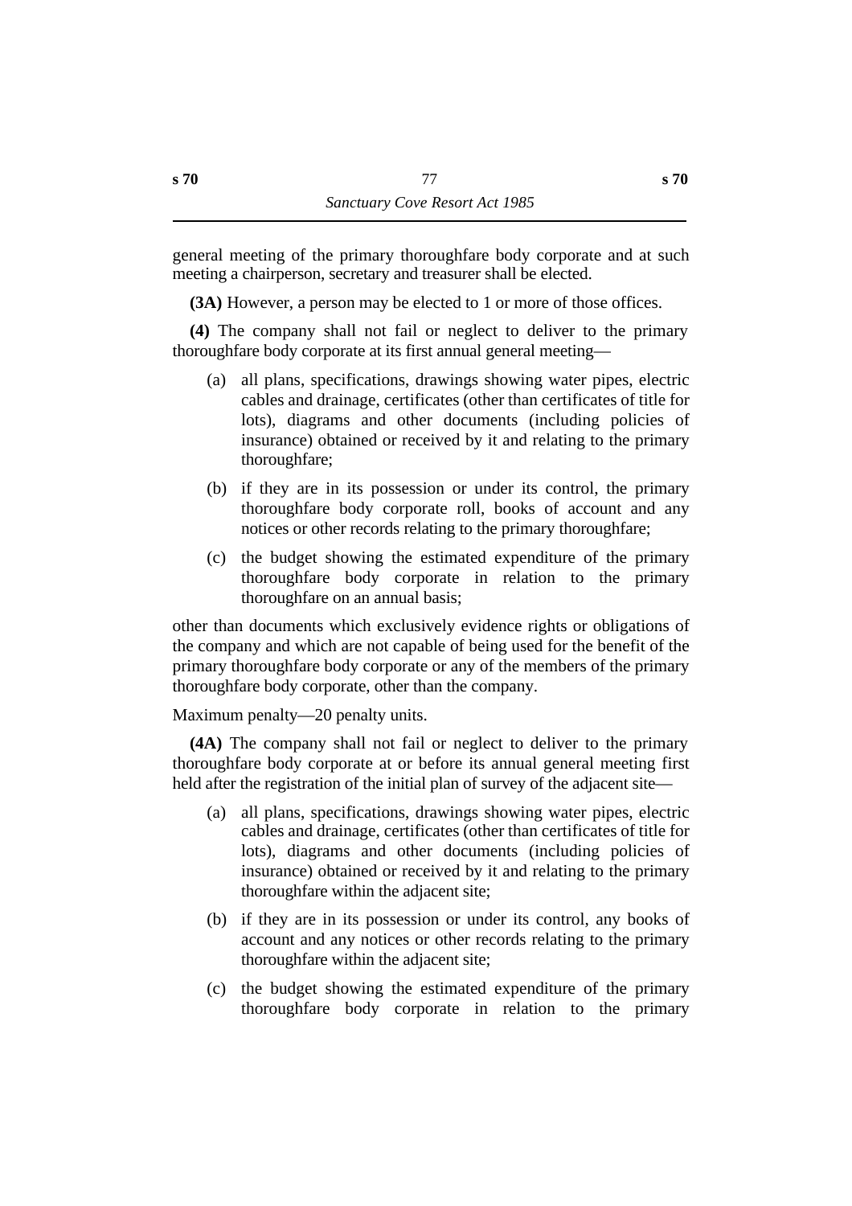general meeting of the primary thoroughfare body corporate and at such meeting a chairperson, secretary and treasurer shall be elected.

**(3A)** However, a person may be elected to 1 or more of those offices.

**(4)** The company shall not fail or neglect to deliver to the primary thoroughfare body corporate at its first annual general meeting—

(a) all plans, specifications, drawings showing water pipes, electric cables and drainage, certificates (other than certificates of title for lots), diagrams and other documents (including policies of insurance) obtained or received by it and relating to the primary thoroughfare;

(b) if they are in its possession or under its control, the primary thoroughfare body corporate roll, books of account and any notices or other records relating to the primary thoroughfare;

(c) the budget showing the estimated expenditure of the primary thoroughfare body corporate in relation to the primary thoroughfare on an annual basis;

other than documents which exclusively evidence rights or obligations of the company and which are not capable of being used for the benefit of the primary thoroughfare body corporate or any of the members of the primary thoroughfare body corporate, other than the company.

Maximum penalty—20 penalty units.

**(4A)** The company shall not fail or neglect to deliver to the primary thoroughfare body corporate at or before its annual general meeting first held after the registration of the initial plan of survey of the adjacent site—

(a) all plans, specifications, drawings showing water pipes, electric cables and drainage, certificates (other than certificates of title for lots), diagrams and other documents (including policies of insurance) obtained or received by it and relating to the primary thoroughfare within the adjacent site;

(b) if they are in its possession or under its control, any books of account and any notices or other records relating to the primary thoroughfare within the adjacent site;

(c) the budget showing the estimated expenditure of the primary thoroughfare body corporate in relation to the primary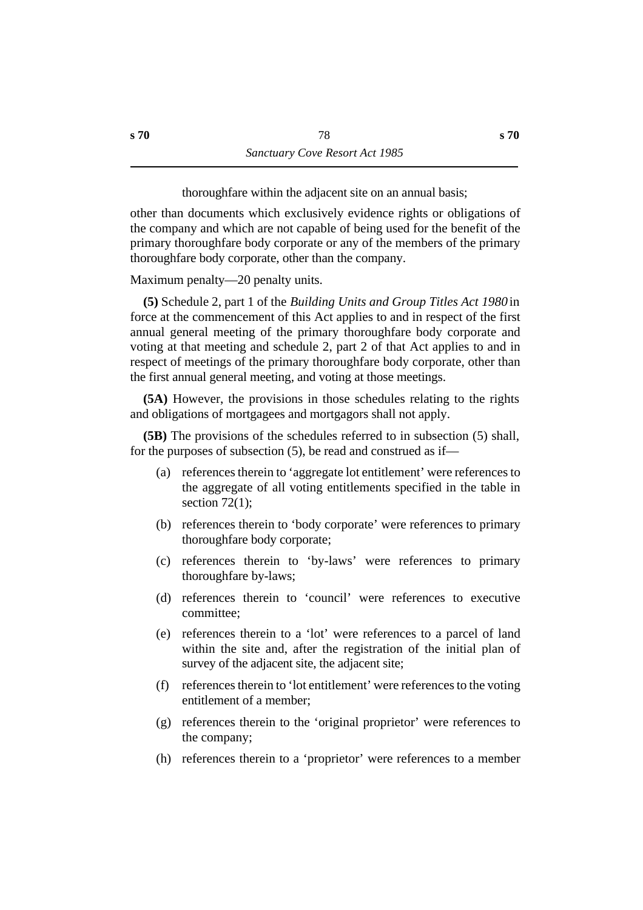thoroughfare within the adjacent site on an annual basis;

other than documents which exclusively evidence rights or obligations of the company and which are not capable of being used for the benefit of the primary thoroughfare body corporate or any of the members of the primary thoroughfare body corporate, other than the company.

Maximum penalty—20 penalty units.

**(5)** Schedule 2, part 1 of the *Building Units and Group Titles Act 1980* in force at the commencement of this Act applies to and in respect of the first annual general meeting of the primary thoroughfare body corporate and voting at that meeting and schedule 2, part 2 of that Act applies to and in respect of meetings of the primary thoroughfare body corporate, other than the first annual general meeting, and voting at those meetings.

**(5A)** However, the provisions in those schedules relating to the rights and obligations of mortgagees and mortgagors shall not apply.

**(5B)** The provisions of the schedules referred to in subsection (5) shall, for the purposes of subsection (5), be read and construed as if—

(a) references therein to 'aggregate lot entitlement' were references to the aggregate of all voting entitlements specified in the table in section 72(1);

(b) references therein to 'body corporate' were references to primary thoroughfare body corporate;

(c) references therein to 'by-laws' were references to primary thoroughfare by-laws;

(d) references therein to 'council' were references to executive committee;

(e) references therein to a 'lot' were references to a parcel of land within the site and, after the registration of the initial plan of survey of the adjacent site, the adjacent site;

(f) references therein to 'lot entitlement' were references to the voting entitlement of a member;

(g) references therein to the 'original proprietor' were references to the company;

(h) references therein to a 'proprietor' were references to a member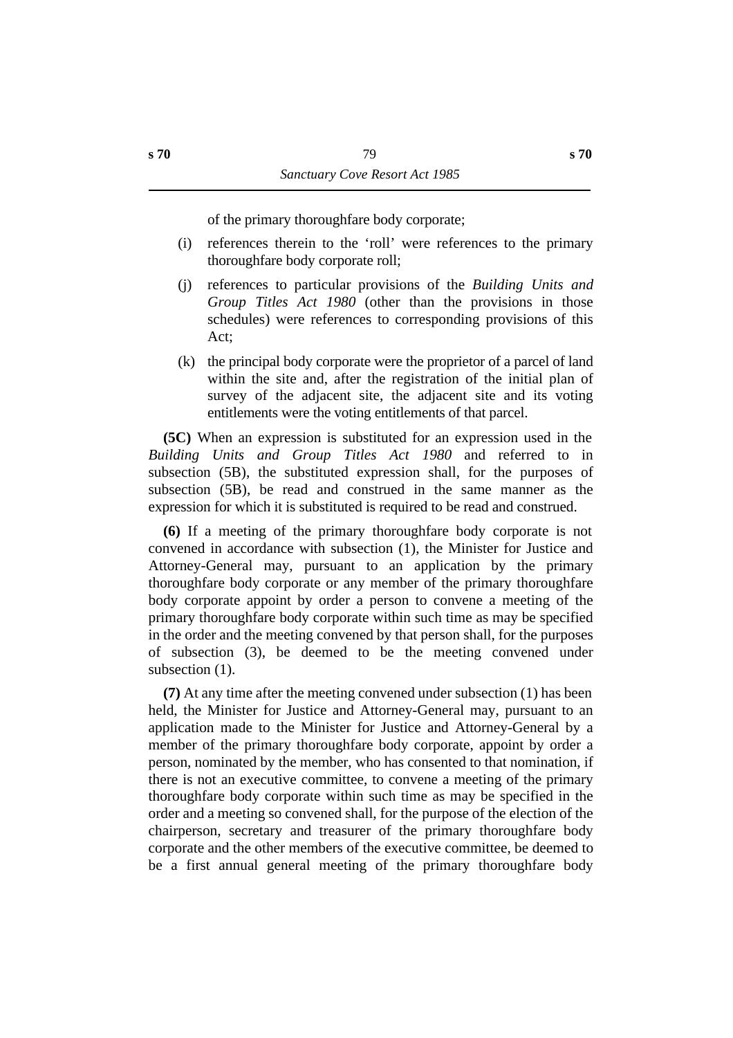of the primary thoroughfare body corporate;

(i) references therein to the 'roll' were references to the primary thoroughfare body corporate roll;

(j) references to particular provisions of the *Building Units and Group Titles Act 1980* (other than the provisions in those schedules) were references to corresponding provisions of this Act;

(k) the principal body corporate were the proprietor of a parcel of land within the site and, after the registration of the initial plan of survey of the adjacent site, the adjacent site and its voting entitlements were the voting entitlements of that parcel.

**(5C)** When an expression is substituted for an expression used in the *Building Units and Group Titles Act 1980* and referred to in subsection (5B), the substituted expression shall, for the purposes of subsection (5B), be read and construed in the same manner as the expression for which it is substituted is required to be read and construed.

**(6)** If a meeting of the primary thoroughfare body corporate is not convened in accordance with subsection (1), the Minister for Justice and Attorney-General may, pursuant to an application by the primary thoroughfare body corporate or any member of the primary thoroughfare body corporate appoint by order a person to convene a meeting of the primary thoroughfare body corporate within such time as may be specified in the order and the meeting convened by that person shall, for the purposes of subsection (3), be deemed to be the meeting convened under subsection (1).

**(7)** At any time after the meeting convened under subsection (1) has been held, the Minister for Justice and Attorney-General may, pursuant to an application made to the Minister for Justice and Attorney-General by a member of the primary thoroughfare body corporate, appoint by order a person, nominated by the member, who has consented to that nomination, if there is not an executive committee, to convene a meeting of the primary thoroughfare body corporate within such time as may be specified in the order and a meeting so convened shall, for the purpose of the election of the chairperson, secretary and treasurer of the primary thoroughfare body corporate and the other members of the executive committee, be deemed to be a first annual general meeting of the primary thoroughfare body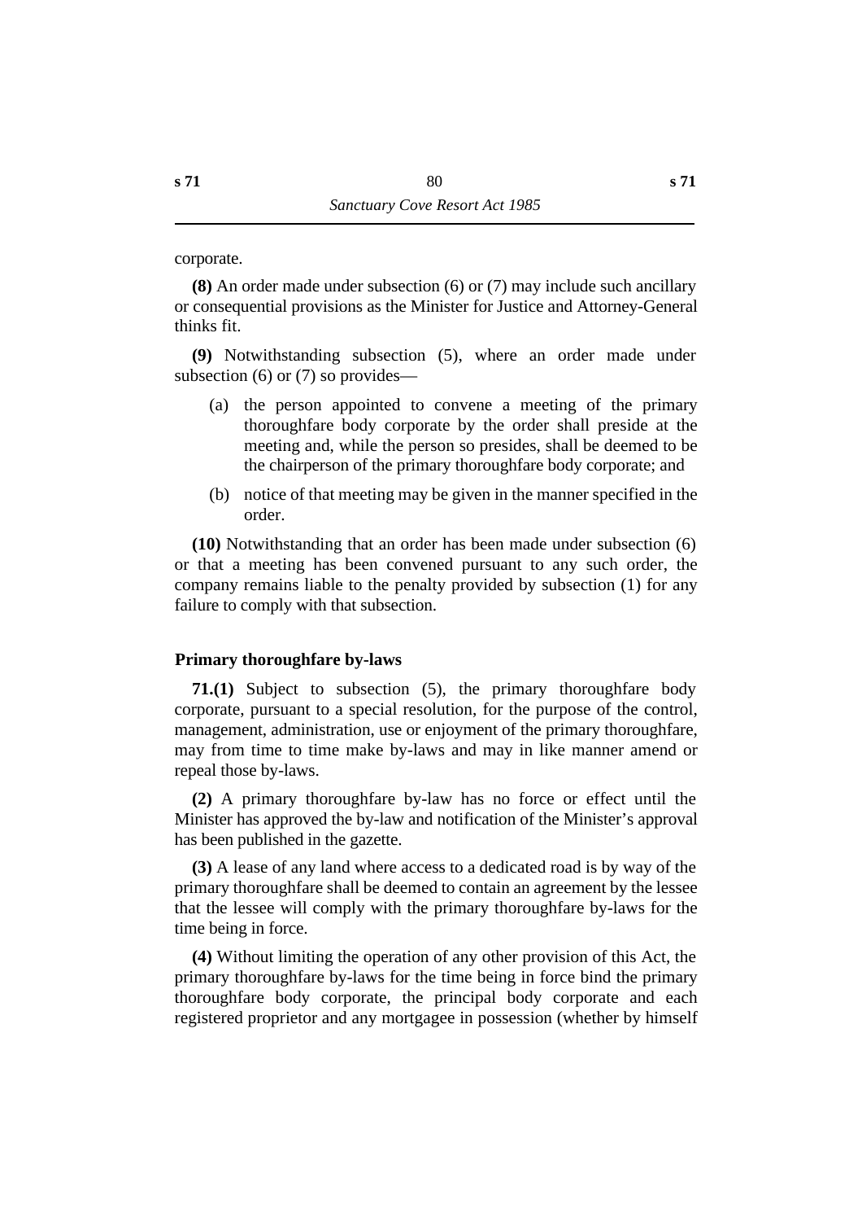corporate.

**(8)** An order made under subsection (6) or (7) may include such ancillary or consequential provisions as the Minister for Justice and Attorney-General thinks fit.

**(9)** Notwithstanding subsection (5), where an order made under subsection (6) or (7) so provides—

(a) the person appointed to convene a meeting of the primary thoroughfare body corporate by the order shall preside at the meeting and, while the person so presides, shall be deemed to be the chairperson of the primary thoroughfare body corporate; and

(b) notice of that meeting may be given in the manner specified in the order.

**(10)** Notwithstanding that an order has been made under subsection (6) or that a meeting has been convened pursuant to any such order, the company remains liable to the penalty provided by subsection (1) for any failure to comply with that subsection.

### Primary thoroughfare by-laws

**71.(1)** Subject to subsection (5), the primary thoroughfare body corporate, pursuant to a special resolution, for the purpose of the control, management, administration, use or enjoyment of the primary thoroughfare, may from time to time make by-laws and may in like manner amend or repeal those by-laws.

**(2)** A primary thoroughfare by-law has no force or effect until the Minister has approved the by-law and notification of the Minister's approval has been published in the gazette.

**(3)** A lease of any land where access to a dedicated road is by way of the primary thoroughfare shall be deemed to contain an agreement by the lessee that the lessee will comply with the primary thoroughfare by-laws for the time being in force.

**(4)** Without limiting the operation of any other provision of this Act, the primary thoroughfare by-laws for the time being in force bind the primary thoroughfare body corporate, the principal body corporate and each registered proprietor and any mortgagee in possession (whether by himself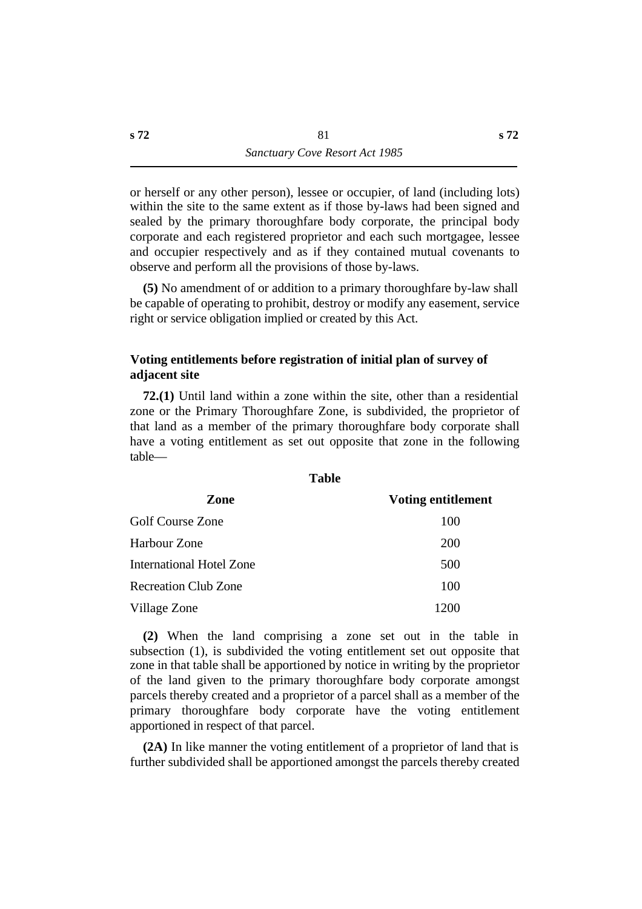or herself or any other person), lessee or occupier, of land (including lots) within the site to the same extent as if those by-laws had been signed and sealed by the primary thoroughfare body corporate, the principal body corporate and each registered proprietor and each such mortgagee, lessee and occupier respectively and as if they contained mutual covenants to observe and perform all the provisions of those by-laws.

**(5)** No amendment of or addition to a primary thoroughfare by-law shall be capable of operating to prohibit, destroy or modify any easement, service right or service obligation implied or created by this Act.

### Voting entitlements before registration of initial plan of survey of adjacent site

**72.(1)** Until land within a zone within the site, other than a residential zone or the Primary Thoroughfare Zone, is subdivided, the proprietor of that land as a member of the primary thoroughfare body corporate shall have a voting entitlement as set out opposite that zone in the following table—

**Table**

| Zone | Voting entitlement |
|---|---|
| Golf Course Zone | 100 |
| Harbour Zone | 200 |
| International Hotel Zone | 500 |
| Recreation Club Zone | 100 |
| Village Zone | 1200 |

**(2)** When the land comprising a zone set out in the table in subsection (1), is subdivided the voting entitlement set out opposite that zone in that table shall be apportioned by notice in writing by the proprietor of the land given to the primary thoroughfare body corporate amongst parcels thereby created and a proprietor of a parcel shall as a member of the primary thoroughfare body corporate have the voting entitlement apportioned in respect of that parcel.

**(2A)** In like manner the voting entitlement of a proprietor of land that is further subdivided shall be apportioned amongst the parcels thereby created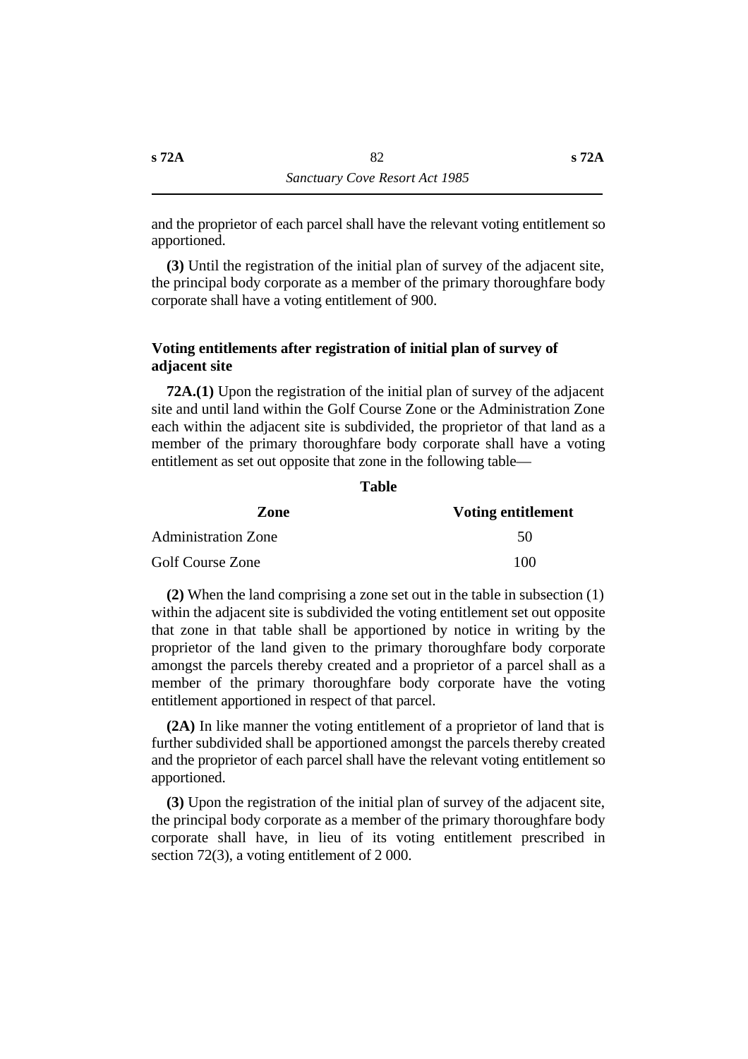and the proprietor of each parcel shall have the relevant voting entitlement so apportioned.

**(3)** Until the registration of the initial plan of survey of the adjacent site, the principal body corporate as a member of the primary thoroughfare body corporate shall have a voting entitlement of 900.

### Voting entitlements after registration of initial plan of survey of adjacent site

**72A.(1)** Upon the registration of the initial plan of survey of the adjacent site and until land within the Golf Course Zone or the Administration Zone each within the adjacent site is subdivided, the proprietor of that land as a member of the primary thoroughfare body corporate shall have a voting entitlement as set out opposite that zone in the following table—

**Table**

| Zone | Voting entitlement |
|---|---|
| Administration Zone | 50 |
| Golf Course Zone | 100 |

**(2)** When the land comprising a zone set out in the table in subsection (1) within the adjacent site is subdivided the voting entitlement set out opposite that zone in that table shall be apportioned by notice in writing by the proprietor of the land given to the primary thoroughfare body corporate amongst the parcels thereby created and a proprietor of a parcel shall as a member of the primary thoroughfare body corporate have the voting entitlement apportioned in respect of that parcel.

**(2A)** In like manner the voting entitlement of a proprietor of land that is further subdivided shall be apportioned amongst the parcels thereby created and the proprietor of each parcel shall have the relevant voting entitlement so apportioned.

**(3)** Upon the registration of the initial plan of survey of the adjacent site, the principal body corporate as a member of the primary thoroughfare body corporate shall have, in lieu of its voting entitlement prescribed in section 72(3), a voting entitlement of 2 000.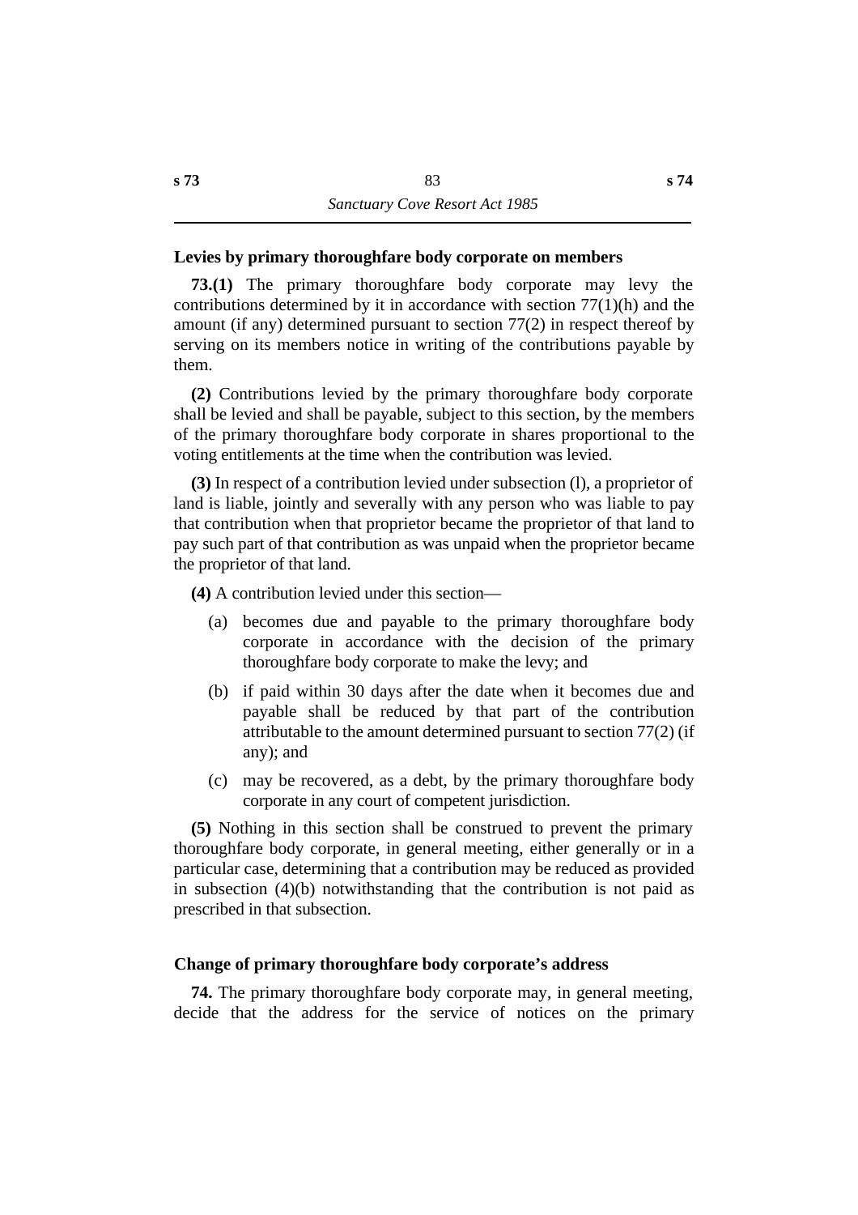### Levies by primary thoroughfare body corporate on members

**73.(1)** The primary thoroughfare body corporate may levy the contributions determined by it in accordance with section 77(1)(h) and the amount (if any) determined pursuant to section 77(2) in respect thereof by serving on its members notice in writing of the contributions payable by them.

**(2)** Contributions levied by the primary thoroughfare body corporate shall be levied and shall be payable, subject to this section, by the members of the primary thoroughfare body corporate in shares proportional to the voting entitlements at the time when the contribution was levied.

**(3)** In respect of a contribution levied under subsection (l), a proprietor of land is liable, jointly and severally with any person who was liable to pay that contribution when that proprietor became the proprietor of that land to pay such part of that contribution as was unpaid when the proprietor became the proprietor of that land.

**(4)** A contribution levied under this section—

(a) becomes due and payable to the primary thoroughfare body corporate in accordance with the decision of the primary thoroughfare body corporate to make the levy; and

(b) if paid within 30 days after the date when it becomes due and payable shall be reduced by that part of the contribution attributable to the amount determined pursuant to section 77(2) (if any); and

(c) may be recovered, as a debt, by the primary thoroughfare body corporate in any court of competent jurisdiction.

**(5)** Nothing in this section shall be construed to prevent the primary thoroughfare body corporate, in general meeting, either generally or in a particular case, determining that a contribution may be reduced as provided in subsection (4)(b) notwithstanding that the contribution is not paid as prescribed in that subsection.

### Change of primary thoroughfare body corporate's address

**74.** The primary thoroughfare body corporate may, in general meeting, decide that the address for the service of notices on the primary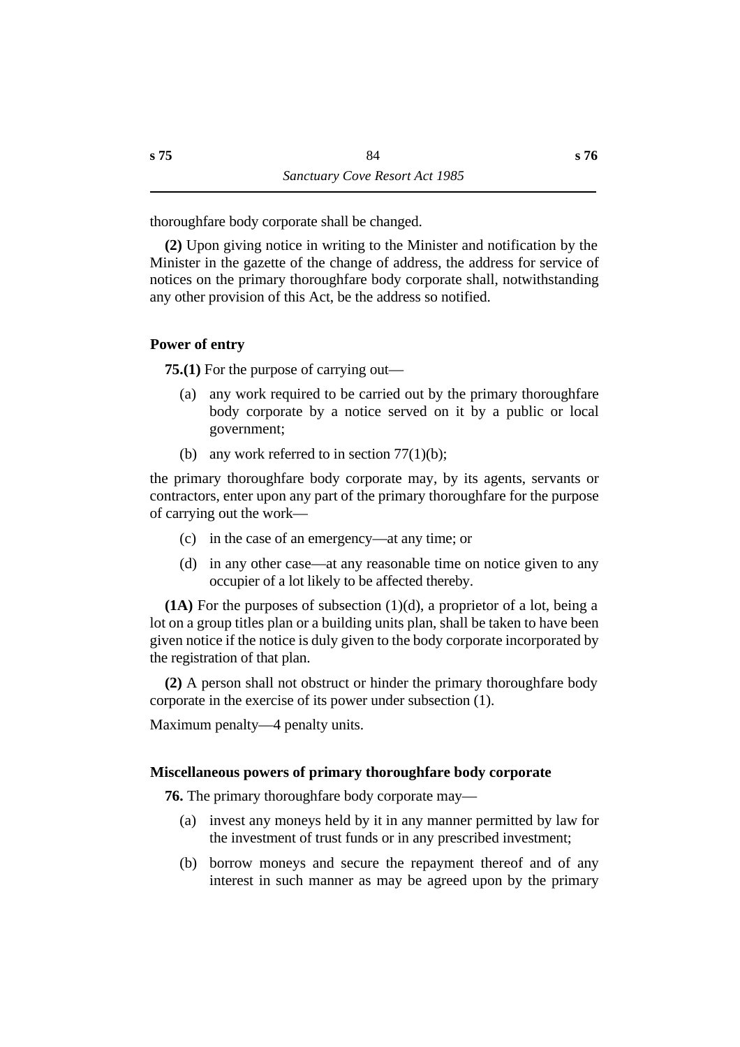thoroughfare body corporate shall be changed.

**(2)** Upon giving notice in writing to the Minister and notification by the Minister in the gazette of the change of address, the address for service of notices on the primary thoroughfare body corporate shall, notwithstanding any other provision of this Act, be the address so notified.

### Power of entry

**75.(1)** For the purpose of carrying out—

(a) any work required to be carried out by the primary thoroughfare body corporate by a notice served on it by a public or local government;

(b) any work referred to in section 77(1)(b);

the primary thoroughfare body corporate may, by its agents, servants or contractors, enter upon any part of the primary thoroughfare for the purpose of carrying out the work—

(c) in the case of an emergency—at any time; or

(d) in any other case—at any reasonable time on notice given to any occupier of a lot likely to be affected thereby.

**(1A)** For the purposes of subsection (1)(d), a proprietor of a lot, being a lot on a group titles plan or a building units plan, shall be taken to have been given notice if the notice is duly given to the body corporate incorporated by the registration of that plan.

**(2)** A person shall not obstruct or hinder the primary thoroughfare body corporate in the exercise of its power under subsection (1).

Maximum penalty—4 penalty units.

### Miscellaneous powers of primary thoroughfare body corporate

**76.** The primary thoroughfare body corporate may—

(a) invest any moneys held by it in any manner permitted by law for the investment of trust funds or in any prescribed investment;

(b) borrow moneys and secure the repayment thereof and of any interest in such manner as may be agreed upon by the primary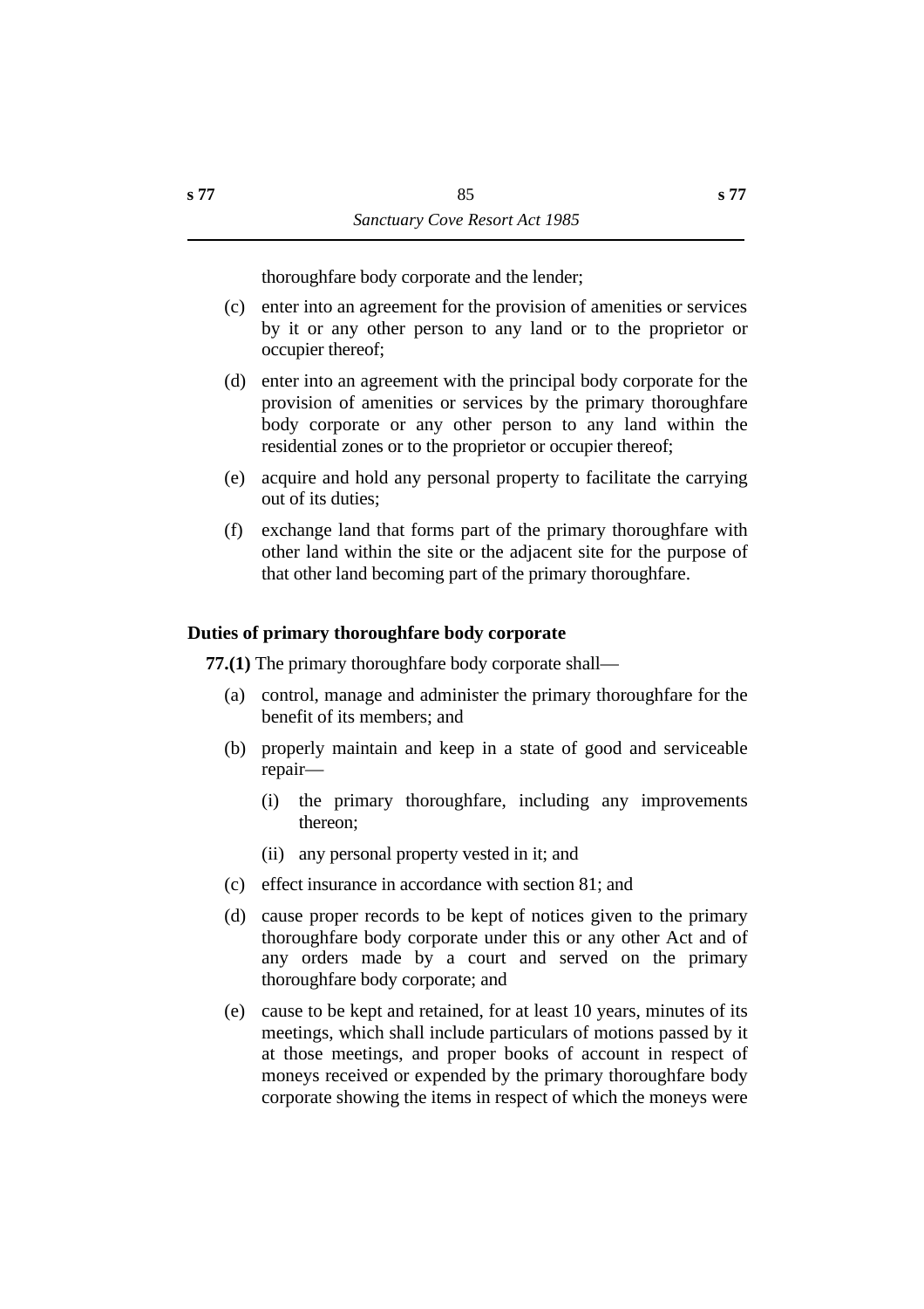thoroughfare body corporate and the lender;

(c) enter into an agreement for the provision of amenities or services by it or any other person to any land or to the proprietor or occupier thereof;

(d) enter into an agreement with the principal body corporate for the provision of amenities or services by the primary thoroughfare body corporate or any other person to any land within the residential zones or to the proprietor or occupier thereof;

(e) acquire and hold any personal property to facilitate the carrying out of its duties;

(f) exchange land that forms part of the primary thoroughfare with other land within the site or the adjacent site for the purpose of that other land becoming part of the primary thoroughfare.

### Duties of primary thoroughfare body corporate

**77.(1)** The primary thoroughfare body corporate shall—

(a) control, manage and administer the primary thoroughfare for the benefit of its members; and

(b) properly maintain and keep in a state of good and serviceable repair—

(i) the primary thoroughfare, including any improvements thereon;

(ii) any personal property vested in it; and

(c) effect insurance in accordance with section 81; and

(d) cause proper records to be kept of notices given to the primary thoroughfare body corporate under this or any other Act and of any orders made by a court and served on the primary thoroughfare body corporate; and

(e) cause to be kept and retained, for at least 10 years, minutes of its meetings, which shall include particulars of motions passed by it at those meetings, and proper books of account in respect of moneys received or expended by the primary thoroughfare body corporate showing the items in respect of which the moneys were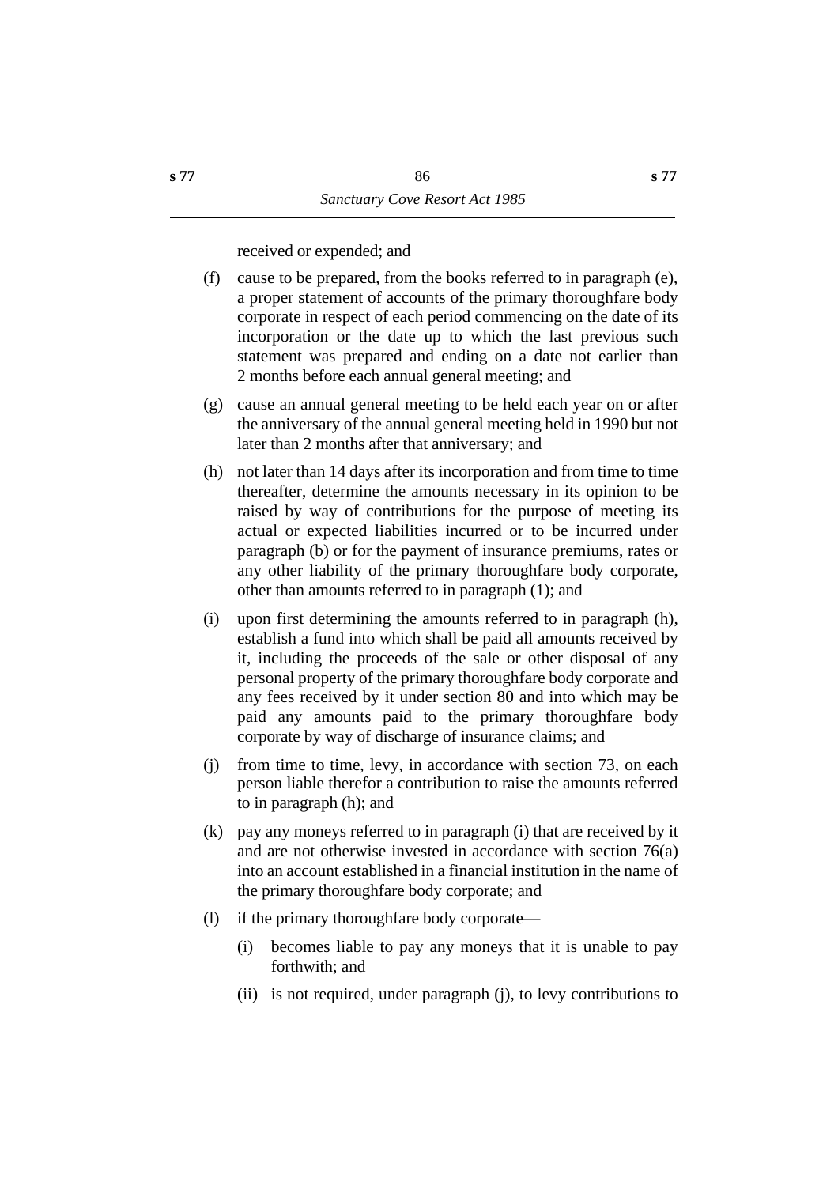received or expended; and

(f) cause to be prepared, from the books referred to in paragraph (e), a proper statement of accounts of the primary thoroughfare body corporate in respect of each period commencing on the date of its incorporation or the date up to which the last previous such statement was prepared and ending on a date not earlier than 2 months before each annual general meeting; and

(g) cause an annual general meeting to be held each year on or after the anniversary of the annual general meeting held in 1990 but not later than 2 months after that anniversary; and

(h) not later than 14 days after its incorporation and from time to time thereafter, determine the amounts necessary in its opinion to be raised by way of contributions for the purpose of meeting its actual or expected liabilities incurred or to be incurred under paragraph (b) or for the payment of insurance premiums, rates or any other liability of the primary thoroughfare body corporate, other than amounts referred to in paragraph (1); and

(i) upon first determining the amounts referred to in paragraph (h), establish a fund into which shall be paid all amounts received by it, including the proceeds of the sale or other disposal of any personal property of the primary thoroughfare body corporate and any fees received by it under section 80 and into which may be paid any amounts paid to the primary thoroughfare body corporate by way of discharge of insurance claims; and

(j) from time to time, levy, in accordance with section 73, on each person liable therefor a contribution to raise the amounts referred to in paragraph (h); and

(k) pay any moneys referred to in paragraph (i) that are received by it and are not otherwise invested in accordance with section 76(a) into an account established in a financial institution in the name of the primary thoroughfare body corporate; and

(l) if the primary thoroughfare body corporate—

    (i) becomes liable to pay any moneys that it is unable to pay forthwith; and

    (ii) is not required, under paragraph (j), to levy contributions to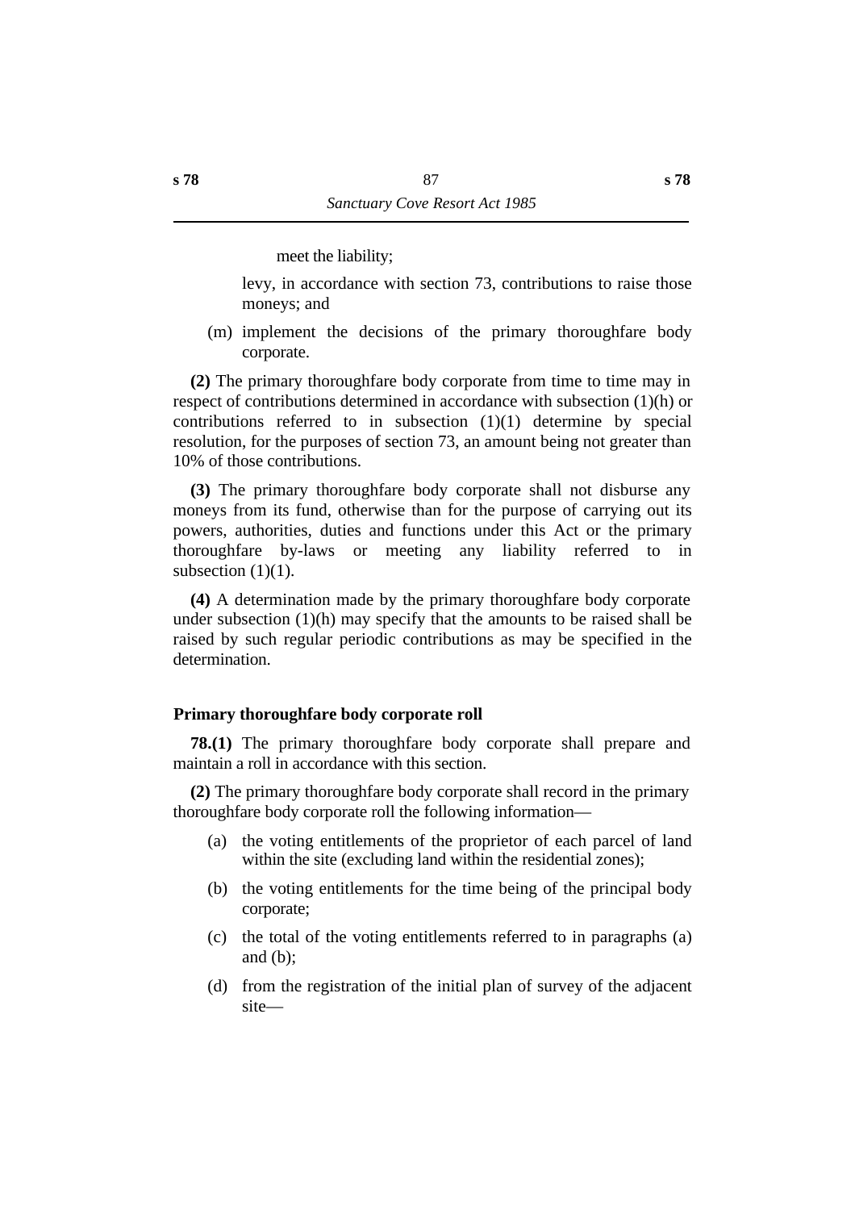meet the liability;

levy, in accordance with section 73, contributions to raise those moneys; and

(m) implement the decisions of the primary thoroughfare body corporate.

**(2)** The primary thoroughfare body corporate from time to time may in respect of contributions determined in accordance with subsection (1)(h) or contributions referred to in subsection (1)(1) determine by special resolution, for the purposes of section 73, an amount being not greater than 10% of those contributions.

**(3)** The primary thoroughfare body corporate shall not disburse any moneys from its fund, otherwise than for the purpose of carrying out its powers, authorities, duties and functions under this Act or the primary thoroughfare by-laws or meeting any liability referred to in subsection (1)(1).

**(4)** A determination made by the primary thoroughfare body corporate under subsection (1)(h) may specify that the amounts to be raised shall be raised by such regular periodic contributions as may be specified in the determination.

### Primary thoroughfare body corporate roll

**78.(1)** The primary thoroughfare body corporate shall prepare and maintain a roll in accordance with this section.

**(2)** The primary thoroughfare body corporate shall record in the primary thoroughfare body corporate roll the following information—

(a) the voting entitlements of the proprietor of each parcel of land within the site (excluding land within the residential zones);

(b) the voting entitlements for the time being of the principal body corporate;

(c) the total of the voting entitlements referred to in paragraphs (a) and (b);

(d) from the registration of the initial plan of survey of the adjacent site—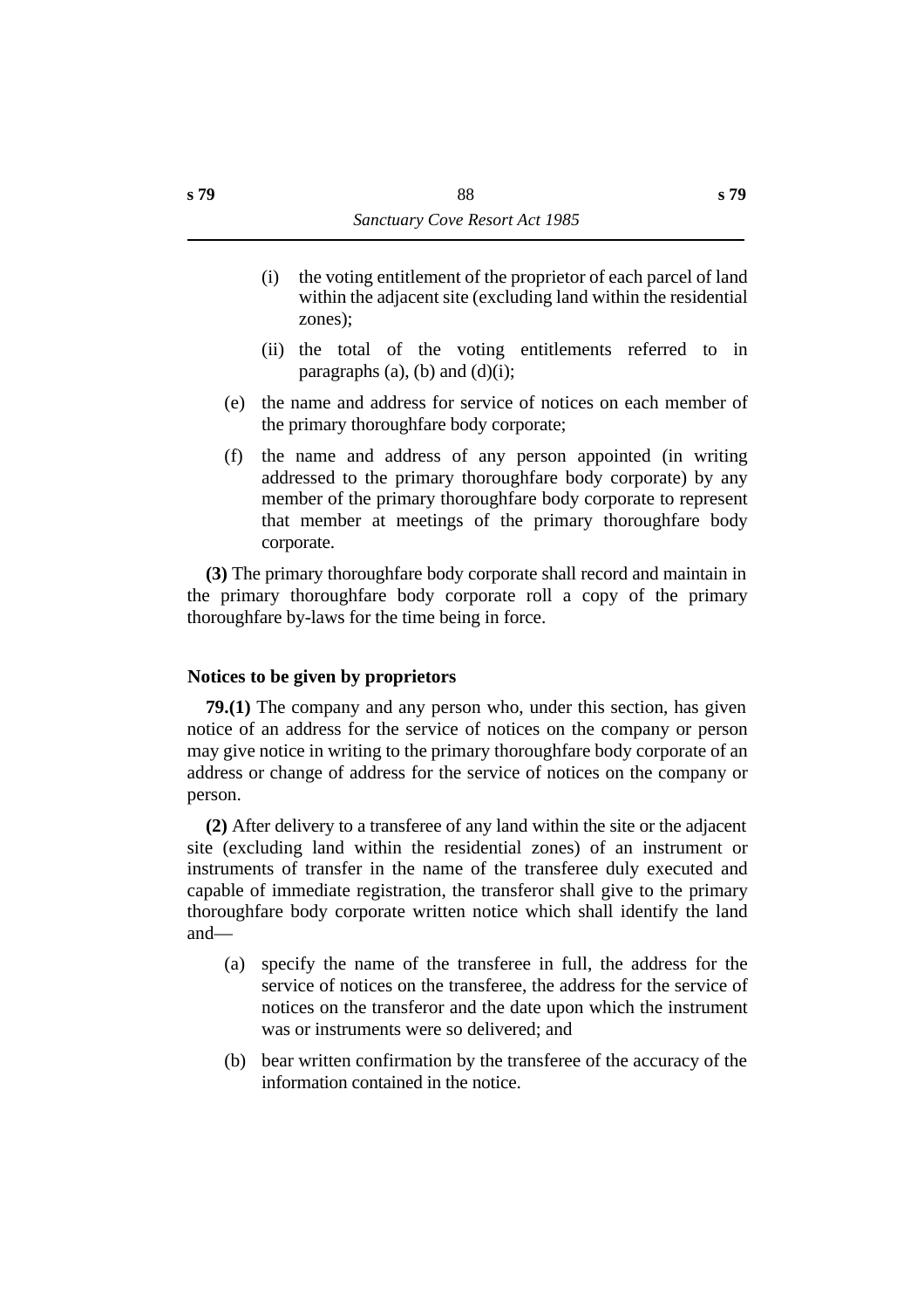(i) the voting entitlement of the proprietor of each parcel of land within the adjacent site (excluding land within the residential zones);

(ii) the total of the voting entitlements referred to in paragraphs (a), (b) and (d)(i);

(e) the name and address for service of notices on each member of the primary thoroughfare body corporate;

(f) the name and address of any person appointed (in writing addressed to the primary thoroughfare body corporate) by any member of the primary thoroughfare body corporate to represent that member at meetings of the primary thoroughfare body corporate.

**(3)** The primary thoroughfare body corporate shall record and maintain in the primary thoroughfare body corporate roll a copy of the primary thoroughfare by-laws for the time being in force.

### Notices to be given by proprietors

**79.(1)** The company and any person who, under this section, has given notice of an address for the service of notices on the company or person may give notice in writing to the primary thoroughfare body corporate of an address or change of address for the service of notices on the company or person.

**(2)** After delivery to a transferee of any land within the site or the adjacent site (excluding land within the residential zones) of an instrument or instruments of transfer in the name of the transferee duly executed and capable of immediate registration, the transferor shall give to the primary thoroughfare body corporate written notice which shall identify the land and—

(a) specify the name of the transferee in full, the address for the service of notices on the transferee, the address for the service of notices on the transferor and the date upon which the instrument was or instruments were so delivered; and

(b) bear written confirmation by the transferee of the accuracy of the information contained in the notice.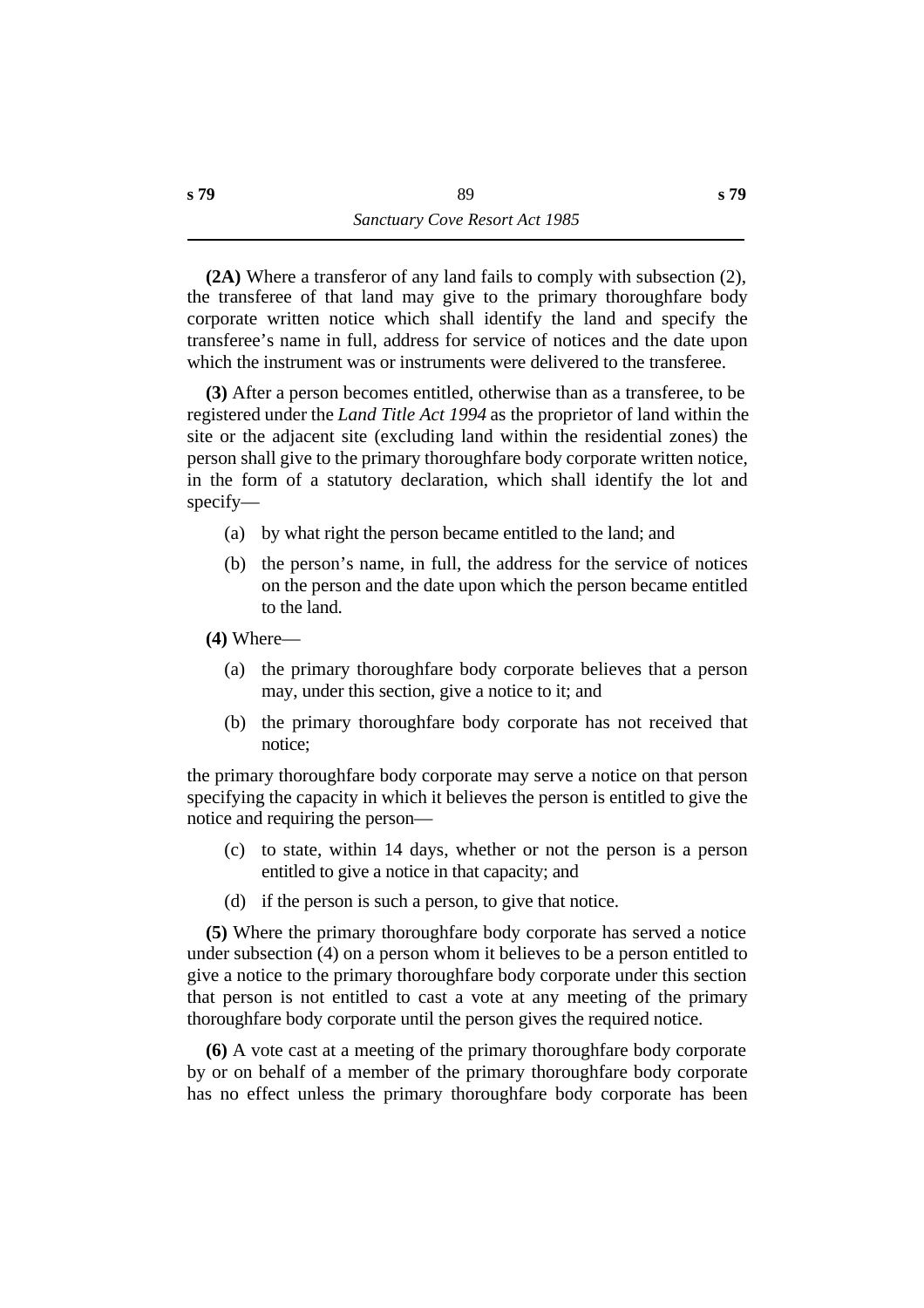**(2A)** Where a transferor of any land fails to comply with subsection (2), the transferee of that land may give to the primary thoroughfare body corporate written notice which shall identify the land and specify the transferee's name in full, address for service of notices and the date upon which the instrument was or instruments were delivered to the transferee.

**(3)** After a person becomes entitled, otherwise than as a transferee, to be registered under the *Land Title Act 1994* as the proprietor of land within the site or the adjacent site (excluding land within the residential zones) the person shall give to the primary thoroughfare body corporate written notice, in the form of a statutory declaration, which shall identify the lot and specify—

(a) by what right the person became entitled to the land; and

(b) the person's name, in full, the address for the service of notices on the person and the date upon which the person became entitled to the land.

**(4)** Where—

(a) the primary thoroughfare body corporate believes that a person may, under this section, give a notice to it; and

(b) the primary thoroughfare body corporate has not received that notice;

the primary thoroughfare body corporate may serve a notice on that person specifying the capacity in which it believes the person is entitled to give the notice and requiring the person—

(c) to state, within 14 days, whether or not the person is a person entitled to give a notice in that capacity; and

(d) if the person is such a person, to give that notice.

**(5)** Where the primary thoroughfare body corporate has served a notice under subsection (4) on a person whom it believes to be a person entitled to give a notice to the primary thoroughfare body corporate under this section that person is not entitled to cast a vote at any meeting of the primary thoroughfare body corporate until the person gives the required notice.

**(6)** A vote cast at a meeting of the primary thoroughfare body corporate by or on behalf of a member of the primary thoroughfare body corporate has no effect unless the primary thoroughfare body corporate has been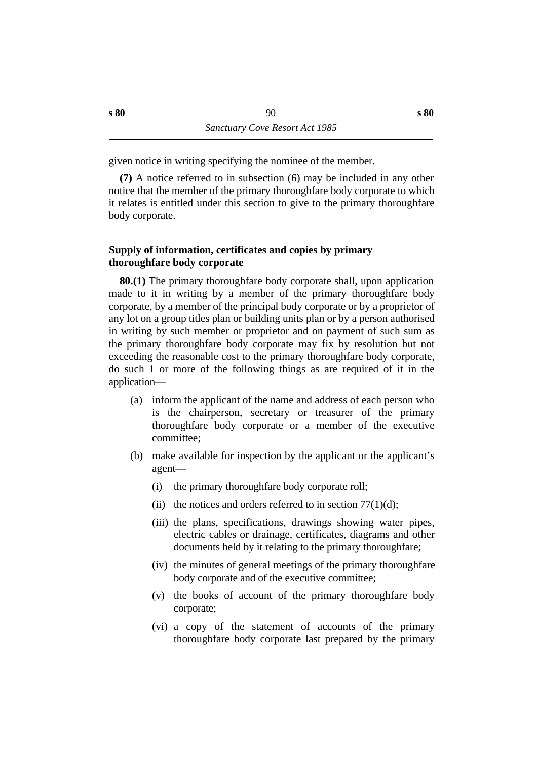given notice in writing specifying the nominee of the member.

**(7)** A notice referred to in subsection (6) may be included in any other notice that the member of the primary thoroughfare body corporate to which it relates is entitled under this section to give to the primary thoroughfare body corporate.

### Supply of information, certificates and copies by primary thoroughfare body corporate

**80.(1)** The primary thoroughfare body corporate shall, upon application made to it in writing by a member of the primary thoroughfare body corporate, by a member of the principal body corporate or by a proprietor of any lot on a group titles plan or building units plan or by a person authorised in writing by such member or proprietor and on payment of such sum as the primary thoroughfare body corporate may fix by resolution but not exceeding the reasonable cost to the primary thoroughfare body corporate, do such 1 or more of the following things as are required of it in the application—

- (a) inform the applicant of the name and address of each person who is the chairperson, secretary or treasurer of the primary thoroughfare body corporate or a member of the executive committee;
- (b) make available for inspection by the applicant or the applicant's agent—
  - (i) the primary thoroughfare body corporate roll;
  - (ii) the notices and orders referred to in section 77(1)(d);
  - (iii) the plans, specifications, drawings showing water pipes, electric cables or drainage, certificates, diagrams and other documents held by it relating to the primary thoroughfare;
  - (iv) the minutes of general meetings of the primary thoroughfare body corporate and of the executive committee;
  - (v) the books of account of the primary thoroughfare body corporate;
  - (vi) a copy of the statement of accounts of the primary thoroughfare body corporate last prepared by the primary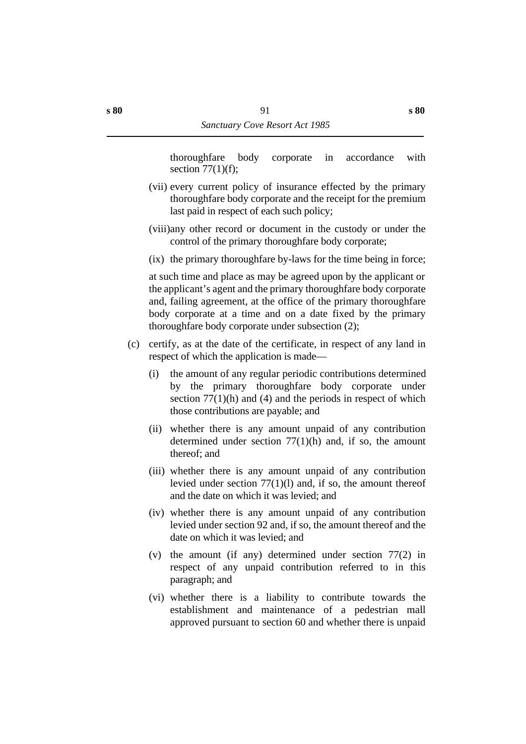thoroughfare body corporate in accordance with section 77(1)(f);

(vii) every current policy of insurance effected by the primary thoroughfare body corporate and the receipt for the premium last paid in respect of each such policy;

(viii) any other record or document in the custody or under the control of the primary thoroughfare body corporate;

(ix) the primary thoroughfare by-laws for the time being in force;

at such time and place as may be agreed upon by the applicant or the applicant's agent and the primary thoroughfare body corporate and, failing agreement, at the office of the primary thoroughfare body corporate at a time and on a date fixed by the primary thoroughfare body corporate under subsection (2);

(c) certify, as at the date of the certificate, in respect of any land in respect of which the application is made—

(i) the amount of any regular periodic contributions determined by the primary thoroughfare body corporate under section 77(1)(h) and (4) and the periods in respect of which those contributions are payable; and

(ii) whether there is any amount unpaid of any contribution determined under section 77(1)(h) and, if so, the amount thereof; and

(iii) whether there is any amount unpaid of any contribution levied under section 77(1)(l) and, if so, the amount thereof and the date on which it was levied; and

(iv) whether there is any amount unpaid of any contribution levied under section 92 and, if so, the amount thereof and the date on which it was levied; and

(v) the amount (if any) determined under section 77(2) in respect of any unpaid contribution referred to in this paragraph; and

(vi) whether there is a liability to contribute towards the establishment and maintenance of a pedestrian mall approved pursuant to section 60 and whether there is unpaid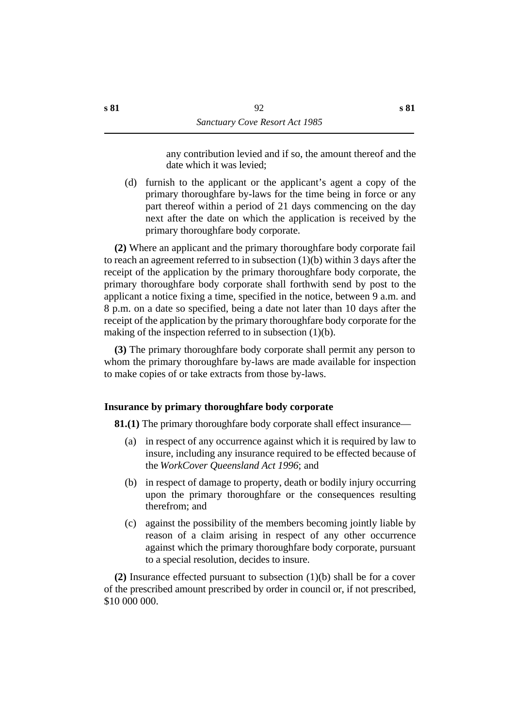any contribution levied and if so, the amount thereof and the date which it was levied;

(d) furnish to the applicant or the applicant's agent a copy of the primary thoroughfare by-laws for the time being in force or any part thereof within a period of 21 days commencing on the day next after the date on which the application is received by the primary thoroughfare body corporate.

**(2)** Where an applicant and the primary thoroughfare body corporate fail to reach an agreement referred to in subsection (1)(b) within 3 days after the receipt of the application by the primary thoroughfare body corporate, the primary thoroughfare body corporate shall forthwith send by post to the applicant a notice fixing a time, specified in the notice, between 9 a.m. and 8 p.m. on a date so specified, being a date not later than 10 days after the receipt of the application by the primary thoroughfare body corporate for the making of the inspection referred to in subsection (1)(b).

**(3)** The primary thoroughfare body corporate shall permit any person to whom the primary thoroughfare by-laws are made available for inspection to make copies of or take extracts from those by-laws.

### Insurance by primary thoroughfare body corporate

**81.(1)** The primary thoroughfare body corporate shall effect insurance—

(a) in respect of any occurrence against which it is required by law to insure, including any insurance required to be effected because of the *WorkCover Queensland Act 1996*; and

(b) in respect of damage to property, death or bodily injury occurring upon the primary thoroughfare or the consequences resulting therefrom; and

(c) against the possibility of the members becoming jointly liable by reason of a claim arising in respect of any other occurrence against which the primary thoroughfare body corporate, pursuant to a special resolution, decides to insure.

**(2)** Insurance effected pursuant to subsection (1)(b) shall be for a cover of the prescribed amount prescribed by order in council or, if not prescribed, $10 000 000.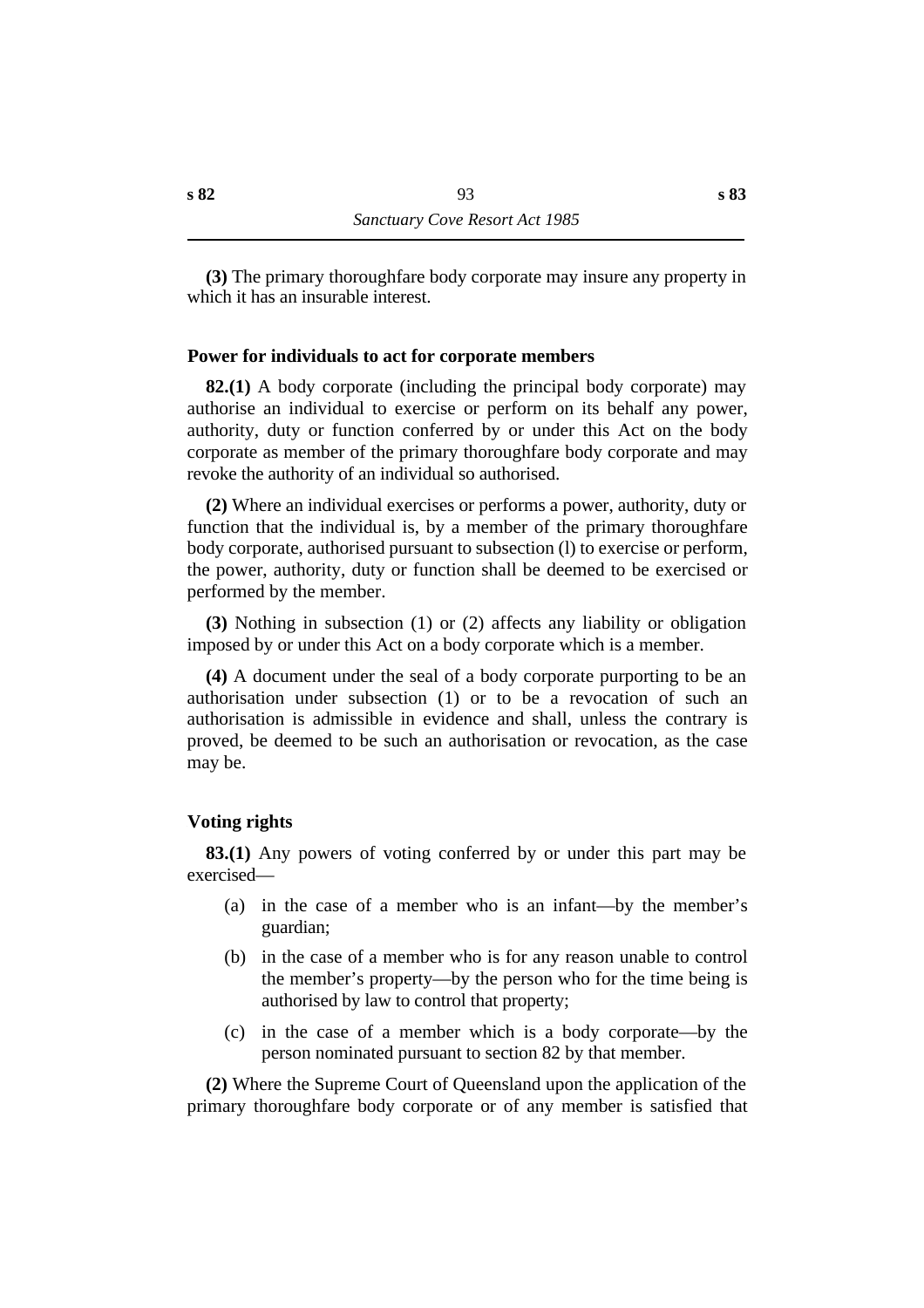**(3)** The primary thoroughfare body corporate may insure any property in which it has an insurable interest.

### Power for individuals to act for corporate members

**82.(1)** A body corporate (including the principal body corporate) may authorise an individual to exercise or perform on its behalf any power, authority, duty or function conferred by or under this Act on the body corporate as member of the primary thoroughfare body corporate and may revoke the authority of an individual so authorised.

**(2)** Where an individual exercises or performs a power, authority, duty or function that the individual is, by a member of the primary thoroughfare body corporate, authorised pursuant to subsection (l) to exercise or perform, the power, authority, duty or function shall be deemed to be exercised or performed by the member.

**(3)** Nothing in subsection (1) or (2) affects any liability or obligation imposed by or under this Act on a body corporate which is a member.

**(4)** A document under the seal of a body corporate purporting to be an authorisation under subsection (1) or to be a revocation of such an authorisation is admissible in evidence and shall, unless the contrary is proved, be deemed to be such an authorisation or revocation, as the case may be.

### Voting rights

**83.(1)** Any powers of voting conferred by or under this part may be exercised—

(a) in the case of a member who is an infant—by the member's guardian;

(b) in the case of a member who is for any reason unable to control the member's property—by the person who for the time being is authorised by law to control that property;

(c) in the case of a member which is a body corporate—by the person nominated pursuant to section 82 by that member.

**(2)** Where the Supreme Court of Queensland upon the application of the primary thoroughfare body corporate or of any member is satisfied that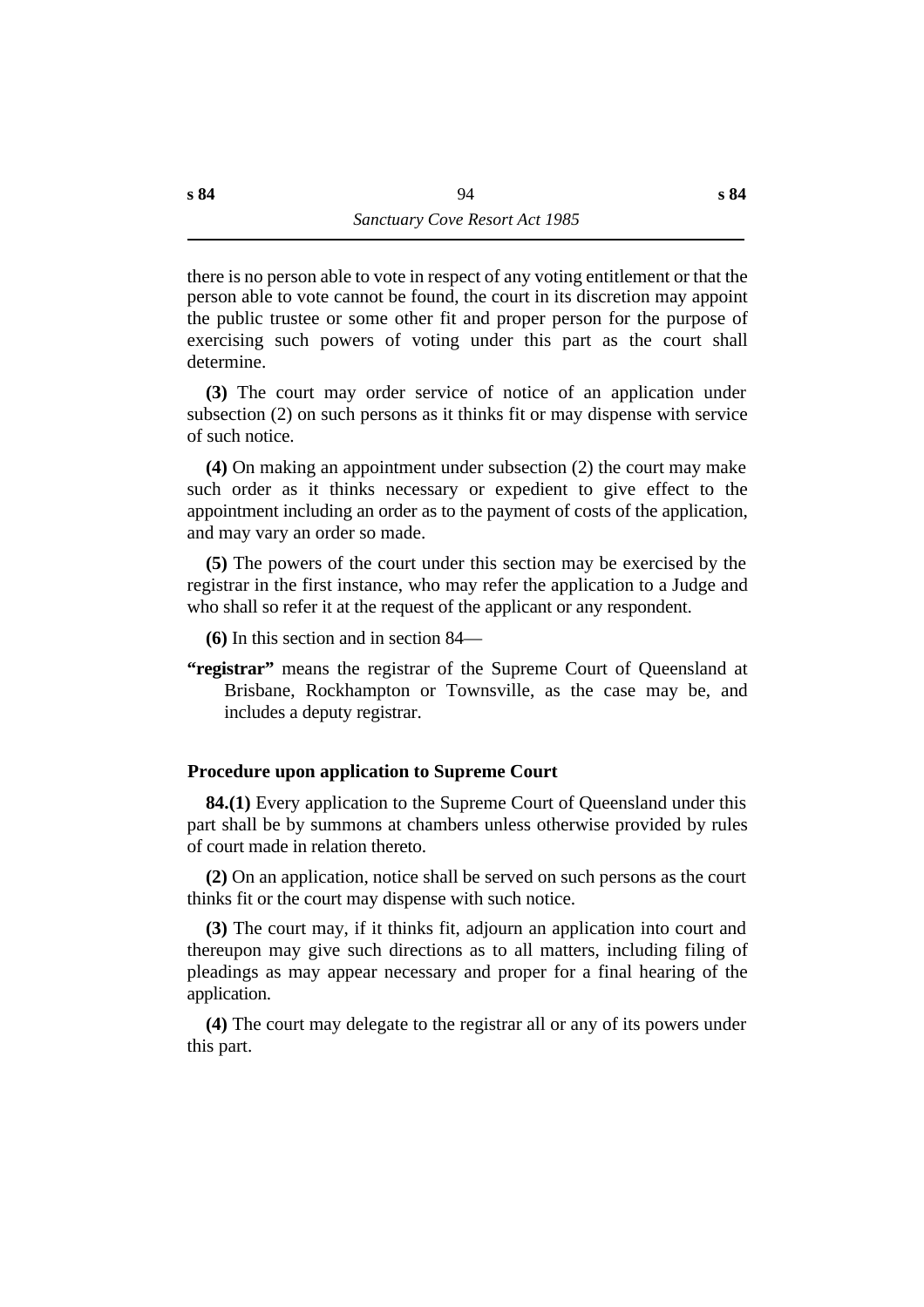there is no person able to vote in respect of any voting entitlement or that the person able to vote cannot be found, the court in its discretion may appoint the public trustee or some other fit and proper person for the purpose of exercising such powers of voting under this part as the court shall determine.

**(3)** The court may order service of notice of an application under subsection (2) on such persons as it thinks fit or may dispense with service of such notice.

**(4)** On making an appointment under subsection (2) the court may make such order as it thinks necessary or expedient to give effect to the appointment including an order as to the payment of costs of the application, and may vary an order so made.

**(5)** The powers of the court under this section may be exercised by the registrar in the first instance, who may refer the application to a Judge and who shall so refer it at the request of the applicant or any respondent.

**(6)** In this section and in section 84—

**"registrar"** means the registrar of the Supreme Court of Queensland at Brisbane, Rockhampton or Townsville, as the case may be, and includes a deputy registrar.

### Procedure upon application to Supreme Court

**84.(1)** Every application to the Supreme Court of Queensland under this part shall be by summons at chambers unless otherwise provided by rules of court made in relation thereto.

**(2)** On an application, notice shall be served on such persons as the court thinks fit or the court may dispense with such notice.

**(3)** The court may, if it thinks fit, adjourn an application into court and thereupon may give such directions as to all matters, including filing of pleadings as may appear necessary and proper for a final hearing of the application.

**(4)** The court may delegate to the registrar all or any of its powers under this part.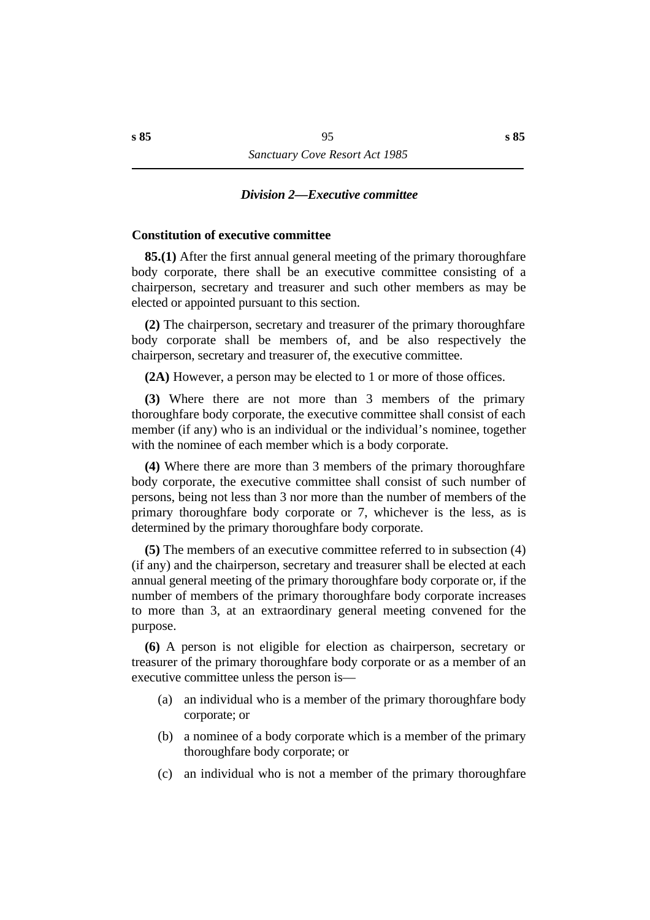### *Division 2—Executive committee*

**Constitution of executive committee**

**85.(1)** After the first annual general meeting of the primary thoroughfare body corporate, there shall be an executive committee consisting of a chairperson, secretary and treasurer and such other members as may be elected or appointed pursuant to this section.

**(2)** The chairperson, secretary and treasurer of the primary thoroughfare body corporate shall be members of, and be also respectively the chairperson, secretary and treasurer of, the executive committee.

**(2A)** However, a person may be elected to 1 or more of those offices.

**(3)** Where there are not more than 3 members of the primary thoroughfare body corporate, the executive committee shall consist of each member (if any) who is an individual or the individual's nominee, together with the nominee of each member which is a body corporate.

**(4)** Where there are more than 3 members of the primary thoroughfare body corporate, the executive committee shall consist of such number of persons, being not less than 3 nor more than the number of members of the primary thoroughfare body corporate or 7, whichever is the less, as is determined by the primary thoroughfare body corporate.

**(5)** The members of an executive committee referred to in subsection (4) (if any) and the chairperson, secretary and treasurer shall be elected at each annual general meeting of the primary thoroughfare body corporate or, if the number of members of the primary thoroughfare body corporate increases to more than 3, at an extraordinary general meeting convened for the purpose.

**(6)** A person is not eligible for election as chairperson, secretary or treasurer of the primary thoroughfare body corporate or as a member of an executive committee unless the person is—

(a) an individual who is a member of the primary thoroughfare body corporate; or

(b) a nominee of a body corporate which is a member of the primary thoroughfare body corporate; or

(c) an individual who is not a member of the primary thoroughfare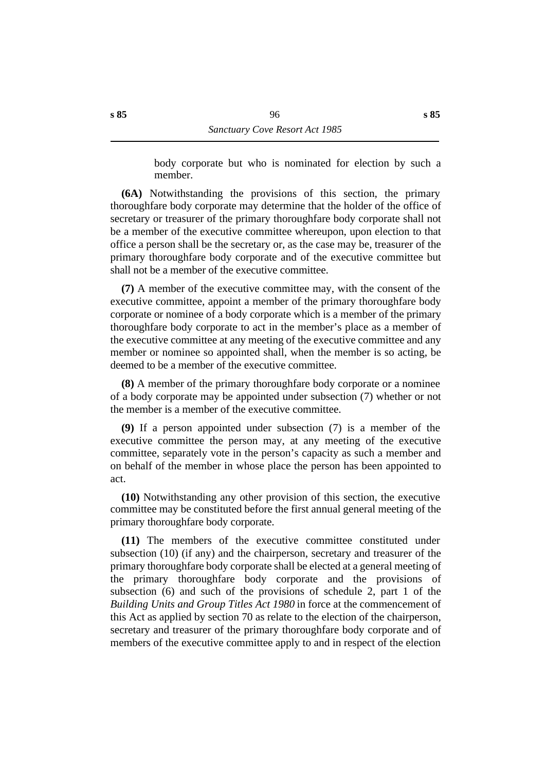body corporate but who is nominated for election by such a member.

**(6A)** Notwithstanding the provisions of this section, the primary thoroughfare body corporate may determine that the holder of the office of secretary or treasurer of the primary thoroughfare body corporate shall not be a member of the executive committee whereupon, upon election to that office a person shall be the secretary or, as the case may be, treasurer of the primary thoroughfare body corporate and of the executive committee but shall not be a member of the executive committee.

**(7)** A member of the executive committee may, with the consent of the executive committee, appoint a member of the primary thoroughfare body corporate or nominee of a body corporate which is a member of the primary thoroughfare body corporate to act in the member's place as a member of the executive committee at any meeting of the executive committee and any member or nominee so appointed shall, when the member is so acting, be deemed to be a member of the executive committee.

**(8)** A member of the primary thoroughfare body corporate or a nominee of a body corporate may be appointed under subsection (7) whether or not the member is a member of the executive committee.

**(9)** If a person appointed under subsection (7) is a member of the executive committee the person may, at any meeting of the executive committee, separately vote in the person's capacity as such a member and on behalf of the member in whose place the person has been appointed to act.

**(10)** Notwithstanding any other provision of this section, the executive committee may be constituted before the first annual general meeting of the primary thoroughfare body corporate.

**(11)** The members of the executive committee constituted under subsection (10) (if any) and the chairperson, secretary and treasurer of the primary thoroughfare body corporate shall be elected at a general meeting of the primary thoroughfare body corporate and the provisions of subsection (6) and such of the provisions of schedule 2, part 1 of the *Building Units and Group Titles Act 1980* in force at the commencement of this Act as applied by section 70 as relate to the election of the chairperson, secretary and treasurer of the primary thoroughfare body corporate and of members of the executive committee apply to and in respect of the election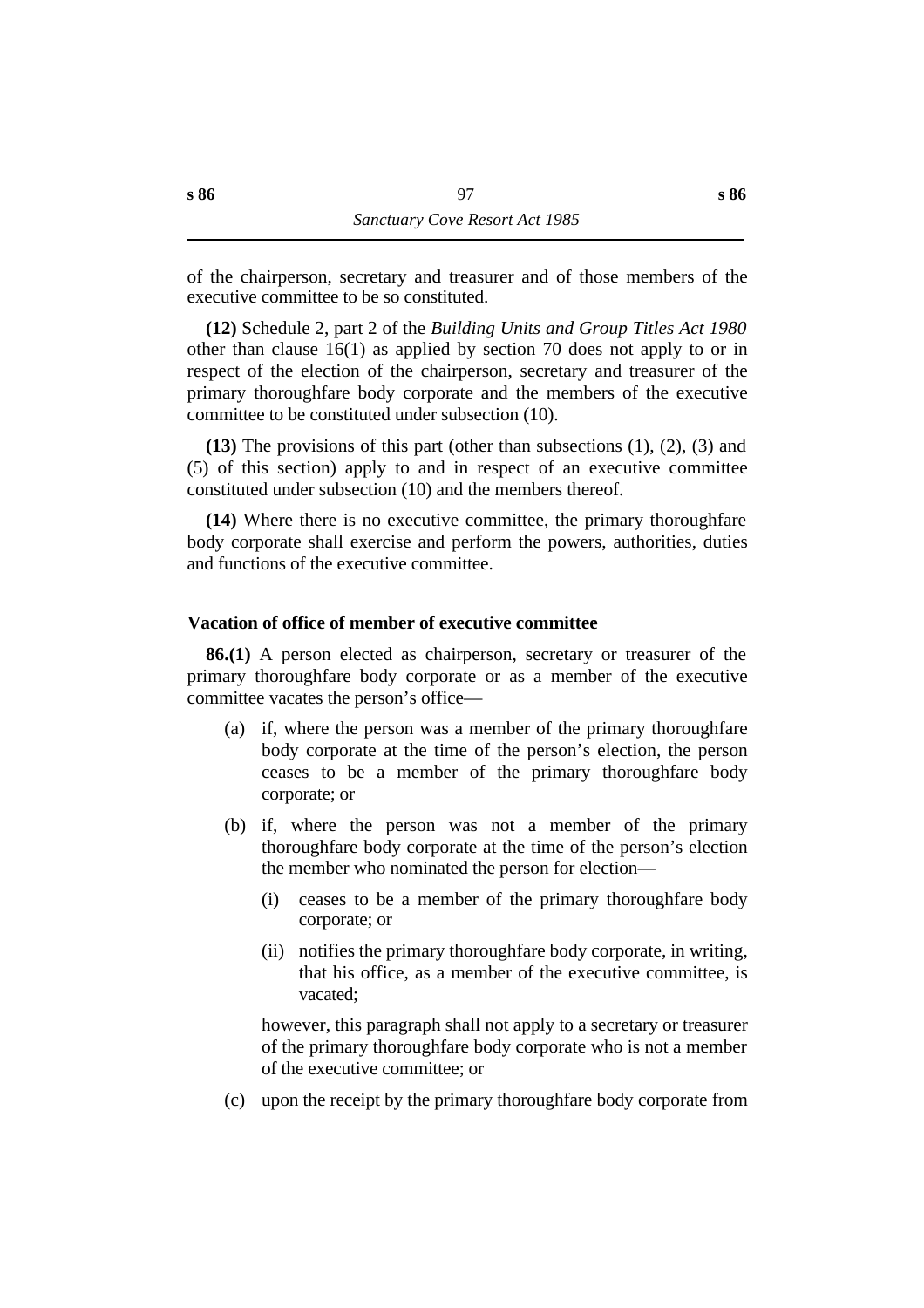of the chairperson, secretary and treasurer and of those members of the executive committee to be so constituted.

**(12)** Schedule 2, part 2 of the *Building Units and Group Titles Act 1980* other than clause 16(1) as applied by section 70 does not apply to or in respect of the election of the chairperson, secretary and treasurer of the primary thoroughfare body corporate and the members of the executive committee to be constituted under subsection (10).

**(13)** The provisions of this part (other than subsections (1), (2), (3) and (5) of this section) apply to and in respect of an executive committee constituted under subsection (10) and the members thereof.

**(14)** Where there is no executive committee, the primary thoroughfare body corporate shall exercise and perform the powers, authorities, duties and functions of the executive committee.

### Vacation of office of member of executive committee

**86.(1)** A person elected as chairperson, secretary or treasurer of the primary thoroughfare body corporate or as a member of the executive committee vacates the person's office—

- (a) if, where the person was a member of the primary thoroughfare body corporate at the time of the person's election, the person ceases to be a member of the primary thoroughfare body corporate; or
- (b) if, where the person was not a member of the primary thoroughfare body corporate at the time of the person's election the member who nominated the person for election—
  - (i) ceases to be a member of the primary thoroughfare body corporate; or
  - (ii) notifies the primary thoroughfare body corporate, in writing, that his office, as a member of the executive committee, is vacated;

  however, this paragraph shall not apply to a secretary or treasurer of the primary thoroughfare body corporate who is not a member of the executive committee; or
- (c) upon the receipt by the primary thoroughfare body corporate from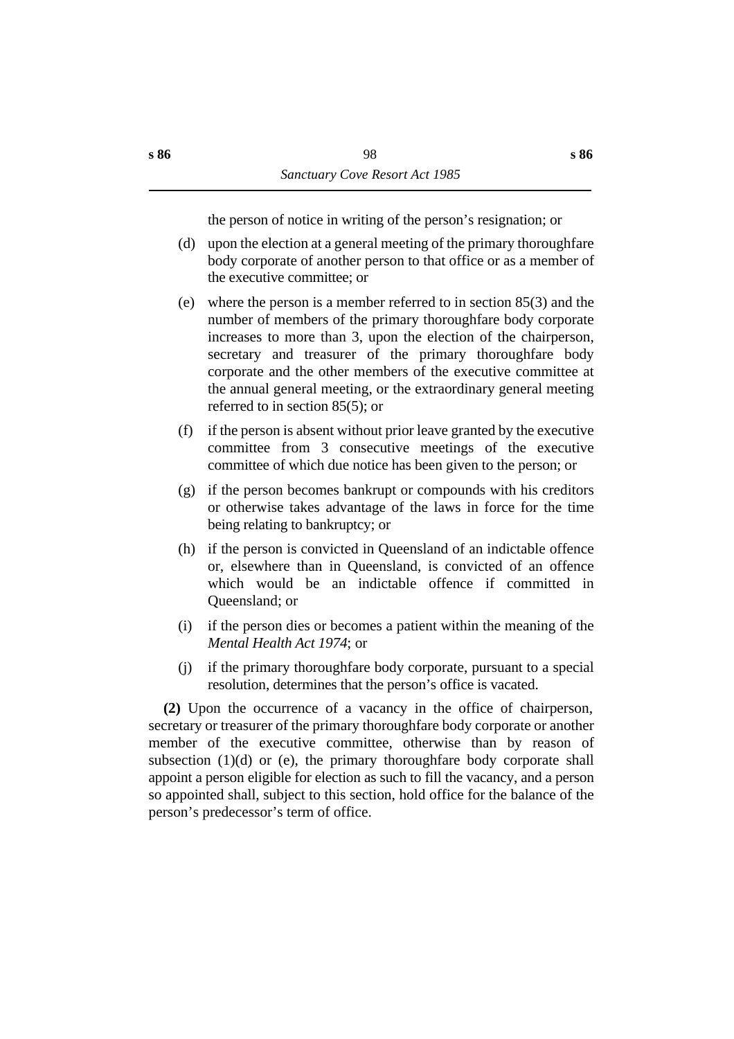the person of notice in writing of the person's resignation; or

(d) upon the election at a general meeting of the primary thoroughfare body corporate of another person to that office or as a member of the executive committee; or

(e) where the person is a member referred to in section 85(3) and the number of members of the primary thoroughfare body corporate increases to more than 3, upon the election of the chairperson, secretary and treasurer of the primary thoroughfare body corporate and the other members of the executive committee at the annual general meeting, or the extraordinary general meeting referred to in section 85(5); or

(f) if the person is absent without prior leave granted by the executive committee from 3 consecutive meetings of the executive committee of which due notice has been given to the person; or

(g) if the person becomes bankrupt or compounds with his creditors or otherwise takes advantage of the laws in force for the time being relating to bankruptcy; or

(h) if the person is convicted in Queensland of an indictable offence or, elsewhere than in Queensland, is convicted of an offence which would be an indictable offence if committed in Queensland; or

(i) if the person dies or becomes a patient within the meaning of the *Mental Health Act 1974*; or

(j) if the primary thoroughfare body corporate, pursuant to a special resolution, determines that the person's office is vacated.

**(2)** Upon the occurrence of a vacancy in the office of chairperson, secretary or treasurer of the primary thoroughfare body corporate or another member of the executive committee, otherwise than by reason of subsection (1)(d) or (e), the primary thoroughfare body corporate shall appoint a person eligible for election as such to fill the vacancy, and a person so appointed shall, subject to this section, hold office for the balance of the person's predecessor's term of office.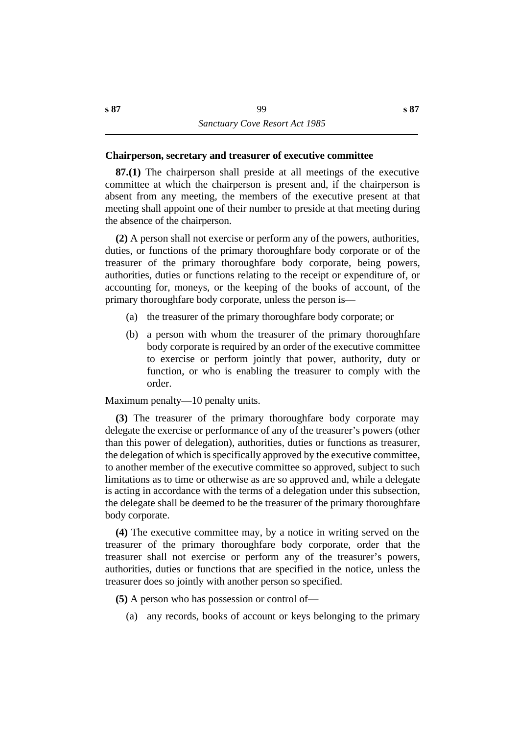### Chairperson, secretary and treasurer of executive committee

**87.(1)** The chairperson shall preside at all meetings of the executive committee at which the chairperson is present and, if the chairperson is absent from any meeting, the members of the executive present at that meeting shall appoint one of their number to preside at that meeting during the absence of the chairperson.

**(2)** A person shall not exercise or perform any of the powers, authorities, duties, or functions of the primary thoroughfare body corporate or of the treasurer of the primary thoroughfare body corporate, being powers, authorities, duties or functions relating to the receipt or expenditure of, or accounting for, moneys, or the keeping of the books of account, of the primary thoroughfare body corporate, unless the person is—

(a) the treasurer of the primary thoroughfare body corporate; or

(b) a person with whom the treasurer of the primary thoroughfare body corporate is required by an order of the executive committee to exercise or perform jointly that power, authority, duty or function, or who is enabling the treasurer to comply with the order.

Maximum penalty—10 penalty units.

**(3)** The treasurer of the primary thoroughfare body corporate may delegate the exercise or performance of any of the treasurer's powers (other than this power of delegation), authorities, duties or functions as treasurer, the delegation of which is specifically approved by the executive committee, to another member of the executive committee so approved, subject to such limitations as to time or otherwise as are so approved and, while a delegate is acting in accordance with the terms of a delegation under this subsection, the delegate shall be deemed to be the treasurer of the primary thoroughfare body corporate.

**(4)** The executive committee may, by a notice in writing served on the treasurer of the primary thoroughfare body corporate, order that the treasurer shall not exercise or perform any of the treasurer's powers, authorities, duties or functions that are specified in the notice, unless the treasurer does so jointly with another person so specified.

**(5)** A person who has possession or control of—

(a) any records, books of account or keys belonging to the primary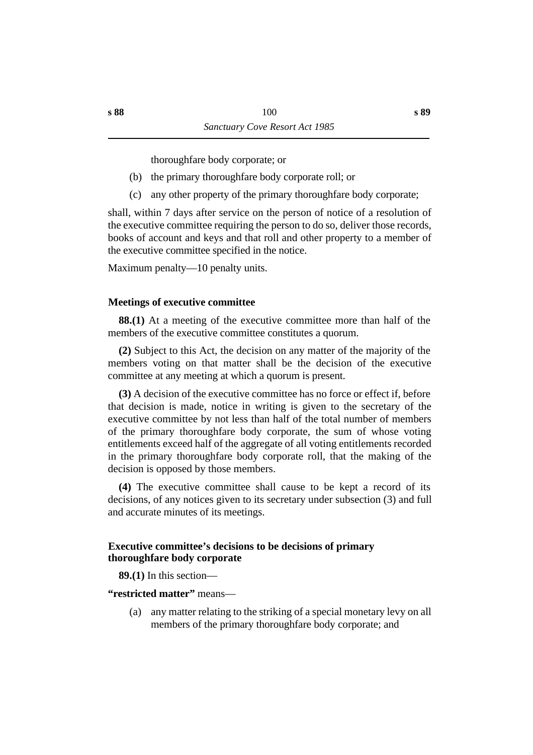thoroughfare body corporate; or

(b) the primary thoroughfare body corporate roll; or

(c) any other property of the primary thoroughfare body corporate;

shall, within 7 days after service on the person of notice of a resolution of the executive committee requiring the person to do so, deliver those records, books of account and keys and that roll and other property to a member of the executive committee specified in the notice.

Maximum penalty—10 penalty units.

### Meetings of executive committee

**88.(1)** At a meeting of the executive committee more than half of the members of the executive committee constitutes a quorum.

**(2)** Subject to this Act, the decision on any matter of the majority of the members voting on that matter shall be the decision of the executive committee at any meeting at which a quorum is present.

**(3)** A decision of the executive committee has no force or effect if, before that decision is made, notice in writing is given to the secretary of the executive committee by not less than half of the total number of members of the primary thoroughfare body corporate, the sum of whose voting entitlements exceed half of the aggregate of all voting entitlements recorded in the primary thoroughfare body corporate roll, that the making of the decision is opposed by those members.

**(4)** The executive committee shall cause to be kept a record of its decisions, of any notices given to its secretary under subsection (3) and full and accurate minutes of its meetings.

### Executive committee's decisions to be decisions of primary thoroughfare body corporate

**89.(1)** In this section—

**"restricted matter"** means—

(a) any matter relating to the striking of a special monetary levy on all members of the primary thoroughfare body corporate; and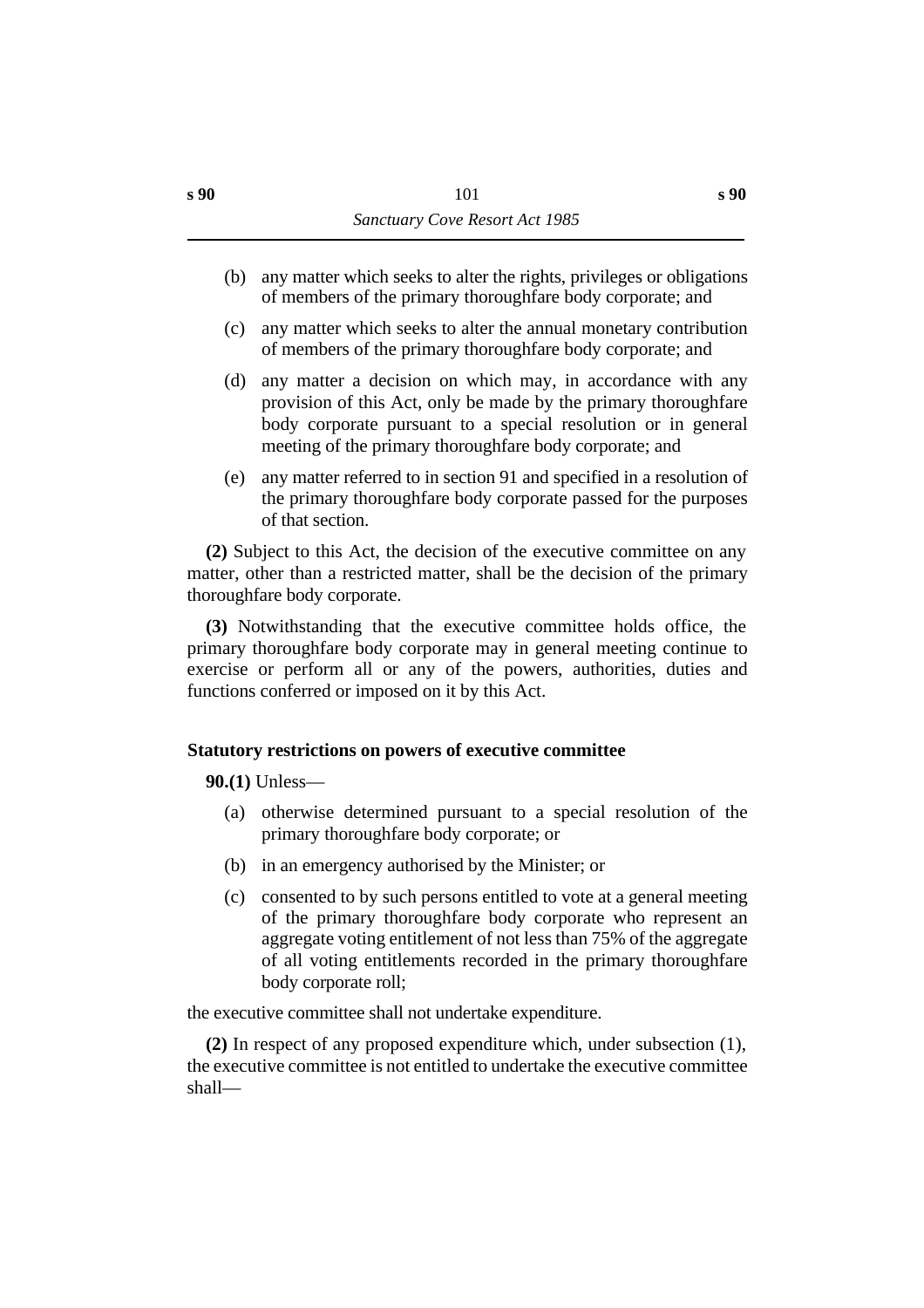(b) any matter which seeks to alter the rights, privileges or obligations of members of the primary thoroughfare body corporate; and

(c) any matter which seeks to alter the annual monetary contribution of members of the primary thoroughfare body corporate; and

(d) any matter a decision on which may, in accordance with any provision of this Act, only be made by the primary thoroughfare body corporate pursuant to a special resolution or in general meeting of the primary thoroughfare body corporate; and

(e) any matter referred to in section 91 and specified in a resolution of the primary thoroughfare body corporate passed for the purposes of that section.

**(2)** Subject to this Act, the decision of the executive committee on any matter, other than a restricted matter, shall be the decision of the primary thoroughfare body corporate.

**(3)** Notwithstanding that the executive committee holds office, the primary thoroughfare body corporate may in general meeting continue to exercise or perform all or any of the powers, authorities, duties and functions conferred or imposed on it by this Act.

### Statutory restrictions on powers of executive committee

**90.(1)** Unless—

(a) otherwise determined pursuant to a special resolution of the primary thoroughfare body corporate; or

(b) in an emergency authorised by the Minister; or

(c) consented to by such persons entitled to vote at a general meeting of the primary thoroughfare body corporate who represent an aggregate voting entitlement of not less than 75% of the aggregate of all voting entitlements recorded in the primary thoroughfare body corporate roll;

the executive committee shall not undertake expenditure.

**(2)** In respect of any proposed expenditure which, under subsection (1), the executive committee is not entitled to undertake the executive committee shall—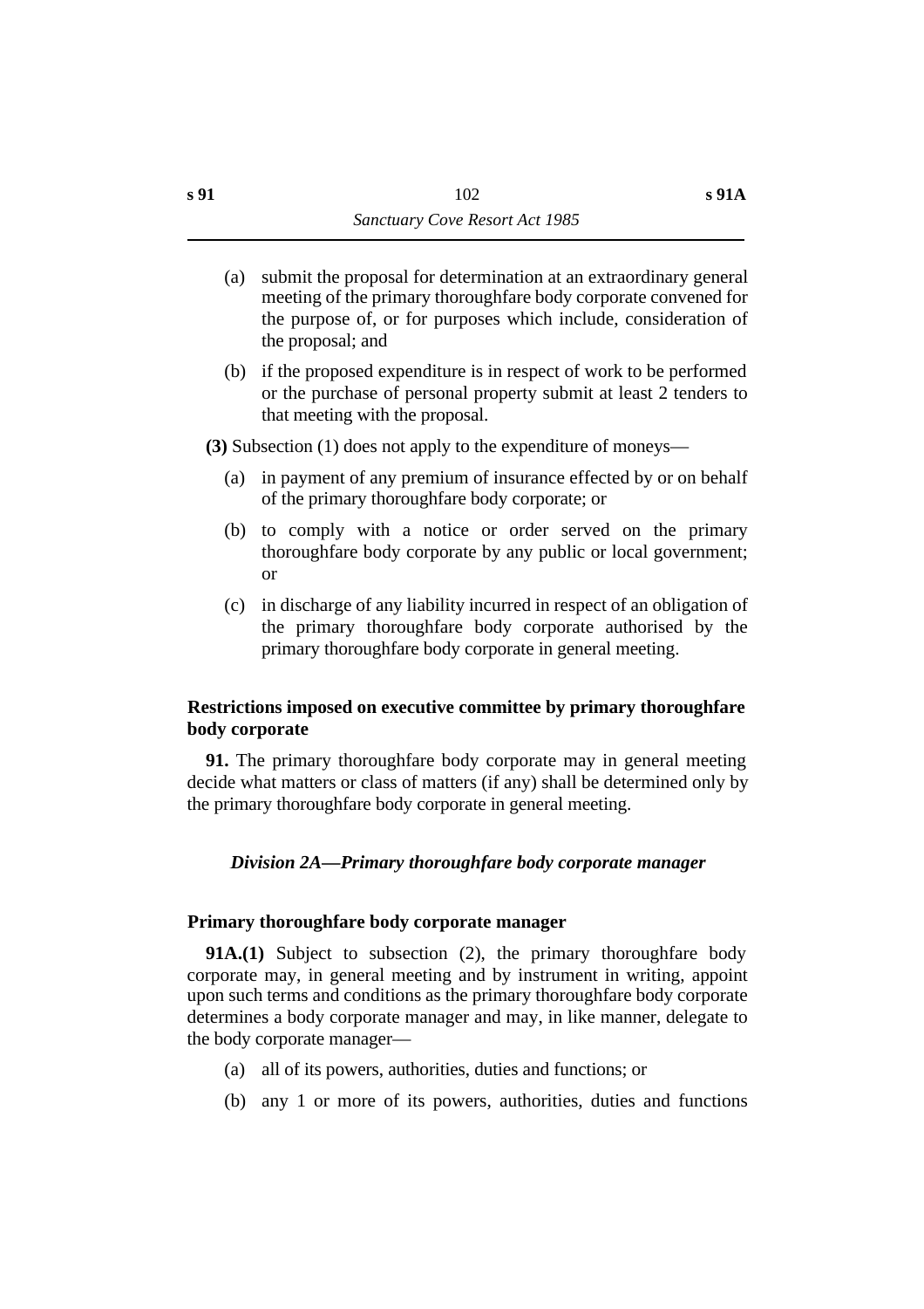(a) submit the proposal for determination at an extraordinary general meeting of the primary thoroughfare body corporate convened for the purpose of, or for purposes which include, consideration of the proposal; and

(b) if the proposed expenditure is in respect of work to be performed or the purchase of personal property submit at least 2 tenders to that meeting with the proposal.

**(3)** Subsection (1) does not apply to the expenditure of moneys—

(a) in payment of any premium of insurance effected by or on behalf of the primary thoroughfare body corporate; or

(b) to comply with a notice or order served on the primary thoroughfare body corporate by any public or local government; or

(c) in discharge of any liability incurred in respect of an obligation of the primary thoroughfare body corporate authorised by the primary thoroughfare body corporate in general meeting.

**Restrictions imposed on executive committee by primary thoroughfare body corporate**

**91.** The primary thoroughfare body corporate may in general meeting decide what matters or class of matters (if any) shall be determined only by the primary thoroughfare body corporate in general meeting.

## *Division 2A—Primary thoroughfare body corporate manager*

**Primary thoroughfare body corporate manager**

**91A.(1)** Subject to subsection (2), the primary thoroughfare body corporate may, in general meeting and by instrument in writing, appoint upon such terms and conditions as the primary thoroughfare body corporate determines a body corporate manager and may, in like manner, delegate to the body corporate manager—

(a) all of its powers, authorities, duties and functions; or

(b) any 1 or more of its powers, authorities, duties and functions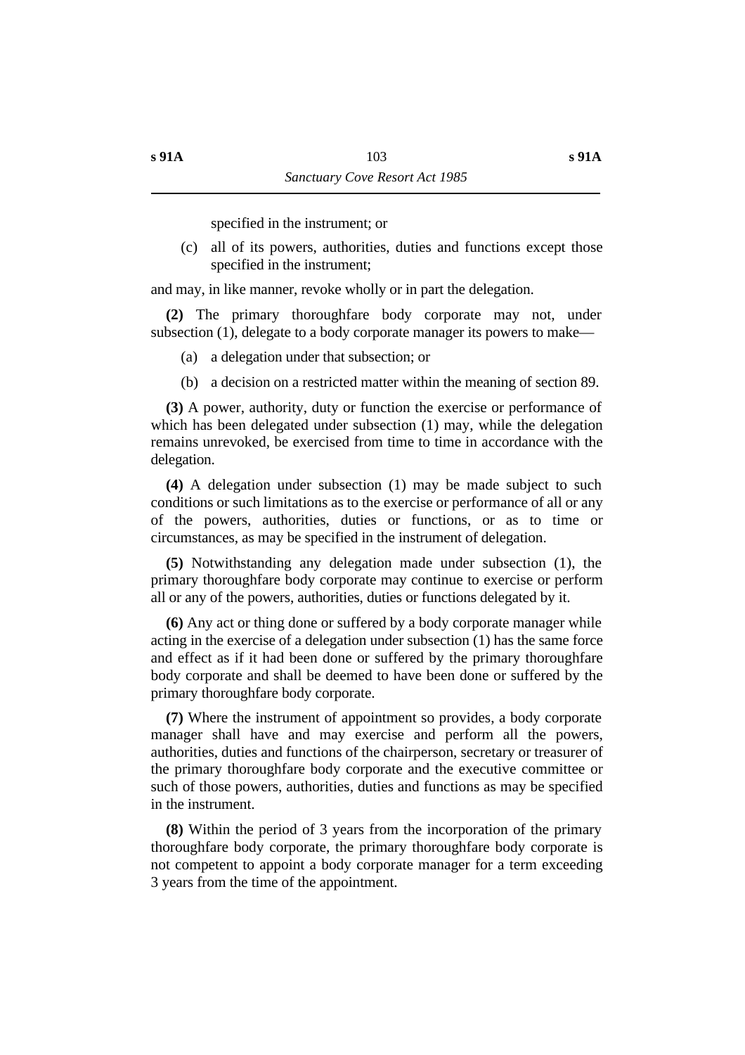specified in the instrument; or

(c) all of its powers, authorities, duties and functions except those specified in the instrument;

and may, in like manner, revoke wholly or in part the delegation.

**(2)** The primary thoroughfare body corporate may not, under subsection (1), delegate to a body corporate manager its powers to make—

(a) a delegation under that subsection; or

(b) a decision on a restricted matter within the meaning of section 89.

**(3)** A power, authority, duty or function the exercise or performance of which has been delegated under subsection (1) may, while the delegation remains unrevoked, be exercised from time to time in accordance with the delegation.

**(4)** A delegation under subsection (1) may be made subject to such conditions or such limitations as to the exercise or performance of all or any of the powers, authorities, duties or functions, or as to time or circumstances, as may be specified in the instrument of delegation.

**(5)** Notwithstanding any delegation made under subsection (1), the primary thoroughfare body corporate may continue to exercise or perform all or any of the powers, authorities, duties or functions delegated by it.

**(6)** Any act or thing done or suffered by a body corporate manager while acting in the exercise of a delegation under subsection (1) has the same force and effect as if it had been done or suffered by the primary thoroughfare body corporate and shall be deemed to have been done or suffered by the primary thoroughfare body corporate.

**(7)** Where the instrument of appointment so provides, a body corporate manager shall have and may exercise and perform all the powers, authorities, duties and functions of the chairperson, secretary or treasurer of the primary thoroughfare body corporate and the executive committee or such of those powers, authorities, duties and functions as may be specified in the instrument.

**(8)** Within the period of 3 years from the incorporation of the primary thoroughfare body corporate, the primary thoroughfare body corporate is not competent to appoint a body corporate manager for a term exceeding 3 years from the time of the appointment.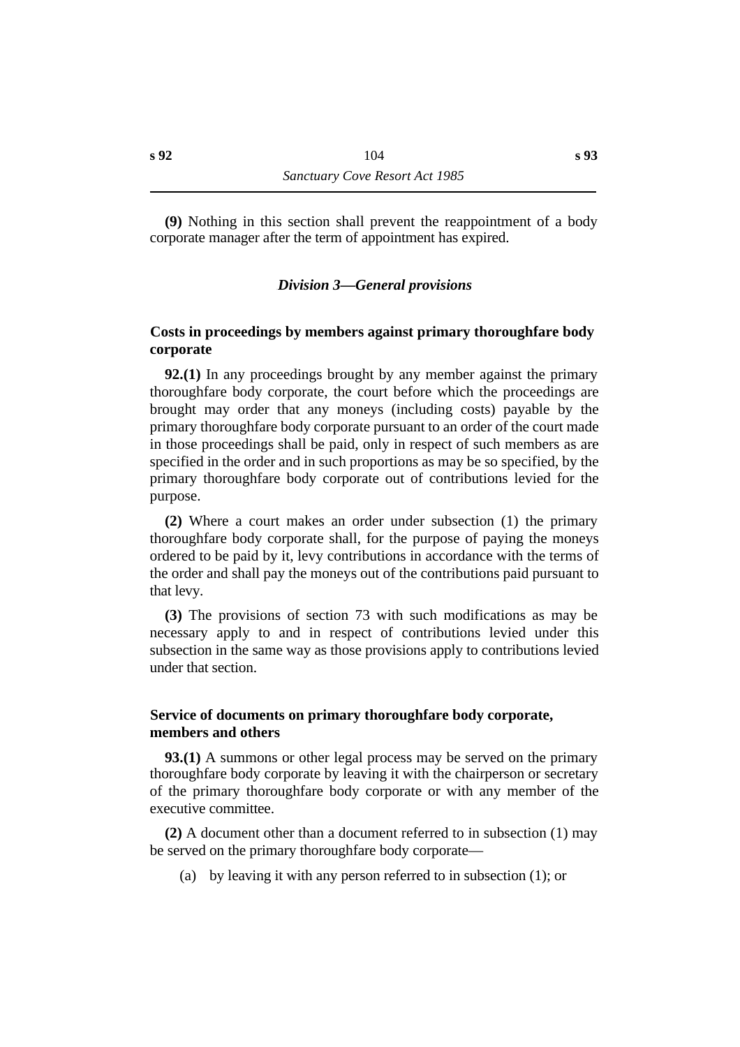**(9)** Nothing in this section shall prevent the reappointment of a body corporate manager after the term of appointment has expired.

### *Division 3—General provisions*

#### Costs in proceedings by members against primary thoroughfare body corporate

**92.(1)** In any proceedings brought by any member against the primary thoroughfare body corporate, the court before which the proceedings are brought may order that any moneys (including costs) payable by the primary thoroughfare body corporate pursuant to an order of the court made in those proceedings shall be paid, only in respect of such members as are specified in the order and in such proportions as may be so specified, by the primary thoroughfare body corporate out of contributions levied for the purpose.

**(2)** Where a court makes an order under subsection (1) the primary thoroughfare body corporate shall, for the purpose of paying the moneys ordered to be paid by it, levy contributions in accordance with the terms of the order and shall pay the moneys out of the contributions paid pursuant to that levy.

**(3)** The provisions of section 73 with such modifications as may be necessary apply to and in respect of contributions levied under this subsection in the same way as those provisions apply to contributions levied under that section.

#### Service of documents on primary thoroughfare body corporate, members and others

**93.(1)** A summons or other legal process may be served on the primary thoroughfare body corporate by leaving it with the chairperson or secretary of the primary thoroughfare body corporate or with any member of the executive committee.

**(2)** A document other than a document referred to in subsection (1) may be served on the primary thoroughfare body corporate—

(a) by leaving it with any person referred to in subsection (1); or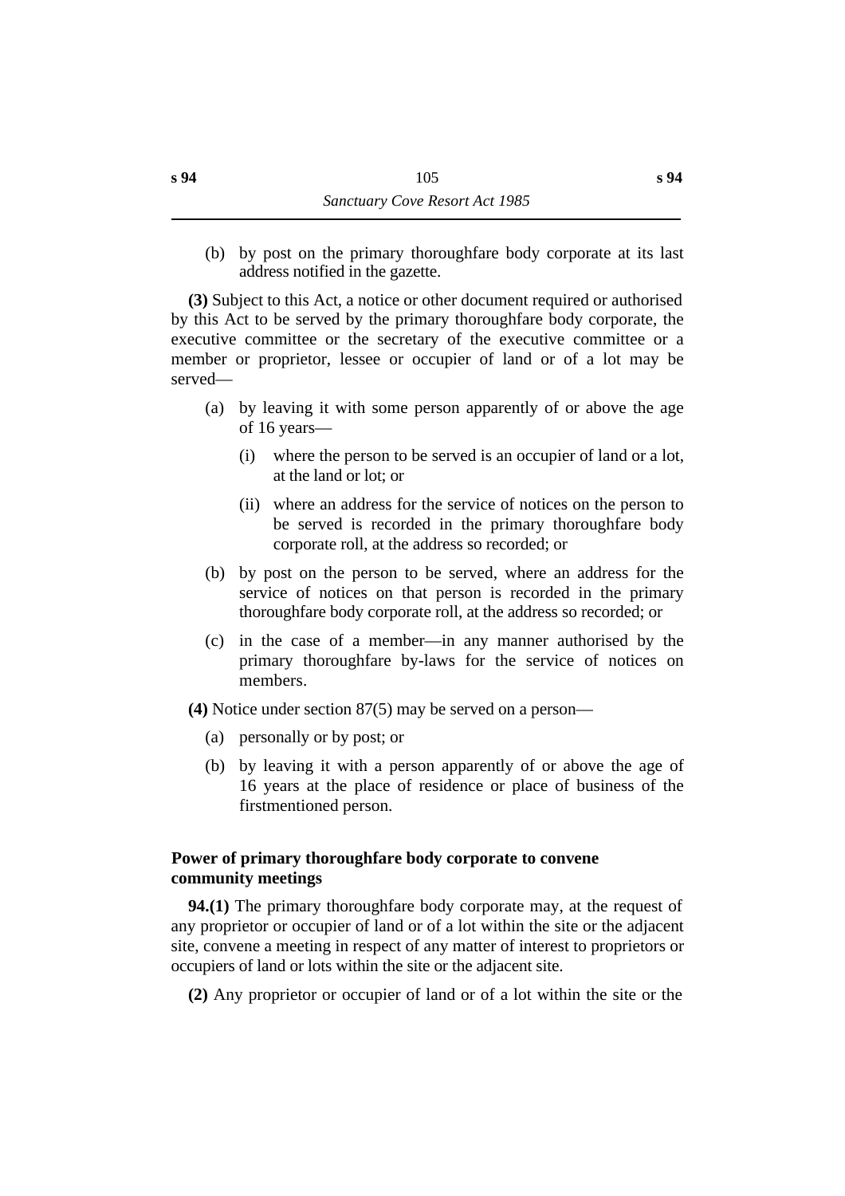(b) by post on the primary thoroughfare body corporate at its last address notified in the gazette.

**(3)** Subject to this Act, a notice or other document required or authorised by this Act to be served by the primary thoroughfare body corporate, the executive committee or the secretary of the executive committee or a member or proprietor, lessee or occupier of land or of a lot may be served—

(a) by leaving it with some person apparently of or above the age of 16 years—

(i) where the person to be served is an occupier of land or a lot, at the land or lot; or

(ii) where an address for the service of notices on the person to be served is recorded in the primary thoroughfare body corporate roll, at the address so recorded; or

(b) by post on the person to be served, where an address for the service of notices on that person is recorded in the primary thoroughfare body corporate roll, at the address so recorded; or

(c) in the case of a member—in any manner authorised by the primary thoroughfare by-laws for the service of notices on members.

**(4)** Notice under section 87(5) may be served on a person—

(a) personally or by post; or

(b) by leaving it with a person apparently of or above the age of 16 years at the place of residence or place of business of the firstmentioned person.

### Power of primary thoroughfare body corporate to convene community meetings

**94.(1)** The primary thoroughfare body corporate may, at the request of any proprietor or occupier of land or of a lot within the site or the adjacent site, convene a meeting in respect of any matter of interest to proprietors or occupiers of land or lots within the site or the adjacent site.

**(2)** Any proprietor or occupier of land or of a lot within the site or the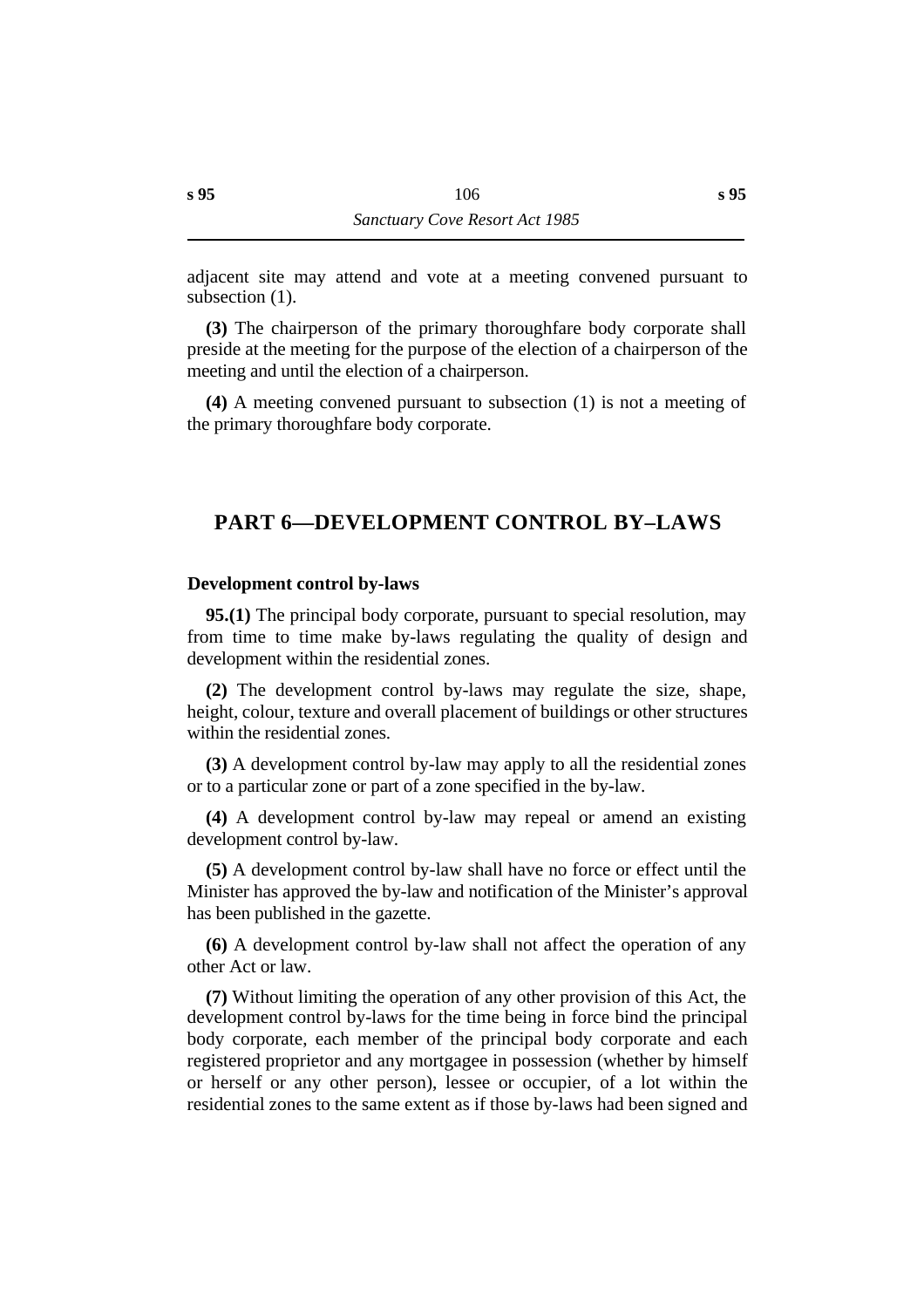adjacent site may attend and vote at a meeting convened pursuant to subsection (1).

**(3)** The chairperson of the primary thoroughfare body corporate shall preside at the meeting for the purpose of the election of a chairperson of the meeting and until the election of a chairperson.

**(4)** A meeting convened pursuant to subsection (1) is not a meeting of the primary thoroughfare body corporate.

## PART 6—DEVELOPMENT CONTROL BY–LAWS

### Development control by-laws

**95.(1)** The principal body corporate, pursuant to special resolution, may from time to time make by-laws regulating the quality of design and development within the residential zones.

**(2)** The development control by-laws may regulate the size, shape, height, colour, texture and overall placement of buildings or other structures within the residential zones.

**(3)** A development control by-law may apply to all the residential zones or to a particular zone or part of a zone specified in the by-law.

**(4)** A development control by-law may repeal or amend an existing development control by-law.

**(5)** A development control by-law shall have no force or effect until the Minister has approved the by-law and notification of the Minister's approval has been published in the gazette.

**(6)** A development control by-law shall not affect the operation of any other Act or law.

**(7)** Without limiting the operation of any other provision of this Act, the development control by-laws for the time being in force bind the principal body corporate, each member of the principal body corporate and each registered proprietor and any mortgagee in possession (whether by himself or herself or any other person), lessee or occupier, of a lot within the residential zones to the same extent as if those by-laws had been signed and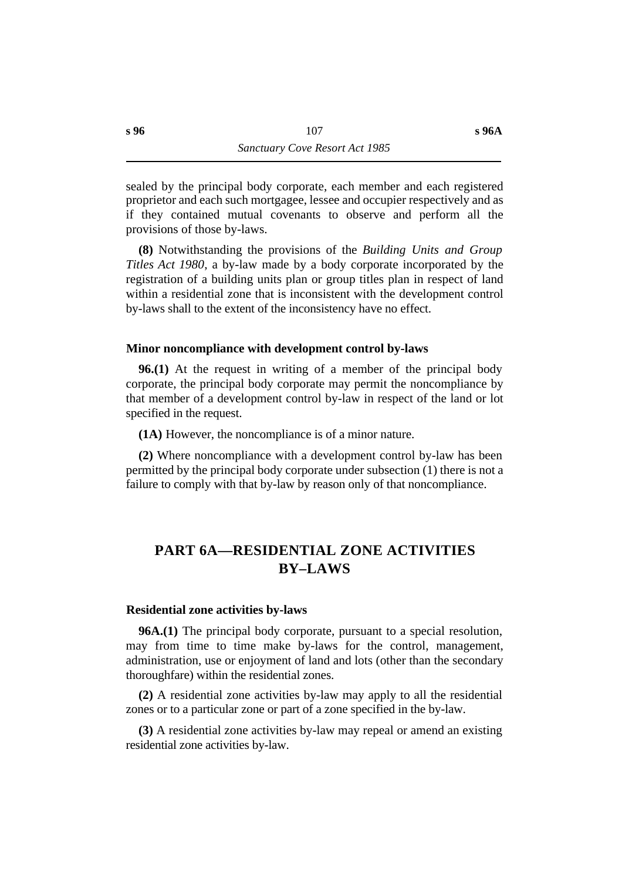sealed by the principal body corporate, each member and each registered proprietor and each such mortgagee, lessee and occupier respectively and as if they contained mutual covenants to observe and perform all the provisions of those by-laws.

**(8)** Notwithstanding the provisions of the *Building Units and Group Titles Act 1980*, a by-law made by a body corporate incorporated by the registration of a building units plan or group titles plan in respect of land within a residential zone that is inconsistent with the development control by-laws shall to the extent of the inconsistency have no effect.

### Minor noncompliance with development control by-laws

**96.(1)** At the request in writing of a member of the principal body corporate, the principal body corporate may permit the noncompliance by that member of a development control by-law in respect of the land or lot specified in the request.

**(1A)** However, the noncompliance is of a minor nature.

**(2)** Where noncompliance with a development control by-law has been permitted by the principal body corporate under subsection (1) there is not a failure to comply with that by-law by reason only of that noncompliance.

## PART 6A—RESIDENTIAL ZONE ACTIVITIES BY–LAWS

### Residential zone activities by-laws

**96A.(1)** The principal body corporate, pursuant to a special resolution, may from time to time make by-laws for the control, management, administration, use or enjoyment of land and lots (other than the secondary thoroughfare) within the residential zones.

**(2)** A residential zone activities by-law may apply to all the residential zones or to a particular zone or part of a zone specified in the by-law.

**(3)** A residential zone activities by-law may repeal or amend an existing residential zone activities by-law.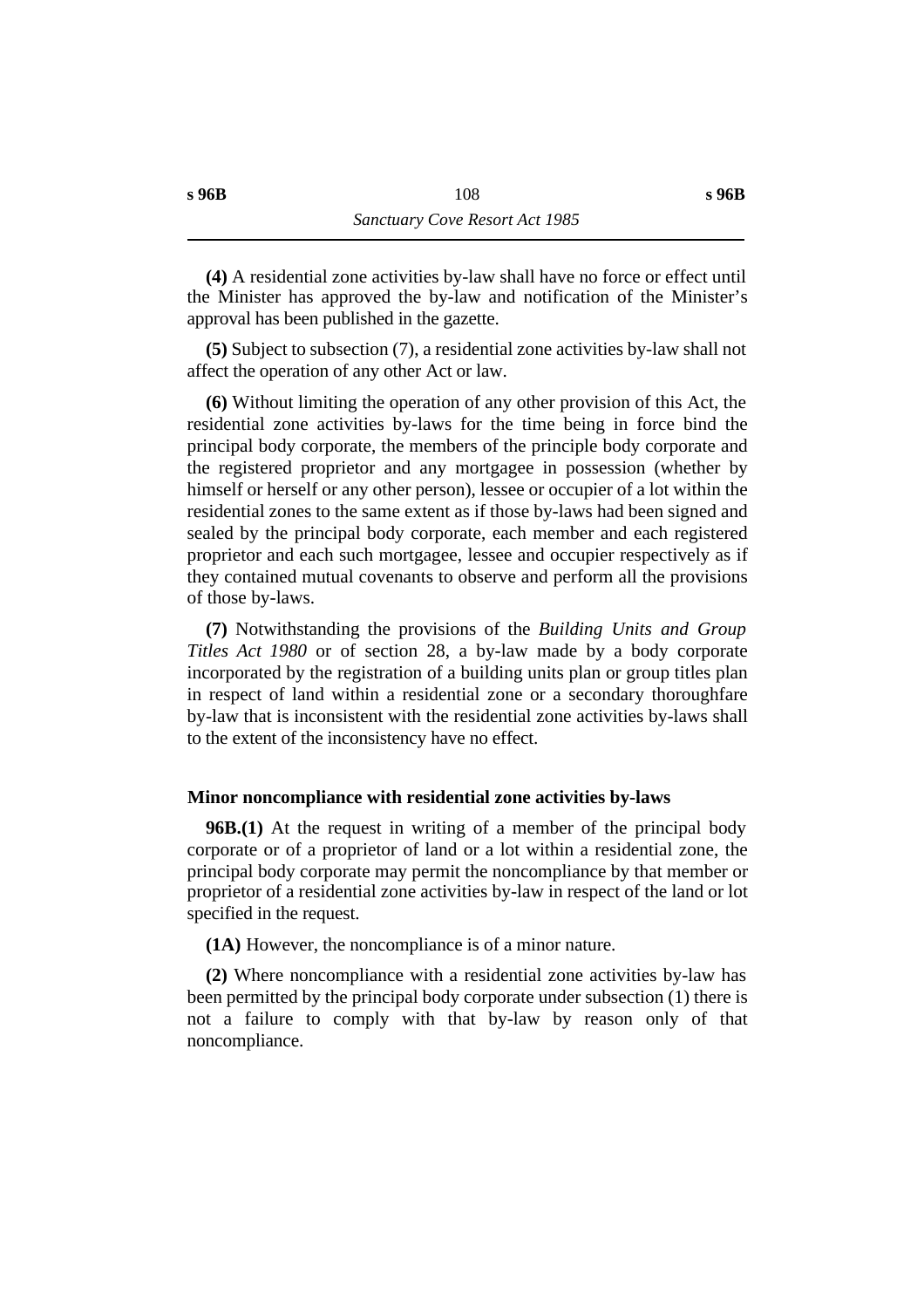**(4)** A residential zone activities by-law shall have no force or effect until the Minister has approved the by-law and notification of the Minister's approval has been published in the gazette.

**(5)** Subject to subsection (7), a residential zone activities by-law shall not affect the operation of any other Act or law.

**(6)** Without limiting the operation of any other provision of this Act, the residential zone activities by-laws for the time being in force bind the principal body corporate, the members of the principle body corporate and the registered proprietor and any mortgagee in possession (whether by himself or herself or any other person), lessee or occupier of a lot within the residential zones to the same extent as if those by-laws had been signed and sealed by the principal body corporate, each member and each registered proprietor and each such mortgagee, lessee and occupier respectively as if they contained mutual covenants to observe and perform all the provisions of those by-laws.

**(7)** Notwithstanding the provisions of the *Building Units and Group Titles Act 1980* or of section 28, a by-law made by a body corporate incorporated by the registration of a building units plan or group titles plan in respect of land within a residential zone or a secondary thoroughfare by-law that is inconsistent with the residential zone activities by-laws shall to the extent of the inconsistency have no effect.

### Minor noncompliance with residential zone activities by-laws

**96B.(1)** At the request in writing of a member of the principal body corporate or of a proprietor of land or a lot within a residential zone, the principal body corporate may permit the noncompliance by that member or proprietor of a residential zone activities by-law in respect of the land or lot specified in the request.

**(1A)** However, the noncompliance is of a minor nature.

**(2)** Where noncompliance with a residential zone activities by-law has been permitted by the principal body corporate under subsection (1) there is not a failure to comply with that by-law by reason only of that noncompliance.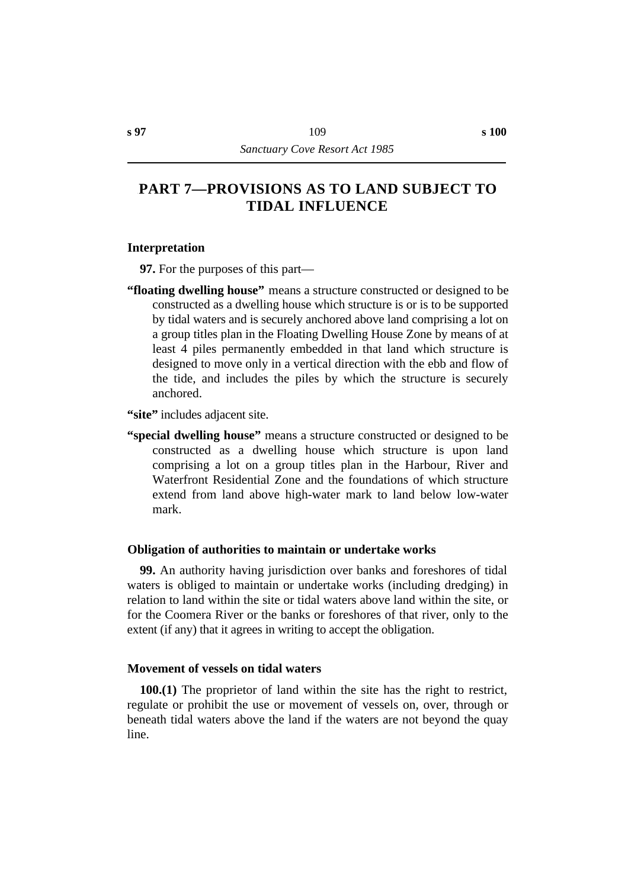# PART 7—PROVISIONS AS TO LAND SUBJECT TO TIDAL INFLUENCE

### Interpretation

**97.** For the purposes of this part—

**"floating dwelling house"** means a structure constructed or designed to be constructed as a dwelling house which structure is or is to be supported by tidal waters and is securely anchored above land comprising a lot on a group titles plan in the Floating Dwelling House Zone by means of at least 4 piles permanently embedded in that land which structure is designed to move only in a vertical direction with the ebb and flow of the tide, and includes the piles by which the structure is securely anchored.

**"site"** includes adjacent site.

**"special dwelling house"** means a structure constructed or designed to be constructed as a dwelling house which structure is upon land comprising a lot on a group titles plan in the Harbour, River and Waterfront Residential Zone and the foundations of which structure extend from land above high-water mark to land below low-water mark.

### Obligation of authorities to maintain or undertake works

**99.** An authority having jurisdiction over banks and foreshores of tidal waters is obliged to maintain or undertake works (including dredging) in relation to land within the site or tidal waters above land within the site, or for the Coomera River or the banks or foreshores of that river, only to the extent (if any) that it agrees in writing to accept the obligation.

### Movement of vessels on tidal waters

**100.(1)** The proprietor of land within the site has the right to restrict, regulate or prohibit the use or movement of vessels on, over, through or beneath tidal waters above the land if the waters are not beyond the quay line.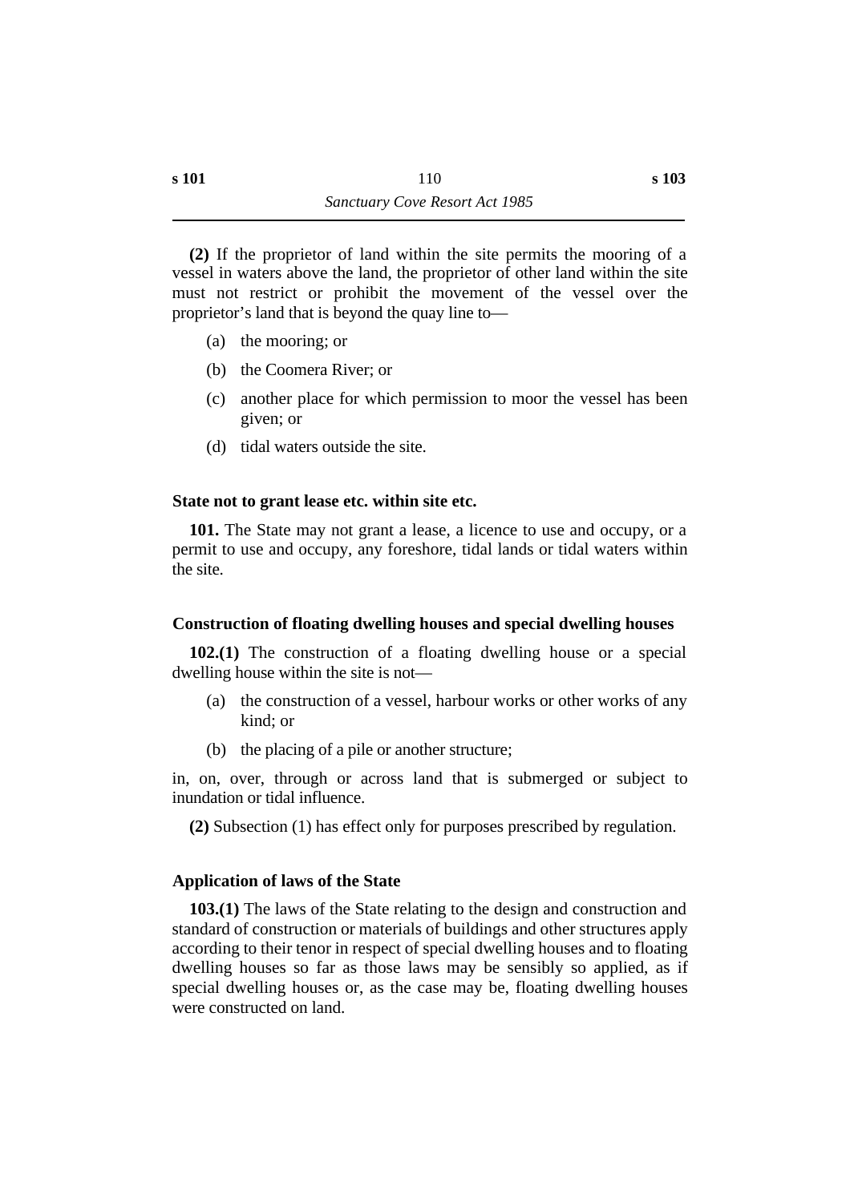**(2)** If the proprietor of land within the site permits the mooring of a vessel in waters above the land, the proprietor of other land within the site must not restrict or prohibit the movement of the vessel over the proprietor's land that is beyond the quay line to—

(a) the mooring; or

(b) the Coomera River; or

(c) another place for which permission to moor the vessel has been given; or

(d) tidal waters outside the site.

### State not to grant lease etc. within site etc.

**101.** The State may not grant a lease, a licence to use and occupy, or a permit to use and occupy, any foreshore, tidal lands or tidal waters within the site.

### Construction of floating dwelling houses and special dwelling houses

**102.(1)** The construction of a floating dwelling house or a special dwelling house within the site is not—

(a) the construction of a vessel, harbour works or other works of any kind; or

(b) the placing of a pile or another structure;

in, on, over, through or across land that is submerged or subject to inundation or tidal influence.

**(2)** Subsection (1) has effect only for purposes prescribed by regulation.

### Application of laws of the State

**103.(1)** The laws of the State relating to the design and construction and standard of construction or materials of buildings and other structures apply according to their tenor in respect of special dwelling houses and to floating dwelling houses so far as those laws may be sensibly so applied, as if special dwelling houses or, as the case may be, floating dwelling houses were constructed on land.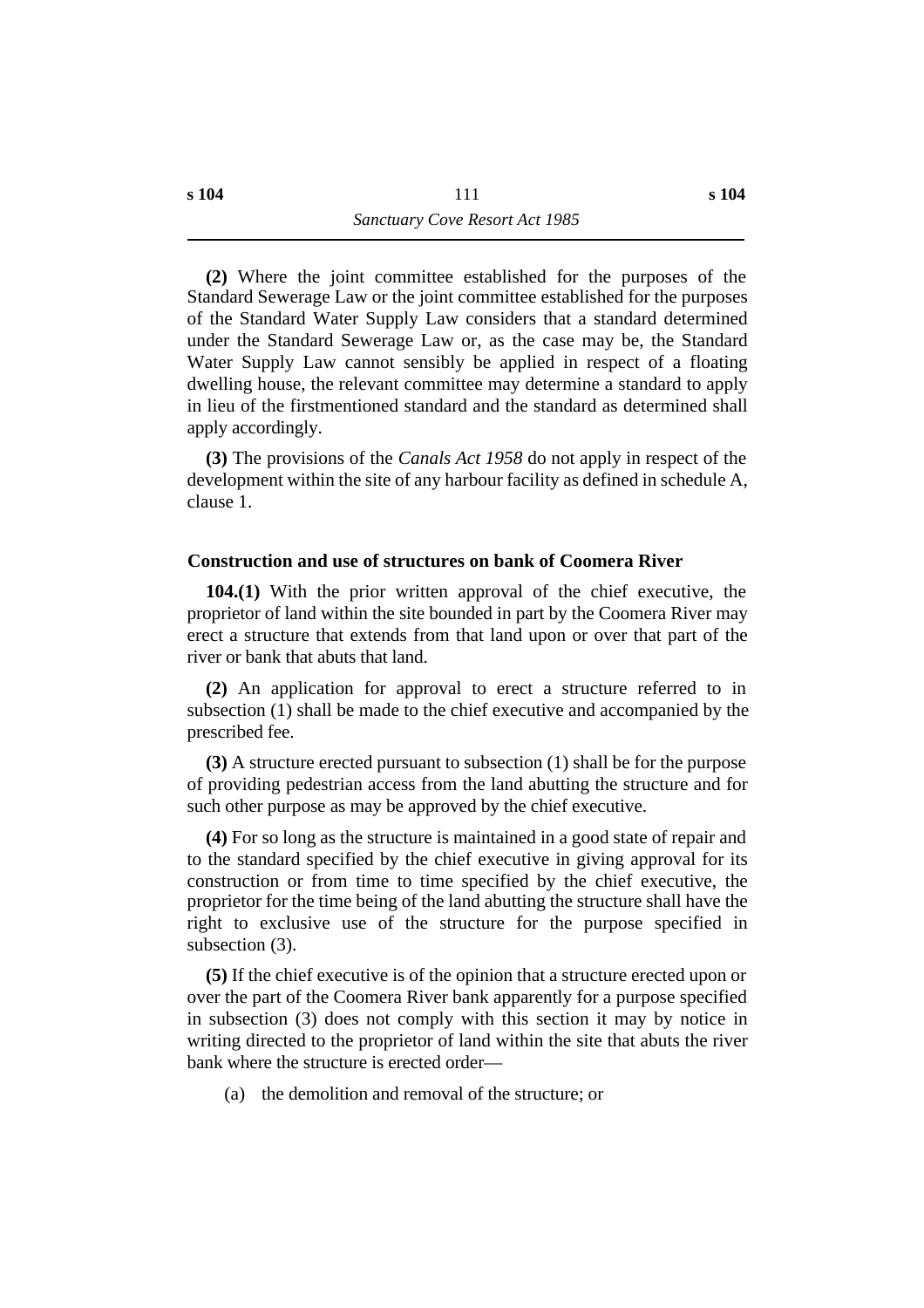**(2)** Where the joint committee established for the purposes of the Standard Sewerage Law or the joint committee established for the purposes of the Standard Water Supply Law considers that a standard determined under the Standard Sewerage Law or, as the case may be, the Standard Water Supply Law cannot sensibly be applied in respect of a floating dwelling house, the relevant committee may determine a standard to apply in lieu of the firstmentioned standard and the standard as determined shall apply accordingly.

**(3)** The provisions of the *Canals Act 1958* do not apply in respect of the development within the site of any harbour facility as defined in schedule A, clause 1.

### Construction and use of structures on bank of Coomera River

**104.(1)** With the prior written approval of the chief executive, the proprietor of land within the site bounded in part by the Coomera River may erect a structure that extends from that land upon or over that part of the river or bank that abuts that land.

**(2)** An application for approval to erect a structure referred to in subsection (1) shall be made to the chief executive and accompanied by the prescribed fee.

**(3)** A structure erected pursuant to subsection (1) shall be for the purpose of providing pedestrian access from the land abutting the structure and for such other purpose as may be approved by the chief executive.

**(4)** For so long as the structure is maintained in a good state of repair and to the standard specified by the chief executive in giving approval for its construction or from time to time specified by the chief executive, the proprietor for the time being of the land abutting the structure shall have the right to exclusive use of the structure for the purpose specified in subsection (3).

**(5)** If the chief executive is of the opinion that a structure erected upon or over the part of the Coomera River bank apparently for a purpose specified in subsection (3) does not comply with this section it may by notice in writing directed to the proprietor of land within the site that abuts the river bank where the structure is erected order—

(a) the demolition and removal of the structure; or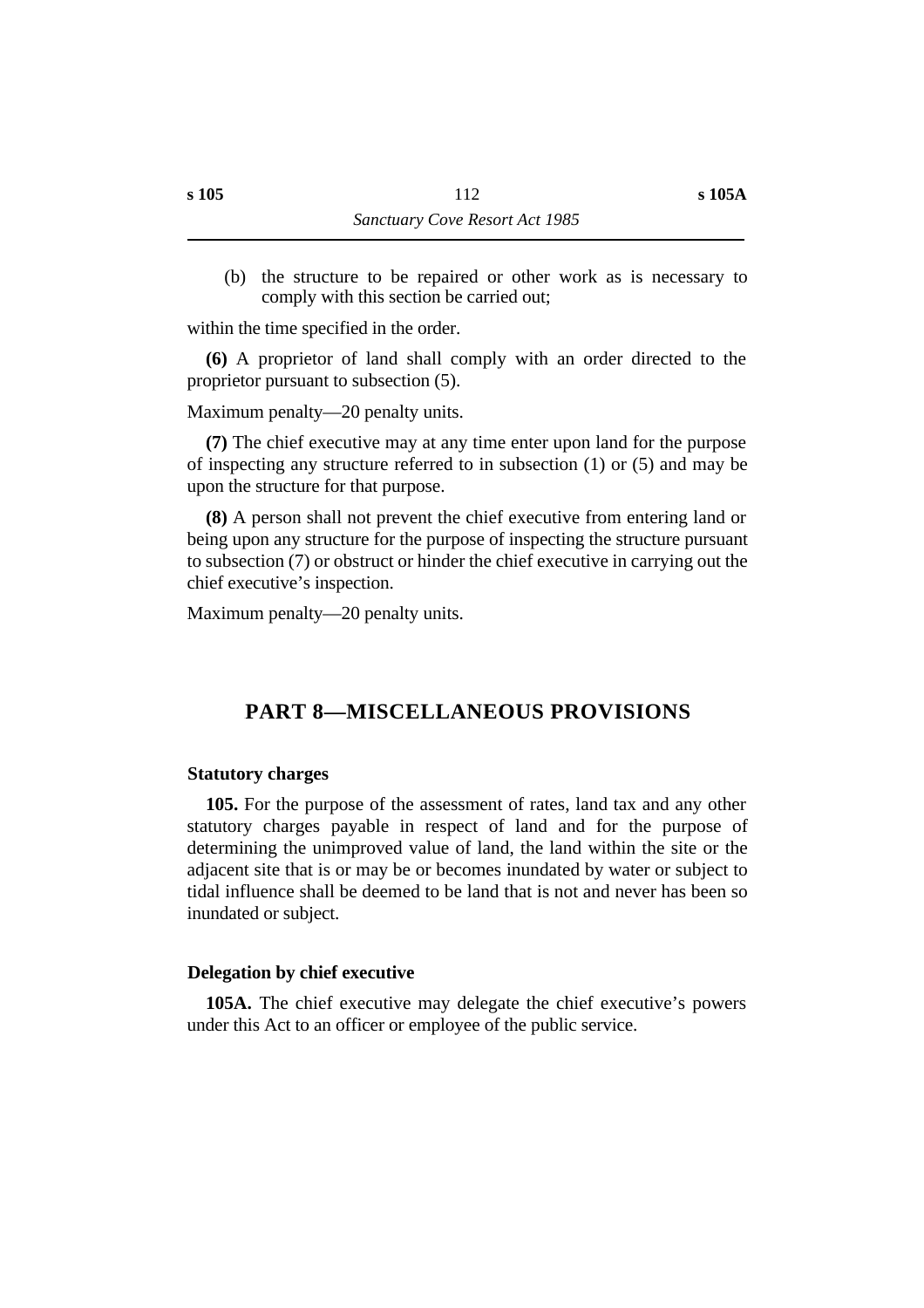(b) the structure to be repaired or other work as is necessary to comply with this section be carried out;

within the time specified in the order.

**(6)** A proprietor of land shall comply with an order directed to the proprietor pursuant to subsection (5).

Maximum penalty—20 penalty units.

**(7)** The chief executive may at any time enter upon land for the purpose of inspecting any structure referred to in subsection (1) or (5) and may be upon the structure for that purpose.

**(8)** A person shall not prevent the chief executive from entering land or being upon any structure for the purpose of inspecting the structure pursuant to subsection (7) or obstruct or hinder the chief executive in carrying out the chief executive's inspection.

Maximum penalty—20 penalty units.

## PART 8—MISCELLANEOUS PROVISIONS

### Statutory charges

**105.** For the purpose of the assessment of rates, land tax and any other statutory charges payable in respect of land and for the purpose of determining the unimproved value of land, the land within the site or the adjacent site that is or may be or becomes inundated by water or subject to tidal influence shall be deemed to be land that is not and never has been so inundated or subject.

### Delegation by chief executive

**105A.** The chief executive may delegate the chief executive's powers under this Act to an officer or employee of the public service.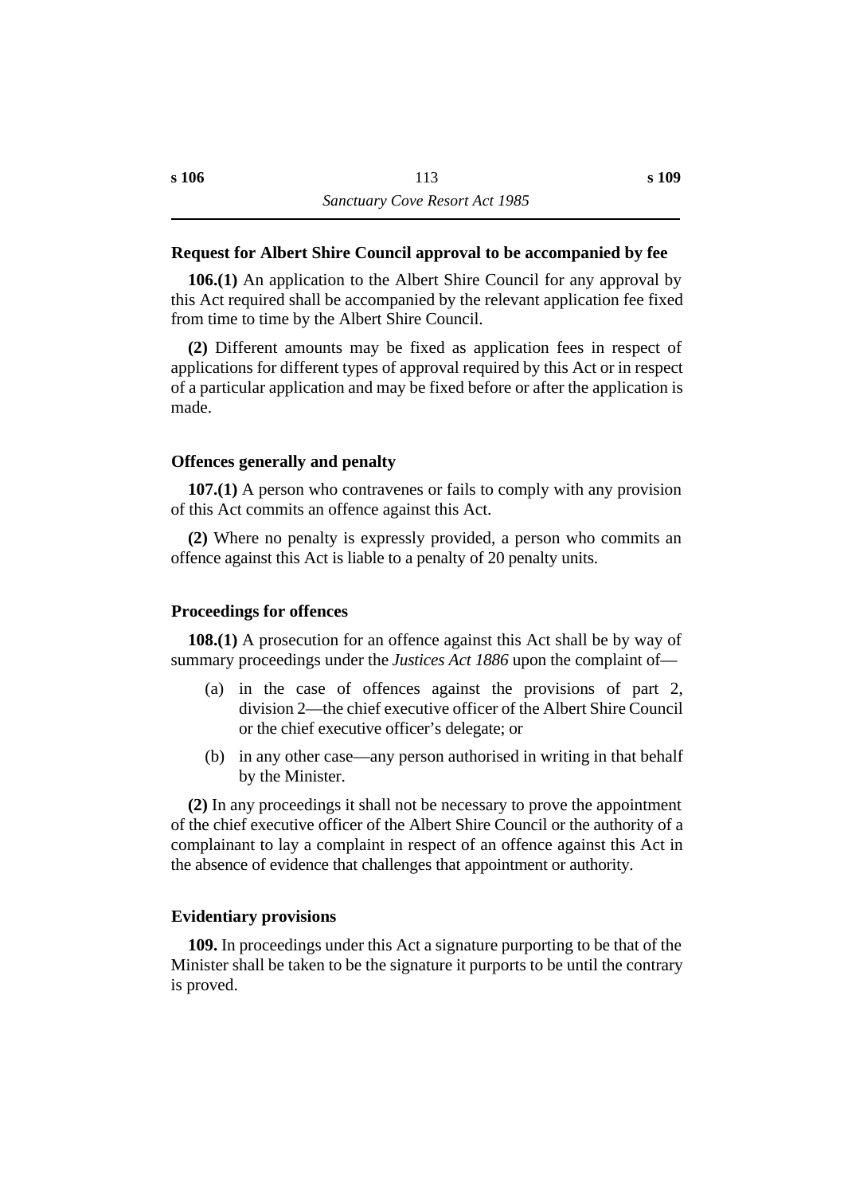### Request for Albert Shire Council approval to be accompanied by fee

**106.(1)** An application to the Albert Shire Council for any approval by this Act required shall be accompanied by the relevant application fee fixed from time to time by the Albert Shire Council.

**(2)** Different amounts may be fixed as application fees in respect of applications for different types of approval required by this Act or in respect of a particular application and may be fixed before or after the application is made.

### Offences generally and penalty

**107.(1)** A person who contravenes or fails to comply with any provision of this Act commits an offence against this Act.

**(2)** Where no penalty is expressly provided, a person who commits an offence against this Act is liable to a penalty of 20 penalty units.

### Proceedings for offences

**108.(1)** A prosecution for an offence against this Act shall be by way of summary proceedings under the *Justices Act 1886* upon the complaint of—

- (a) in the case of offences against the provisions of part 2, division 2—the chief executive officer of the Albert Shire Council or the chief executive officer's delegate; or
- (b) in any other case—any person authorised in writing in that behalf by the Minister.

**(2)** In any proceedings it shall not be necessary to prove the appointment of the chief executive officer of the Albert Shire Council or the authority of a complainant to lay a complaint in respect of an offence against this Act in the absence of evidence that challenges that appointment or authority.

### Evidentiary provisions

**109.** In proceedings under this Act a signature purporting to be that of the Minister shall be taken to be the signature it purports to be until the contrary is proved.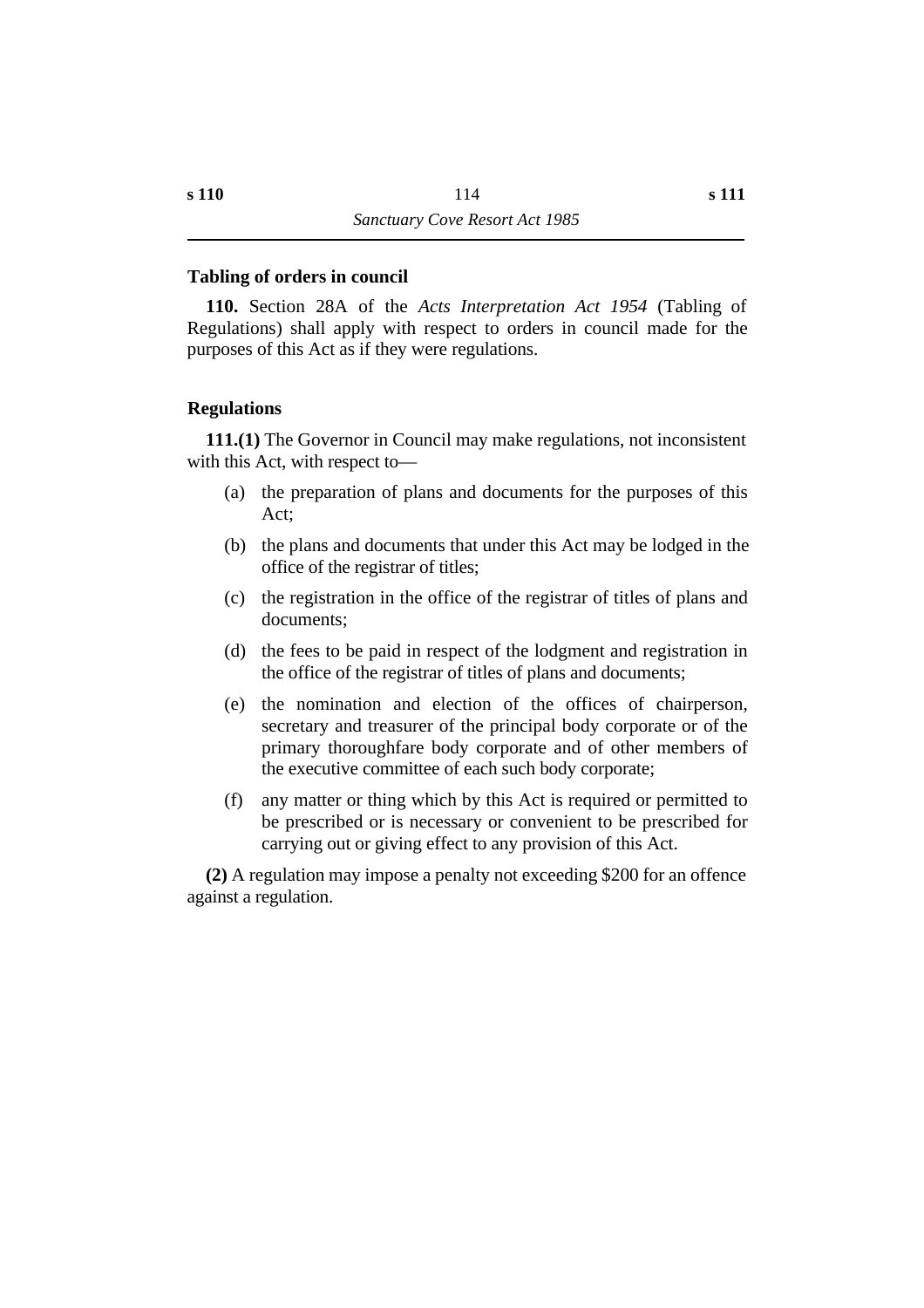### Tabling of orders in council

**110.** Section 28A of the *Acts Interpretation Act 1954* (Tabling of Regulations) shall apply with respect to orders in council made for the purposes of this Act as if they were regulations.

### Regulations

**111.(1)** The Governor in Council may make regulations, not inconsistent with this Act, with respect to—

(a) the preparation of plans and documents for the purposes of this Act;

(b) the plans and documents that under this Act may be lodged in the office of the registrar of titles;

(c) the registration in the office of the registrar of titles of plans and documents;

(d) the fees to be paid in respect of the lodgment and registration in the office of the registrar of titles of plans and documents;

(e) the nomination and election of the offices of chairperson, secretary and treasurer of the principal body corporate or of the primary thoroughfare body corporate and of other members of the executive committee of each such body corporate;

(f) any matter or thing which by this Act is required or permitted to be prescribed or is necessary or convenient to be prescribed for carrying out or giving effect to any provision of this Act.

**(2)** A regulation may impose a penalty not exceeding $200 for an offence against a regulation.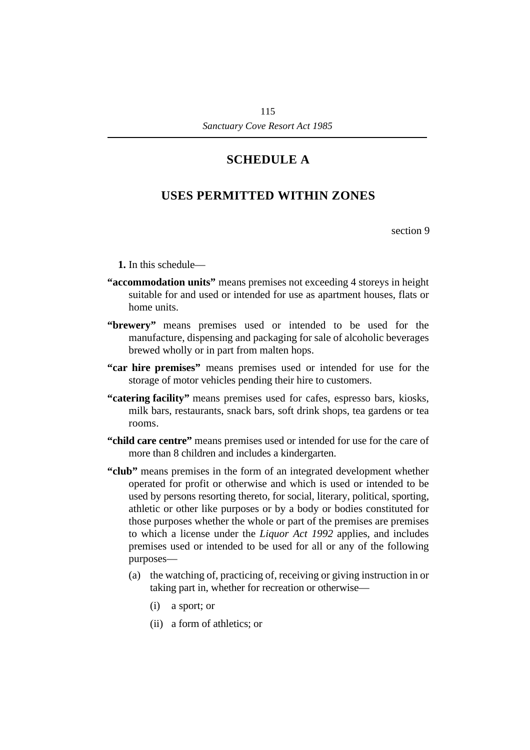## SCHEDULE A

## USES PERMITTED WITHIN ZONES

section 9

**1.** In this schedule—

**"accommodation units"** means premises not exceeding 4 storeys in height suitable for and used or intended for use as apartment houses, flats or home units.

**"brewery"** means premises used or intended to be used for the manufacture, dispensing and packaging for sale of alcoholic beverages brewed wholly or in part from malten hops.

**"car hire premises"** means premises used or intended for use for the storage of motor vehicles pending their hire to customers.

**"catering facility"** means premises used for cafes, espresso bars, kiosks, milk bars, restaurants, snack bars, soft drink shops, tea gardens or tea rooms.

**"child care centre"** means premises used or intended for use for the care of more than 8 children and includes a kindergarten.

**"club"** means premises in the form of an integrated development whether operated for profit or otherwise and which is used or intended to be used by persons resorting thereto, for social, literary, political, sporting, athletic or other like purposes or by a body or bodies constituted for those purposes whether the whole or part of the premises are premises to which a license under the *Liquor Act 1992* applies, and includes premises used or intended to be used for all or any of the following purposes—

(a) the watching of, practicing of, receiving or giving instruction in or taking part in, whether for recreation or otherwise—

(i) a sport; or

(ii) a form of athletics; or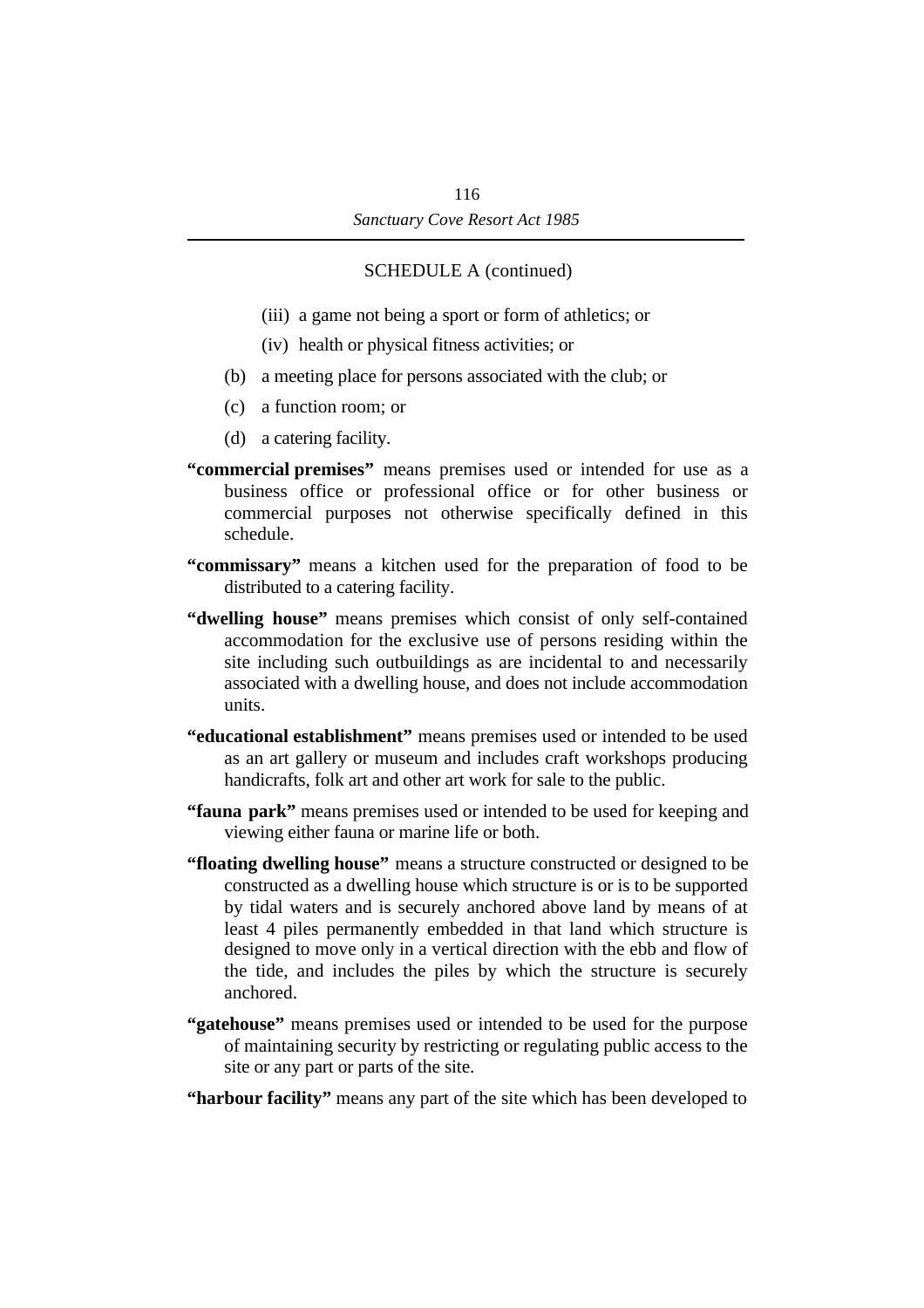SCHEDULE A (continued)

(iii) a game not being a sport or form of athletics; or

(iv) health or physical fitness activities; or

(b) a meeting place for persons associated with the club; or

(c) a function room; or

(d) a catering facility.

**“commercial premises”** means premises used or intended for use as a business office or professional office or for other business or commercial purposes not otherwise specifically defined in this schedule.

**“commissary”** means a kitchen used for the preparation of food to be distributed to a catering facility.

**“dwelling house”** means premises which consist of only self-contained accommodation for the exclusive use of persons residing within the site including such outbuildings as are incidental to and necessarily associated with a dwelling house, and does not include accommodation units.

**“educational establishment”** means premises used or intended to be used as an art gallery or museum and includes craft workshops producing handicrafts, folk art and other art work for sale to the public.

**“fauna park”** means premises used or intended to be used for keeping and viewing either fauna or marine life or both.

**“floating dwelling house”** means a structure constructed or designed to be constructed as a dwelling house which structure is or is to be supported by tidal waters and is securely anchored above land by means of at least 4 piles permanently embedded in that land which structure is designed to move only in a vertical direction with the ebb and flow of the tide, and includes the piles by which the structure is securely anchored.

**“gatehouse”** means premises used or intended to be used for the purpose of maintaining security by restricting or regulating public access to the site or any part or parts of the site.

**“harbour facility”** means any part of the site which has been developed to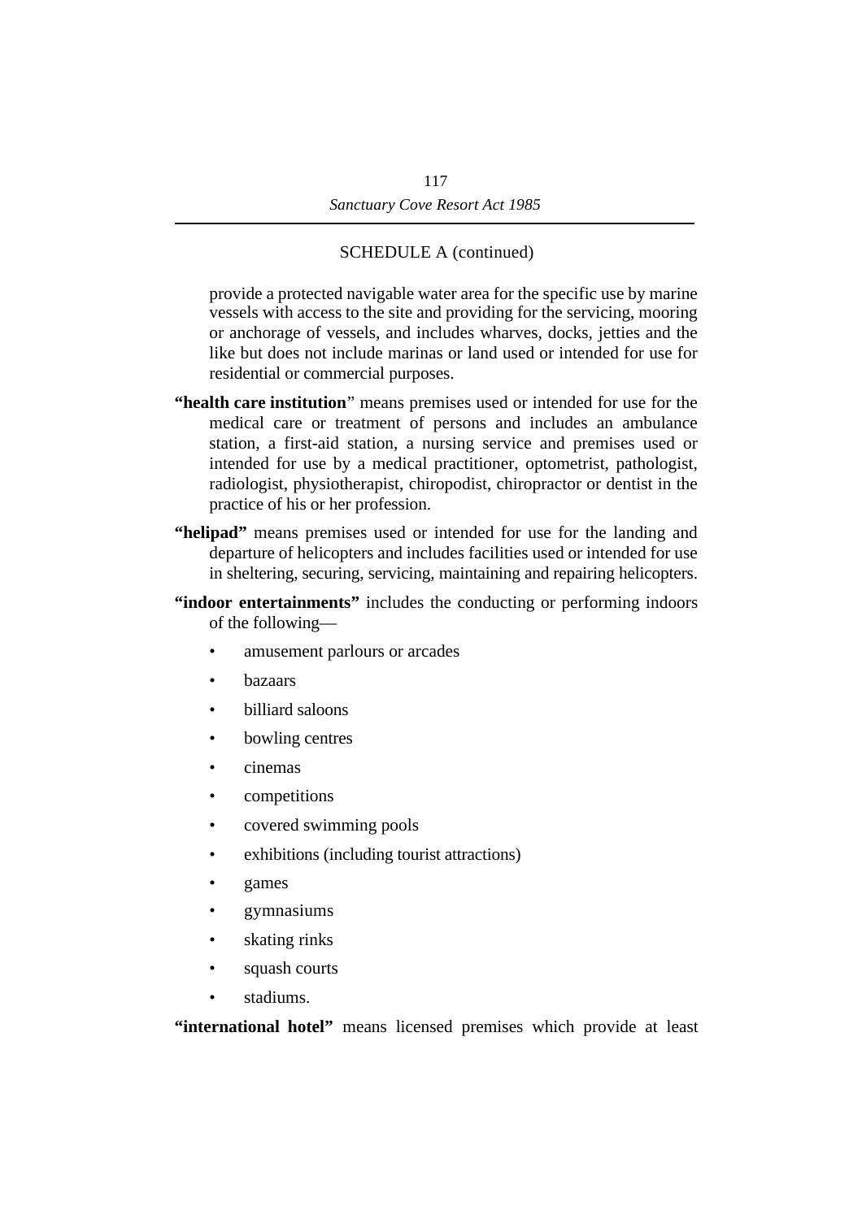SCHEDULE A (continued)

provide a protected navigable water area for the specific use by marine vessels with access to the site and providing for the servicing, mooring or anchorage of vessels, and includes wharves, docks, jetties and the like but does not include marinas or land used or intended for use for residential or commercial purposes.

**"health care institution"** means premises used or intended for use for the medical care or treatment of persons and includes an ambulance station, a first-aid station, a nursing service and premises used or intended for use by a medical practitioner, optometrist, pathologist, radiologist, physiotherapist, chiropodist, chiropractor or dentist in the practice of his or her profession.

**"helipad"** means premises used or intended for use for the landing and departure of helicopters and includes facilities used or intended for use in sheltering, securing, servicing, maintaining and repairing helicopters.

**"indoor entertainments"** includes the conducting or performing indoors of the following—

- amusement parlours or arcades
- bazaars
- billiard saloons
- bowling centres
- cinemas
- competitions
- covered swimming pools
- exhibitions (including tourist attractions)
- games
- gymnasiums
- skating rinks
- squash courts
- stadiums.

**"international hotel"** means licensed premises which provide at least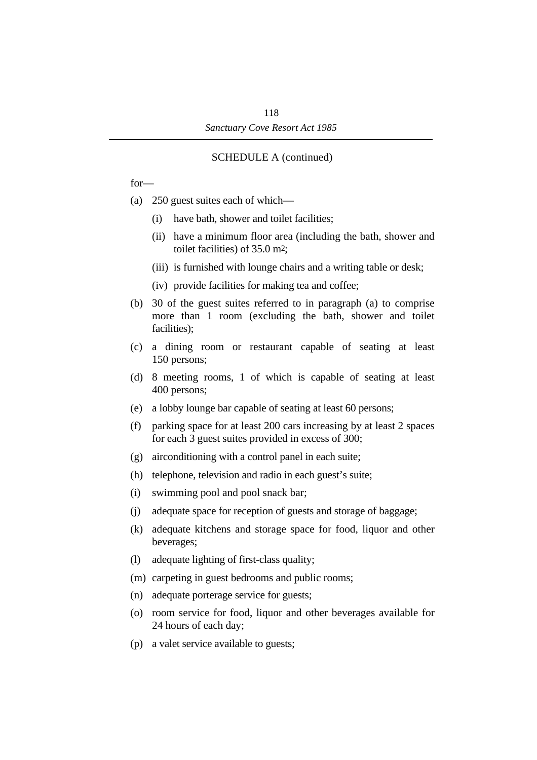SCHEDULE A (continued)

for—

(a) 250 guest suites each of which—

 (i) have bath, shower and toilet facilities;

 (ii) have a minimum floor area (including the bath, shower and toilet facilities) of 35.0 $m^2$;

 (iii) is furnished with lounge chairs and a writing table or desk;

 (iv) provide facilities for making tea and coffee;

(b) 30 of the guest suites referred to in paragraph (a) to comprise more than 1 room (excluding the bath, shower and toilet facilities);

(c) a dining room or restaurant capable of seating at least 150 persons;

(d) 8 meeting rooms, 1 of which is capable of seating at least 400 persons;

(e) a lobby lounge bar capable of seating at least 60 persons;

(f) parking space for at least 200 cars increasing by at least 2 spaces for each 3 guest suites provided in excess of 300;

(g) airconditioning with a control panel in each suite;

(h) telephone, television and radio in each guest's suite;

(i) swimming pool and pool snack bar;

(j) adequate space for reception of guests and storage of baggage;

(k) adequate kitchens and storage space for food, liquor and other beverages;

(l) adequate lighting of first-class quality;

(m) carpeting in guest bedrooms and public rooms;

(n) adequate porterage service for guests;

(o) room service for food, liquor and other beverages available for 24 hours of each day;

(p) a valet service available to guests;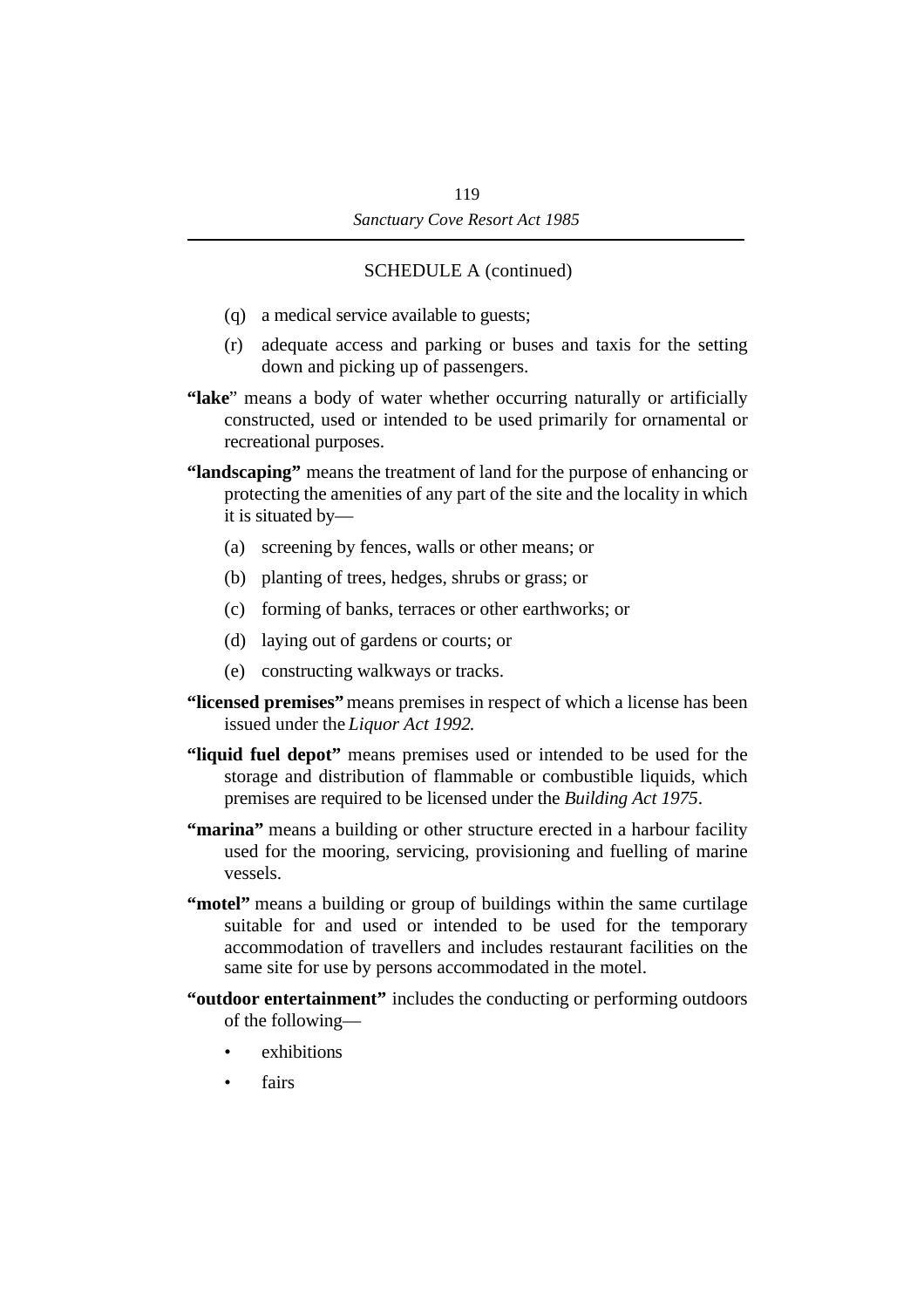SCHEDULE A (continued)

(q) a medical service available to guests;

(r) adequate access and parking or buses and taxis for the setting down and picking up of passengers.

**"lake**" means a body of water whether occurring naturally or artificially constructed, used or intended to be used primarily for ornamental or recreational purposes.

**"landscaping"** means the treatment of land for the purpose of enhancing or protecting the amenities of any part of the site and the locality in which it is situated by—

(a) screening by fences, walls or other means; or

(b) planting of trees, hedges, shrubs or grass; or

(c) forming of banks, terraces or other earthworks; or

(d) laying out of gardens or courts; or

(e) constructing walkways or tracks.

**"licensed premises"** means premises in respect of which a license has been issued under the *Liquor Act 1992.*

**"liquid fuel depot"** means premises used or intended to be used for the storage and distribution of flammable or combustible liquids, which premises are required to be licensed under the *Building Act 1975*.

**"marina"** means a building or other structure erected in a harbour facility used for the mooring, servicing, provisioning and fuelling of marine vessels.

**"motel"** means a building or group of buildings within the same curtilage suitable for and used or intended to be used for the temporary accommodation of travellers and includes restaurant facilities on the same site for use by persons accommodated in the motel.

**"outdoor entertainment"** includes the conducting or performing outdoors of the following—

- exhibitions
- fairs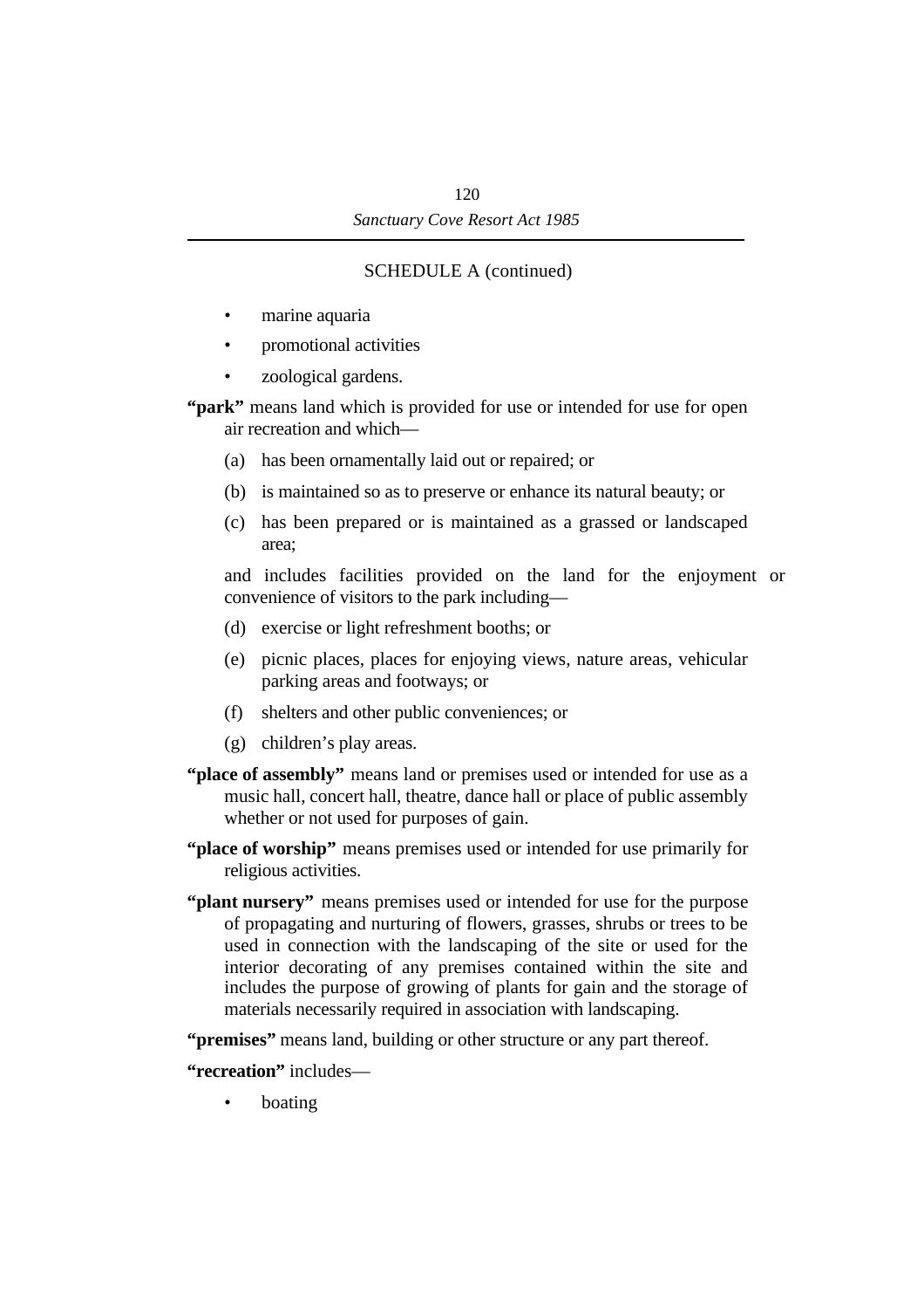SCHEDULE A (continued)

- marine aquaria
- promotional activities
- zoological gardens.

**"park"** means land which is provided for use or intended for use for open air recreation and which—

(a) has been ornamentally laid out or repaired; or

(b) is maintained so as to preserve or enhance its natural beauty; or

(c) has been prepared or is maintained as a grassed or landscaped area;

and includes facilities provided on the land for the enjoyment or convenience of visitors to the park including—

(d) exercise or light refreshment booths; or

(e) picnic places, places for enjoying views, nature areas, vehicular parking areas and footways; or

(f) shelters and other public conveniences; or

(g) children's play areas.

**"place of assembly"** means land or premises used or intended for use as a music hall, concert hall, theatre, dance hall or place of public assembly whether or not used for purposes of gain.

**"place of worship"** means premises used or intended for use primarily for religious activities.

**"plant nursery"** means premises used or intended for use for the purpose of propagating and nurturing of flowers, grasses, shrubs or trees to be used in connection with the landscaping of the site or used for the interior decorating of any premises contained within the site and includes the purpose of growing of plants for gain and the storage of materials necessarily required in association with landscaping.

**"premises"** means land, building or other structure or any part thereof.

**"recreation"** includes—

- boating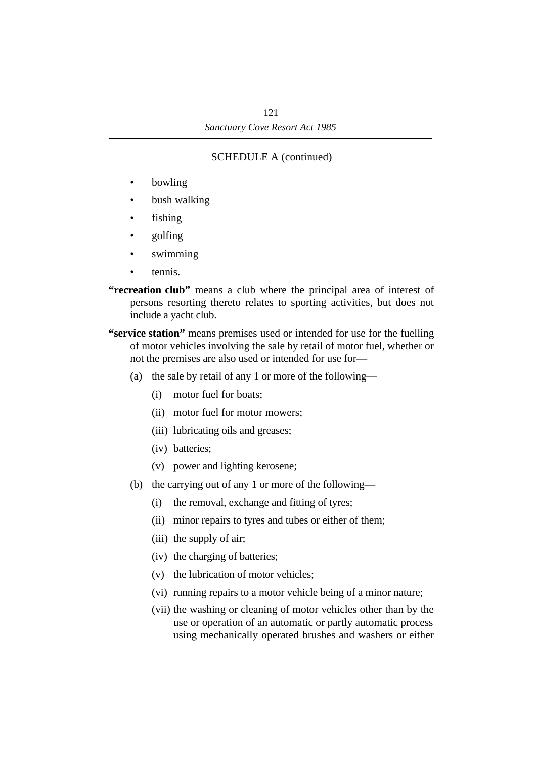SCHEDULE A (continued)

- bowling
- bush walking
- fishing
- golfing
- swimming
- tennis.

**"recreation club"** means a club where the principal area of interest of persons resorting thereto relates to sporting activities, but does not include a yacht club.

**"service station"** means premises used or intended for use for the fuelling of motor vehicles involving the sale by retail of motor fuel, whether or not the premises are also used or intended for use for—

(a) the sale by retail of any 1 or more of the following—

(i) motor fuel for boats;

(ii) motor fuel for motor mowers;

(iii) lubricating oils and greases;

(iv) batteries;

(v) power and lighting kerosene;

(b) the carrying out of any 1 or more of the following—

(i) the removal, exchange and fitting of tyres;

(ii) minor repairs to tyres and tubes or either of them;

(iii) the supply of air;

(iv) the charging of batteries;

(v) the lubrication of motor vehicles;

(vi) running repairs to a motor vehicle being of a minor nature;

(vii) the washing or cleaning of motor vehicles other than by the use or operation of an automatic or partly automatic process using mechanically operated brushes and washers or either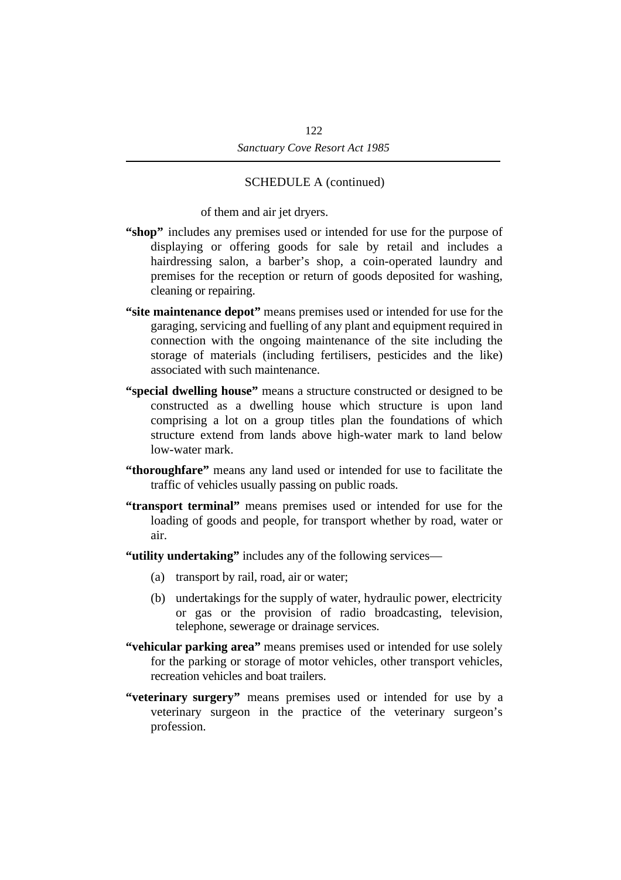SCHEDULE A (continued)

of them and air jet dryers.

**"shop"** includes any premises used or intended for use for the purpose of displaying or offering goods for sale by retail and includes a hairdressing salon, a barber's shop, a coin-operated laundry and premises for the reception or return of goods deposited for washing, cleaning or repairing.

**"site maintenance depot"** means premises used or intended for use for the garaging, servicing and fuelling of any plant and equipment required in connection with the ongoing maintenance of the site including the storage of materials (including fertilisers, pesticides and the like) associated with such maintenance.

**"special dwelling house"** means a structure constructed or designed to be constructed as a dwelling house which structure is upon land comprising a lot on a group titles plan the foundations of which structure extend from lands above high-water mark to land below low-water mark.

**"thoroughfare"** means any land used or intended for use to facilitate the traffic of vehicles usually passing on public roads.

**"transport terminal"** means premises used or intended for use for the loading of goods and people, for transport whether by road, water or air.

**"utility undertaking"** includes any of the following services—

(a) transport by rail, road, air or water;

(b) undertakings for the supply of water, hydraulic power, electricity or gas or the provision of radio broadcasting, television, telephone, sewerage or drainage services.

**"vehicular parking area"** means premises used or intended for use solely for the parking or storage of motor vehicles, other transport vehicles, recreation vehicles and boat trailers.

**"veterinary surgery"** means premises used or intended for use by a veterinary surgeon in the practice of the veterinary surgeon's profession.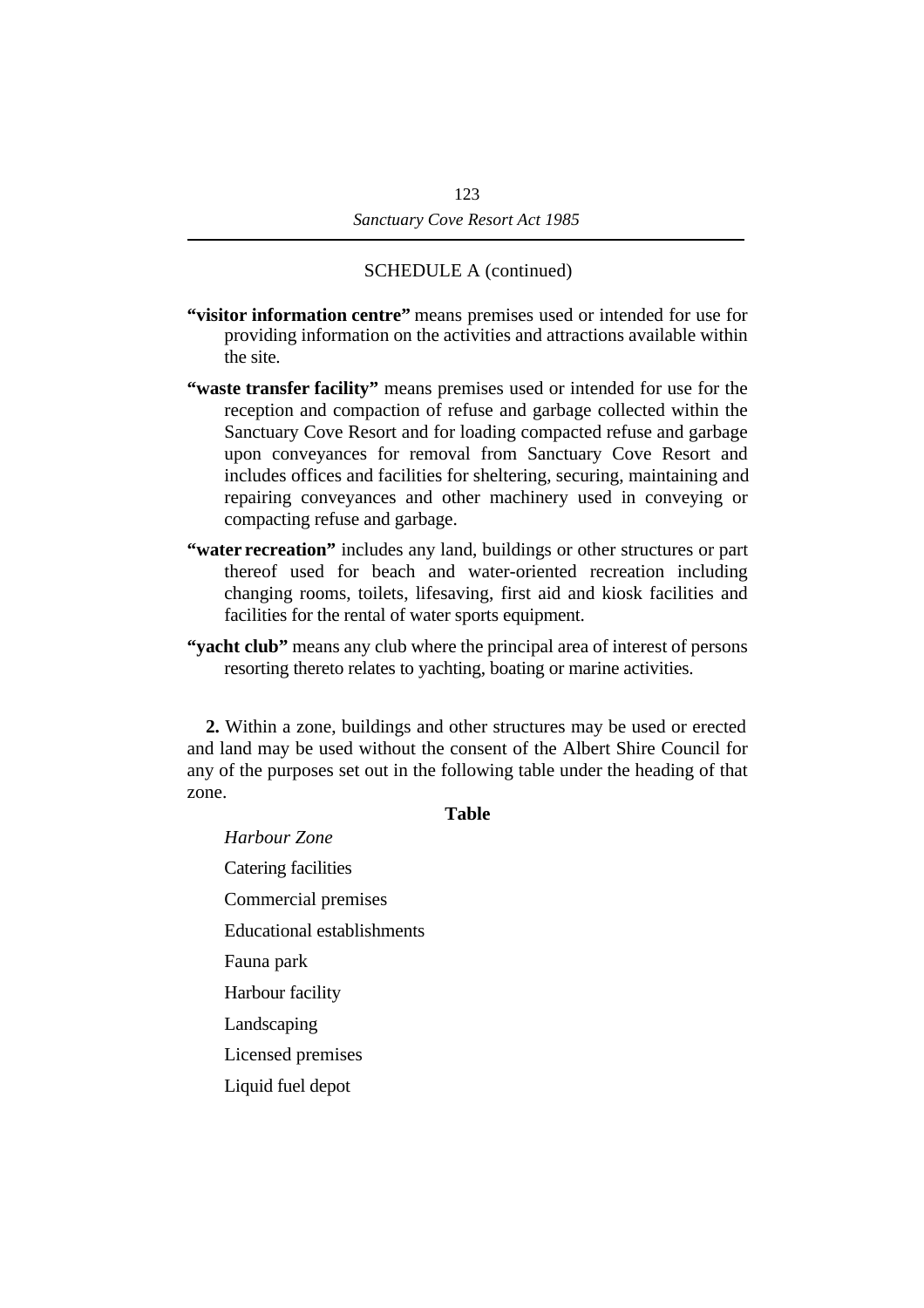SCHEDULE A (continued)

**"visitor information centre"** means premises used or intended for use for providing information on the activities and attractions available within the site.

**"waste transfer facility"** means premises used or intended for use for the reception and compaction of refuse and garbage collected within the Sanctuary Cove Resort and for loading compacted refuse and garbage upon conveyances for removal from Sanctuary Cove Resort and includes offices and facilities for sheltering, securing, maintaining and repairing conveyances and other machinery used in conveying or compacting refuse and garbage.

**"water recreation"** includes any land, buildings or other structures or part thereof used for beach and water-oriented recreation including changing rooms, toilets, lifesaving, first aid and kiosk facilities and facilities for the rental of water sports equipment.

**"yacht club"** means any club where the principal area of interest of persons resorting thereto relates to yachting, boating or marine activities.

**2.** Within a zone, buildings and other structures may be used or erected and land may be used without the consent of the Albert Shire Council for any of the purposes set out in the following table under the heading of that zone.

**Table**

*Harbour Zone*

Catering facilities

Commercial premises

Educational establishments

Fauna park

Harbour facility

Landscaping

Licensed premises

Liquid fuel depot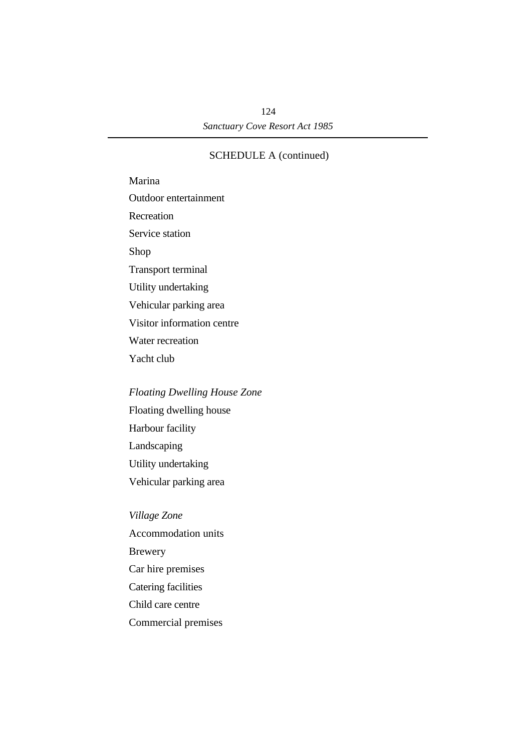SCHEDULE A (continued)

Marina

Outdoor entertainment

Recreation

Service station

Shop

Transport terminal

Utility undertaking

Vehicular parking area

Visitor information centre

Water recreation

Yacht club

*Floating Dwelling House Zone*

Floating dwelling house

Harbour facility

Landscaping

Utility undertaking

Vehicular parking area

*Village Zone*

Accommodation units

Brewery

Car hire premises

Catering facilities

Child care centre

Commercial premises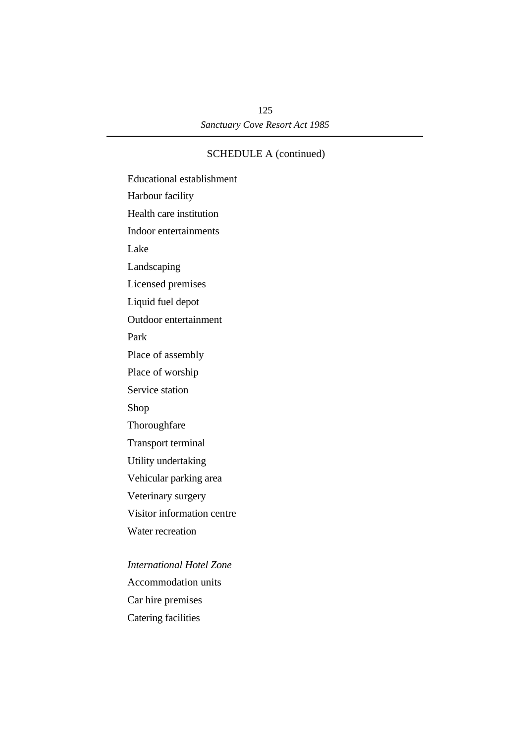SCHEDULE A (continued)

Educational establishment

Harbour facility

Health care institution

Indoor entertainments

Lake

Landscaping

Licensed premises

Liquid fuel depot

Outdoor entertainment

Park

Place of assembly

Place of worship

Service station

Shop

Thoroughfare

Transport terminal

Utility undertaking

Vehicular parking area

Veterinary surgery

Visitor information centre

Water recreation

*International Hotel Zone*

Accommodation units

Car hire premises

Catering facilities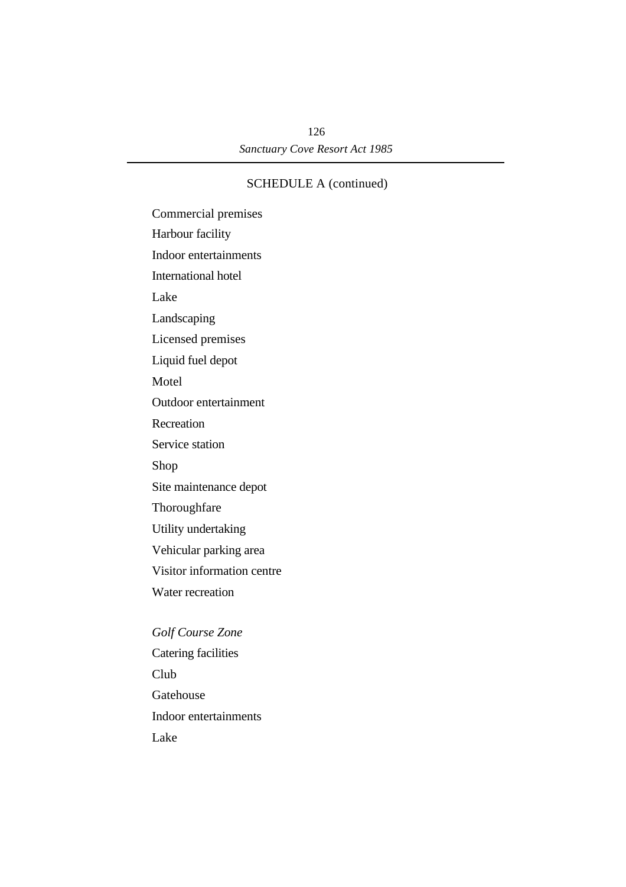SCHEDULE A (continued)

Commercial premises

Harbour facility

Indoor entertainments

International hotel

Lake

Landscaping

Licensed premises

Liquid fuel depot

Motel

Outdoor entertainment

Recreation

Service station

Shop

Site maintenance depot

Thoroughfare

Utility undertaking

Vehicular parking area

Visitor information centre

Water recreation

*Golf Course Zone*

Catering facilities

Club

Gatehouse

Indoor entertainments

Lake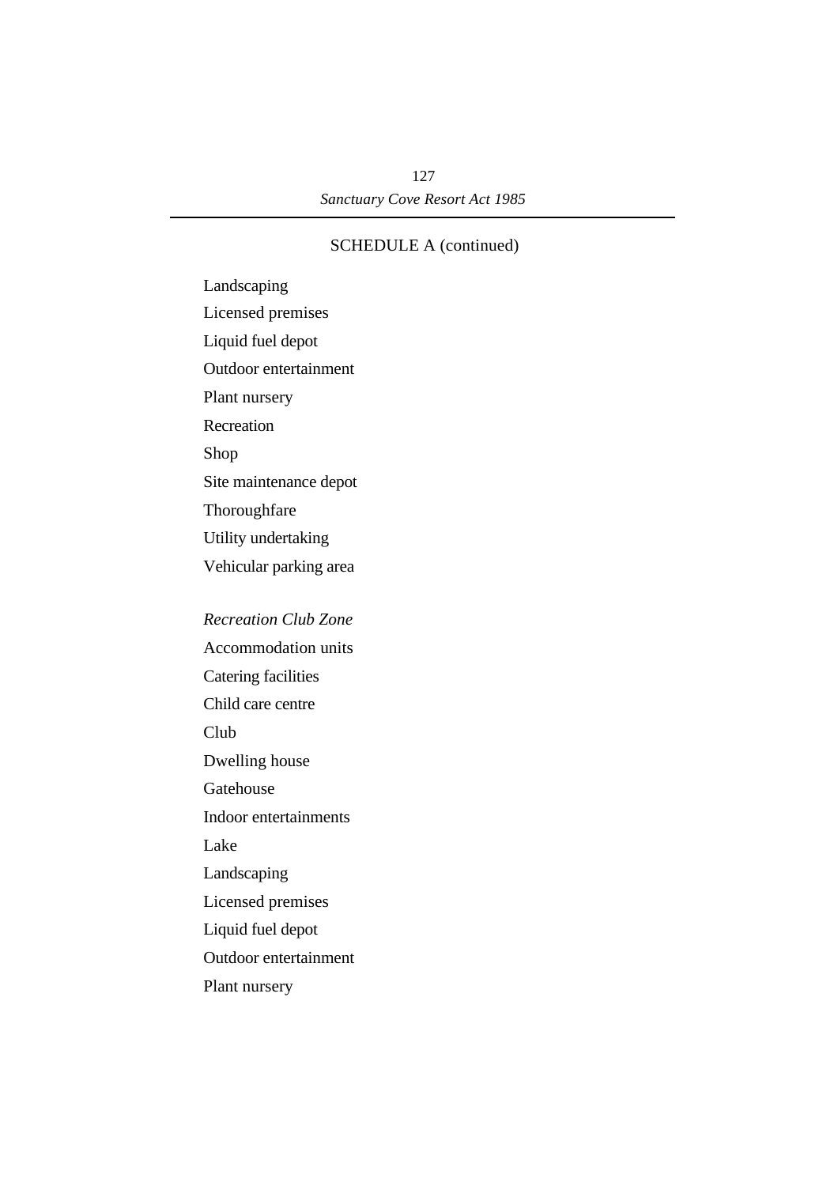SCHEDULE A (continued)

Landscaping

Licensed premises

Liquid fuel depot

Outdoor entertainment

Plant nursery

Recreation

Shop

Site maintenance depot

Thoroughfare

Utility undertaking

Vehicular parking area

*Recreation Club Zone*

Accommodation units

Catering facilities

Child care centre

Club

Dwelling house

Gatehouse

Indoor entertainments

Lake

Landscaping

Licensed premises

Liquid fuel depot

Outdoor entertainment

Plant nursery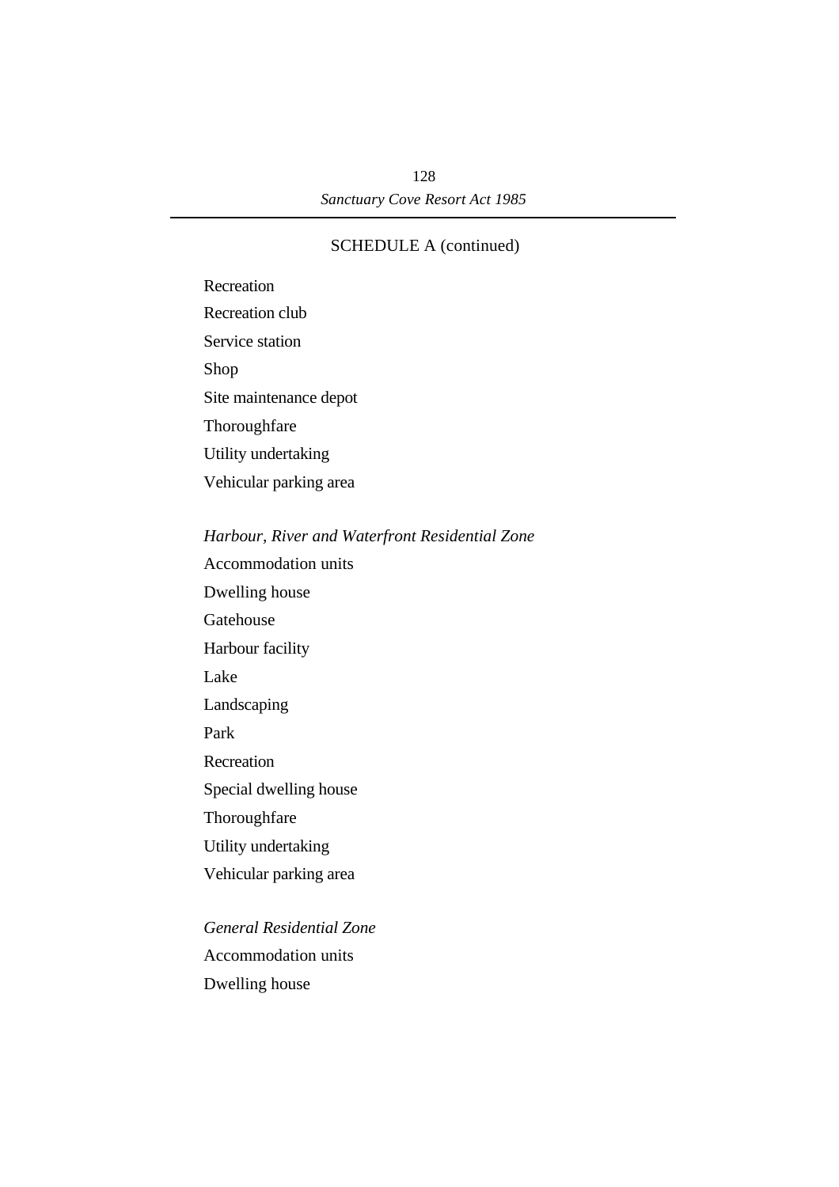SCHEDULE A (continued)

Recreation

Recreation club

Service station

Shop

Site maintenance depot

Thoroughfare

Utility undertaking

Vehicular parking area

*Harbour, River and Waterfront Residential Zone*

Accommodation units

Dwelling house

Gatehouse

Harbour facility

Lake

Landscaping

Park

Recreation

Special dwelling house

Thoroughfare

Utility undertaking

Vehicular parking area

*General Residential Zone*

Accommodation units

Dwelling house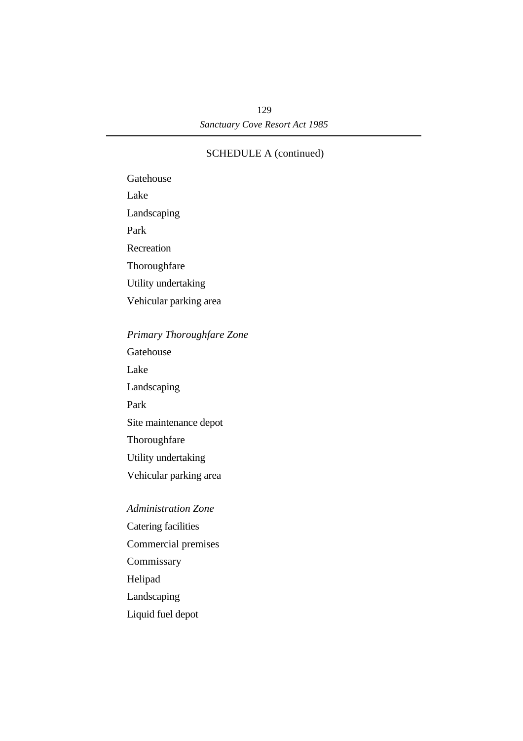SCHEDULE A (continued)

Gatehouse

Lake

Landscaping

Park

Recreation

Thoroughfare

Utility undertaking

Vehicular parking area

*Primary Thoroughfare Zone*

Gatehouse

Lake

Landscaping

Park

Site maintenance depot

Thoroughfare

Utility undertaking

Vehicular parking area

*Administration Zone*

Catering facilities

Commercial premises

Commissary

Helipad

Landscaping

Liquid fuel depot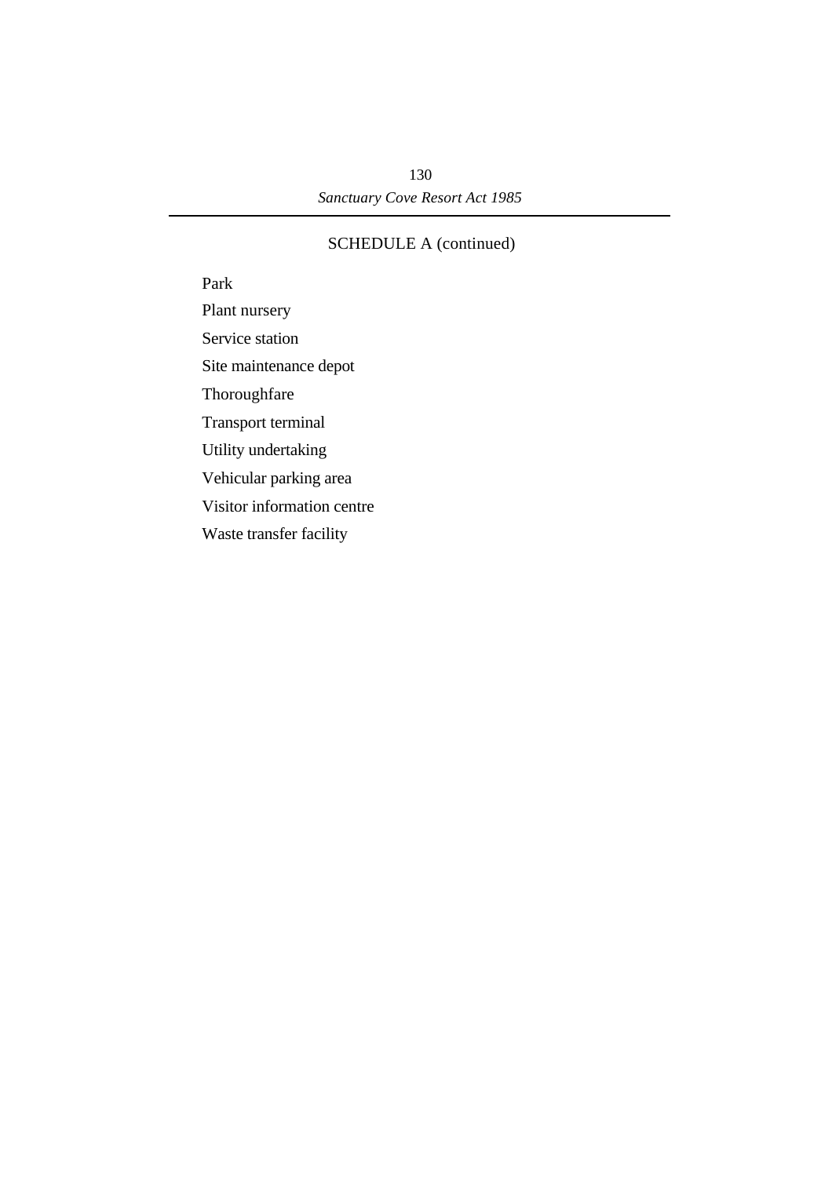## SCHEDULE A (continued)

Park

Plant nursery

Service station

Site maintenance depot

Thoroughfare

Transport terminal

Utility undertaking

Vehicular parking area

Visitor information centre

Waste transfer facility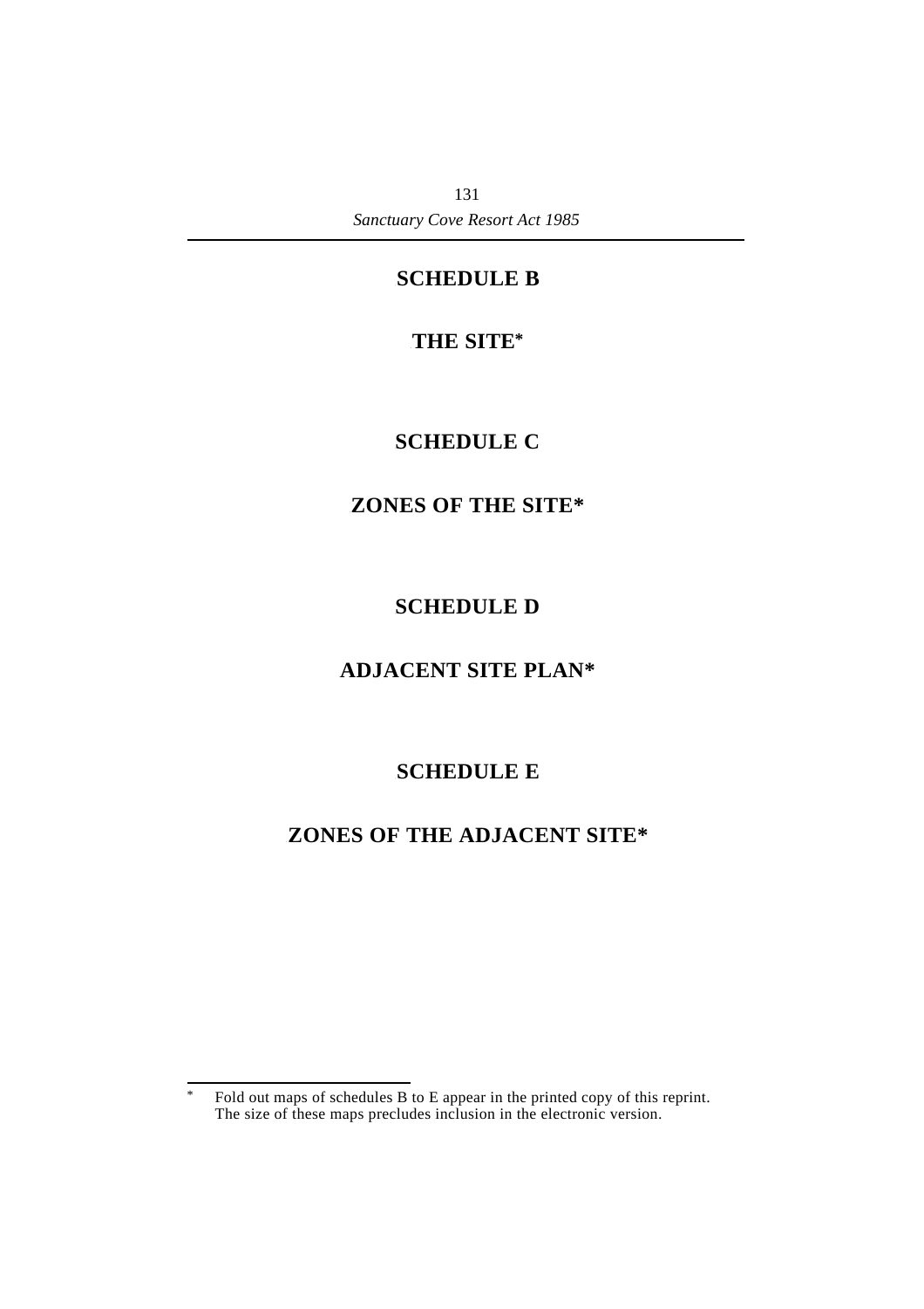## SCHEDULE B

### THE SITE*

## SCHEDULE C

### ZONES OF THE SITE*

## SCHEDULE D

### ADJACENT SITE PLAN*

## SCHEDULE E

### ZONES OF THE ADJACENT SITE*

---

\* Fold out maps of schedules B to E appear in the printed copy of this reprint. The size of these maps precludes inclusion in the electronic version.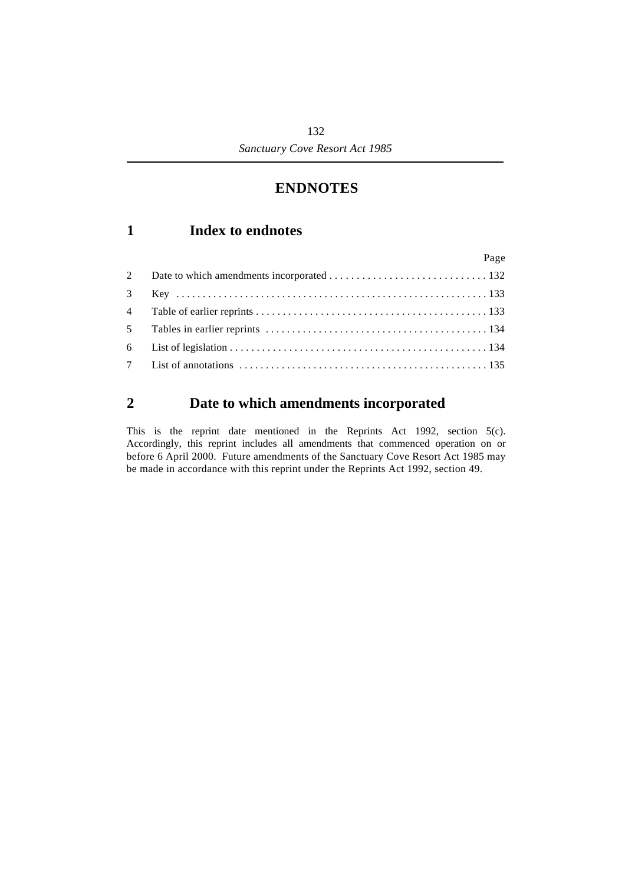# ENDNOTES

## 1 Index to endnotes

| | | Page |
|---|---|---|
| 2 | Date to which amendments incorporated | 132 |
| 3 | Key | 133 |
| 4 | Table of earlier reprints | 133 |
| 5 | Tables in earlier reprints | 134 |
| 6 | List of legislation | 134 |
| 7 | List of annotations | 135 |

## 2 Date to which amendments incorporated

This is the reprint date mentioned in the Reprints Act 1992, section 5(c). Accordingly, this reprint includes all amendments that commenced operation on or before 6 April 2000. Future amendments of the Sanctuary Cove Resort Act 1985 may be made in accordance with this reprint under the Reprints Act 1992, section 49.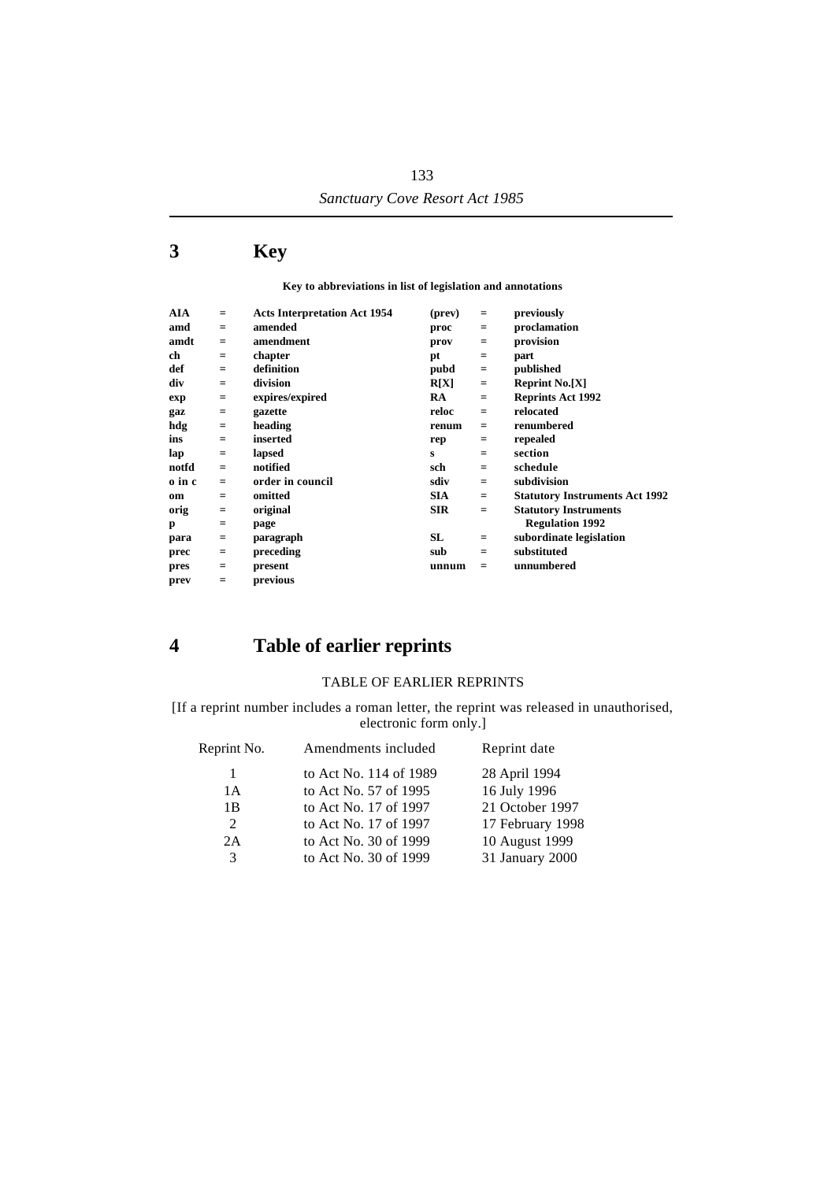## 3 Key

**Key to abbreviations in list of legislation and annotations**

| | | | | | |
|---|---|---|---|---|---|
| **AIA** | = | **Acts Interpretation Act 1954** | **(prev)** | = | **previously** |
| **amd** | = | **amended** | **proc** | = | **proclamation** |
| **amdt** | = | **amendment** | **prov** | = | **provision** |
| **ch** | = | **chapter** | **pt** | = | **part** |
| **def** | = | **definition** | **pubd** | = | **published** |
| **div** | = | **division** | **R[X]** | = | **Reprint No.[X]** |
| **exp** | = | **expires/expired** | **RA** | = | **Reprints Act 1992** |
| **gaz** | = | **gazette** | **reloc** | = | **relocated** |
| **hdg** | = | **heading** | **renum** | = | **renumbered** |
| **ins** | = | **inserted** | **rep** | = | **repealed** |
| **lap** | = | **lapsed** | **s** | = | **section** |
| **notfd** | = | **notified** | **sch** | = | **schedule** |
| **o in c** | = | **order in council** | **sdiv** | = | **subdivision** |
| **om** | = | **omitted** | **SIA** | = | **Statutory Instruments Act 1992** |
| **orig** | = | **original** | **SIR** | = | **Statutory Instruments Regulation 1992** |
| **p** | = | **page** | | | |
| **para** | = | **paragraph** | **SL** | = | **subordinate legislation** |
| **prec** | = | **preceding** | **sub** | = | **substituted** |
| **pres** | = | **present** | **unnum** | = | **unnumbered** |
| **prev** | = | **previous** | | | |

## 4 Table of earlier reprints

TABLE OF EARLIER REPRINTS

[If a reprint number includes a roman letter, the reprint was released in unauthorised, electronic form only.]

| Reprint No. | Amendments included | Reprint date |
|---|---|---|
| 1 | to Act No. 114 of 1989 | 28 April 1994 |
| 1A | to Act No. 57 of 1995 | 16 July 1996 |
| 1B | to Act No. 17 of 1997 | 21 October 1997 |
| 2 | to Act No. 17 of 1997 | 17 February 1998 |
| 2A | to Act No. 30 of 1999 | 10 August 1999 |
| 3 | to Act No. 30 of 1999 | 31 January 2000 |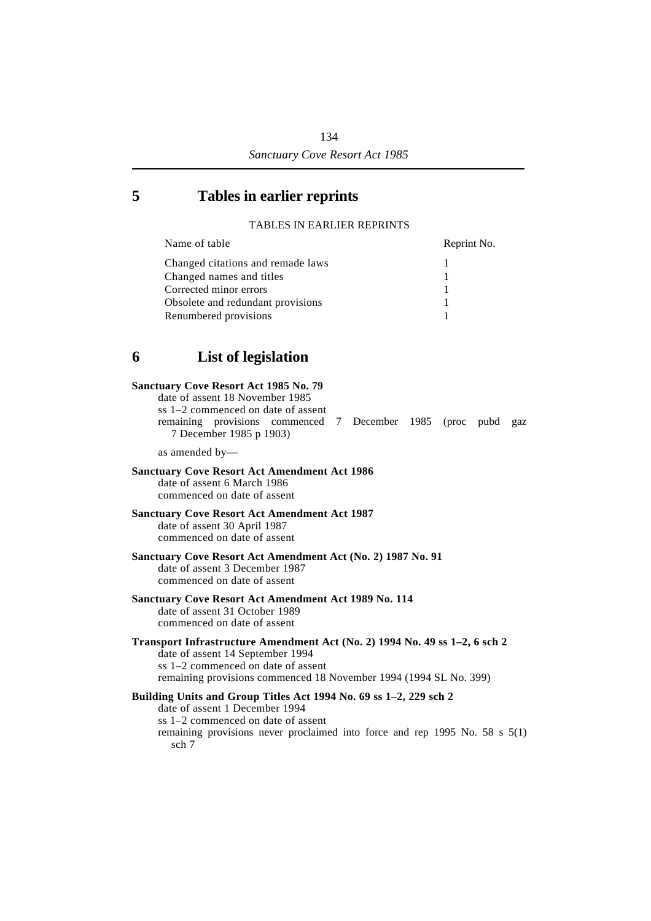## 5 Tables in earlier reprints

TABLES IN EARLIER REPRINTS

| Name of table | Reprint No. |
| --- | --- |
| Changed citations and remade laws | 1 |
| Changed names and titles | 1 |
| Corrected minor errors | 1 |
| Obsolete and redundant provisions | 1 |
| Renumbered provisions | 1 |

## 6 List of legislation

**Sanctuary Cove Resort Act 1985 No. 79**
date of assent 18 November 1985
ss 1–2 commenced on date of assent
remaining provisions commenced 7 December 1985 (proc pubd gaz 7 December 1985 p 1903)

as amended by—

**Sanctuary Cove Resort Act Amendment Act 1986**
date of assent 6 March 1986
commenced on date of assent

**Sanctuary Cove Resort Act Amendment Act 1987**
date of assent 30 April 1987
commenced on date of assent

**Sanctuary Cove Resort Act Amendment Act (No. 2) 1987 No. 91**
date of assent 3 December 1987
commenced on date of assent

**Sanctuary Cove Resort Act Amendment Act 1989 No. 114**
date of assent 31 October 1989
commenced on date of assent

**Transport Infrastructure Amendment Act (No. 2) 1994 No. 49 ss 1–2, 6 sch 2**
date of assent 14 September 1994
ss 1–2 commenced on date of assent
remaining provisions commenced 18 November 1994 (1994 SL No. 399)

**Building Units and Group Titles Act 1994 No. 69 ss 1–2, 229 sch 2**
date of assent 1 December 1994
ss 1–2 commenced on date of assent
remaining provisions never proclaimed into force and rep 1995 No. 58 s 5(1) sch 7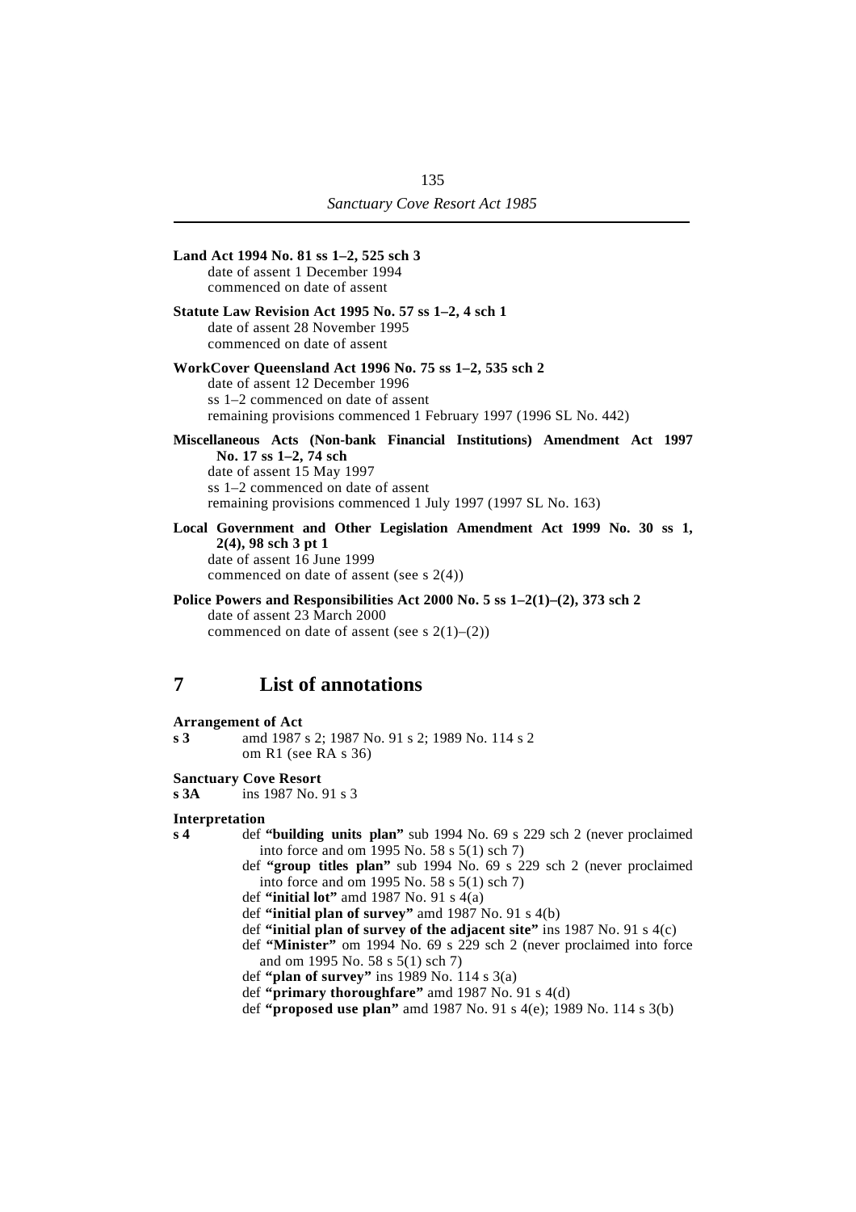**Land Act 1994 No. 81 ss 1–2, 525 sch 3**
date of assent 1 December 1994
commenced on date of assent

**Statute Law Revision Act 1995 No. 57 ss 1–2, 4 sch 1**
date of assent 28 November 1995
commenced on date of assent

**WorkCover Queensland Act 1996 No. 75 ss 1–2, 535 sch 2**
date of assent 12 December 1996
ss 1–2 commenced on date of assent
remaining provisions commenced 1 February 1997 (1996 SL No. 442)

**Miscellaneous Acts (Non-bank Financial Institutions) Amendment Act 1997 No. 17 ss 1–2, 74 sch**
date of assent 15 May 1997
ss 1–2 commenced on date of assent
remaining provisions commenced 1 July 1997 (1997 SL No. 163)

**Local Government and Other Legislation Amendment Act 1999 No. 30 ss 1, 2(4), 98 sch 3 pt 1**
date of assent 16 June 1999
commenced on date of assent (see s 2(4))

**Police Powers and Responsibilities Act 2000 No. 5 ss 1–2(1)–(2), 373 sch 2**
date of assent 23 March 2000
commenced on date of assent (see s 2(1)–(2))

## 7 List of annotations

**Arrangement of Act**
**s 3** amd 1987 s 2; 1987 No. 91 s 2; 1989 No. 114 s 2
om R1 (see RA s 36)

**Sanctuary Cove Resort**
**s 3A** ins 1987 No. 91 s 3

**Interpretation**
**s 4** def **"building units plan"** sub 1994 No. 69 s 229 sch 2 (never proclaimed into force and om 1995 No. 58 s 5(1) sch 7)
def **"group titles plan"** sub 1994 No. 69 s 229 sch 2 (never proclaimed into force and om 1995 No. 58 s 5(1) sch 7)
def **"initial lot"** amd 1987 No. 91 s 4(a)
def **"initial plan of survey"** amd 1987 No. 91 s 4(b)
def **"initial plan of survey of the adjacent site"** ins 1987 No. 91 s 4(c)
def **"Minister"** om 1994 No. 69 s 229 sch 2 (never proclaimed into force and om 1995 No. 58 s 5(1) sch 7)
def **"plan of survey"** ins 1989 No. 114 s 3(a)
def **"primary thoroughfare"** amd 1987 No. 91 s 4(d)
def **"proposed use plan"** amd 1987 No. 91 s 4(e); 1989 No. 114 s 3(b)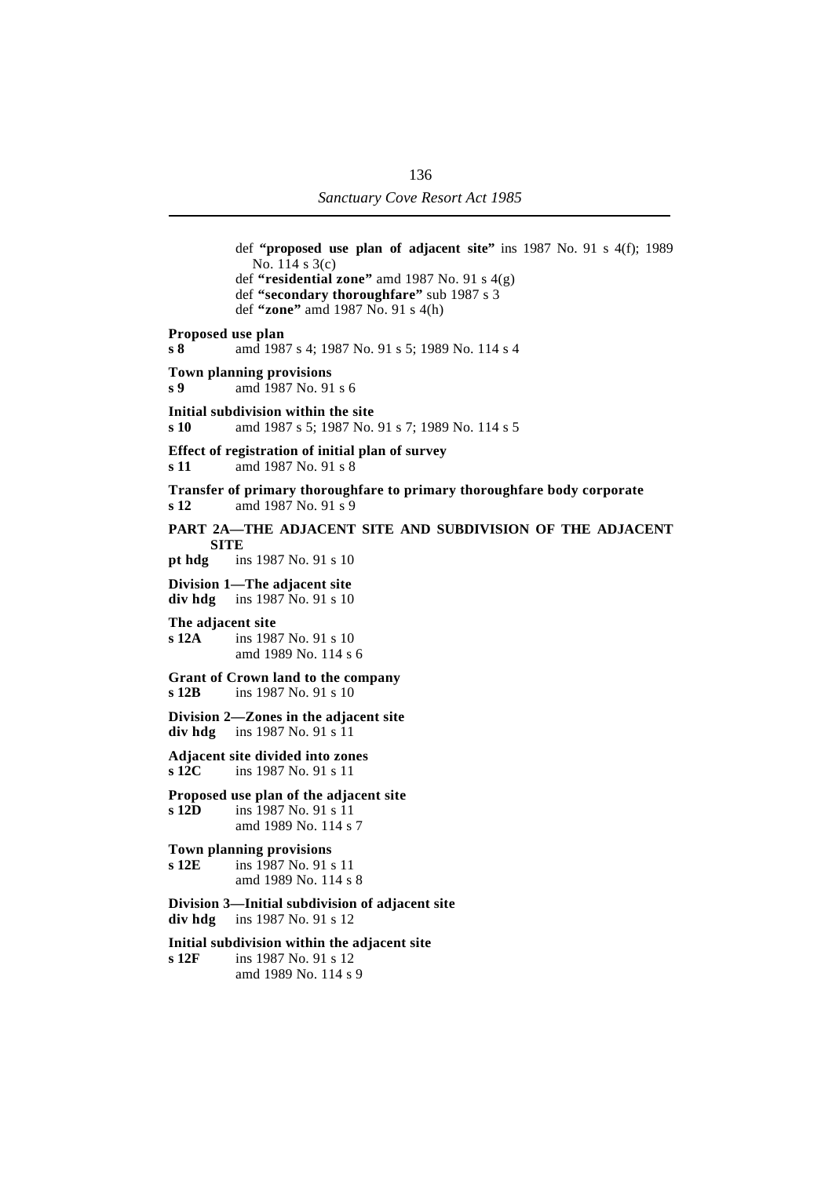def **"proposed use plan of adjacent site"** ins 1987 No. 91 s 4(f); 1989 No. 114 s 3(c)
def **"residential zone"** amd 1987 No. 91 s 4(g)
def **"secondary thoroughfare"** sub 1987 s 3
def **"zone"** amd 1987 No. 91 s 4(h)

**Proposed use plan**
**s 8** amd 1987 s 4; 1987 No. 91 s 5; 1989 No. 114 s 4

**Town planning provisions**
**s 9** amd 1987 No. 91 s 6

**Initial subdivision within the site**
**s 10** amd 1987 s 5; 1987 No. 91 s 7; 1989 No. 114 s 5

**Effect of registration of initial plan of survey**
**s 11** amd 1987 No. 91 s 8

**Transfer of primary thoroughfare to primary thoroughfare body corporate**
**s 12** amd 1987 No. 91 s 9

**PART 2A—THE ADJACENT SITE AND SUBDIVISION OF THE ADJACENT SITE**
**pt hdg** ins 1987 No. 91 s 10

**Division 1—The adjacent site**
**div hdg** ins 1987 No. 91 s 10

**The adjacent site**
**s 12A** ins 1987 No. 91 s 10
amd 1989 No. 114 s 6

**Grant of Crown land to the company**
**s 12B** ins 1987 No. 91 s 10

**Division 2—Zones in the adjacent site**
**div hdg** ins 1987 No. 91 s 11

**Adjacent site divided into zones**
**s 12C** ins 1987 No. 91 s 11

**Proposed use plan of the adjacent site**
**s 12D** ins 1987 No. 91 s 11
amd 1989 No. 114 s 7

**Town planning provisions**
**s 12E** ins 1987 No. 91 s 11
amd 1989 No. 114 s 8

**Division 3—Initial subdivision of adjacent site**
**div hdg** ins 1987 No. 91 s 12

**Initial subdivision within the adjacent site**
**s 12F** ins 1987 No. 91 s 12
amd 1989 No. 114 s 9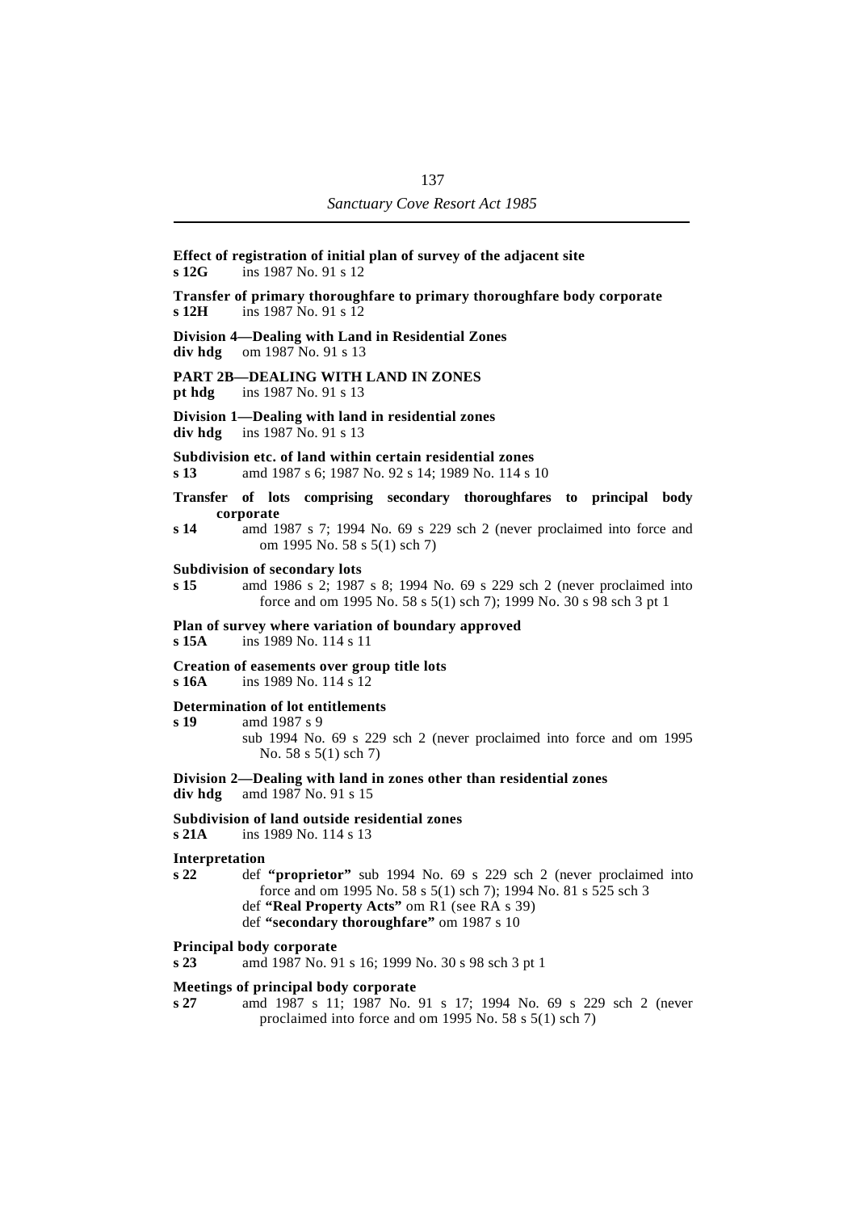**Effect of registration of initial plan of survey of the adjacent site**
**s 12G** ins 1987 No. 91 s 12

**Transfer of primary thoroughfare to primary thoroughfare body corporate**
**s 12H** ins 1987 No. 91 s 12

**Division 4—Dealing with Land in Residential Zones**
**div hdg** om 1987 No. 91 s 13

**PART 2B—DEALING WITH LAND IN ZONES**
**pt hdg** ins 1987 No. 91 s 13

**Division 1—Dealing with land in residential zones**
**div hdg** ins 1987 No. 91 s 13

**Subdivision etc. of land within certain residential zones**
**s 13** amd 1987 s 6; 1987 No. 92 s 14; 1989 No. 114 s 10

**Transfer of lots comprising secondary thoroughfares to principal body corporate**
**s 14** amd 1987 s 7; 1994 No. 69 s 229 sch 2 (never proclaimed into force and om 1995 No. 58 s 5(1) sch 7)

**Subdivision of secondary lots**
**s 15** amd 1986 s 2; 1987 s 8; 1994 No. 69 s 229 sch 2 (never proclaimed into force and om 1995 No. 58 s 5(1) sch 7); 1999 No. 30 s 98 sch 3 pt 1

**Plan of survey where variation of boundary approved**
**s 15A** ins 1989 No. 114 s 11

**Creation of easements over group title lots**
**s 16A** ins 1989 No. 114 s 12

**Determination of lot entitlements**
**s 19** amd 1987 s 9
sub 1994 No. 69 s 229 sch 2 (never proclaimed into force and om 1995 No. 58 s 5(1) sch 7)

**Division 2—Dealing with land in zones other than residential zones**
**div hdg** amd 1987 No. 91 s 15

**Subdivision of land outside residential zones**
**s 21A** ins 1989 No. 114 s 13

**Interpretation**
**s 22** def **"proprietor"** sub 1994 No. 69 s 229 sch 2 (never proclaimed into force and om 1995 No. 58 s 5(1) sch 7); 1994 No. 81 s 525 sch 3
def **"Real Property Acts"** om R1 (see RA s 39)
def **"secondary thoroughfare"** om 1987 s 10

**Principal body corporate**
**s 23** amd 1987 No. 91 s 16; 1999 No. 30 s 98 sch 3 pt 1

**Meetings of principal body corporate**
**s 27** amd 1987 s 11; 1987 No. 91 s 17; 1994 No. 69 s 229 sch 2 (never proclaimed into force and om 1995 No. 58 s 5(1) sch 7)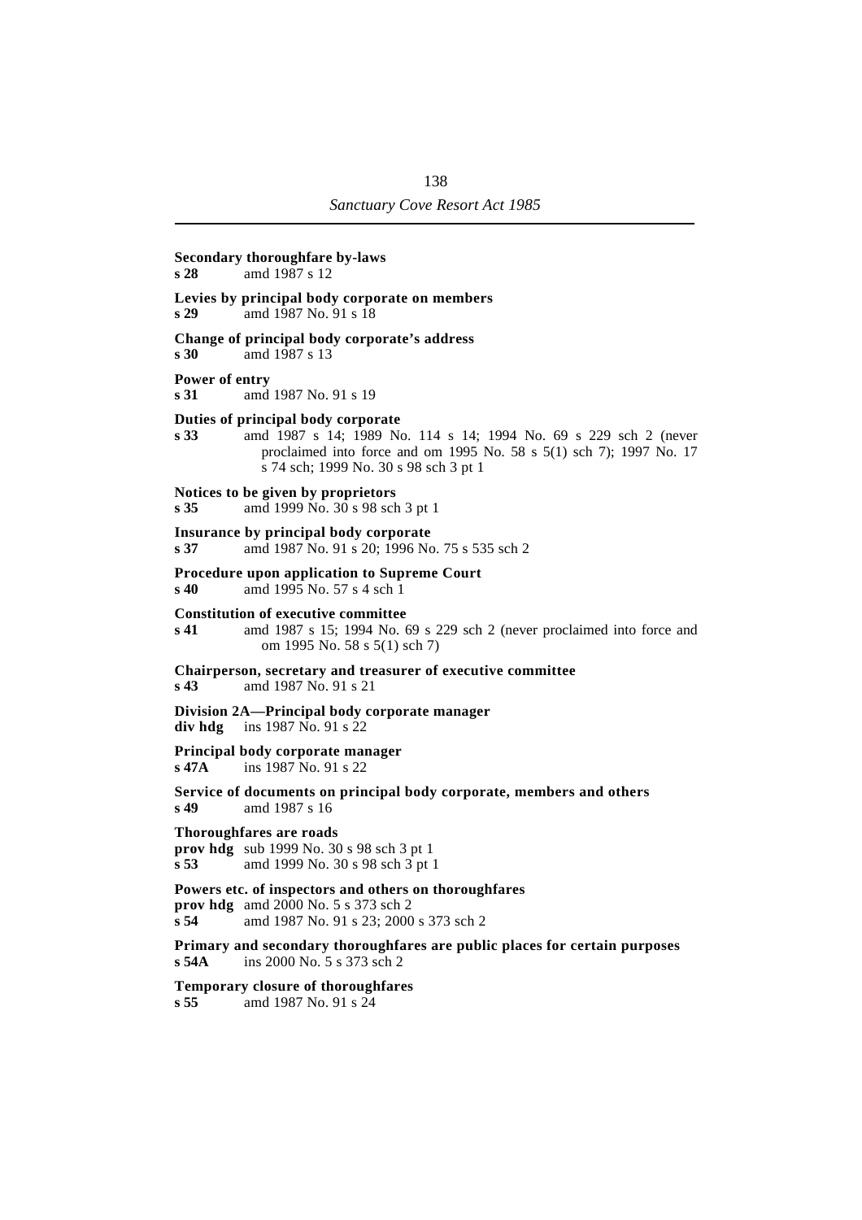**Secondary thoroughfare by-laws**
**s 28** amd 1987 s 12

**Levies by principal body corporate on members**
**s 29** amd 1987 No. 91 s 18

**Change of principal body corporate's address**
**s 30** amd 1987 s 13

**Power of entry**
**s 31** amd 1987 No. 91 s 19

**Duties of principal body corporate**
**s 33** amd 1987 s 14; 1989 No. 114 s 14; 1994 No. 69 s 229 sch 2 (never proclaimed into force and om 1995 No. 58 s 5(1) sch 7); 1997 No. 17 s 74 sch; 1999 No. 30 s 98 sch 3 pt 1

**Notices to be given by proprietors**
**s 35** amd 1999 No. 30 s 98 sch 3 pt 1

**Insurance by principal body corporate**
**s 37** amd 1987 No. 91 s 20; 1996 No. 75 s 535 sch 2

**Procedure upon application to Supreme Court**
**s 40** amd 1995 No. 57 s 4 sch 1

**Constitution of executive committee**
**s 41** amd 1987 s 15; 1994 No. 69 s 229 sch 2 (never proclaimed into force and om 1995 No. 58 s 5(1) sch 7)

**Chairperson, secretary and treasurer of executive committee**
**s 43** amd 1987 No. 91 s 21

**Division 2A—Principal body corporate manager**
**div hdg** ins 1987 No. 91 s 22

**Principal body corporate manager**
**s 47A** ins 1987 No. 91 s 22

**Service of documents on principal body corporate, members and others**
**s 49** amd 1987 s 16

**Thoroughfares are roads**
**prov hdg** sub 1999 No. 30 s 98 sch 3 pt 1
**s 53** amd 1999 No. 30 s 98 sch 3 pt 1

**Powers etc. of inspectors and others on thoroughfares**
**prov hdg** amd 2000 No. 5 s 373 sch 2
**s 54** amd 1987 No. 91 s 23; 2000 s 373 sch 2

**Primary and secondary thoroughfares are public places for certain purposes**
**s 54A** ins 2000 No. 5 s 373 sch 2

**Temporary closure of thoroughfares**
**s 55** amd 1987 No. 91 s 24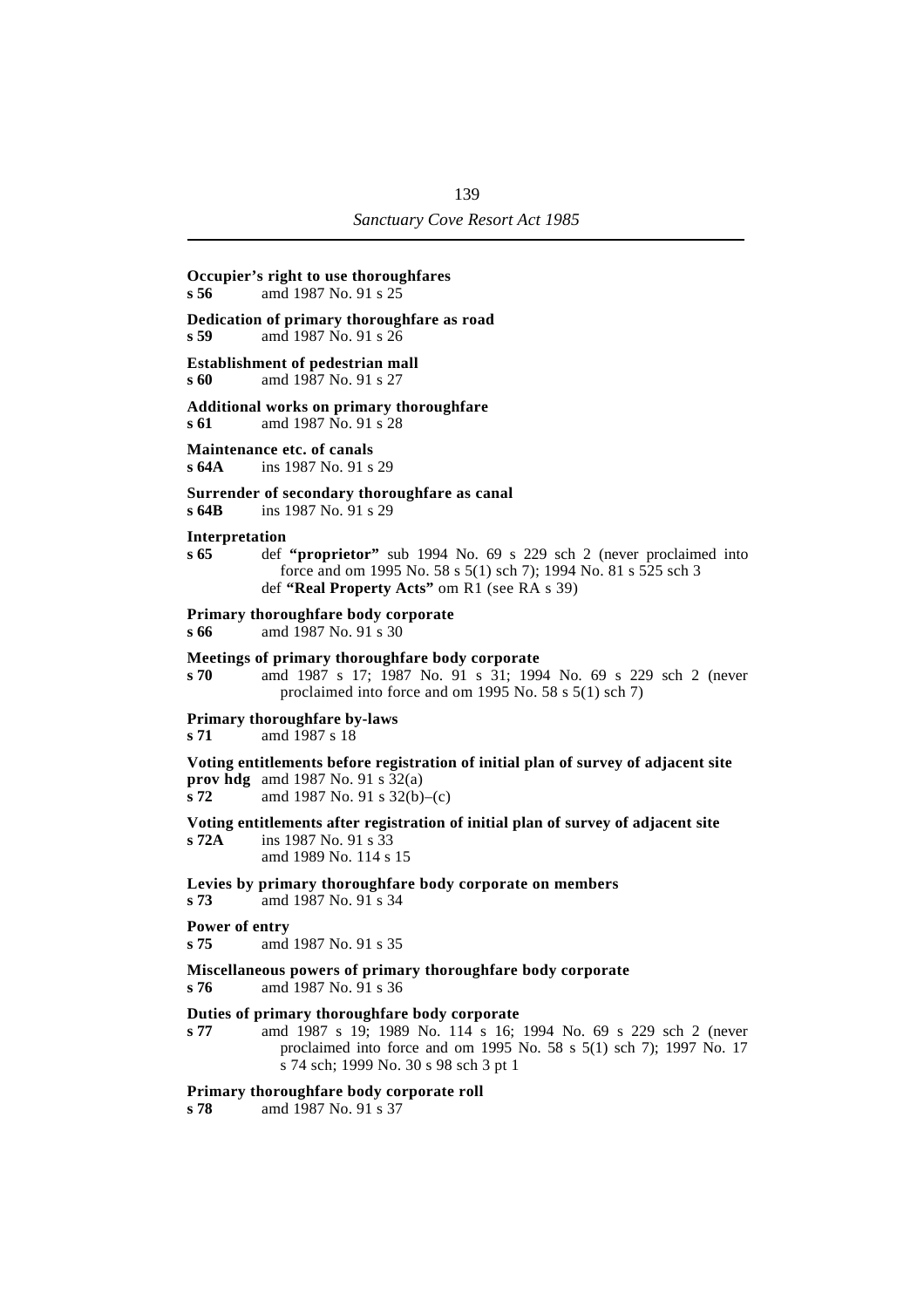**Occupier's right to use thoroughfares**
**s 56** amd 1987 No. 91 s 25

**Dedication of primary thoroughfare as road**
**s 59** amd 1987 No. 91 s 26

**Establishment of pedestrian mall**
**s 60** amd 1987 No. 91 s 27

**Additional works on primary thoroughfare**
**s 61** amd 1987 No. 91 s 28

**Maintenance etc. of canals**
**s 64A** ins 1987 No. 91 s 29

**Surrender of secondary thoroughfare as canal**
**s 64B** ins 1987 No. 91 s 29

**Interpretation**
**s 65** def **"proprietor"** sub 1994 No. 69 s 229 sch 2 (never proclaimed into force and om 1995 No. 58 s 5(1) sch 7); 1994 No. 81 s 525 sch 3
def **"Real Property Acts"** om R1 (see RA s 39)

**Primary thoroughfare body corporate**
**s 66** amd 1987 No. 91 s 30

**Meetings of primary thoroughfare body corporate**
**s 70** amd 1987 s 17; 1987 No. 91 s 31; 1994 No. 69 s 229 sch 2 (never proclaimed into force and om 1995 No. 58 s 5(1) sch 7)

**Primary thoroughfare by-laws**
**s 71** amd 1987 s 18

**Voting entitlements before registration of initial plan of survey of adjacent site**
**prov hdg** amd 1987 No. 91 s 32(a)
**s 72** amd 1987 No. 91 s 32(b)–(c)

**Voting entitlements after registration of initial plan of survey of adjacent site**
**s 72A** ins 1987 No. 91 s 33
amd 1989 No. 114 s 15

**Levies by primary thoroughfare body corporate on members**
**s 73** amd 1987 No. 91 s 34

**Power of entry**
**s 75** amd 1987 No. 91 s 35

**Miscellaneous powers of primary thoroughfare body corporate**
**s 76** amd 1987 No. 91 s 36

**Duties of primary thoroughfare body corporate**
**s 77** amd 1987 s 19; 1989 No. 114 s 16; 1994 No. 69 s 229 sch 2 (never proclaimed into force and om 1995 No. 58 s 5(1) sch 7); 1997 No. 17 s 74 sch; 1999 No. 30 s 98 sch 3 pt 1

**Primary thoroughfare body corporate roll**
**s 78** amd 1987 No. 91 s 37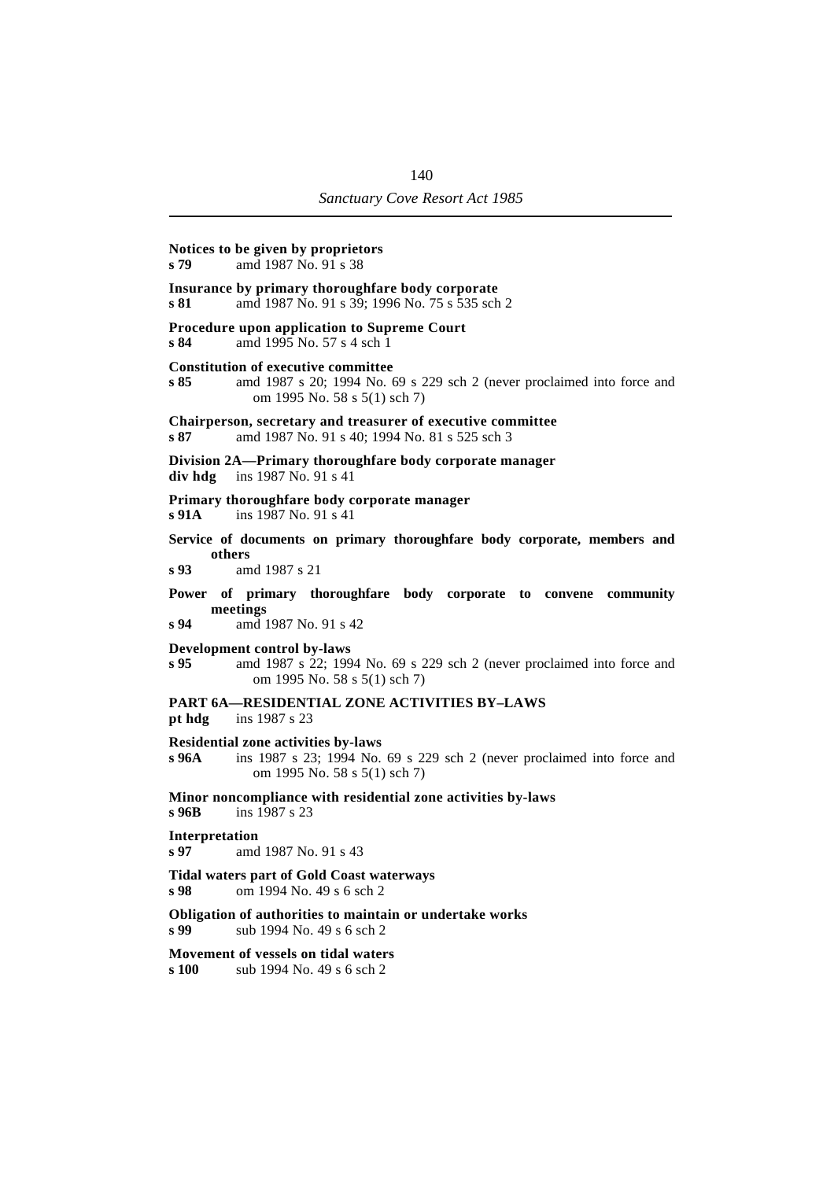**Notices to be given by proprietors**
**s 79** amd 1987 No. 91 s 38

**Insurance by primary thoroughfare body corporate**
**s 81** amd 1987 No. 91 s 39; 1996 No. 75 s 535 sch 2

**Procedure upon application to Supreme Court**
**s 84** amd 1995 No. 57 s 4 sch 1

**Constitution of executive committee**
**s 85** amd 1987 s 20; 1994 No. 69 s 229 sch 2 (never proclaimed into force and om 1995 No. 58 s 5(1) sch 7)

**Chairperson, secretary and treasurer of executive committee**
**s 87** amd 1987 No. 91 s 40; 1994 No. 81 s 525 sch 3

**Division 2A—Primary thoroughfare body corporate manager**
**div hdg** ins 1987 No. 91 s 41

**Primary thoroughfare body corporate manager**
**s 91A** ins 1987 No. 91 s 41

**Service of documents on primary thoroughfare body corporate, members and others**
**s 93** amd 1987 s 21

**Power of primary thoroughfare body corporate to convene community meetings**
**s 94** amd 1987 No. 91 s 42

**Development control by-laws**
**s 95** amd 1987 s 22; 1994 No. 69 s 229 sch 2 (never proclaimed into force and om 1995 No. 58 s 5(1) sch 7)

**PART 6A—RESIDENTIAL ZONE ACTIVITIES BY–LAWS**
**pt hdg** ins 1987 s 23

**Residential zone activities by-laws**
**s 96A** ins 1987 s 23; 1994 No. 69 s 229 sch 2 (never proclaimed into force and om 1995 No. 58 s 5(1) sch 7)

**Minor noncompliance with residential zone activities by-laws**
**s 96B** ins 1987 s 23

**Interpretation**
**s 97** amd 1987 No. 91 s 43

**Tidal waters part of Gold Coast waterways**
**s 98** om 1994 No. 49 s 6 sch 2

**Obligation of authorities to maintain or undertake works**
**s 99** sub 1994 No. 49 s 6 sch 2

**Movement of vessels on tidal waters**
**s 100** sub 1994 No. 49 s 6 sch 2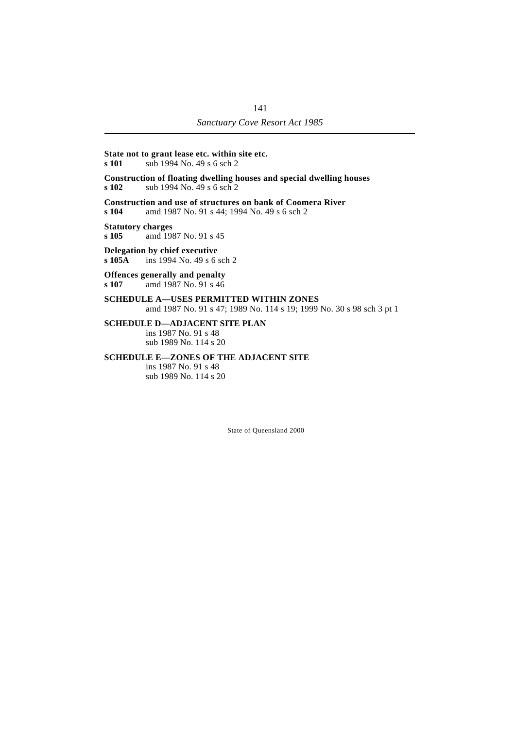**State not to grant lease etc. within site etc.**
**s 101** sub 1994 No. 49 s 6 sch 2

**Construction of floating dwelling houses and special dwelling houses**
**s 102** sub 1994 No. 49 s 6 sch 2

**Construction and use of structures on bank of Coomera River**
**s 104** amd 1987 No. 91 s 44; 1994 No. 49 s 6 sch 2

**Statutory charges**
**s 105** amd 1987 No. 91 s 45

**Delegation by chief executive**
**s 105A** ins 1994 No. 49 s 6 sch 2

**Offences generally and penalty**
**s 107** amd 1987 No. 91 s 46

**SCHEDULE A—USES PERMITTED WITHIN ZONES**
amd 1987 No. 91 s 47; 1989 No. 114 s 19; 1999 No. 30 s 98 sch 3 pt 1

**SCHEDULE D—ADJACENT SITE PLAN**
ins 1987 No. 91 s 48
sub 1989 No. 114 s 20

**SCHEDULE E—ZONES OF THE ADJACENT SITE**
ins 1987 No. 91 s 48
sub 1989 No. 114 s 20

State of Queensland 2000